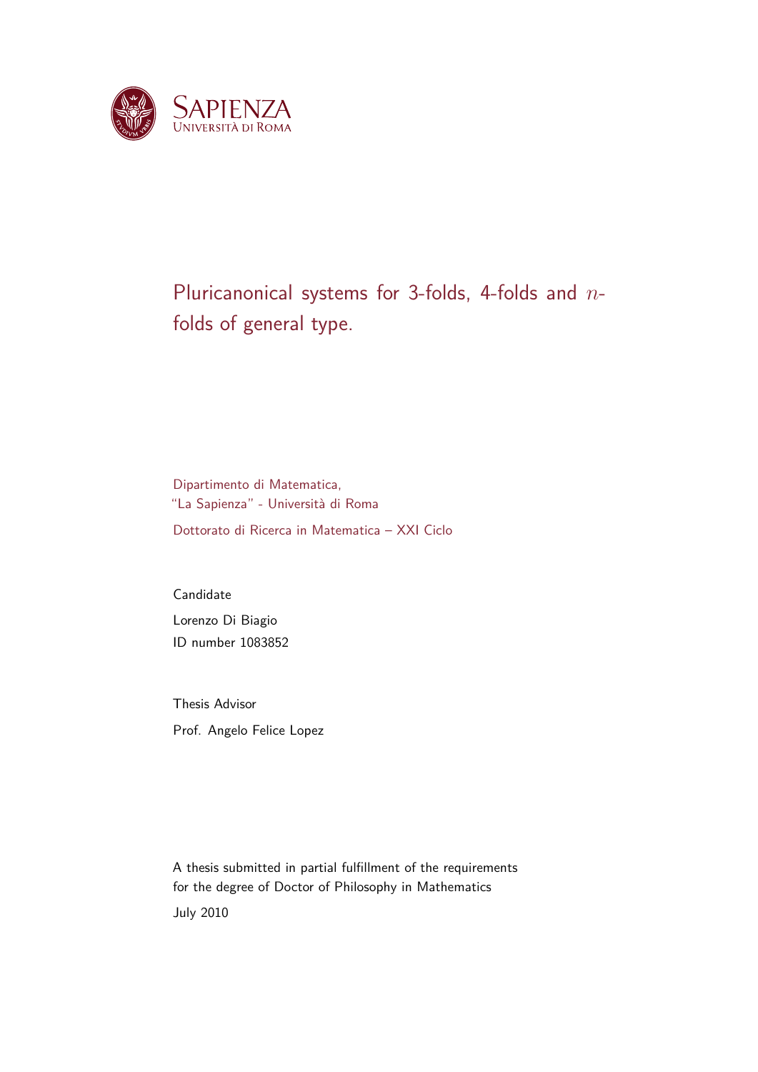SAPIENZA
UNIVERSITÀ DI ROMA

# Pluricanonical systems for 3-folds, 4-folds and $n$-folds of general type.

Dipartimento di Matematica,
"La Sapienza" - Università di Roma

Dottorato di Ricerca in Matematica – XXI Ciclo

Candidate

Lorenzo Di Biagio
ID number 1083852

Thesis Advisor

Prof. Angelo Felice Lopez

A thesis submitted in partial fulfillment of the requirements
for the degree of Doctor of Philosophy in Mathematics

July 2010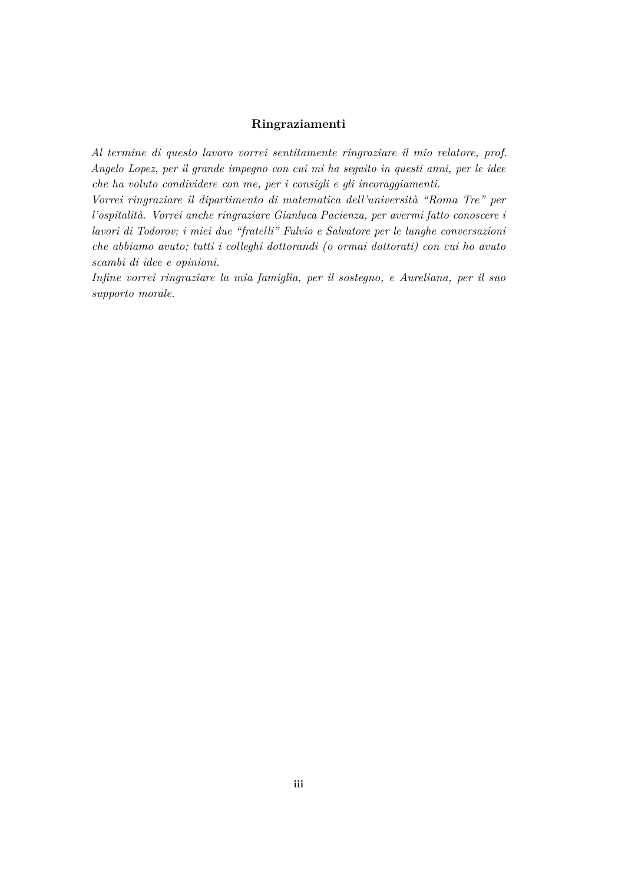## Ringraziamenti

*Al termine di questo lavoro vorrei sentitamente ringraziare il mio relatore, prof. Angelo Lopez, per il grande impegno con cui mi ha seguito in questi anni, per le idee che ha voluto condividere con me, per i consigli e gli incoraggiamenti.*
*Vorrei ringraziare il dipartimento di matematica dell'università "Roma Tre" per l'ospitalità. Vorrei anche ringraziare Gianluca Pacienza, per avermi fatto conoscere i lavori di Todorov; i miei due "fratelli" Fulvio e Salvatore per le lunghe conversazioni che abbiamo avuto; tutti i colleghi dottorandi (o ormai dottorati) con cui ho avuto scambi di idee e opinioni.*
*Infine vorrei ringraziare la mia famiglia, per il sostegno, e Aureliana, per il suo supporto morale.*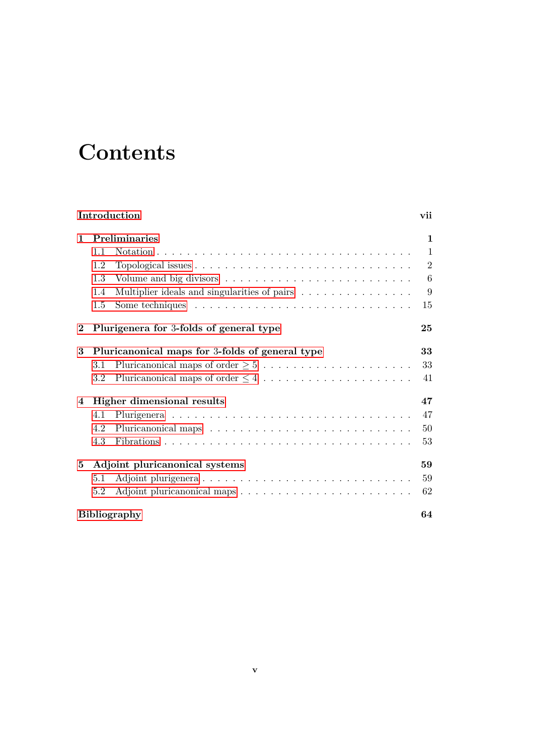# Contents

**Introduction** **vii**

**1 Preliminaries** **1**

1.1 Notation . . . . . . . . . . . . . . . . . . . . . . . . . . . . . . 1

1.2 Topological issues . . . . . . . . . . . . . . . . . . . . . . . . . 2

1.3 Volume and big divisors . . . . . . . . . . . . . . . . . . . . . . 6

1.4 Multiplier ideals and singularities of pairs . . . . . . . . . . . . 9

1.5 Some techniques . . . . . . . . . . . . . . . . . . . . . . . . . . 15

**2 Plurigenera for 3-folds of general type** **25**

**3 Pluricanonical maps for 3-folds of general type** **33**

3.1 Pluricanonical maps of order $\geq 5$ . . . . . . . . . . . . . . . . . 33

3.2 Pluricanonical maps of order $\leq 4$ . . . . . . . . . . . . . . . . . 41

**4 Higher dimensional results** **47**

4.1 Plurigenera . . . . . . . . . . . . . . . . . . . . . . . . . . . . . 47

4.2 Pluricanonical maps . . . . . . . . . . . . . . . . . . . . . . . . 50

4.3 Fibrations . . . . . . . . . . . . . . . . . . . . . . . . . . . . . . 53

**5 Adjoint pluricanonical systems** **59**

5.1 Adjoint plurigenera . . . . . . . . . . . . . . . . . . . . . . . . . 59

5.2 Adjoint pluricanonical maps . . . . . . . . . . . . . . . . . . . . 62

**Bibliography** **64**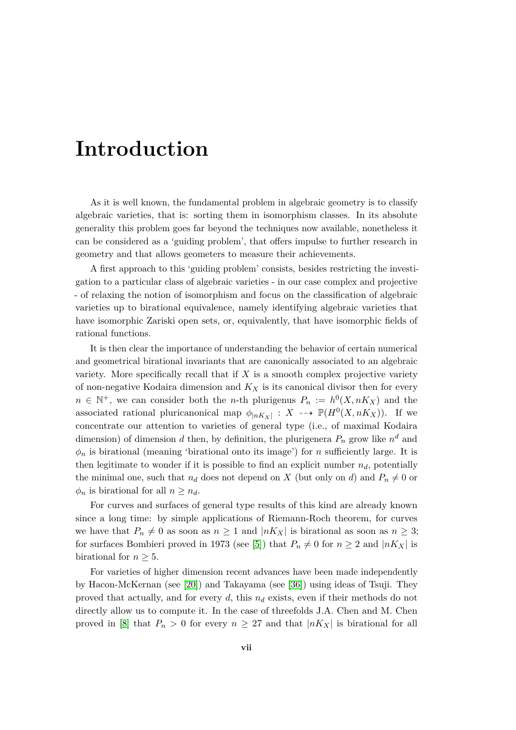# Introduction

As it is well known, the fundamental problem in algebraic geometry is to classify algebraic varieties, that is: sorting them in isomorphism classes. In its absolute generality this problem goes far beyond the techniques now available, nonetheless it can be considered as a 'guiding problem', that offers impulse to further research in geometry and that allows geometers to measure their achievements.

A first approach to this 'guiding problem' consists, besides restricting the investigation to a particular class of algebraic varieties - in our case complex and projective - of relaxing the notion of isomorphism and focus on the classification of algebraic varieties up to birational equivalence, namely identifying algebraic varieties that have isomorphic Zariski open sets, or, equivalently, that have isomorphic fields of rational functions.

It is then clear the importance of understanding the behavior of certain numerical and geometrical birational invariants that are canonically associated to an algebraic variety. More specifically recall that if $X$ is a smooth complex projective variety of non-negative Kodaira dimension and $K_X$ is its canonical divisor then for every $n \in \mathbb{N}^+$, we can consider both the $n$-th plurigenus $P_n := h^0(X, nK_X)$ and the associated rational pluricanonical map $\phi_{|nK_X|} : X \dashrightarrow \mathbb{P}(H^0(X, nK_X))$. If we concentrate our attention to varieties of general type (i.e., of maximal Kodaira dimension) of dimension $d$ then, by definition, the plurigenera $P_n$ grow like $n^d$ and $\phi_n$ is birational (meaning 'birational onto its image') for $n$ sufficiently large. It is then legitimate to wonder if it is possible to find an explicit number $n_d$, potentially the minimal one, such that $n_d$ does not depend on $X$ (but only on $d$) and $P_n \neq 0$ or $\phi_n$ is birational for all $n \geq n_d$.

For curves and surfaces of general type results of this kind are already known since a long time: by simple applications of Riemann-Roch theorem, for curves we have that $P_n \neq 0$ as soon as $n \geq 1$ and $|nK_X|$ is birational as soon as $n \geq 3$; for surfaces Bombieri proved in 1973 (see [5]) that $P_n \neq 0$ for $n \geq 2$ and $|nK_X|$ is birational for $n \geq 5$.

For varieties of higher dimension recent advances have been made independently by Hacon-McKernan (see [20]) and Takayama (see [36]) using ideas of Tsuji. They proved that actually, and for every $d$, this $n_d$ exists, even if their methods do not directly allow us to compute it. In the case of threefolds J.A. Chen and M. Chen proved in [8] that $P_n > 0$ for every $n \geq 27$ and that $|nK_X|$ is birational for all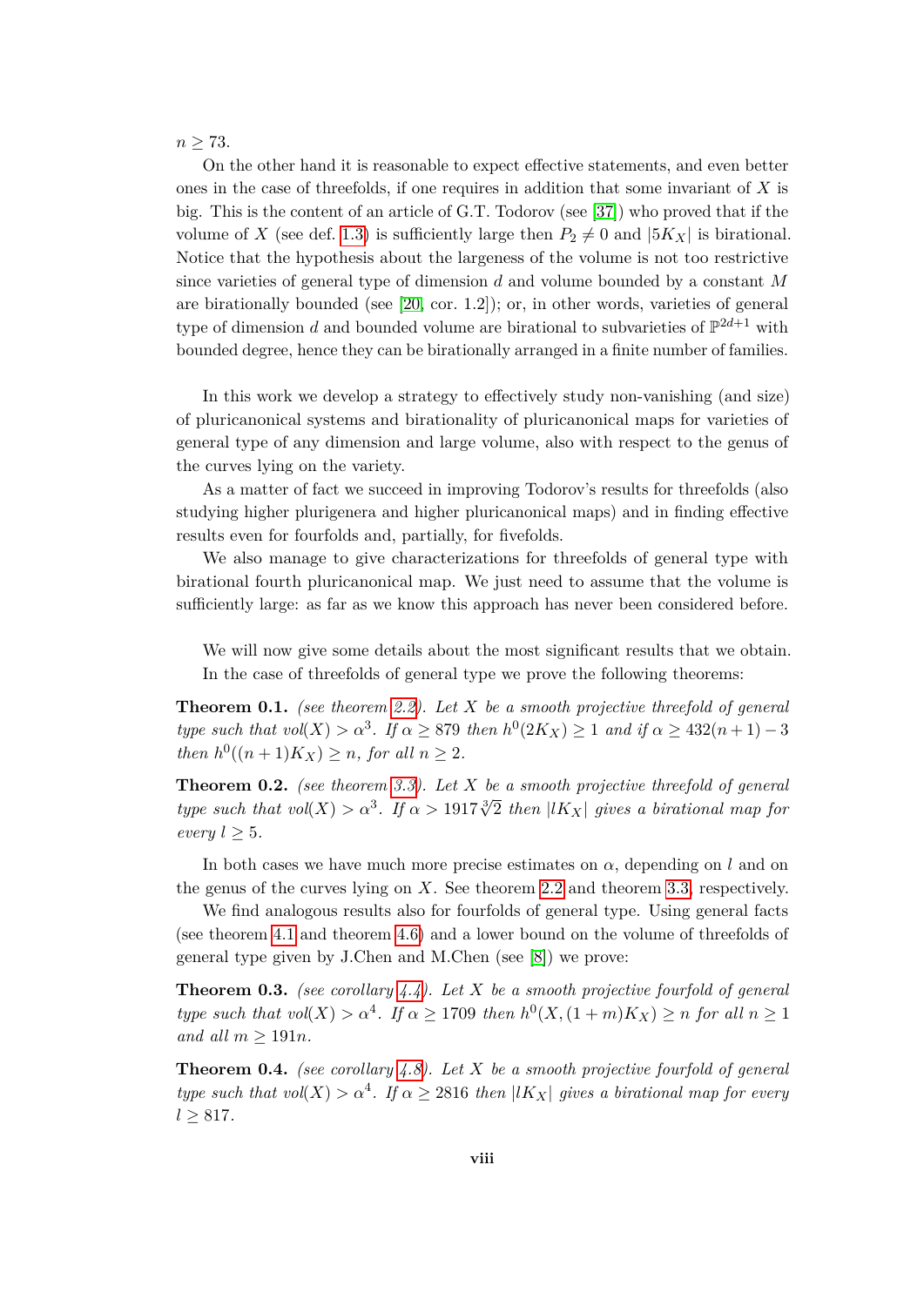$n \geq 73$.

On the other hand it is reasonable to expect effective statements, and even better ones in the case of threefolds, if one requires in addition that some invariant of $X$ is big. This is the content of an article of G.T. Todorov (see [37]) who proved that if the volume of $X$ (see def. 1.3) is sufficiently large then $P_2 \neq 0$ and $|5K_X|$ is birational. Notice that the hypothesis about the largeness of the volume is not too restrictive since varieties of general type of dimension $d$ and volume bounded by a constant $M$ are birationally bounded (see [20, cor. 1.2]); or, in other words, varieties of general type of dimension $d$ and bounded volume are birational to subvarieties of $\mathbb{P}^{2d+1}$ with bounded degree, hence they can be birationally arranged in a finite number of families.

In this work we develop a strategy to effectively study non-vanishing (and size) of pluricanonical systems and birationality of pluricanonical maps for varieties of general type of any dimension and large volume, also with respect to the genus of the curves lying on the variety.

As a matter of fact we succeed in improving Todorov's results for threefolds (also studying higher plurigenera and higher pluricanonical maps) and in finding effective results even for fourfolds and, partially, for fivefolds.

We also manage to give characterizations for threefolds of general type with birational fourth pluricanonical map. We just need to assume that the volume is sufficiently large: as far as we know this approach has never been considered before.

We will now give some details about the most significant results that we obtain.

In the case of threefolds of general type we prove the following theorems:

**Theorem 0.1.** *(see theorem 2.2). Let $X$ be a smooth projective threefold of general type such that $vol(X) > \alpha^3$. If $\alpha \geq 879$ then $h^0(2K_X) \geq 1$ and if $\alpha \geq 432(n+1) - 3$ then $h^0((n+1)K_X) \geq n$, for all $n \geq 2$.*

**Theorem 0.2.** *(see theorem 3.3). Let $X$ be a smooth projective threefold of general type such that $vol(X) > \alpha^3$. If $\alpha > 1917\sqrt[3]{2}$ then $|lK_X|$ gives a birational map for every $l \geq 5$.*

In both cases we have much more precise estimates on $\alpha$, depending on $l$ and on the genus of the curves lying on $X$. See theorem 2.2 and theorem 3.3, respectively.

We find analogous results also for fourfolds of general type. Using general facts (see theorem 4.1 and theorem 4.6) and a lower bound on the volume of threefolds of general type given by J.Chen and M.Chen (see [8]) we prove:

**Theorem 0.3.** *(see corollary 4.4). Let $X$ be a smooth projective fourfold of general type such that $vol(X) > \alpha^4$. If $\alpha \geq 1709$ then $h^0(X, (1+m)K_X) \geq n$ for all $n \geq 1$ and all $m \geq 191n$.*

**Theorem 0.4.** *(see corollary 4.8). Let $X$ be a smooth projective fourfold of general type such that $vol(X) > \alpha^4$. If $\alpha \geq 2816$ then $|lK_X|$ gives a birational map for every $l \geq 817$.*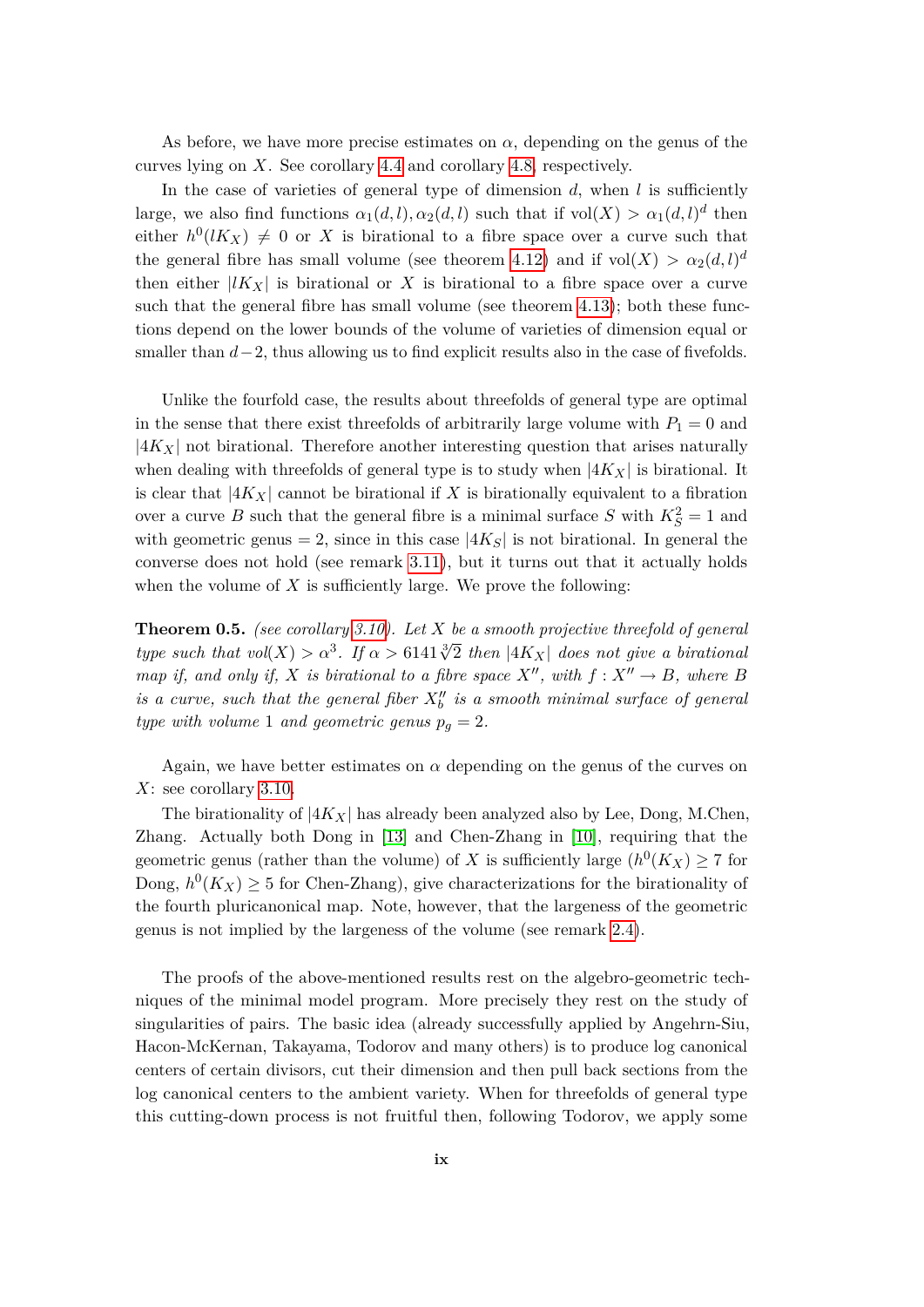As before, we have more precise estimates on $\alpha$, depending on the genus of the curves lying on $X$. See corollary 4.4 and corollary 4.8, respectively.

In the case of varieties of general type of dimension $d$, when $l$ is sufficiently large, we also find functions $\alpha_1(d,l), \alpha_2(d,l)$ such that if $\mathrm{vol}(X) > \alpha_1(d,l)^d$ then either $h^0(lK_X) \neq 0$ or $X$ is birational to a fibre space over a curve such that the general fibre has small volume (see theorem 4.12) and if $\mathrm{vol}(X) > \alpha_2(d,l)^d$ then either $|lK_X|$ is birational or $X$ is birational to a fibre space over a curve such that the general fibre has small volume (see theorem 4.13); both these functions depend on the lower bounds of the volume of varieties of dimension equal or smaller than $d-2$, thus allowing us to find explicit results also in the case of fivefolds.

Unlike the fourfold case, the results about threefolds of general type are optimal in the sense that there exist threefolds of arbitrarily large volume with $P_1 = 0$ and $|4K_X|$ not birational. Therefore another interesting question that arises naturally when dealing with threefolds of general type is to study when $|4K_X|$ is birational. It is clear that $|4K_X|$ cannot be birational if $X$ is birationally equivalent to a fibration over a curve $B$ such that the general fibre is a minimal surface $S$ with $K_S^2 = 1$ and with geometric genus $= 2$, since in this case $|4K_S|$ is not birational. In general the converse does not hold (see remark 3.11), but it turns out that it actually holds when the volume of $X$ is sufficiently large. We prove the following:

**Theorem 0.5.** *(see corollary 3.10). Let $X$ be a smooth projective threefold of general type such that $vol(X) > \alpha^3$. If $\alpha > 6141\sqrt[3]{2}$ then $|4K_X|$ does not give a birational map if, and only if, $X$ is birational to a fibre space $X''$, with $f : X'' \to B$, where $B$ is a curve, such that the general fiber $X''_b$ is a smooth minimal surface of general type with volume 1 and geometric genus $p_g = 2$.*

Again, we have better estimates on $\alpha$ depending on the genus of the curves on $X$: see corollary 3.10.

The birationality of $|4K_X|$ has already been analyzed also by Lee, Dong, M.Chen, Zhang. Actually both Dong in [13] and Chen-Zhang in [10], requiring that the geometric genus (rather than the volume) of $X$ is sufficiently large ($h^0(K_X) \geq 7$ for Dong, $h^0(K_X) \geq 5$ for Chen-Zhang), give characterizations for the birationality of the fourth pluricanonical map. Note, however, that the largeness of the geometric genus is not implied by the largeness of the volume (see remark 2.4).

The proofs of the above-mentioned results rest on the algebro-geometric techniques of the minimal model program. More precisely they rest on the study of singularities of pairs. The basic idea (already successfully applied by Angehrn-Siu, Hacon-McKernan, Takayama, Todorov and many others) is to produce log canonical centers of certain divisors, cut their dimension and then pull back sections from the log canonical centers to the ambient variety. When for threefolds of general type this cutting-down process is not fruitful then, following Todorov, we apply some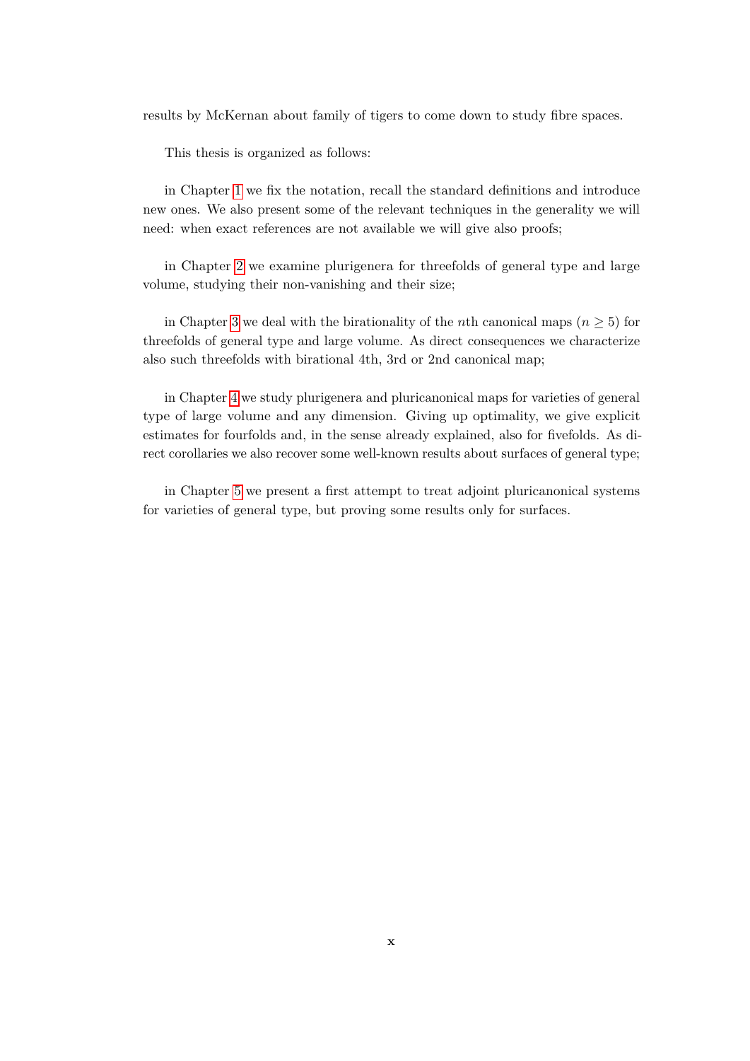results by McKernan about family of tigers to come down to study fibre spaces.

This thesis is organized as follows:

in Chapter 1 we fix the notation, recall the standard definitions and introduce new ones. We also present some of the relevant techniques in the generality we will need: when exact references are not available we will give also proofs;

in Chapter 2 we examine plurigenera for threefolds of general type and large volume, studying their non-vanishing and their size;

in Chapter 3 we deal with the birationality of the $n$th canonical maps ($n \geq 5$) for threefolds of general type and large volume. As direct consequences we characterize also such threefolds with birational 4th, 3rd or 2nd canonical map;

in Chapter 4 we study plurigenera and pluricanonical maps for varieties of general type of large volume and any dimension. Giving up optimality, we give explicit estimates for fourfolds and, in the sense already explained, also for fivefolds. As direct corollaries we also recover some well-known results about surfaces of general type;

in Chapter 5 we present a first attempt to treat adjoint pluricanonical systems for varieties of general type, but proving some results only for surfaces.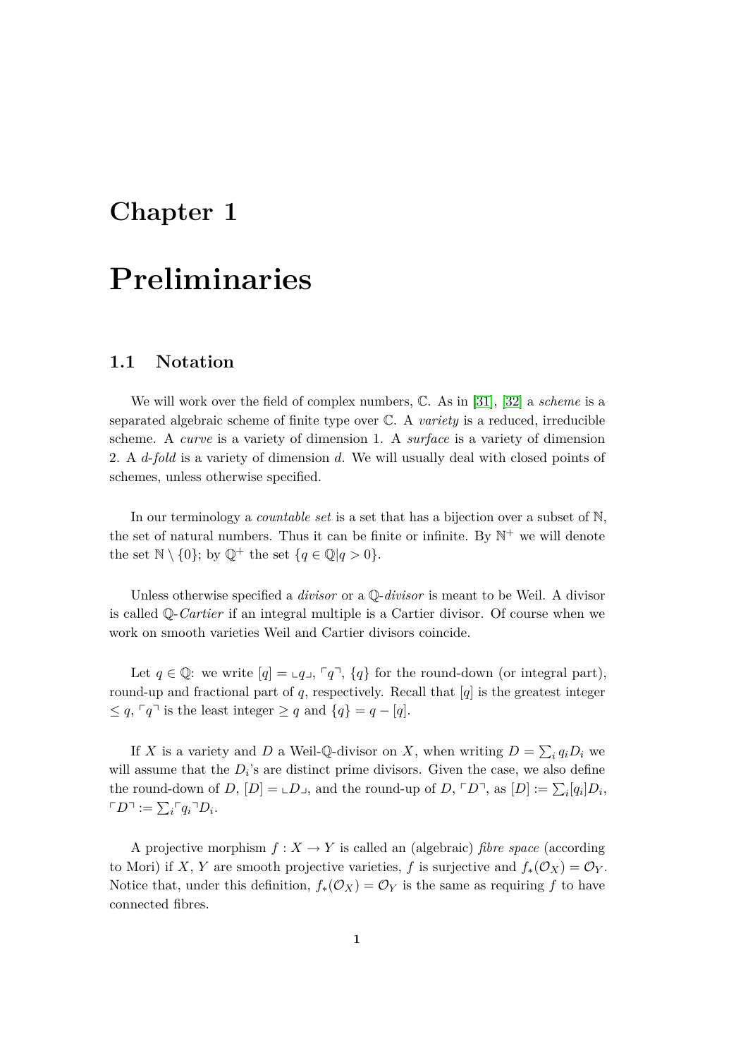# Chapter 1

# Preliminaries

## 1.1 Notation

We will work over the field of complex numbers, $\mathbb{C}$. As in [31], [32] a *scheme* is a separated algebraic scheme of finite type over $\mathbb{C}$. A *variety* is a reduced, irreducible scheme. A *curve* is a variety of dimension 1. A *surface* is a variety of dimension 2. A *d-fold* is a variety of dimension $d$. We will usually deal with closed points of schemes, unless otherwise specified.

In our terminology a *countable set* is a set that has a bijection over a subset of $\mathbb{N}$, the set of natural numbers. Thus it can be finite or infinite. By $\mathbb{N}^+$ we will denote the set $\mathbb{N} \setminus \{0\}$; by $\mathbb{Q}^+$ the set $\{q \in \mathbb{Q} | q > 0\}$.

Unless otherwise specified a *divisor* or a $\mathbb{Q}$-*divisor* is meant to be Weil. A divisor is called $\mathbb{Q}$-*Cartier* if an integral multiple is a Cartier divisor. Of course when we work on smooth varieties Weil and Cartier divisors coincide.

Let $q \in \mathbb{Q}$: we write $[q] = \llcorner q \lrcorner$, $\ulcorner q \urcorner$, $\{q\}$ for the round-down (or integral part), round-up and fractional part of $q$, respectively. Recall that $[q]$ is the greatest integer $\leq q$, $\ulcorner q \urcorner$ is the least integer $\geq q$ and $\{q\} = q - [q]$.

If $X$ is a variety and $D$ a Weil-$\mathbb{Q}$-divisor on $X$, when writing $D = \sum_i q_i D_i$ we will assume that the $D_i$'s are distinct prime divisors. Given the case, we also define the round-down of $D$, $[D] = \llcorner D \lrcorner$, and the round-up of $D$, $\ulcorner D \urcorner$, as $[D] := \sum_i [q_i] D_i$, $\ulcorner D \urcorner := \sum_i \ulcorner q_i \urcorner D_i$.

A projective morphism $f : X \to Y$ is called an (algebraic) *fibre space* (according to Mori) if $X$, $Y$ are smooth projective varieties, $f$ is surjective and $f_*(\mathcal{O}_X) = \mathcal{O}_Y$. Notice that, under this definition, $f_*(\mathcal{O}_X) = \mathcal{O}_Y$ is the same as requiring $f$ to have connected fibres.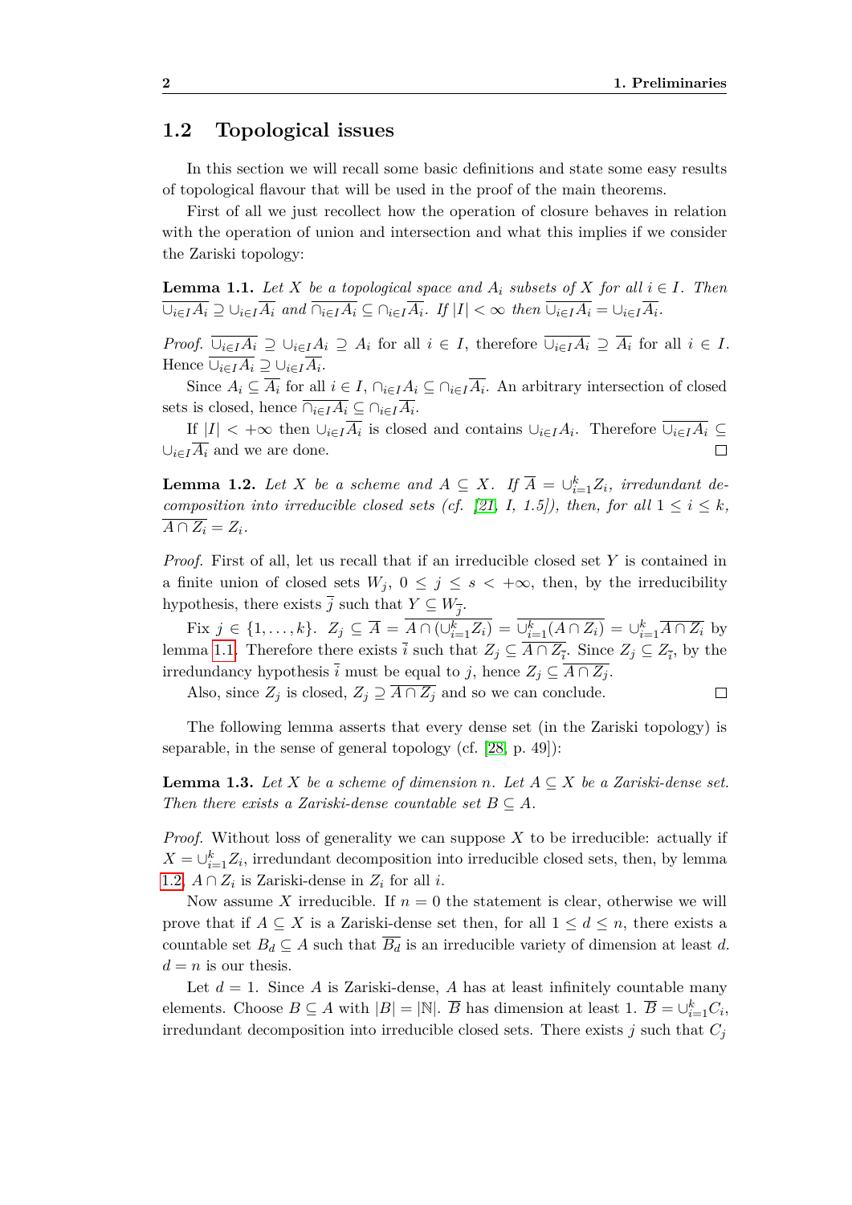## 1.2 Topological issues

In this section we will recall some basic definitions and state some easy results of topological flavour that will be used in the proof of the main theorems.

First of all we just recollect how the operation of closure behaves in relation with the operation of union and intersection and what this implies if we consider the Zariski topology:

**Lemma 1.1.** *Let $X$ be a topological space and $A_i$ subsets of $X$ for all $i \in I$. Then $\overline{\cup_{i\in I}A_i} \supseteq \cup_{i\in I}\overline{A_i}$ and $\overline{\cap_{i\in I}A_i} \subseteq \cap_{i\in I}\overline{A_i}$. If $|I| < \infty$ then $\overline{\cup_{i\in I}A_i} = \cup_{i\in I}\overline{A_i}$.*

*Proof.* $\overline{\cup_{i\in I}A_i} \supseteq \cup_{i\in I}A_i \supseteq A_i$ for all $i \in I$, therefore $\overline{\cup_{i\in I}A_i} \supseteq \overline{A_i}$ for all $i \in I$. Hence $\overline{\cup_{i\in I}A_i} \supseteq \cup_{i\in I}\overline{A_i}$.

Since $A_i \subseteq \overline{A_i}$ for all $i \in I$, $\cap_{i\in I}A_i \subseteq \cap_{i\in I}\overline{A_i}$. An arbitrary intersection of closed sets is closed, hence $\overline{\cap_{i\in I}A_i} \subseteq \cap_{i\in I}\overline{A_i}$.

If $|I| < +\infty$ then $\cup_{i\in I}\overline{A_i}$ is closed and contains $\cup_{i\in I}A_i$. Therefore $\overline{\cup_{i\in I}A_i} \subseteq \cup_{i\in I}\overline{A_i}$ and we are done. □

**Lemma 1.2.** *Let $X$ be a scheme and $A \subseteq X$. If $\overline{A} = \cup_{i=1}^{k}Z_i$, irredundant decomposition into irreducible closed sets (cf. [21, I, 1.5]), then, for all $1 \le i \le k$, $\overline{A \cap Z_i} = Z_i$.*

*Proof.* First of all, let us recall that if an irreducible closed set $Y$ is contained in a finite union of closed sets $W_j$, $0 \le j \le s < +\infty$, then, by the irreducibility hypothesis, there exists $\overline{j}$ such that $Y \subseteq W_{\overline{j}}$.

Fix $j \in \{1, \ldots, k\}$. $Z_j \subseteq \overline{A} = \overline{A \cap (\cup_{i=1}^{k}Z_i)} = \overline{\cup_{i=1}^{k}(A \cap Z_i)} = \cup_{i=1}^{k}\overline{A \cap Z_i}$ by lemma 1.1. Therefore there exists $\overline{i}$ such that $Z_j \subseteq \overline{A \cap Z_{\overline{i}}}$. Since $Z_j \subseteq Z_{\overline{i}}$, by the irredundancy hypothesis $\overline{i}$ must be equal to $j$, hence $Z_j \subseteq \overline{A \cap Z_j}$.

Also, since $Z_j$ is closed, $Z_j \supseteq \overline{A \cap Z_j}$ and so we can conclude. □

The following lemma asserts that every dense set (in the Zariski topology) is separable, in the sense of general topology (cf. [28, p. 49]):

**Lemma 1.3.** *Let $X$ be a scheme of dimension $n$. Let $A \subseteq X$ be a Zariski-dense set. Then there exists a Zariski-dense countable set $B \subseteq A$.*

*Proof.* Without loss of generality we can suppose $X$ to be irreducible: actually if $X = \cup_{i=1}^{k}Z_i$, irredundant decomposition into irreducible closed sets, then, by lemma 1.2, $A \cap Z_i$ is Zariski-dense in $Z_i$ for all $i$.

Now assume $X$ irreducible. If $n = 0$ the statement is clear, otherwise we will prove that if $A \subseteq X$ is a Zariski-dense set then, for all $1 \le d \le n$, there exists a countable set $B_d \subseteq A$ such that $\overline{B_d}$ is an irreducible variety of dimension at least $d$. $d = n$ is our thesis.

Let $d = 1$. Since $A$ is Zariski-dense, $A$ has at least infinitely countable many elements. Choose $B \subseteq A$ with $|B| = |\mathbb{N}|$. $\overline{B}$ has dimension at least 1. $\overline{B} = \cup_{i=1}^{k}C_i$, irredundant decomposition into irreducible closed sets. There exists $j$ such that $C_j$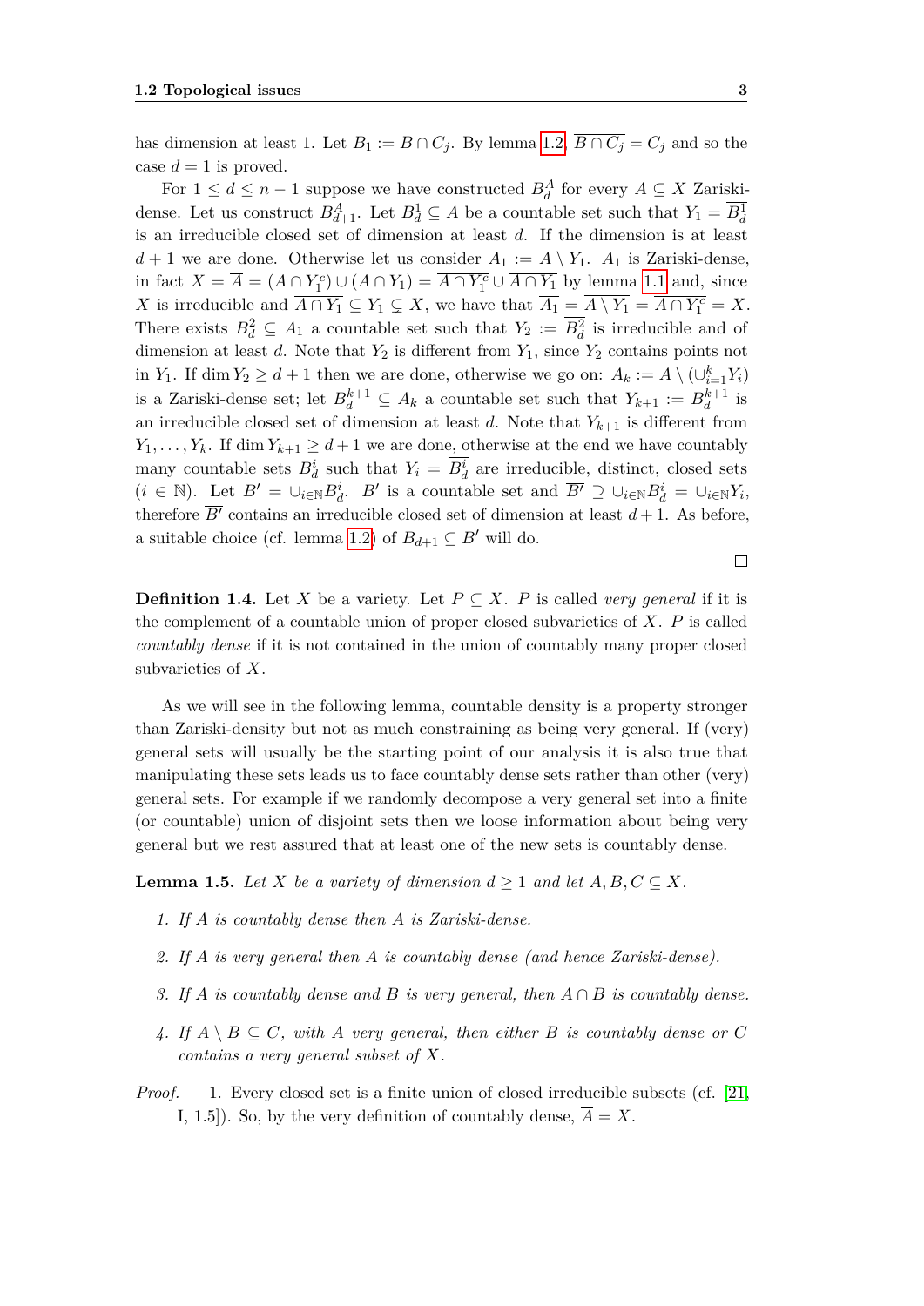has dimension at least 1. Let $B_1 := B \cap C_j$. By lemma 1.2, $\overline{B \cap C_j} = C_j$ and so the case $d = 1$ is proved.

For $1 \leq d \leq n-1$ suppose we have constructed $B_d^A$ for every $A \subseteq X$ Zariski-dense. Let us construct $B_{d+1}^A$. Let $B_d^1 \subseteq A$ be a countable set such that $Y_1 = \overline{B_d^1}$ is an irreducible closed set of dimension at least $d$. If the dimension is at least $d+1$ we are done. Otherwise let us consider $A_1 := A \setminus Y_1$. $A_1$ is Zariski-dense, in fact $X = \overline{A} = \overline{(A \cap Y_1^c) \cup (A \cap Y_1)} = \overline{A \cap Y_1^c} \cup \overline{A \cap Y_1}$ by lemma 1.1 and, since $X$ is irreducible and $\overline{A \cap Y_1} \subseteq Y_1 \subsetneq X$, we have that $\overline{A_1} = \overline{A \setminus Y_1} = \overline{A \cap Y_1^c} = X$. There exists $B_d^2 \subseteq A_1$ a countable set such that $Y_2 := \overline{B_d^2}$ is irreducible and of dimension at least $d$. Note that $Y_2$ is different from $Y_1$, since $Y_2$ contains points not in $Y_1$. If $\dim Y_2 \geq d+1$ then we are done, otherwise we go on: $A_k := A \setminus (\cup_{i=1}^k Y_i)$ is a Zariski-dense set; let $B_d^{k+1} \subseteq A_k$ a countable set such that $Y_{k+1} := \overline{B_d^{k+1}}$ is an irreducible closed set of dimension at least $d$. Note that $Y_{k+1}$ is different from $Y_1, \ldots, Y_k$. If $\dim Y_{k+1} \geq d+1$ we are done, otherwise at the end we have countably many countable sets $B_d^i$ such that $Y_i = \overline{B_d^i}$ are irreducible, distinct, closed sets ($i \in \mathbb{N}$). Let $B' = \cup_{i \in \mathbb{N}} B_d^i$. $B'$ is a countable set and $\overline{B'} \supseteq \cup_{i \in \mathbb{N}} \overline{B_d^i} = \cup_{i \in \mathbb{N}} Y_i$, therefore $\overline{B'}$ contains an irreducible closed set of dimension at least $d+1$. As before, a suitable choice (cf. lemma 1.2) of $B_{d+1} \subseteq B'$ will do.

□

**Definition 1.4.** Let $X$ be a variety. Let $P \subseteq X$. $P$ is called *very general* if it is the complement of a countable union of proper closed subvarieties of $X$. $P$ is called *countably dense* if it is not contained in the union of countably many proper closed subvarieties of $X$.

As we will see in the following lemma, countable density is a property stronger than Zariski-density but not as much constraining as being very general. If (very) general sets will usually be the starting point of our analysis it is also true that manipulating these sets leads us to face countably dense sets rather than other (very) general sets. For example if we randomly decompose a very general set into a finite (or countable) union of disjoint sets then we loose information about being very general but we rest assured that at least one of the new sets is countably dense.

**Lemma 1.5.** *Let $X$ be a variety of dimension $d \geq 1$ and let $A, B, C \subseteq X$.*

1. *If $A$ is countably dense then $A$ is Zariski-dense.*
2. *If $A$ is very general then $A$ is countably dense (and hence Zariski-dense).*
3. *If $A$ is countably dense and $B$ is very general, then $A \cap B$ is countably dense.*
4. *If $A \setminus B \subseteq C$, with $A$ very general, then either $B$ is countably dense or $C$ contains a very general subset of $X$.*

*Proof.* 1. Every closed set is a finite union of closed irreducible subsets (cf. [21, I, 1.5]). So, by the very definition of countably dense, $\overline{A} = X$.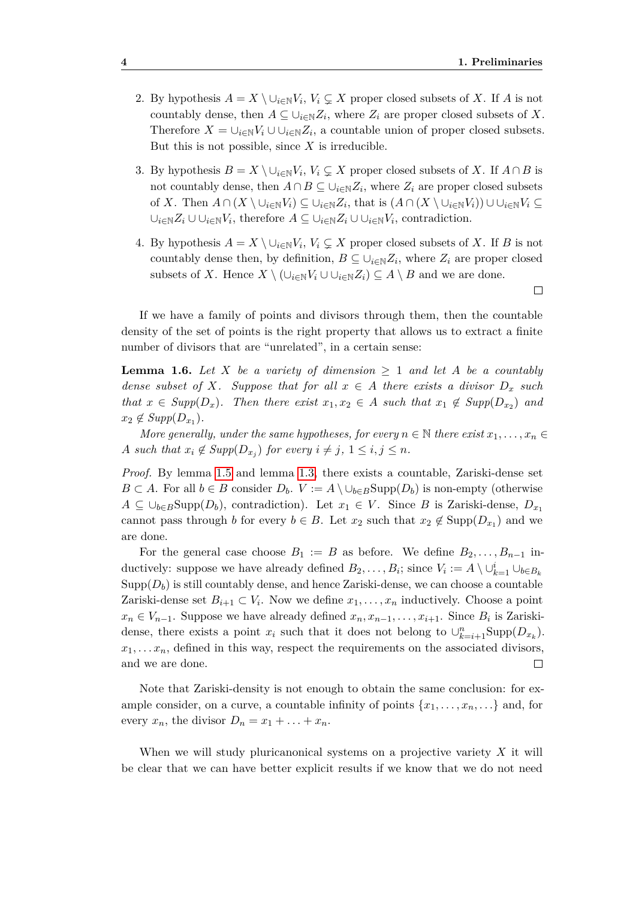2. By hypothesis $A = X \setminus \cup_{i\in\mathbb{N}} V_i$, $V_i \subsetneq X$ proper closed subsets of $X$. If $A$ is not countably dense, then $A \subseteq \cup_{i\in\mathbb{N}} Z_i$, where $Z_i$ are proper closed subsets of $X$. Therefore $X = \cup_{i\in\mathbb{N}} V_i \cup \cup_{i\in\mathbb{N}} Z_i$, a countable union of proper closed subsets. But this is not possible, since $X$ is irreducible.

3. By hypothesis $B = X \setminus \cup_{i\in\mathbb{N}} V_i$, $V_i \subsetneq X$ proper closed subsets of $X$. If $A \cap B$ is not countably dense, then $A \cap B \subseteq \cup_{i\in\mathbb{N}} Z_i$, where $Z_i$ are proper closed subsets of $X$. Then $A \cap (X \setminus \cup_{i\in\mathbb{N}} V_i) \subseteq \cup_{i\in\mathbb{N}} Z_i$, that is $(A \cap (X \setminus \cup_{i\in\mathbb{N}} V_i)) \cup \cup_{i\in\mathbb{N}} V_i \subseteq \cup_{i\in\mathbb{N}} Z_i \cup \cup_{i\in\mathbb{N}} V_i$, therefore $A \subseteq \cup_{i\in\mathbb{N}} Z_i \cup \cup_{i\in\mathbb{N}} V_i$, contradiction.

4. By hypothesis $A = X \setminus \cup_{i\in\mathbb{N}} V_i$, $V_i \subsetneq X$ proper closed subsets of $X$. If $B$ is not countably dense then, by definition, $B \subseteq \cup_{i\in\mathbb{N}} Z_i$, where $Z_i$ are proper closed subsets of $X$. Hence $X \setminus (\cup_{i\in\mathbb{N}} V_i \cup \cup_{i\in\mathbb{N}} Z_i) \subseteq A \setminus B$ and we are done.

□

If we have a family of points and divisors through them, then the countable density of the set of points is the right property that allows us to extract a finite number of divisors that are "unrelated", in a certain sense:

**Lemma 1.6.** *Let $X$ be a variety of dimension $\geq 1$ and let $A$ be a countably dense subset of $X$. Suppose that for all $x \in A$ there exists a divisor $D_x$ such that $x \in Supp(D_x)$. Then there exist $x_1, x_2 \in A$ such that $x_1 \notin Supp(D_{x_2})$ and $x_2 \notin Supp(D_{x_1})$.*

*More generally, under the same hypotheses, for every $n \in \mathbb{N}$ there exist $x_1, \dots, x_n \in A$ such that $x_i \notin Supp(D_{x_j})$ for every $i \neq j$, $1 \leq i, j \leq n$.*

*Proof.* By lemma 1.5 and lemma 1.3, there exists a countable, Zariski-dense set $B \subset A$. For all $b \in B$ consider $D_b$. $V := A \setminus \cup_{b\in B} \mathrm{Supp}(D_b)$ is non-empty (otherwise $A \subseteq \cup_{b\in B} \mathrm{Supp}(D_b)$, contradiction). Let $x_1 \in V$. Since $B$ is Zariski-dense, $D_{x_1}$ cannot pass through $b$ for every $b \in B$. Let $x_2$ such that $x_2 \notin \mathrm{Supp}(D_{x_1})$ and we are done.

For the general case choose $B_1 := B$ as before. We define $B_2, \dots, B_{n-1}$ inductively: suppose we have already defined $B_2, \dots, B_i$; since $V_i := A \setminus \cup_{k=1}^{i} \cup_{b\in B_k} \mathrm{Supp}(D_b)$ is still countably dense, and hence Zariski-dense, we can choose a countable Zariski-dense set $B_{i+1} \subset V_i$. Now we define $x_1, \dots, x_n$ inductively. Choose a point $x_n \in V_{n-1}$. Suppose we have already defined $x_n, x_{n-1}, \dots, x_{i+1}$. Since $B_i$ is Zariski-dense, there exists a point $x_i$ such that it does not belong to $\cup_{k=i+1}^{n} \mathrm{Supp}(D_{x_k})$. $x_1, \dots x_n$, defined in this way, respect the requirements on the associated divisors, and we are done. □

Note that Zariski-density is not enough to obtain the same conclusion: for example consider, on a curve, a countable infinity of points $\{x_1, \dots, x_n, \dots\}$ and, for every $x_n$, the divisor $D_n = x_1 + \dots + x_n$.

When we will study pluricanonical systems on a projective variety $X$ it will be clear that we can have better explicit results if we know that we do not need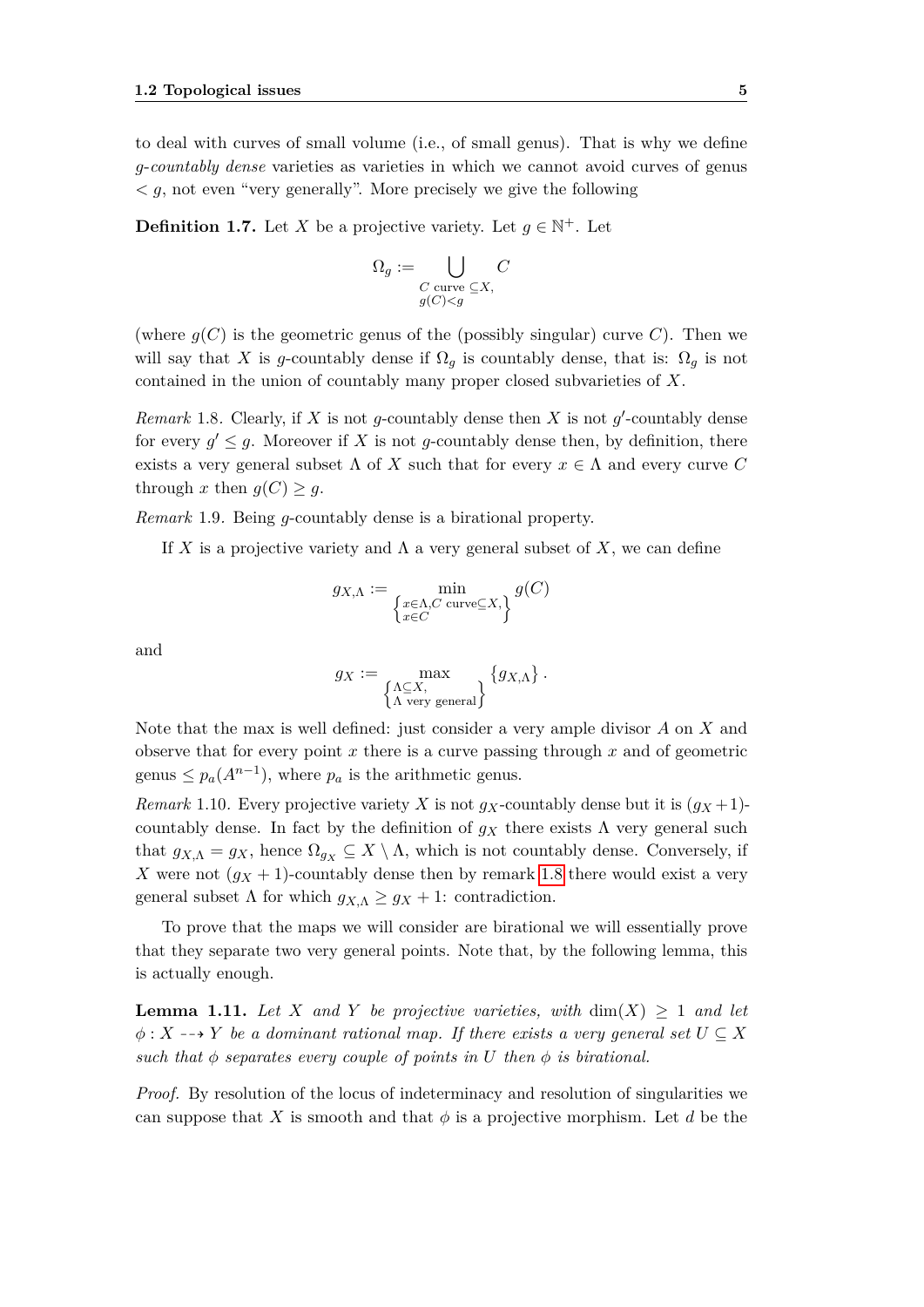to deal with curves of small volume (i.e., of small genus). That is why we define *g-countably dense* varieties as varieties in which we cannot avoid curves of genus $< g$, not even "very generally". More precisely we give the following

**Definition 1.7.** Let $X$ be a projective variety. Let $g \in \mathbb{N}^+$. Let

$$\Omega_g := \bigcup_{\substack{C \text{ curve } \subseteq X, \\ g(C) < g}} C$$

(where $g(C)$ is the geometric genus of the (possibly singular) curve $C$). Then we will say that $X$ is $g$-countably dense if $\Omega_g$ is countably dense, that is: $\Omega_g$ is not contained in the union of countably many proper closed subvarieties of $X$.

*Remark* 1.8. Clearly, if $X$ is not $g$-countably dense then $X$ is not $g'$-countably dense for every $g' \leq g$. Moreover if $X$ is not $g$-countably dense then, by definition, there exists a very general subset $\Lambda$ of $X$ such that for every $x \in \Lambda$ and every curve $C$ through $x$ then $g(C) \geq g$.

*Remark* 1.9. Being $g$-countably dense is a birational property.

If $X$ is a projective variety and $\Lambda$ a very general subset of $X$, we can define

$$g_{X,\Lambda} := \min_{\left\{\substack{x \in \Lambda, C \text{ curve} \subseteq X, \\ x \in C}\right\}} g(C)$$

and

$$g_X := \max_{\left\{\substack{\Lambda \subseteq X, \\ \Lambda \text{ very general}}\right\}} \{g_{X,\Lambda}\}.$$

Note that the max is well defined: just consider a very ample divisor $A$ on $X$ and observe that for every point $x$ there is a curve passing through $x$ and of geometric genus $\leq p_a(A^{n-1})$, where $p_a$ is the arithmetic genus.

*Remark* 1.10. Every projective variety $X$ is not $g_X$-countably dense but it is $(g_X+1)$-countably dense. In fact by the definition of $g_X$ there exists $\Lambda$ very general such that $g_{X,\Lambda} = g_X$, hence $\Omega_{g_X} \subseteq X \setminus \Lambda$, which is not countably dense. Conversely, if $X$ were not $(g_X+1)$-countably dense then by remark 1.8 there would exist a very general subset $\Lambda$ for which $g_{X,\Lambda} \geq g_X + 1$: contradiction.

To prove that the maps we will consider are birational we will essentially prove that they separate two very general points. Note that, by the following lemma, this is actually enough.

**Lemma 1.11.** *Let $X$ and $Y$ be projective varieties, with $\dim(X) \geq 1$ and let $\phi : X \dashrightarrow Y$ be a dominant rational map. If there exists a very general set $U \subseteq X$ such that $\phi$ separates every couple of points in $U$ then $\phi$ is birational.*

*Proof.* By resolution of the locus of indeterminacy and resolution of singularities we can suppose that $X$ is smooth and that $\phi$ is a projective morphism. Let $d$ be the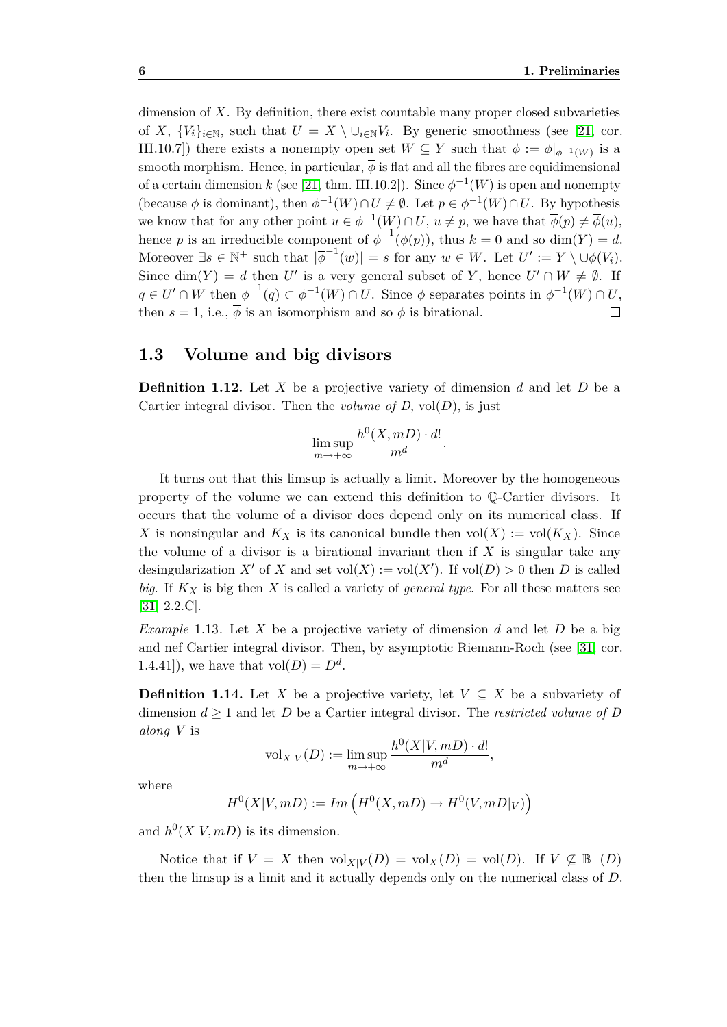dimension of $X$. By definition, there exist countable many proper closed subvarieties of $X$, $\{V_i\}_{i\in\mathbb{N}}$, such that $U = X \setminus \cup_{i\in\mathbb{N}} V_i$. By generic smoothness (see [21, cor. III.10.7]) there exists a nonempty open set $W \subseteq Y$ such that $\overline{\phi} := \phi|_{\phi^{-1}(W)}$ is a smooth morphism. Hence, in particular, $\overline{\phi}$ is flat and all the fibres are equidimensional of a certain dimension $k$ (see [21, thm. III.10.2]). Since $\phi^{-1}(W)$ is open and nonempty (because $\phi$ is dominant), then $\phi^{-1}(W) \cap U \neq \emptyset$. Let $p \in \phi^{-1}(W) \cap U$. By hypothesis we know that for any other point $u \in \phi^{-1}(W) \cap U$, $u \neq p$, we have that $\overline{\phi}(p) \neq \overline{\phi}(u)$, hence $p$ is an irreducible component of $\overline{\phi}^{-1}(\overline{\phi}(p))$, thus $k = 0$ and so $\dim(Y) = d$. Moreover $\exists s \in \mathbb{N}^+$ such that $|\overline{\phi}^{-1}(w)| = s$ for any $w \in W$. Let $U' := Y \setminus \cup\phi(V_i)$. Since $\dim(Y) = d$ then $U'$ is a very general subset of $Y$, hence $U' \cap W \neq \emptyset$. If $q \in U' \cap W$ then $\overline{\phi}^{-1}(q) \subset \phi^{-1}(W) \cap U$. Since $\overline{\phi}$ separates points in $\phi^{-1}(W) \cap U$, then $s = 1$, i.e., $\overline{\phi}$ is an isomorphism and so $\phi$ is birational. ☐

## 1.3 Volume and big divisors

**Definition 1.12.** Let $X$ be a projective variety of dimension $d$ and let $D$ be a Cartier integral divisor. Then the *volume of* $D$, $\mathrm{vol}(D)$, is just

$$\limsup_{m\to+\infty} \frac{h^0(X, mD)\cdot d!}{m^d}.$$

It turns out that this limsup is actually a limit. Moreover by the homogeneous property of the volume we can extend this definition to $\mathbb{Q}$-Cartier divisors. It occurs that the volume of a divisor does depend only on its numerical class. If $X$ is nonsingular and $K_X$ is its canonical bundle then $\mathrm{vol}(X) := \mathrm{vol}(K_X)$. Since the volume of a divisor is a birational invariant then if $X$ is singular take any desingularization $X'$ of $X$ and set $\mathrm{vol}(X) := \mathrm{vol}(X')$. If $\mathrm{vol}(D) > 0$ then $D$ is called *big*. If $K_X$ is big then $X$ is called a variety of *general type*. For all these matters see [31, 2.2.C].

*Example* 1.13. Let $X$ be a projective variety of dimension $d$ and let $D$ be a big and nef Cartier integral divisor. Then, by asymptotic Riemann-Roch (see [31, cor. 1.4.41]), we have that $\mathrm{vol}(D) = D^d$.

**Definition 1.14.** Let $X$ be a projective variety, let $V \subseteq X$ be a subvariety of dimension $d \geq 1$ and let $D$ be a Cartier integral divisor. The *restricted volume of* $D$ *along* $V$ is

$$\mathrm{vol}_{X|V}(D) := \limsup_{m\to+\infty} \frac{h^0(X|V, mD)\cdot d!}{m^d},$$

where

$$H^0(X|V, mD) := Im\left(H^0(X, mD) \to H^0(V, mD|_V)\right)$$

and $h^0(X|V, mD)$ is its dimension.

Notice that if $V = X$ then $\mathrm{vol}_{X|V}(D) = \mathrm{vol}_X(D) = \mathrm{vol}(D)$. If $V \nsubseteq \mathbb{B}_+(D)$ then the limsup is a limit and it actually depends only on the numerical class of $D$.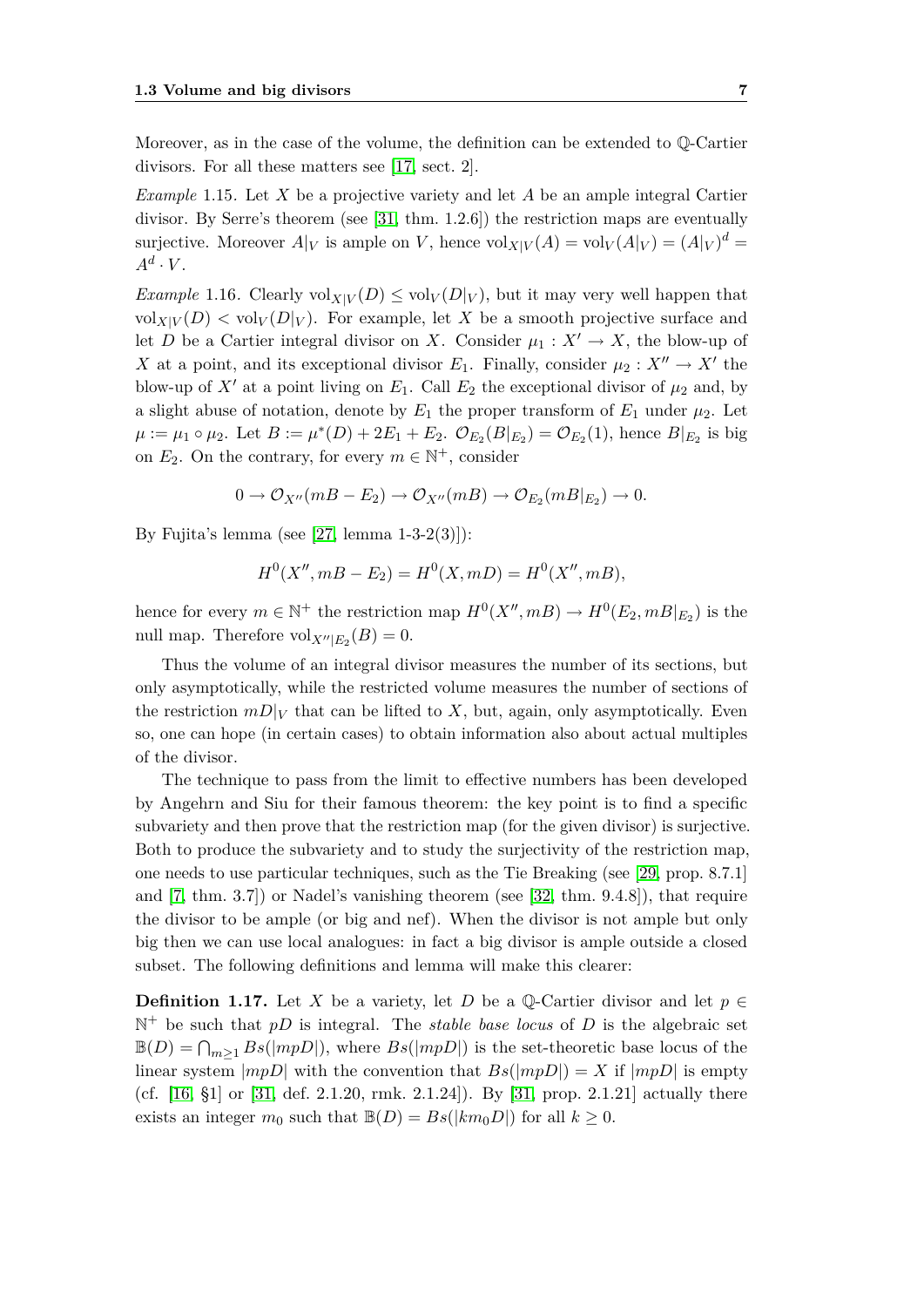Moreover, as in the case of the volume, the definition can be extended to $\mathbb{Q}$-Cartier divisors. For all these matters see [17, sect. 2].

*Example* 1.15. Let $X$ be a projective variety and let $A$ be an ample integral Cartier divisor. By Serre's theorem (see [31, thm. 1.2.6]) the restriction maps are eventually surjective. Moreover $A|_V$ is ample on $V$, hence $\mathrm{vol}_{X|V}(A) = \mathrm{vol}_V(A|_V) = (A|_V)^d = A^d \cdot V$.

*Example* 1.16. Clearly $\mathrm{vol}_{X|V}(D) \leq \mathrm{vol}_V(D|_V)$, but it may very well happen that $\mathrm{vol}_{X|V}(D) < \mathrm{vol}_V(D|_V)$. For example, let $X$ be a smooth projective surface and let $D$ be a Cartier integral divisor on $X$. Consider $\mu_1 : X' \to X$, the blow-up of $X$ at a point, and its exceptional divisor $E_1$. Finally, consider $\mu_2 : X'' \to X'$ the blow-up of $X'$ at a point living on $E_1$. Call $E_2$ the exceptional divisor of $\mu_2$ and, by a slight abuse of notation, denote by $E_1$ the proper transform of $E_1$ under $\mu_2$. Let $\mu := \mu_1 \circ \mu_2$. Let $B := \mu^*(D) + 2E_1 + E_2$. $\mathcal{O}_{E_2}(B|_{E_2}) = \mathcal{O}_{E_2}(1)$, hence $B|_{E_2}$ is big on $E_2$. On the contrary, for every $m \in \mathbb{N}^+$, consider

$$0 \to \mathcal{O}_{X''}(mB - E_2) \to \mathcal{O}_{X''}(mB) \to \mathcal{O}_{E_2}(mB|_{E_2}) \to 0.$$

By Fujita's lemma (see [27, lemma 1-3-2(3)]):

$$H^0(X'', mB - E_2) = H^0(X, mD) = H^0(X'', mB),$$

hence for every $m \in \mathbb{N}^+$ the restriction map $H^0(X'', mB) \to H^0(E_2, mB|_{E_2})$ is the null map. Therefore $\mathrm{vol}_{X''|E_2}(B) = 0$.

Thus the volume of an integral divisor measures the number of its sections, but only asymptotically, while the restricted volume measures the number of sections of the restriction $mD|_V$ that can be lifted to $X$, but, again, only asymptotically. Even so, one can hope (in certain cases) to obtain information also about actual multiples of the divisor.

The technique to pass from the limit to effective numbers has been developed by Angehrn and Siu for their famous theorem: the key point is to find a specific subvariety and then prove that the restriction map (for the given divisor) is surjective. Both to produce the subvariety and to study the surjectivity of the restriction map, one needs to use particular techniques, such as the Tie Breaking (see [29, prop. 8.7.1] and [7, thm. 3.7]) or Nadel's vanishing theorem (see [32, thm. 9.4.8]), that require the divisor to be ample (or big and nef). When the divisor is not ample but only big then we can use local analogues: in fact a big divisor is ample outside a closed subset. The following definitions and lemma will make this clearer:

**Definition 1.17.** Let $X$ be a variety, let $D$ be a $\mathbb{Q}$-Cartier divisor and let $p \in \mathbb{N}^+$ be such that $pD$ is integral. The *stable base locus* of $D$ is the algebraic set $\mathbb{B}(D) = \bigcap_{m \geq 1} Bs(|mpD|)$, where $Bs(|mpD|)$ is the set-theoretic base locus of the linear system $|mpD|$ with the convention that $Bs(|mpD|) = X$ if $|mpD|$ is empty (cf. [16, §1] or [31, def. 2.1.20, rmk. 2.1.24]). By [31, prop. 2.1.21] actually there exists an integer $m_0$ such that $\mathbb{B}(D) = Bs(|km_0D|)$ for all $k \geq 0$.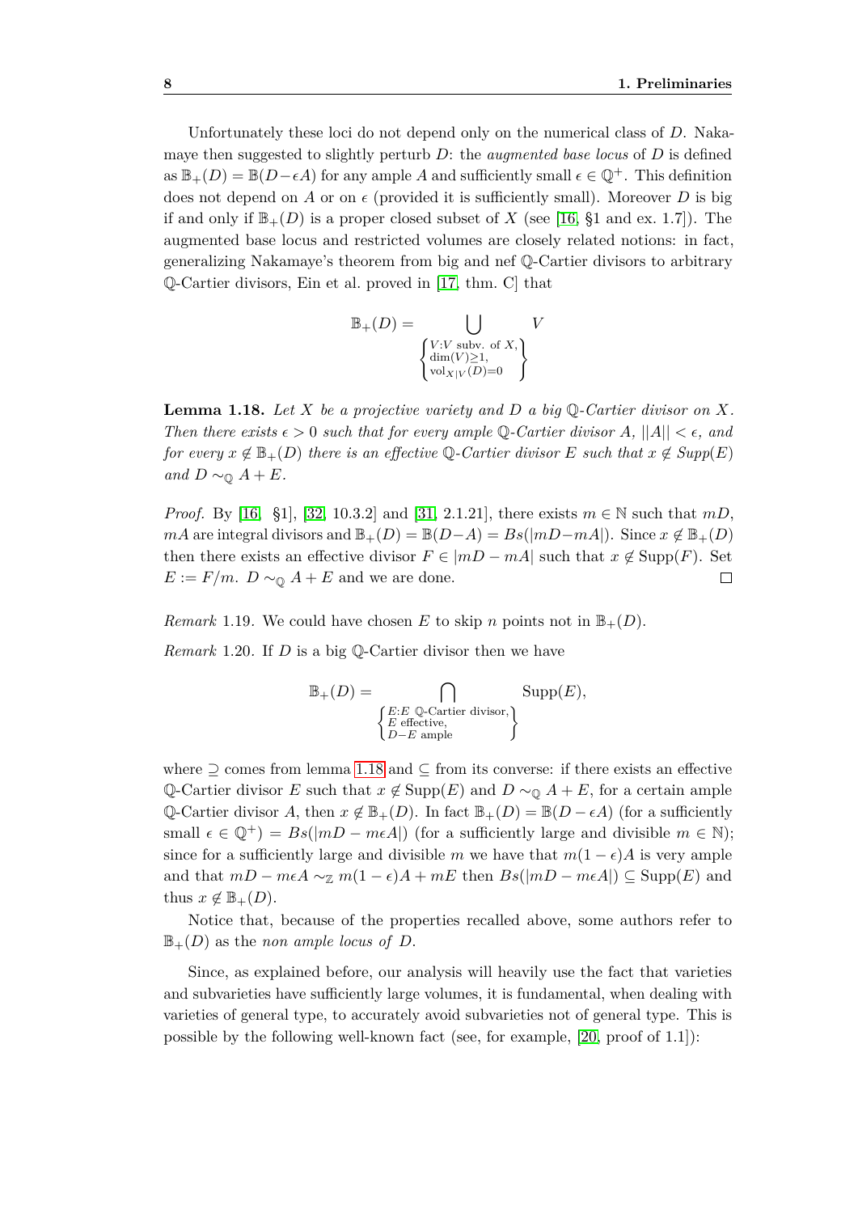Unfortunately these loci do not depend only on the numerical class of $D$. Nakamaye then suggested to slightly perturb $D$: the *augmented base locus* of $D$ is defined as $\mathbb{B}_+(D) = \mathbb{B}(D - \epsilon A)$ for any ample $A$ and sufficiently small $\epsilon \in \mathbb{Q}^+$. This definition does not depend on $A$ or on $\epsilon$ (provided it is sufficiently small). Moreover $D$ is big if and only if $\mathbb{B}_+(D)$ is a proper closed subset of $X$ (see [16, §1 and ex. 1.7]). The augmented base locus and restricted volumes are closely related notions: in fact, generalizing Nakamaye's theorem from big and nef $\mathbb{Q}$-Cartier divisors to arbitrary $\mathbb{Q}$-Cartier divisors, Ein et al. proved in [17, thm. C] that

$$\mathbb{B}_+(D) = \bigcup_{\left\{\substack{V: V \text{ subv. of } X, \\ \dim(V) \geq 1, \\ \mathrm{vol}_{X|V}(D) = 0}\right\}} V$$

**Lemma 1.18.** *Let $X$ be a projective variety and $D$ a big $\mathbb{Q}$-Cartier divisor on $X$. Then there exists $\epsilon > 0$ such that for every ample $\mathbb{Q}$-Cartier divisor $A$, $||A|| < \epsilon$, and for every $x \notin \mathbb{B}_+(D)$ there is an effective $\mathbb{Q}$-Cartier divisor $E$ such that $x \notin Supp(E)$ and $D \sim_{\mathbb{Q}} A + E$.*

*Proof.* By [16, §1], [32, 10.3.2] and [31, 2.1.21], there exists $m \in \mathbb{N}$ such that $mD$, $mA$ are integral divisors and $\mathbb{B}_+(D) = \mathbb{B}(D - A) = Bs(|mD - mA|)$. Since $x \notin \mathbb{B}_+(D)$ then there exists an effective divisor $F \in |mD - mA|$ such that $x \notin \mathrm{Supp}(F)$. Set $E := F/m$. $D \sim_{\mathbb{Q}} A + E$ and we are done. □

*Remark* 1.19. We could have chosen $E$ to skip $n$ points not in $\mathbb{B}_+(D)$.

*Remark* 1.20. If $D$ is a big $\mathbb{Q}$-Cartier divisor then we have

$$\mathbb{B}_+(D) = \bigcap_{\left\{\substack{E: E \ \mathbb{Q}\text{-Cartier divisor,} \\ E \text{ effective,} \\ D - E \text{ ample}}\right\}} \mathrm{Supp}(E),$$

where $\supseteq$ comes from lemma 1.18 and $\subseteq$ from its converse: if there exists an effective $\mathbb{Q}$-Cartier divisor $E$ such that $x \notin \mathrm{Supp}(E)$ and $D \sim_{\mathbb{Q}} A + E$, for a certain ample $\mathbb{Q}$-Cartier divisor $A$, then $x \notin \mathbb{B}_+(D)$. In fact $\mathbb{B}_+(D) = \mathbb{B}(D - \epsilon A)$ (for a sufficiently small $\epsilon \in \mathbb{Q}^+$) $= Bs(|mD - m\epsilon A|)$ (for a sufficiently large and divisible $m \in \mathbb{N}$); since for a sufficiently large and divisible $m$ we have that $m(1-\epsilon)A$ is very ample and that $mD - m\epsilon A \sim_{\mathbb{Z}} m(1-\epsilon)A + mE$ then $Bs(|mD - m\epsilon A|) \subseteq \mathrm{Supp}(E)$ and thus $x \notin \mathbb{B}_+(D)$.

Notice that, because of the properties recalled above, some authors refer to $\mathbb{B}_+(D)$ as the *non ample locus of* $D$.

Since, as explained before, our analysis will heavily use the fact that varieties and subvarieties have sufficiently large volumes, it is fundamental, when dealing with varieties of general type, to accurately avoid subvarieties not of general type. This is possible by the following well-known fact (see, for example, [20, proof of 1.1]):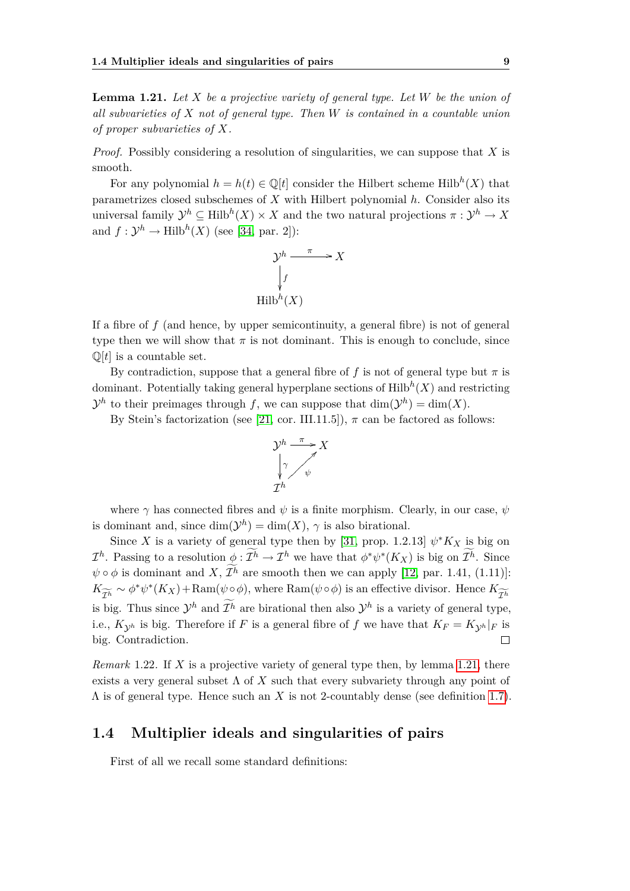**Lemma 1.21.** *Let $X$ be a projective variety of general type. Let $W$ be the union of all subvarieties of $X$ not of general type. Then $W$ is contained in a countable union of proper subvarieties of $X$.*

*Proof.* Possibly considering a resolution of singularities, we can suppose that $X$ is smooth.

For any polynomial $h = h(t) \in \mathbb{Q}[t]$ consider the Hilbert scheme $\mathrm{Hilb}^h(X)$ that parametrizes closed subschemes of $X$ with Hilbert polynomial $h$. Consider also its universal family $\mathcal{Y}^h \subseteq \mathrm{Hilb}^h(X) \times X$ and the two natural projections $\pi : \mathcal{Y}^h \to X$ and $f : \mathcal{Y}^h \to \mathrm{Hilb}^h(X)$ (see [34, par. 2]):

$$\begin{array}{ccc} \mathcal{Y}^h & \xrightarrow{\pi} & X \\ \downarrow{\scriptstyle f} & & \\ \mathrm{Hilb}^h(X) & & \end{array}$$

If a fibre of $f$ (and hence, by upper semicontinuity, a general fibre) is not of general type then we will show that $\pi$ is not dominant. This is enough to conclude, since $\mathbb{Q}[t]$ is a countable set.

By contradiction, suppose that a general fibre of $f$ is not of general type but $\pi$ is dominant. Potentially taking general hyperplane sections of $\mathrm{Hilb}^h(X)$ and restricting $\mathcal{Y}^h$ to their preimages through $f$, we can suppose that $\dim(\mathcal{Y}^h) = \dim(X)$.

By Stein's factorization (see [21, cor. III.11.5]), $\pi$ can be factored as follows:

$$\begin{array}{ccc} \mathcal{Y}^h & \xrightarrow{\pi} & X \\ \downarrow{\scriptstyle \gamma} & \nearrow{\scriptstyle \psi} & \\ \mathcal{I}^h & & \end{array}$$

where $\gamma$ has connected fibres and $\psi$ is a finite morphism. Clearly, in our case, $\psi$ is dominant and, since $\dim(\mathcal{Y}^h) = \dim(X)$, $\gamma$ is also birational.

Since $X$ is a variety of general type then by [31, prop. 1.2.13] $\psi^* K_X$ is big on $\mathcal{I}^h$. Passing to a resolution $\phi : \widetilde{\mathcal{I}^h} \to \mathcal{I}^h$ we have that $\phi^*\psi^*(K_X)$ is big on $\widetilde{\mathcal{I}^h}$. Since $\psi \circ \phi$ is dominant and $X$, $\widetilde{\mathcal{I}^h}$ are smooth then we can apply [12, par. 1.41, (1.11)]: $K_{\widetilde{\mathcal{I}^h}} \sim \phi^*\psi^*(K_X) + \mathrm{Ram}(\psi \circ \phi)$, where $\mathrm{Ram}(\psi \circ \phi)$ is an effective divisor. Hence $K_{\widetilde{\mathcal{I}^h}}$ is big. Thus since $\mathcal{Y}^h$ and $\widetilde{\mathcal{I}^h}$ are birational then also $\mathcal{Y}^h$ is a variety of general type, i.e., $K_{\mathcal{Y}^h}$ is big. Therefore if $F$ is a general fibre of $f$ we have that $K_F = K_{\mathcal{Y}^h}|_F$ is big. Contradiction. $\square$

*Remark* 1.22. If $X$ is a projective variety of general type then, by lemma 1.21, there exists a very general subset $\Lambda$ of $X$ such that every subvariety through any point of $\Lambda$ is of general type. Hence such an $X$ is not 2-countably dense (see definition 1.7).

## 1.4 Multiplier ideals and singularities of pairs

First of all we recall some standard definitions: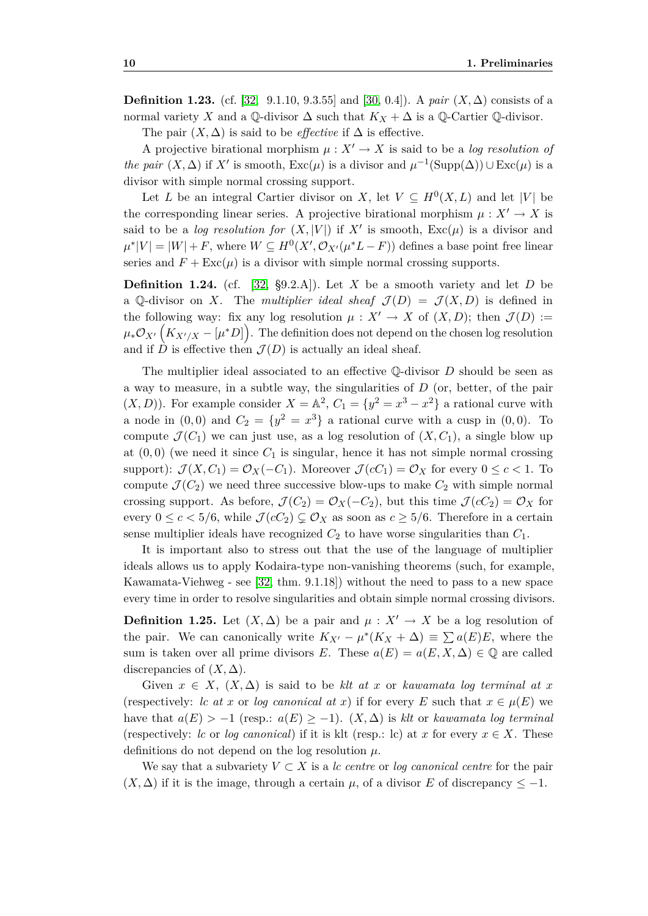**Definition 1.23.** (cf. [32, 9.1.10, 9.3.55] and [30, 0.4]). A *pair* $(X, \Delta)$ consists of a normal variety $X$ and a $\mathbb{Q}$-divisor $\Delta$ such that $K_X + \Delta$ is a $\mathbb{Q}$-Cartier $\mathbb{Q}$-divisor.

The pair $(X, \Delta)$ is said to be *effective* if $\Delta$ is effective.

A projective birational morphism $\mu : X' \to X$ is said to be a *log resolution of the pair* $(X, \Delta)$ if $X'$ is smooth, $\mathrm{Exc}(\mu)$ is a divisor and $\mu^{-1}(\mathrm{Supp}(\Delta)) \cup \mathrm{Exc}(\mu)$ is a divisor with simple normal crossing support.

Let $L$ be an integral Cartier divisor on $X$, let $V \subseteq H^0(X, L)$ and let $|V|$ be the corresponding linear series. A projective birational morphism $\mu : X' \to X$ is said to be a *log resolution for* $(X, |V|)$ if $X'$ is smooth, $\mathrm{Exc}(\mu)$ is a divisor and $\mu^*|V| = |W| + F$, where $W \subseteq H^0(X', \mathcal{O}_{X'}(\mu^* L - F))$ defines a base point free linear series and $F + \mathrm{Exc}(\mu)$ is a divisor with simple normal crossing supports.

**Definition 1.24.** (cf. [32, §9.2.A]). Let $X$ be a smooth variety and let $D$ be a $\mathbb{Q}$-divisor on $X$. The *multiplier ideal sheaf* $\mathcal{J}(D) = \mathcal{J}(X, D)$ is defined in the following way: fix any log resolution $\mu : X' \to X$ of $(X, D)$; then $\mathcal{J}(D) := \mu_* \mathcal{O}_{X'}\left(K_{X'/X} - [\mu^* D]\right)$. The definition does not depend on the chosen log resolution and if $D$ is effective then $\mathcal{J}(D)$ is actually an ideal sheaf.

The multiplier ideal associated to an effective $\mathbb{Q}$-divisor $D$ should be seen as a way to measure, in a subtle way, the singularities of $D$ (or, better, of the pair $(X, D)$). For example consider $X = \mathbb{A}^2$, $C_1 = \{y^2 = x^3 - x^2\}$ a rational curve with a node in $(0,0)$ and $C_2 = \{y^2 = x^3\}$ a rational curve with a cusp in $(0,0)$. To compute $\mathcal{J}(C_1)$ we can just use, as a log resolution of $(X, C_1)$, a single blow up at $(0,0)$ (we need it since $C_1$ is singular, hence it has not simple normal crossing support): $\mathcal{J}(X, C_1) = \mathcal{O}_X(-C_1)$. Moreover $\mathcal{J}(cC_1) = \mathcal{O}_X$ for every $0 \leq c < 1$. To compute $\mathcal{J}(C_2)$ we need three successive blow-ups to make $C_2$ with simple normal crossing support. As before, $\mathcal{J}(C_2) = \mathcal{O}_X(-C_2)$, but this time $\mathcal{J}(cC_2) = \mathcal{O}_X$ for every $0 \leq c < 5/6$, while $\mathcal{J}(cC_2) \subsetneq \mathcal{O}_X$ as soon as $c \geq 5/6$. Therefore in a certain sense multiplier ideals have recognized $C_2$ to have worse singularities than $C_1$.

It is important also to stress out that the use of the language of multiplier ideals allows us to apply Kodaira-type non-vanishing theorems (such, for example, Kawamata-Viehweg - see [32, thm. 9.1.18]) without the need to pass to a new space every time in order to resolve singularities and obtain simple normal crossing divisors.

**Definition 1.25.** Let $(X, \Delta)$ be a pair and $\mu : X' \to X$ be a log resolution of the pair. We can canonically write $K_{X'} - \mu^*(K_X + \Delta) \equiv \sum a(E) E$, where the sum is taken over all prime divisors $E$. These $a(E) = a(E, X, \Delta) \in \mathbb{Q}$ are called discrepancies of $(X, \Delta)$.

Given $x \in X$, $(X, \Delta)$ is said to be *klt at* $x$ or *kawamata log terminal at* $x$ (respectively: *lc at* $x$ or *log canonical at* $x$) if for every $E$ such that $x \in \mu(E)$ we have that $a(E) > -1$ (resp.: $a(E) \geq -1$). $(X, \Delta)$ is *klt* or *kawamata log terminal* (respectively: *lc* or *log canonical*) if it is klt (resp.: lc) at $x$ for every $x \in X$. These definitions do not depend on the log resolution $\mu$.

We say that a subvariety $V \subset X$ is a *lc centre* or *log canonical centre* for the pair $(X, \Delta)$ if it is the image, through a certain $\mu$, of a divisor $E$ of discrepancy $\leq -1$.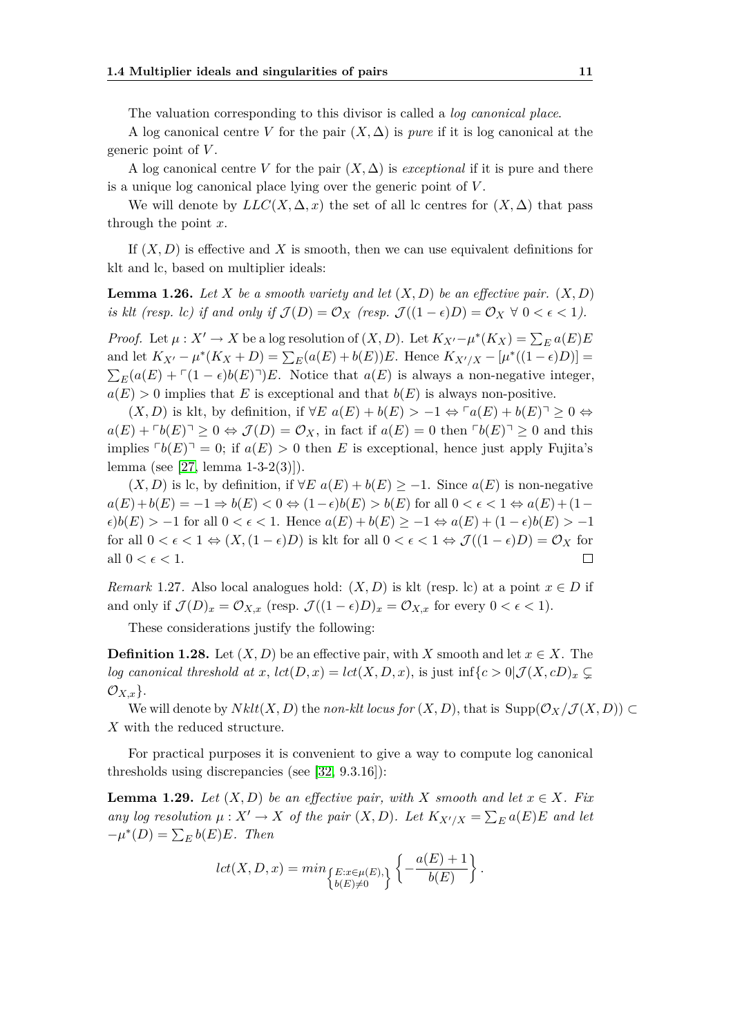The valuation corresponding to this divisor is called a *log canonical place*.

A log canonical centre $V$ for the pair $(X, \Delta)$ is *pure* if it is log canonical at the generic point of $V$.

A log canonical centre $V$ for the pair $(X, \Delta)$ is *exceptional* if it is pure and there is a unique log canonical place lying over the generic point of $V$.

We will denote by $LLC(X, \Delta, x)$ the set of all lc centres for $(X, \Delta)$ that pass through the point $x$.

If $(X, D)$ is effective and $X$ is smooth, then we can use equivalent definitions for klt and lc, based on multiplier ideals:

**Lemma 1.26.** *Let $X$ be a smooth variety and let $(X, D)$ be an effective pair. $(X, D)$ is klt (resp. lc) if and only if $\mathcal{J}(D) = \mathcal{O}_X$ (resp. $\mathcal{J}((1-\epsilon)D) = \mathcal{O}_X \ \forall\ 0 < \epsilon < 1$).*

*Proof.* Let $\mu : X' \to X$ be a log resolution of $(X, D)$. Let $K_{X'} - \mu^*(K_X) = \sum_E a(E)E$ and let $K_{X'} - \mu^*(K_X + D) = \sum_E (a(E) + b(E))E$. Hence $K_{X'/X} - [\mu^*((1-\epsilon)D)] = \sum_E (a(E) + \ulcorner(1-\epsilon)b(E)\urcorner)E$. Notice that $a(E)$ is always a non-negative integer, $a(E) > 0$ implies that $E$ is exceptional and that $b(E)$ is always non-positive.

$(X, D)$ is klt, by definition, if $\forall E\ a(E) + b(E) > -1 \Leftrightarrow \ulcorner a(E) + b(E)\urcorner \geq 0 \Leftrightarrow a(E) + \ulcorner b(E)\urcorner \geq 0 \Leftrightarrow \mathcal{J}(D) = \mathcal{O}_X$, in fact if $a(E) = 0$ then $\ulcorner b(E)\urcorner \geq 0$ and this implies $\ulcorner b(E)\urcorner = 0$; if $a(E) > 0$ then $E$ is exceptional, hence just apply Fujita's lemma (see [27, lemma 1-3-2(3)]).

$(X, D)$ is lc, by definition, if $\forall E\ a(E) + b(E) \geq -1$. Since $a(E)$ is non-negative $a(E) + b(E) = -1 \Rightarrow b(E) < 0 \Leftrightarrow (1-\epsilon)b(E) > b(E)$ for all $0 < \epsilon < 1 \Leftrightarrow a(E) + (1-\epsilon)b(E) > -1$ for all $0 < \epsilon < 1$. Hence $a(E) + b(E) \geq -1 \Leftrightarrow a(E) + (1-\epsilon)b(E) > -1$ for all $0 < \epsilon < 1 \Leftrightarrow (X, (1-\epsilon)D)$ is klt for all $0 < \epsilon < 1 \Leftrightarrow \mathcal{J}((1-\epsilon)D) = \mathcal{O}_X$ for all $0 < \epsilon < 1$. $\square$

*Remark* 1.27. Also local analogues hold: $(X, D)$ is klt (resp. lc) at a point $x \in D$ if and only if $\mathcal{J}(D)_x = \mathcal{O}_{X,x}$ (resp. $\mathcal{J}((1-\epsilon)D)_x = \mathcal{O}_{X,x}$ for every $0 < \epsilon < 1$).

These considerations justify the following:

**Definition 1.28.** Let $(X, D)$ be an effective pair, with $X$ smooth and let $x \in X$. The *log canonical threshold at $x$*, $lct(D, x) = lct(X, D, x)$, is just $\inf\{c > 0 | \mathcal{J}(X, cD)_x \subsetneq \mathcal{O}_{X,x}\}$.

We will denote by $Nklt(X, D)$ the *non-klt locus for* $(X, D)$, that is $\operatorname{Supp}(\mathcal{O}_X/\mathcal{J}(X, D)) \subset X$ with the reduced structure.

For practical purposes it is convenient to give a way to compute log canonical thresholds using discrepancies (see [32, 9.3.16]):

**Lemma 1.29.** *Let $(X, D)$ be an effective pair, with $X$ smooth and let $x \in X$. Fix any log resolution $\mu : X' \to X$ of the pair $(X, D)$. Let $K_{X'/X} = \sum_E a(E)E$ and let $-\mu^*(D) = \sum_E b(E)E$. Then*

$$lct(X, D, x) = min_{\left\{\substack{E : x \in \mu(E), \\ b(E) \neq 0}\right\}} \left\{ -\frac{a(E) + 1}{b(E)} \right\}.$$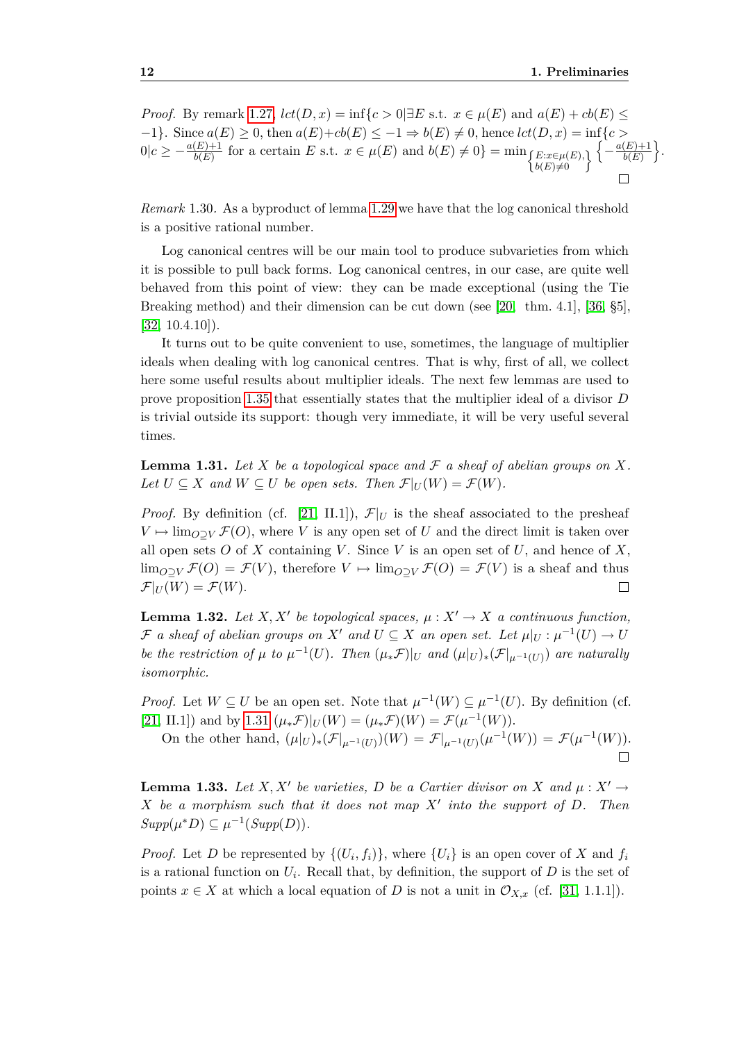*Proof.* By remark 1.27, $lct(D,x) = \inf\{c > 0 | \exists E \text{ s.t. } x \in \mu(E) \text{ and } a(E) + cb(E) \leq -1\}$. Since $a(E) \geq 0$, then $a(E)+cb(E) \leq -1 \Rightarrow b(E) \neq 0$, hence $lct(D,x) = \inf\{c > 0 | c \geq -\frac{a(E)+1}{b(E)}$ for a certain $E$ s.t. $x \in \mu(E)$ and $b(E) \neq 0\} = \min_{\left\{\substack{E: x \in \mu(E), \\ b(E) \neq 0}\right\}} \left\{-\frac{a(E)+1}{b(E)}\right\}$. □

*Remark* 1.30. As a byproduct of lemma 1.29 we have that the log canonical threshold is a positive rational number.

Log canonical centres will be our main tool to produce subvarieties from which it is possible to pull back forms. Log canonical centres, in our case, are quite well behaved from this point of view: they can be made exceptional (using the Tie Breaking method) and their dimension can be cut down (see [20, thm. 4.1], [36, §5], [32, 10.4.10]).

It turns out to be quite convenient to use, sometimes, the language of multiplier ideals when dealing with log canonical centres. That is why, first of all, we collect here some useful results about multiplier ideals. The next few lemmas are used to prove proposition 1.35 that essentially states that the multiplier ideal of a divisor $D$ is trivial outside its support: though very immediate, it will be very useful several times.

**Lemma 1.31.** *Let $X$ be a topological space and $\mathcal{F}$ a sheaf of abelian groups on $X$. Let $U \subseteq X$ and $W \subseteq U$ be open sets. Then $\mathcal{F}|_U(W) = \mathcal{F}(W)$.*

*Proof.* By definition (cf. [21, II.1]), $\mathcal{F}|_U$ is the sheaf associated to the presheaf $V \mapsto \lim_{O \supseteq V} \mathcal{F}(O)$, where $V$ is any open set of $U$ and the direct limit is taken over all open sets $O$ of $X$ containing $V$. Since $V$ is an open set of $U$, and hence of $X$, $\lim_{O \supseteq V} \mathcal{F}(O) = \mathcal{F}(V)$, therefore $V \mapsto \lim_{O \supseteq V} \mathcal{F}(O) = \mathcal{F}(V)$ is a sheaf and thus $\mathcal{F}|_U(W) = \mathcal{F}(W)$. □

**Lemma 1.32.** *Let $X, X'$ be topological spaces, $\mu : X' \to X$ a continuous function, $\mathcal{F}$ a sheaf of abelian groups on $X'$ and $U \subseteq X$ an open set. Let $\mu|_U : \mu^{-1}(U) \to U$ be the restriction of $\mu$ to $\mu^{-1}(U)$. Then $(\mu_* \mathcal{F})|_U$ and $(\mu|_U)_*(\mathcal{F}|_{\mu^{-1}(U)})$ are naturally isomorphic.*

*Proof.* Let $W \subseteq U$ be an open set. Note that $\mu^{-1}(W) \subseteq \mu^{-1}(U)$. By definition (cf. [21, II.1]) and by 1.31 $(\mu_*\mathcal{F})|_U(W) = (\mu_*\mathcal{F})(W) = \mathcal{F}(\mu^{-1}(W))$.

On the other hand, $(\mu|_U)_*(\mathcal{F}|_{\mu^{-1}(U)})(W) = \mathcal{F}|_{\mu^{-1}(U)}(\mu^{-1}(W)) = \mathcal{F}(\mu^{-1}(W))$. □

**Lemma 1.33.** *Let $X, X'$ be varieties, $D$ be a Cartier divisor on $X$ and $\mu : X' \to X$ be a morphism such that it does not map $X'$ into the support of $D$. Then $Supp(\mu^* D) \subseteq \mu^{-1}(Supp(D))$.*

*Proof.* Let $D$ be represented by $\{(U_i, f_i)\}$, where $\{U_i\}$ is an open cover of $X$ and $f_i$ is a rational function on $U_i$. Recall that, by definition, the support of $D$ is the set of points $x \in X$ at which a local equation of $D$ is not a unit in $\mathcal{O}_{X,x}$ (cf. [31, 1.1.1]).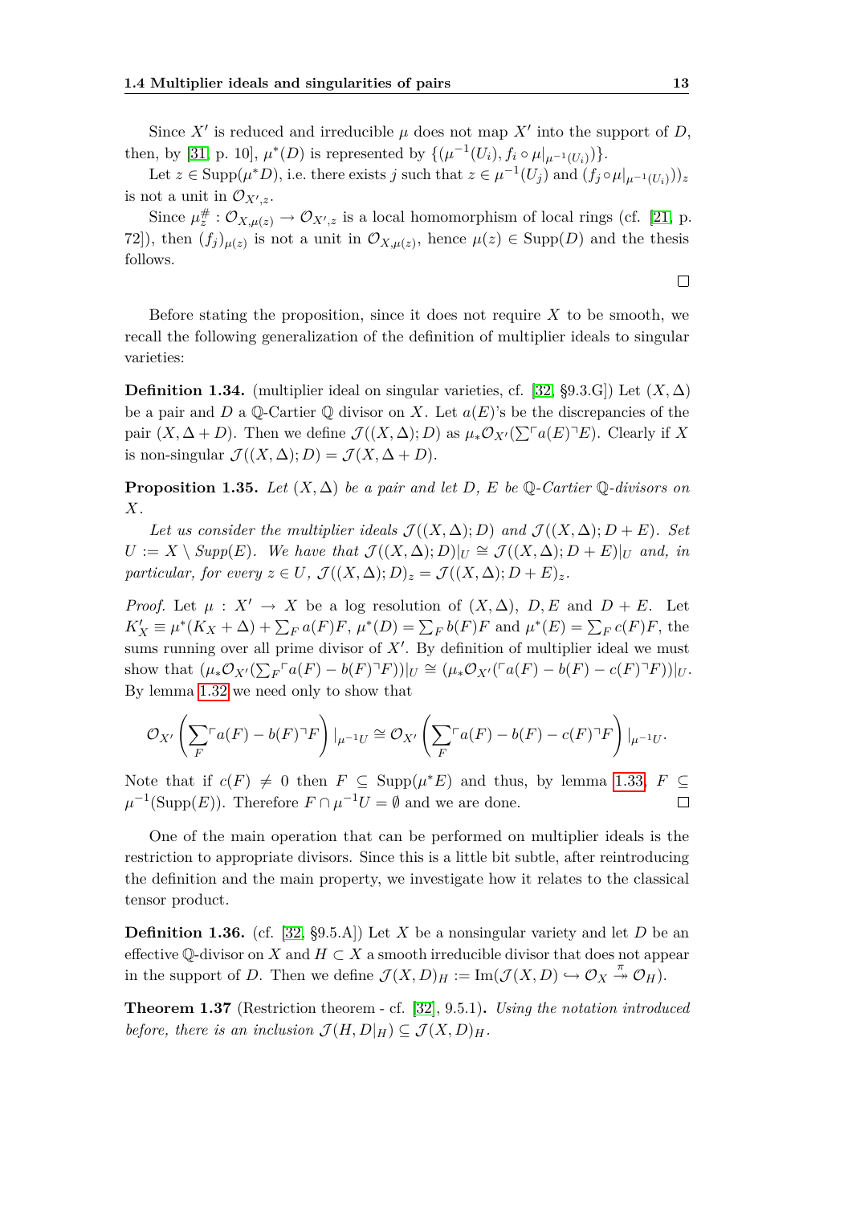Since $X'$ is reduced and irreducible $\mu$ does not map $X'$ into the support of $D$, then, by [31, p. 10], $\mu^*(D)$ is represented by $\{(\mu^{-1}(U_i), f_i \circ \mu|_{\mu^{-1}(U_i)})\}$.

Let $z \in \mathrm{Supp}(\mu^* D)$, i.e. there exists $j$ such that $z \in \mu^{-1}(U_j)$ and $(f_j \circ \mu|_{\mu^{-1}(U_i)}))_z$ is not a unit in $\mathcal{O}_{X',z}$.

Since $\mu^{\#}_z : \mathcal{O}_{X,\mu(z)} \to \mathcal{O}_{X',z}$ is a local homomorphism of local rings (cf. [21, p. 72]), then $(f_j)_{\mu(z)}$ is not a unit in $\mathcal{O}_{X,\mu(z)}$, hence $\mu(z) \in \mathrm{Supp}(D)$ and the thesis follows.

□

Before stating the proposition, since it does not require $X$ to be smooth, we recall the following generalization of the definition of multiplier ideals to singular varieties:

**Definition 1.34.** (multiplier ideal on singular varieties, cf. [32, §9.3.G]) Let $(X, \Delta)$ be a pair and $D$ a $\mathbb{Q}$-Cartier $\mathbb{Q}$ divisor on $X$. Let $a(E)$'s be the discrepancies of the pair $(X, \Delta + D)$. Then we define $\mathcal{J}((X, \Delta); D)$ as $\mu_* \mathcal{O}_{X'}(\sum \ulcorner a(E) \urcorner E)$. Clearly if $X$ is non-singular $\mathcal{J}((X, \Delta); D) = \mathcal{J}(X, \Delta + D)$.

**Proposition 1.35.** *Let $(X, \Delta)$ be a pair and let $D$, $E$ be $\mathbb{Q}$-Cartier $\mathbb{Q}$-divisors on $X$.*

*Let us consider the multiplier ideals $\mathcal{J}((X, \Delta); D)$ and $\mathcal{J}((X, \Delta); D + E)$. Set $U := X \setminus \mathit{Supp}(E)$. We have that $\mathcal{J}((X, \Delta); D)|_U \cong \mathcal{J}((X, \Delta); D + E)|_U$ and, in particular, for every $z \in U$, $\mathcal{J}((X, \Delta); D)_z = \mathcal{J}((X, \Delta); D + E)_z$.*

*Proof.* Let $\mu : X' \to X$ be a log resolution of $(X, \Delta)$, $D, E$ and $D + E$. Let $K'_X \equiv \mu^*(K_X + \Delta) + \sum_F a(F)F$, $\mu^*(D) = \sum_F b(F)F$ and $\mu^*(E) = \sum_F c(F)F$, the sums running over all prime divisor of $X'$. By definition of multiplier ideal we must show that $(\mu_* \mathcal{O}_{X'}(\sum_F \ulcorner a(F) - b(F) \urcorner F))|_U \cong (\mu_* \mathcal{O}_{X'}(\ulcorner a(F) - b(F) - c(F) \urcorner F))|_U$. By lemma 1.32 we need only to show that

$$\mathcal{O}_{X'}\left(\sum_F \ulcorner a(F) - b(F) \urcorner F\right)|_{\mu^{-1}U} \cong \mathcal{O}_{X'}\left(\sum_F \ulcorner a(F) - b(F) - c(F) \urcorner F\right)|_{\mu^{-1}U}.$$

Note that if $c(F) \neq 0$ then $F \subseteq \mathrm{Supp}(\mu^* E)$ and thus, by lemma 1.33, $F \subseteq \mu^{-1}(\mathrm{Supp}(E))$. Therefore $F \cap \mu^{-1} U = \emptyset$ and we are done. □

One of the main operation that can be performed on multiplier ideals is the restriction to appropriate divisors. Since this is a little bit subtle, after reintroducing the definition and the main property, we investigate how it relates to the classical tensor product.

**Definition 1.36.** (cf. [32, §9.5.A]) Let $X$ be a nonsingular variety and let $D$ be an effective $\mathbb{Q}$-divisor on $X$ and $H \subset X$ a smooth irreducible divisor that does not appear in the support of $D$. Then we define $\mathcal{J}(X, D)_H := \mathrm{Im}(\mathcal{J}(X, D) \hookrightarrow \mathcal{O}_X \overset{\pi}{\twoheadrightarrow} \mathcal{O}_H)$.

**Theorem 1.37** (Restriction theorem - cf. [32], 9.5.1)**.** *Using the notation introduced before, there is an inclusion $\mathcal{J}(H, D|_H) \subseteq \mathcal{J}(X, D)_H$.*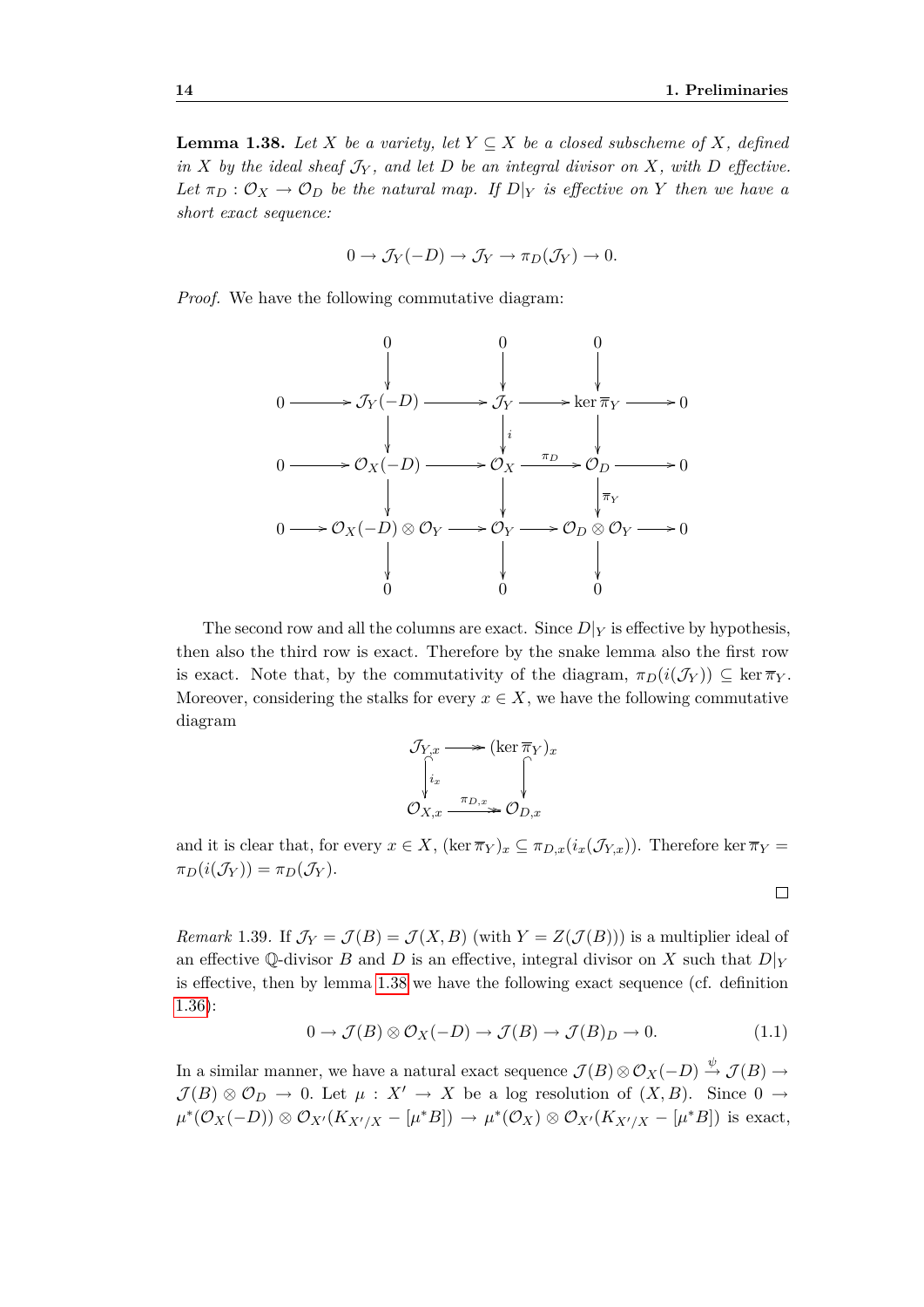**Lemma 1.38.** *Let $X$ be a variety, let $Y \subseteq X$ be a closed subscheme of $X$, defined in $X$ by the ideal sheaf $\mathcal{J}_Y$, and let $D$ be an integral divisor on $X$, with $D$ effective. Let $\pi_D : \mathcal{O}_X \to \mathcal{O}_D$ be the natural map. If $D|_Y$ is effective on $Y$ then we have a short exact sequence:*

$$0 \to \mathcal{J}_Y(-D) \to \mathcal{J}_Y \to \pi_D(\mathcal{J}_Y) \to 0.$$

*Proof.* We have the following commutative diagram:

$$\begin{array}{ccccccccc}
 & & 0 & & 0 & & 0 & & \\
 & & \downarrow & & \downarrow & & \downarrow & & \\
0 & \longrightarrow & \mathcal{J}_Y(-D) & \longrightarrow & \mathcal{J}_Y & \longrightarrow & \ker \overline{\pi}_Y & \longrightarrow & 0 \\
 & & \downarrow & & \downarrow{\scriptstyle i} & & \downarrow & & \\
0 & \longrightarrow & \mathcal{O}_X(-D) & \longrightarrow & \mathcal{O}_X & \xrightarrow{\pi_D} & \mathcal{O}_D & \longrightarrow & 0 \\
 & & \downarrow & & \downarrow & & \downarrow{\scriptstyle \overline{\pi}_Y} & & \\
0 & \longrightarrow & \mathcal{O}_X(-D) \otimes \mathcal{O}_Y & \longrightarrow & \mathcal{O}_Y & \longrightarrow & \mathcal{O}_D \otimes \mathcal{O}_Y & \longrightarrow & 0 \\
 & & \downarrow & & \downarrow & & \downarrow & & \\
 & & 0 & & 0 & & 0 & &
\end{array}$$

The second row and all the columns are exact. Since $D|_Y$ is effective by hypothesis, then also the third row is exact. Therefore by the snake lemma also the first row is exact. Note that, by the commutativity of the diagram, $\pi_D(i(\mathcal{J}_Y)) \subseteq \ker \overline{\pi}_Y$. Moreover, considering the stalks for every $x \in X$, we have the following commutative diagram

$$\begin{array}{ccc}
\mathcal{J}_{Y,x} & \twoheadrightarrow & (\ker \overline{\pi}_Y)_x \\
\downarrow{\scriptstyle i_x} & & \downarrow \\
\mathcal{O}_{X,x} & \xrightarrow{\pi_{D,x}} & \mathcal{O}_{D,x}
\end{array}$$

and it is clear that, for every $x \in X$, $(\ker \overline{\pi}_Y)_x \subseteq \pi_{D,x}(i_x(\mathcal{J}_{Y,x}))$. Therefore $\ker \overline{\pi}_Y = \pi_D(i(\mathcal{J}_Y)) = \pi_D(\mathcal{J}_Y)$.

□

*Remark* 1.39. If $\mathcal{J}_Y = \mathcal{J}(B) = \mathcal{J}(X, B)$ (with $Y = Z(\mathcal{J}(B))$) is a multiplier ideal of an effective $\mathbb{Q}$-divisor $B$ and $D$ is an effective, integral divisor on $X$ such that $D|_Y$ is effective, then by lemma 1.38 we have the following exact sequence (cf. definition 1.36):

$$0 \to \mathcal{J}(B) \otimes \mathcal{O}_X(-D) \to \mathcal{J}(B) \to \mathcal{J}(B)_D \to 0. \tag{1.1}$$

In a similar manner, we have a natural exact sequence $\mathcal{J}(B) \otimes \mathcal{O}_X(-D) \xrightarrow{\psi} \mathcal{J}(B) \to \mathcal{J}(B) \otimes \mathcal{O}_D \to 0$. Let $\mu : X' \to X$ be a log resolution of $(X, B)$. Since $0 \to \mu^*(\mathcal{O}_X(-D)) \otimes \mathcal{O}_{X'}(K_{X'/X} - [\mu^* B]) \to \mu^*(\mathcal{O}_X) \otimes \mathcal{O}_{X'}(K_{X'/X} - [\mu^* B])$ is exact,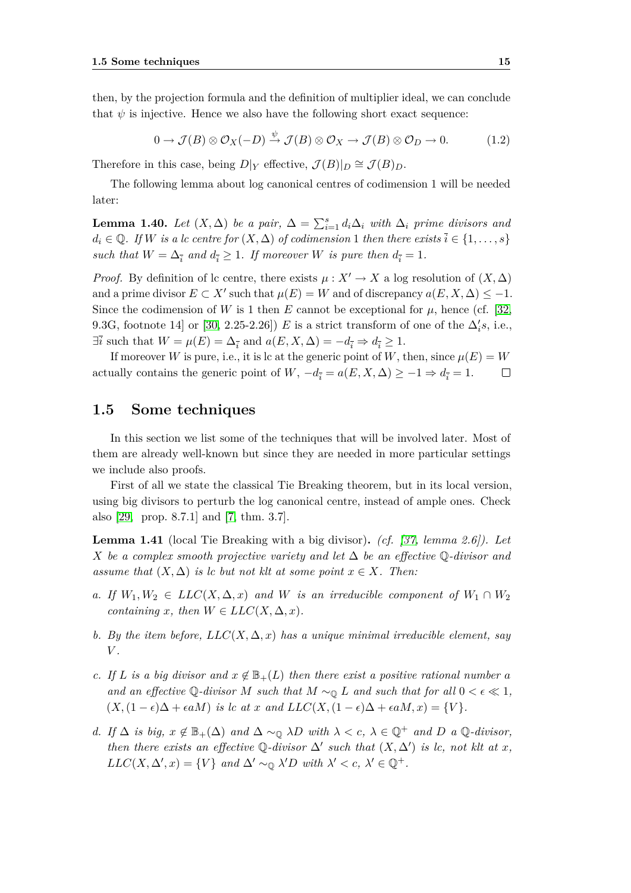then, by the projection formula and the definition of multiplier ideal, we can conclude that $\psi$ is injective. Hence we also have the following short exact sequence:

$$0 \to \mathcal{J}(B) \otimes \mathcal{O}_X(-D) \xrightarrow{\psi} \mathcal{J}(B) \otimes \mathcal{O}_X \to \mathcal{J}(B) \otimes \mathcal{O}_D \to 0. \tag{1.2}$$

Therefore in this case, being $D|_Y$ effective, $\mathcal{J}(B)|_D \cong \mathcal{J}(B)_D$.

The following lemma about log canonical centres of codimension 1 will be needed later:

**Lemma 1.40.** *Let $(X, \Delta)$ be a pair, $\Delta = \sum_{i=1}^{s} d_i \Delta_i$ with $\Delta_i$ prime divisors and $d_i \in \mathbb{Q}$. If $W$ is a lc centre for $(X, \Delta)$ of codimension 1 then there exists $\bar{i} \in \{1, \dots, s\}$ such that $W = \Delta_{\bar{i}}$ and $d_{\bar{i}} \geq 1$. If moreover $W$ is pure then $d_{\bar{i}} = 1$.*

*Proof.* By definition of lc centre, there exists $\mu : X' \to X$ a log resolution of $(X, \Delta)$ and a prime divisor $E \subset X'$ such that $\mu(E) = W$ and of discrepancy $a(E, X, \Delta) \leq -1$. Since the codimension of $W$ is 1 then $E$ cannot be exceptional for $\mu$, hence (cf. [32, 9.3G, footnote 14] or [30, 2.25-2.26]) $E$ is a strict transform of one of the $\Delta_i'$s, i.e., $\exists \bar{i}$ such that $W = \mu(E) = \Delta_{\bar{i}}$ and $a(E, X, \Delta) = -d_{\bar{i}} \Rightarrow d_{\bar{i}} \geq 1$.

If moreover $W$ is pure, i.e., it is lc at the generic point of $W$, then, since $\mu(E) = W$ actually contains the generic point of $W$, $-d_{\bar{i}} = a(E, X, \Delta) \geq -1 \Rightarrow d_{\bar{i}} = 1$. $\square$

## 1.5 Some techniques

In this section we list some of the techniques that will be involved later. Most of them are already well-known but since they are needed in more particular settings we include also proofs.

First of all we state the classical Tie Breaking theorem, but in its local version, using big divisors to perturb the log canonical centre, instead of ample ones. Check also [29, prop. 8.7.1] and [7, thm. 3.7].

**Lemma 1.41** (local Tie Breaking with a big divisor)**.** *(cf. [37, lemma 2.6]). Let $X$ be a complex smooth projective variety and let $\Delta$ be an effective $\mathbb{Q}$-divisor and assume that $(X, \Delta)$ is lc but not klt at some point $x \in X$. Then:*

*a. If $W_1, W_2 \in LLC(X, \Delta, x)$ and $W$ is an irreducible component of $W_1 \cap W_2$ containing $x$, then $W \in LLC(X, \Delta, x)$.*

*b. By the item before, $LLC(X, \Delta, x)$ has a unique minimal irreducible element, say $V$.*

*c. If $L$ is a big divisor and $x \notin \mathbb{B}_+(L)$ then there exist a positive rational number $a$ and an effective $\mathbb{Q}$-divisor $M$ such that $M \sim_{\mathbb{Q}} L$ and such that for all $0 < \epsilon \ll 1$, $(X, (1-\epsilon)\Delta + \epsilon a M)$ is lc at $x$ and $LLC(X, (1-\epsilon)\Delta + \epsilon a M, x) = \{V\}$.*

*d. If $\Delta$ is big, $x \notin \mathbb{B}_+(\Delta)$ and $\Delta \sim_{\mathbb{Q}} \lambda D$ with $\lambda < c$, $\lambda \in \mathbb{Q}^+$ and $D$ a $\mathbb{Q}$-divisor, then there exists an effective $\mathbb{Q}$-divisor $\Delta'$ such that $(X, \Delta')$ is lc, not klt at $x$, $LLC(X, \Delta', x) = \{V\}$ and $\Delta' \sim_{\mathbb{Q}} \lambda' D$ with $\lambda' < c$, $\lambda' \in \mathbb{Q}^+$.*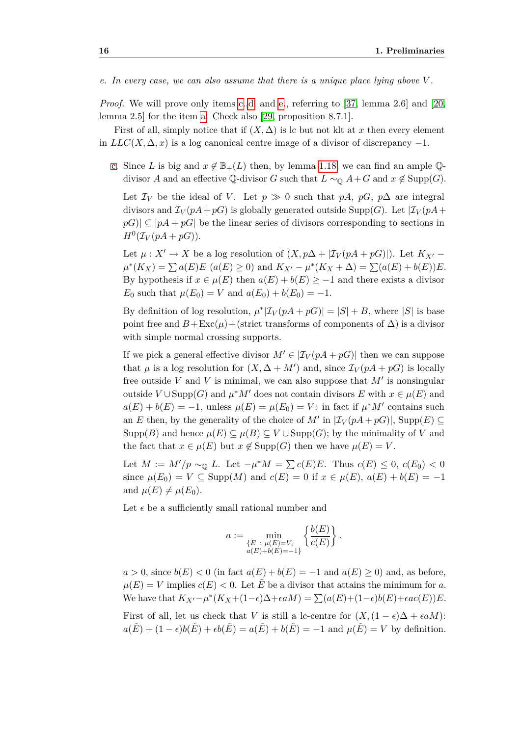*e. In every case, we can also assume that there is a unique place lying above $V$.*

*Proof.* We will prove only items c.,d. and e., referring to [37, lemma 2.6] and [20, lemma 2.5] for the item a. Check also [29, proposition 8.7.1].

First of all, simply notice that if $(X, \Delta)$ is lc but not klt at $x$ then every element in $LLC(X, \Delta, x)$ is a log canonical centre image of a divisor of discrepancy $-1$.

c. Since $L$ is big and $x \notin \mathbb{B}_+(L)$ then, by lemma 1.18, we can find an ample $\mathbb{Q}$-divisor $A$ and an effective $\mathbb{Q}$-divisor $G$ such that $L \sim_{\mathbb{Q}} A + G$ and $x \notin \mathrm{Supp}(G)$.

   Let $\mathcal{I}_V$ be the ideal of $V$. Let $p \gg 0$ such that $pA$, $pG$, $p\Delta$ are integral divisors and $\mathcal{I}_V(pA+pG)$ is globally generated outside $\mathrm{Supp}(G)$. Let $|\mathcal{I}_V(pA+pG)| \subseteq |pA+pG|$ be the linear series of divisors corresponding to sections in $H^0(\mathcal{I}_V(pA+pG))$.

   Let $\mu : X' \to X$ be a log resolution of $(X, p\Delta + |\mathcal{I}_V(pA+pG)|)$. Let $K_{X'} - \mu^*(K_X) = \sum a(E)E$ $(a(E) \geq 0)$ and $K_{X'} - \mu^*(K_X + \Delta) = \sum (a(E)+b(E))E$. By hypothesis if $x \in \mu(E)$ then $a(E)+b(E) \geq -1$ and there exists a divisor $E_0$ such that $\mu(E_0) = V$ and $a(E_0)+b(E_0) = -1$.

   By definition of log resolution, $\mu^*|\mathcal{I}_V(pA+pG)| = |S| + B$, where $|S|$ is base point free and $B + \mathrm{Exc}(\mu) +$(strict transforms of components of $\Delta$) is a divisor with simple normal crossing supports.

   If we pick a general effective divisor $M' \in |\mathcal{I}_V(pA+pG)|$ then we can suppose that $\mu$ is a log resolution for $(X, \Delta + M')$ and, since $\mathcal{I}_V(pA+pG)$ is locally free outside $V$ and $V$ is minimal, we can also suppose that $M'$ is nonsingular outside $V \cup \mathrm{Supp}(G)$ and $\mu^*M'$ does not contain divisors $E$ with $x \in \mu(E)$ and $a(E)+b(E) = -1$, unless $\mu(E) = \mu(E_0) = V$: in fact if $\mu^*M'$ contains such an $E$ then, by the generality of the choice of $M'$ in $|\mathcal{I}_V(pA+pG)|$, $\mathrm{Supp}(E) \subseteq \mathrm{Supp}(B)$ and hence $\mu(E) \subseteq \mu(B) \subseteq V \cup \mathrm{Supp}(G)$; by the minimality of $V$ and the fact that $x \in \mu(E)$ but $x \notin \mathrm{Supp}(G)$ then we have $\mu(E) = V$.

   Let $M := M'/p \sim_{\mathbb{Q}} L$. Let $-\mu^*M = \sum c(E)E$. Thus $c(E) \leq 0$, $c(E_0) < 0$ since $\mu(E_0) = V \subseteq \mathrm{Supp}(M)$ and $c(E) = 0$ if $x \in \mu(E)$, $a(E)+b(E) = -1$ and $\mu(E) \neq \mu(E_0)$.

   Let $\epsilon$ be a sufficiently small rational number and

$$a := \min_{\substack{\{E \,:\, \mu(E)=V,\\ a(E)+b(E)=-1\}}} \left\{ \frac{b(E)}{c(E)} \right\}.$$

   $a > 0$, since $b(E) < 0$ (in fact $a(E)+b(E) = -1$ and $a(E) \geq 0$) and, as before, $\mu(E) = V$ implies $c(E) < 0$. Let $\tilde{E}$ be a divisor that attains the minimum for $a$. We have that $K_{X'} - \mu^*(K_X + (1-\epsilon)\Delta + \epsilon a M) = \sum (a(E) + (1-\epsilon)b(E) + \epsilon a c(E))E$.

   First of all, let us check that $V$ is still a lc-centre for $(X, (1-\epsilon)\Delta + \epsilon a M)$: $a(\tilde{E}) + (1-\epsilon)b(\tilde{E}) + \epsilon b(\tilde{E}) = a(\tilde{E}) + b(\tilde{E}) = -1$ and $\mu(\tilde{E}) = V$ by definition.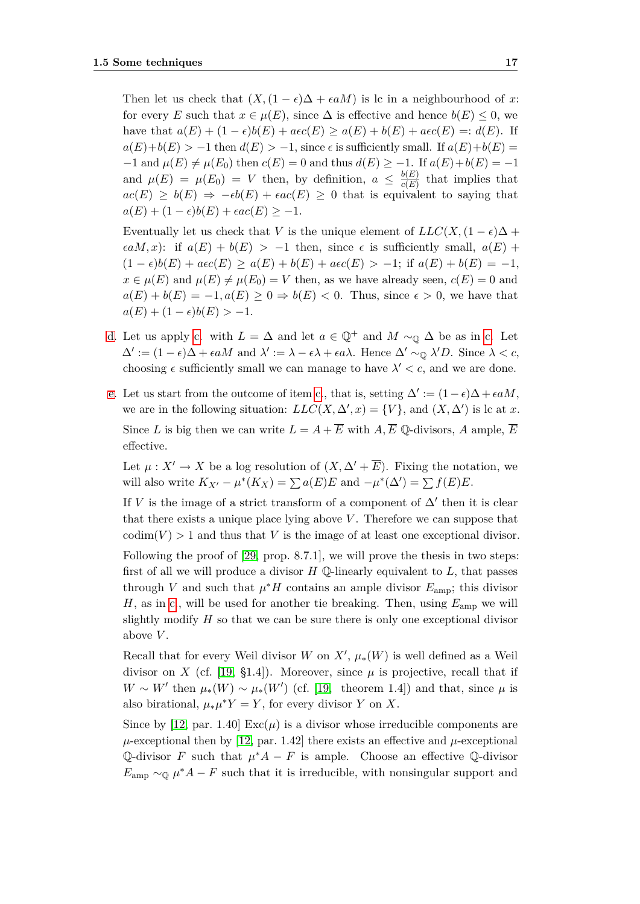Then let us check that $(X, (1-\epsilon)\Delta + \epsilon a M)$ is lc in a neighbourhood of $x$: for every $E$ such that $x \in \mu(E)$, since $\Delta$ is effective and hence $b(E) \leq 0$, we have that $a(E) + (1-\epsilon)b(E) + a\epsilon c(E) \geq a(E) + b(E) + a\epsilon c(E) =: d(E)$. If $a(E)+b(E) > -1$ then $d(E) > -1$, since $\epsilon$ is sufficiently small. If $a(E)+b(E) = -1$ and $\mu(E) \neq \mu(E_0)$ then $c(E) = 0$ and thus $d(E) \geq -1$. If $a(E)+b(E) = -1$ and $\mu(E) = \mu(E_0) = V$ then, by definition, $a \leq \frac{b(E)}{c(E)}$ that implies that $ac(E) \geq b(E) \Rightarrow -\epsilon b(E) + \epsilon a c(E) \geq 0$ that is equivalent to saying that $a(E) + (1-\epsilon)b(E) + \epsilon a c(E) \geq -1$.

Eventually let us check that $V$ is the unique element of $LLC(X, (1-\epsilon)\Delta + \epsilon a M, x)$: if $a(E) + b(E) > -1$ then, since $\epsilon$ is sufficiently small, $a(E) + (1-\epsilon)b(E) + a\epsilon c(E) \geq a(E) + b(E) + a\epsilon c(E) > -1$; if $a(E) + b(E) = -1$, $x \in \mu(E)$ and $\mu(E) \neq \mu(E_0) = V$ then, as we have already seen, $c(E) = 0$ and $a(E) + b(E) = -1, a(E) \geq 0 \Rightarrow b(E) < 0$. Thus, since $\epsilon > 0$, we have that $a(E) + (1-\epsilon)b(E) > -1$.

d. Let us apply c. with $L = \Delta$ and let $a \in \mathbb{Q}^+$ and $M \sim_{\mathbb{Q}} \Delta$ be as in c. Let $\Delta' := (1-\epsilon)\Delta + \epsilon a M$ and $\lambda' := \lambda - \epsilon\lambda + \epsilon a \lambda$. Hence $\Delta' \sim_{\mathbb{Q}} \lambda' D$. Since $\lambda < c$, choosing $\epsilon$ sufficiently small we can manage to have $\lambda' < c$, and we are done.

e. Let us start from the outcome of item c., that is, setting $\Delta' := (1-\epsilon)\Delta + \epsilon a M$, we are in the following situation: $LLC(X, \Delta', x) = \{V\}$, and $(X, \Delta')$ is lc at $x$.

Since $L$ is big then we can write $L = A + \overline{E}$ with $A, \overline{E}$ $\mathbb{Q}$-divisors, $A$ ample, $\overline{E}$ effective.

Let $\mu : X' \to X$ be a log resolution of $(X, \Delta' + \overline{E})$. Fixing the notation, we will also write $K_{X'} - \mu^*(K_X) = \sum a(E)E$ and $-\mu^*(\Delta') = \sum f(E)E$.

If $V$ is the image of a strict transform of a component of $\Delta'$ then it is clear that there exists a unique place lying above $V$. Therefore we can suppose that $\operatorname{codim}(V) > 1$ and thus that $V$ is the image of at least one exceptional divisor.

Following the proof of [29, prop. 8.7.1], we will prove the thesis in two steps: first of all we will produce a divisor $H$ $\mathbb{Q}$-linearly equivalent to $L$, that passes through $V$ and such that $\mu^*H$ contains an ample divisor $E_{\text{amp}}$; this divisor $H$, as in c., will be used for another tie breaking. Then, using $E_{\text{amp}}$ we will slightly modify $H$ so that we can be sure there is only one exceptional divisor above $V$.

Recall that for every Weil divisor $W$ on $X'$, $\mu_*(W)$ is well defined as a Weil divisor on $X$ (cf. [19, §1.4]). Moreover, since $\mu$ is projective, recall that if $W \sim W'$ then $\mu_*(W) \sim \mu_*(W')$ (cf. [19, theorem 1.4]) and that, since $\mu$ is also birational, $\mu_*\mu^*Y = Y$, for every divisor $Y$ on $X$.

Since by [12, par. 1.40] $\operatorname{Exc}(\mu)$ is a divisor whose irreducible components are $\mu$-exceptional then by [12, par. 1.42] there exists an effective and $\mu$-exceptional $\mathbb{Q}$-divisor $F$ such that $\mu^*A - F$ is ample. Choose an effective $\mathbb{Q}$-divisor $E_{\text{amp}} \sim_{\mathbb{Q}} \mu^*A - F$ such that it is irreducible, with nonsingular support and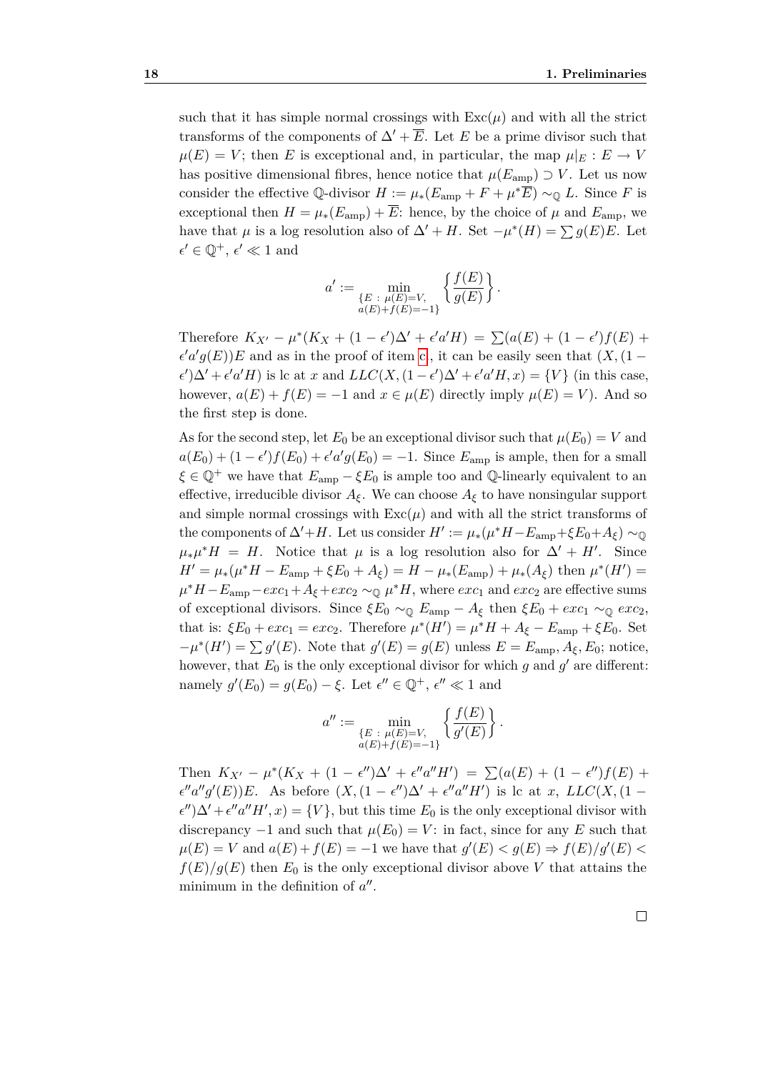such that it has simple normal crossings with $\mathrm{Exc}(\mu)$ and with all the strict transforms of the components of $\Delta' + \overline{E}$. Let $E$ be a prime divisor such that $\mu(E) = V$; then $E$ is exceptional and, in particular, the map $\mu|_E : E \to V$ has positive dimensional fibres, hence notice that $\mu(E_{\mathrm{amp}}) \supset V$. Let us now consider the effective $\mathbb{Q}$-divisor $H := \mu_*(E_{\mathrm{amp}} + F + \mu^*\overline{E}) \sim_{\mathbb{Q}} L$. Since $F$ is exceptional then $H = \mu_*(E_{\mathrm{amp}}) + \overline{E}$: hence, by the choice of $\mu$ and $E_{\mathrm{amp}}$, we have that $\mu$ is a log resolution also of $\Delta' + H$. Set $-\mu^*(H) = \sum g(E)E$. Let $\epsilon' \in \mathbb{Q}^+$, $\epsilon' \ll 1$ and

$$a' := \min_{\substack{\{E \,:\, \mu(E)=V,\\ a(E)+f(E)=-1\}}} \left\{ \frac{f(E)}{g(E)} \right\}.$$

Therefore $K_{X'} - \mu^*(K_X + (1-\epsilon')\Delta' + \epsilon' a' H) = \sum(a(E) + (1-\epsilon')f(E) + \epsilon' a' g(E))E$ and as in the proof of item c, it can be easily seen that $(X, (1-\epsilon')\Delta' + \epsilon' a' H)$ is lc at $x$ and $LLC(X, (1-\epsilon')\Delta' + \epsilon' a' H, x) = \{V\}$ (in this case, however, $a(E) + f(E) = -1$ and $x \in \mu(E)$ directly imply $\mu(E) = V$). And so the first step is done.

As for the second step, let $E_0$ be an exceptional divisor such that $\mu(E_0) = V$ and $a(E_0) + (1-\epsilon')f(E_0) + \epsilon' a' g(E_0) = -1$. Since $E_{\mathrm{amp}}$ is ample, then for a small $\xi \in \mathbb{Q}^+$ we have that $E_{\mathrm{amp}} - \xi E_0$ is ample too and $\mathbb{Q}$-linearly equivalent to an effective, irreducible divisor $A_\xi$. We can choose $A_\xi$ to have nonsingular support and simple normal crossings with $\mathrm{Exc}(\mu)$ and with all the strict transforms of the components of $\Delta' + H$. Let us consider $H' := \mu_*(\mu^*H - E_{\mathrm{amp}} + \xi E_0 + A_\xi) \sim_{\mathbb{Q}} \mu_*\mu^*H = H$. Notice that $\mu$ is a log resolution also for $\Delta' + H'$. Since $H' = \mu_*(\mu^*H - E_{\mathrm{amp}} + \xi E_0 + A_\xi) = H - \mu_*(E_{\mathrm{amp}}) + \mu_*(A_\xi)$ then $\mu^*(H') = \mu^*H - E_{\mathrm{amp}} - exc_1 + A_\xi + exc_2 \sim_{\mathbb{Q}} \mu^*H$, where $exc_1$ and $exc_2$ are effective sums of exceptional divisors. Since $\xi E_0 \sim_{\mathbb{Q}} E_{\mathrm{amp}} - A_\xi$ then $\xi E_0 + exc_1 \sim_{\mathbb{Q}} exc_2$, that is: $\xi E_0 + exc_1 = exc_2$. Therefore $\mu^*(H') = \mu^*H + A_\xi - E_{\mathrm{amp}} + \xi E_0$. Set $-\mu^*(H') = \sum g'(E)$. Note that $g'(E) = g(E)$ unless $E = E_{\mathrm{amp}}, A_\xi, E_0$; notice, however, that $E_0$ is the only exceptional divisor for which $g$ and $g'$ are different: namely $g'(E_0) = g(E_0) - \xi$. Let $\epsilon'' \in \mathbb{Q}^+$, $\epsilon'' \ll 1$ and

$$a'' := \min_{\substack{\{E \,:\, \mu(E)=V,\\ a(E)+f(E)=-1\}}} \left\{ \frac{f(E)}{g'(E)} \right\}.$$

Then $K_{X'} - \mu^*(K_X + (1-\epsilon'')\Delta' + \epsilon'' a'' H') = \sum(a(E) + (1-\epsilon'')f(E) + \epsilon'' a'' g'(E))E$. As before $(X, (1-\epsilon'')\Delta' + \epsilon'' a'' H')$ is lc at $x$, $LLC(X, (1-\epsilon'')\Delta' + \epsilon'' a'' H', x) = \{V\}$, but this time $E_0$ is the only exceptional divisor with discrepancy $-1$ and such that $\mu(E_0) = V$: in fact, since for any $E$ such that $\mu(E) = V$ and $a(E) + f(E) = -1$ we have that $g'(E) < g(E) \Rightarrow f(E)/g'(E) < f(E)/g(E)$ then $E_0$ is the only exceptional divisor above $V$ that attains the minimum in the definition of $a''$.

□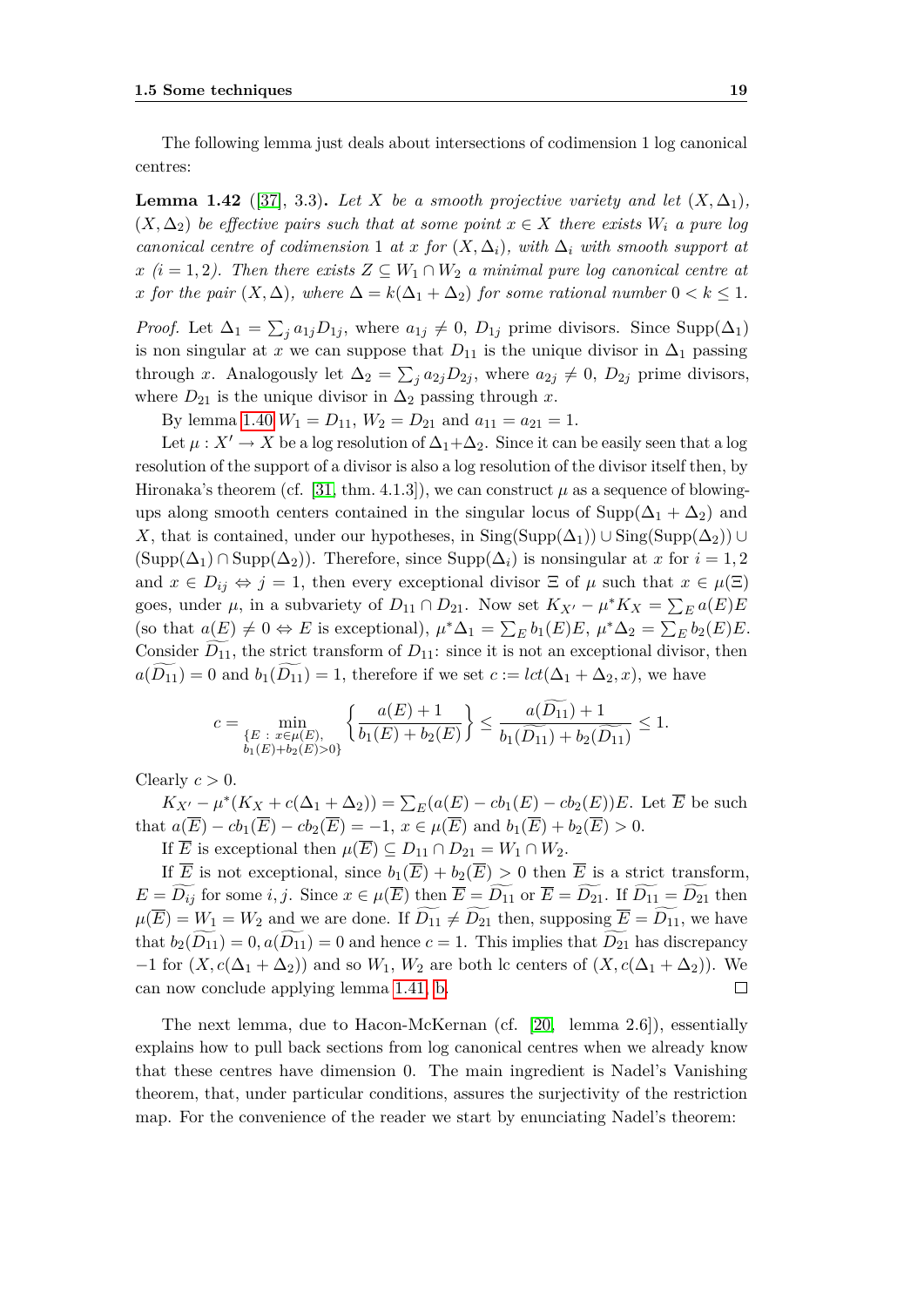The following lemma just deals about intersections of codimension 1 log canonical centres:

**Lemma 1.42** ([37], 3.3)**.** *Let $X$ be a smooth projective variety and let $(X, \Delta_1)$, $(X, \Delta_2)$ be effective pairs such that at some point $x \in X$ there exists $W_i$ a pure log canonical centre of codimension 1 at $x$ for $(X, \Delta_i)$, with $\Delta_i$ with smooth support at $x$ $(i = 1, 2)$. Then there exists $Z \subseteq W_1 \cap W_2$ a minimal pure log canonical centre at $x$ for the pair $(X, \Delta)$, where $\Delta = k(\Delta_1 + \Delta_2)$ for some rational number $0 < k \leq 1$.*

*Proof.* Let $\Delta_1 = \sum_j a_{1j} D_{1j}$, where $a_{1j} \neq 0$, $D_{1j}$ prime divisors. Since $\operatorname{Supp}(\Delta_1)$ is non singular at $x$ we can suppose that $D_{11}$ is the unique divisor in $\Delta_1$ passing through $x$. Analogously let $\Delta_2 = \sum_j a_{2j} D_{2j}$, where $a_{2j} \neq 0$, $D_{2j}$ prime divisors, where $D_{21}$ is the unique divisor in $\Delta_2$ passing through $x$.

By lemma 1.40 $W_1 = D_{11}$, $W_2 = D_{21}$ and $a_{11} = a_{21} = 1$.

Let $\mu : X' \to X$ be a log resolution of $\Delta_1 + \Delta_2$. Since it can be easily seen that a log resolution of the support of a divisor is also a log resolution of the divisor itself then, by Hironaka's theorem (cf. [31, thm. 4.1.3]), we can construct $\mu$ as a sequence of blowing-ups along smooth centers contained in the singular locus of $\operatorname{Supp}(\Delta_1 + \Delta_2)$ and $X$, that is contained, under our hypotheses, in $\operatorname{Sing}(\operatorname{Supp}(\Delta_1)) \cup \operatorname{Sing}(\operatorname{Supp}(\Delta_2)) \cup (\operatorname{Supp}(\Delta_1) \cap \operatorname{Supp}(\Delta_2))$. Therefore, since $\operatorname{Supp}(\Delta_i)$ is nonsingular at $x$ for $i = 1, 2$ and $x \in D_{ij} \Leftrightarrow j = 1$, then every exceptional divisor $\Xi$ of $\mu$ such that $x \in \mu(\Xi)$ goes, under $\mu$, in a subvariety of $D_{11} \cap D_{21}$. Now set $K_{X'} - \mu^* K_X = \sum_E a(E) E$ (so that $a(E) \neq 0 \Leftrightarrow E$ is exceptional), $\mu^* \Delta_1 = \sum_E b_1(E) E$, $\mu^* \Delta_2 = \sum_E b_2(E) E$. Consider $\widetilde{D_{11}}$, the strict transform of $D_{11}$: since it is not an exceptional divisor, then $a(\widetilde{D_{11}}) = 0$ and $b_1(\widetilde{D_{11}}) = 1$, therefore if we set $c := lct(\Delta_1 + \Delta_2, x)$, we have

$$c = \min_{\substack{\{E \,:\, x \in \mu(E), \\ b_1(E) + b_2(E) > 0\}}} \left\{ \frac{a(E) + 1}{b_1(E) + b_2(E)} \right\} \leq \frac{a(\widetilde{D_{11}}) + 1}{b_1(\widetilde{D_{11}}) + b_2(\widetilde{D_{11}})} \leq 1.$$

Clearly $c > 0$.

$K_{X'} - \mu^*(K_X + c(\Delta_1 + \Delta_2)) = \sum_E (a(E) - c b_1(E) - c b_2(E)) E$. Let $\overline{E}$ be such that $a(\overline{E}) - c b_1(\overline{E}) - c b_2(\overline{E}) = -1$, $x \in \mu(\overline{E})$ and $b_1(\overline{E}) + b_2(\overline{E}) > 0$.

If $\overline{E}$ is exceptional then $\mu(\overline{E}) \subseteq D_{11} \cap D_{21} = W_1 \cap W_2$.

If $\overline{E}$ is not exceptional, since $b_1(\overline{E}) + b_2(\overline{E}) > 0$ then $\overline{E}$ is a strict transform, $E = \widetilde{D_{ij}}$ for some $i, j$. Since $x \in \mu(\overline{E})$ then $\overline{E} = \widetilde{D_{11}}$ or $\overline{E} = \widetilde{D_{21}}$. If $\widetilde{D_{11}} = \widetilde{D_{21}}$ then $\mu(\overline{E}) = W_1 = W_2$ and we are done. If $\widetilde{D_{11}} \neq \widetilde{D_{21}}$ then, supposing $\overline{E} = \widetilde{D_{11}}$, we have that $b_2(\widetilde{D_{11}}) = 0, a(\widetilde{D_{11}}) = 0$ and hence $c = 1$. This implies that $\widetilde{D_{21}}$ has discrepancy $-1$ for $(X, c(\Delta_1 + \Delta_2))$ and so $W_1$, $W_2$ are both lc centers of $(X, c(\Delta_1 + \Delta_2))$. We can now conclude applying lemma 1.41, b. $\square$

The next lemma, due to Hacon-McKernan (cf. [20, lemma 2.6]), essentially explains how to pull back sections from log canonical centres when we already know that these centres have dimension 0. The main ingredient is Nadel's Vanishing theorem, that, under particular conditions, assures the surjectivity of the restriction map. For the convenience of the reader we start by enunciating Nadel's theorem: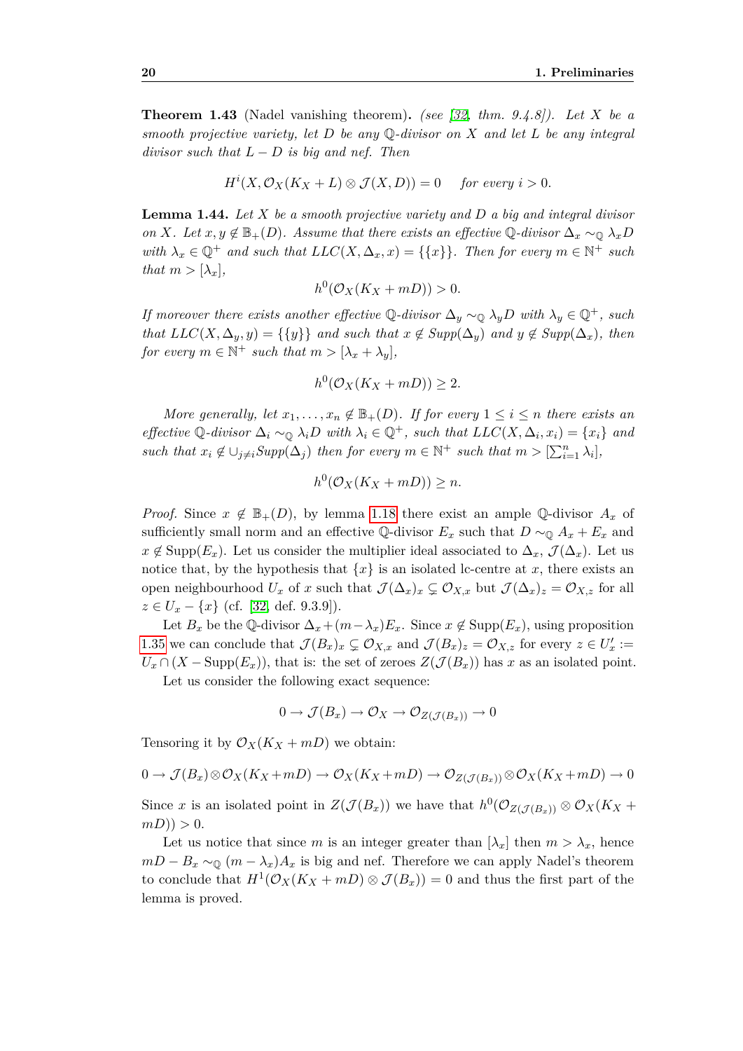**Theorem 1.43** (Nadel vanishing theorem)**.** *(see [32, thm. 9.4.8]). Let $X$ be a smooth projective variety, let $D$ be any $\mathbb{Q}$-divisor on $X$ and let $L$ be any integral divisor such that $L - D$ is big and nef. Then*

$$H^i(X, \mathcal{O}_X(K_X + L) \otimes \mathcal{J}(X, D)) = 0 \quad \text{for every } i > 0.$$

**Lemma 1.44.** *Let $X$ be a smooth projective variety and $D$ a big and integral divisor on $X$. Let $x, y \notin \mathbb{B}_+(D)$. Assume that there exists an effective $\mathbb{Q}$-divisor $\Delta_x \sim_{\mathbb{Q}} \lambda_x D$ with $\lambda_x \in \mathbb{Q}^+$ and such that $LLC(X, \Delta_x, x) = \{\{x\}\}$. Then for every $m \in \mathbb{N}^+$ such that $m > [\lambda_x]$,*

$$h^0(\mathcal{O}_X(K_X + mD)) > 0.$$

*If moreover there exists another effective $\mathbb{Q}$-divisor $\Delta_y \sim_{\mathbb{Q}} \lambda_y D$ with $\lambda_y \in \mathbb{Q}^+$, such that $LLC(X, \Delta_y, y) = \{\{y\}\}$ and such that $x \notin Supp(\Delta_y)$ and $y \notin Supp(\Delta_x)$, then for every $m \in \mathbb{N}^+$ such that $m > [\lambda_x + \lambda_y]$,*

$$h^0(\mathcal{O}_X(K_X + mD)) \geq 2.$$

*More generally, let $x_1, \dots, x_n \notin \mathbb{B}_+(D)$. If for every $1 \leq i \leq n$ there exists an effective $\mathbb{Q}$-divisor $\Delta_i \sim_{\mathbb{Q}} \lambda_i D$ with $\lambda_i \in \mathbb{Q}^+$, such that $LLC(X, \Delta_i, x_i) = \{x_i\}$ and such that $x_i \notin \cup_{j \neq i} Supp(\Delta_j)$ then for every $m \in \mathbb{N}^+$ such that $m > [\sum_{i=1}^n \lambda_i]$,*

$$h^0(\mathcal{O}_X(K_X + mD)) \geq n.$$

*Proof.* Since $x \notin \mathbb{B}_+(D)$, by lemma 1.18 there exist an ample $\mathbb{Q}$-divisor $A_x$ of sufficiently small norm and an effective $\mathbb{Q}$-divisor $E_x$ such that $D \sim_{\mathbb{Q}} A_x + E_x$ and $x \notin \text{Supp}(E_x)$. Let us consider the multiplier ideal associated to $\Delta_x$, $\mathcal{J}(\Delta_x)$. Let us notice that, by the hypothesis that $\{x\}$ is an isolated lc-centre at $x$, there exists an open neighbourhood $U_x$ of $x$ such that $\mathcal{J}(\Delta_x)_x \subsetneq \mathcal{O}_{X,x}$ but $\mathcal{J}(\Delta_x)_z = \mathcal{O}_{X,z}$ for all $z \in U_x - \{x\}$ (cf. [32, def. 9.3.9]).

Let $B_x$ be the $\mathbb{Q}$-divisor $\Delta_x + (m - \lambda_x)E_x$. Since $x \notin \text{Supp}(E_x)$, using proposition 1.35 we can conclude that $\mathcal{J}(B_x)_x \subsetneq \mathcal{O}_{X,x}$ and $\mathcal{J}(B_x)_z = \mathcal{O}_{X,z}$ for every $z \in U'_x := U_x \cap (X - \text{Supp}(E_x))$, that is: the set of zeroes $Z(\mathcal{J}(B_x))$ has $x$ as an isolated point.

Let us consider the following exact sequence:

$$0 \to \mathcal{J}(B_x) \to \mathcal{O}_X \to \mathcal{O}_{Z(\mathcal{J}(B_x))} \to 0$$

Tensoring it by $\mathcal{O}_X(K_X + mD)$ we obtain:

$$0 \to \mathcal{J}(B_x) \otimes \mathcal{O}_X(K_X + mD) \to \mathcal{O}_X(K_X + mD) \to \mathcal{O}_{Z(\mathcal{J}(B_x))} \otimes \mathcal{O}_X(K_X + mD) \to 0$$

Since $x$ is an isolated point in $Z(\mathcal{J}(B_x))$ we have that $h^0(\mathcal{O}_{Z(\mathcal{J}(B_x))} \otimes \mathcal{O}_X(K_X + mD)) > 0$.

Let us notice that since $m$ is an integer greater than $[\lambda_x]$ then $m > \lambda_x$, hence $mD - B_x \sim_{\mathbb{Q}} (m - \lambda_x)A_x$ is big and nef. Therefore we can apply Nadel's theorem to conclude that $H^1(\mathcal{O}_X(K_X + mD) \otimes \mathcal{J}(B_x)) = 0$ and thus the first part of the lemma is proved.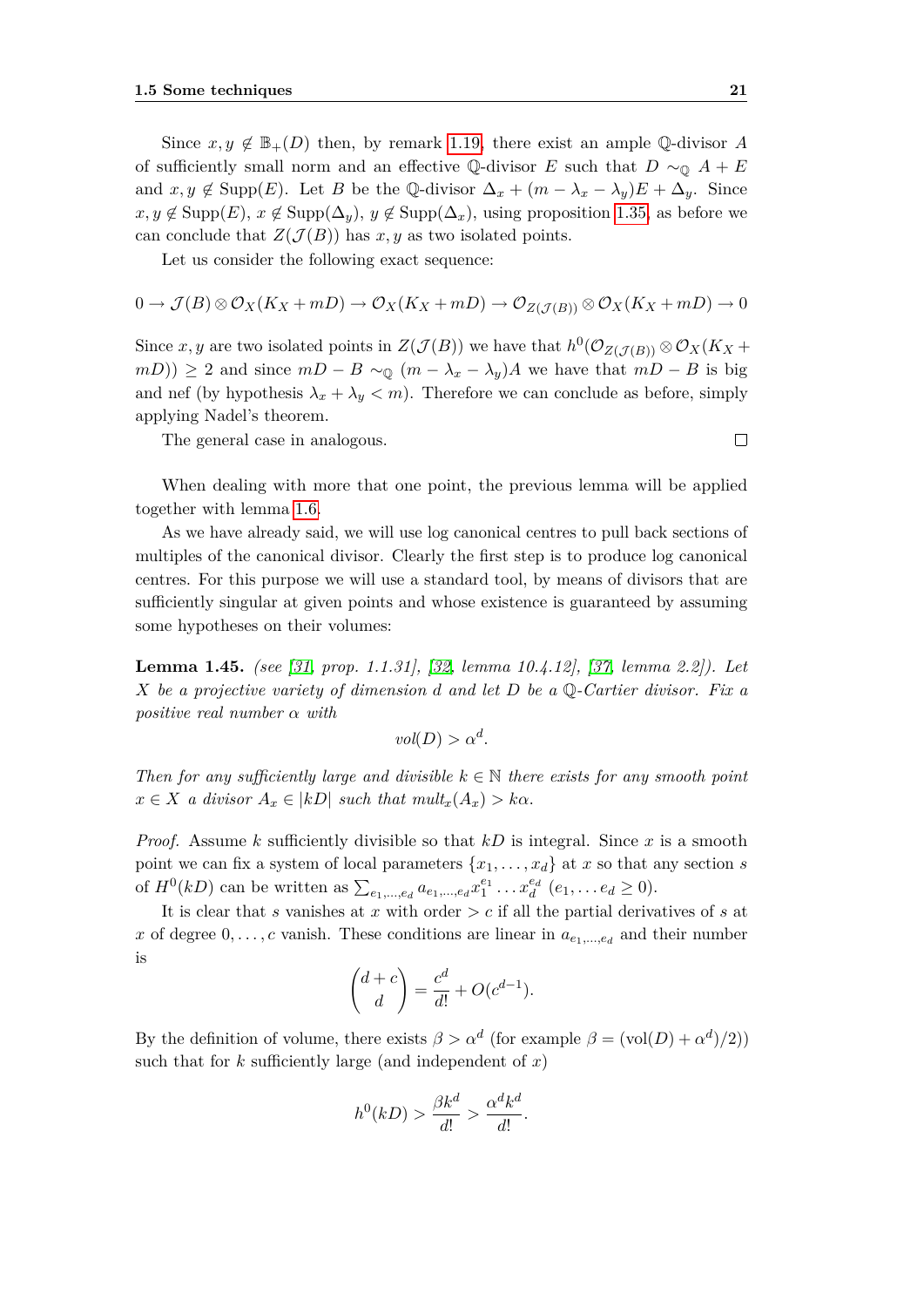Since $x, y \notin \mathbb{B}_+(D)$ then, by remark 1.19, there exist an ample $\mathbb{Q}$-divisor $A$ of sufficiently small norm and an effective $\mathbb{Q}$-divisor $E$ such that $D \sim_{\mathbb{Q}} A + E$ and $x, y \notin \mathrm{Supp}(E)$. Let $B$ be the $\mathbb{Q}$-divisor $\Delta_x + (m - \lambda_x - \lambda_y)E + \Delta_y$. Since $x, y \notin \mathrm{Supp}(E)$, $x \notin \mathrm{Supp}(\Delta_y)$, $y \notin \mathrm{Supp}(\Delta_x)$, using proposition 1.35, as before we can conclude that $Z(\mathcal{J}(B))$ has $x, y$ as two isolated points.

Let us consider the following exact sequence:

$$0 \to \mathcal{J}(B) \otimes \mathcal{O}_X(K_X + mD) \to \mathcal{O}_X(K_X + mD) \to \mathcal{O}_{Z(\mathcal{J}(B))} \otimes \mathcal{O}_X(K_X + mD) \to 0$$

Since $x, y$ are two isolated points in $Z(\mathcal{J}(B))$ we have that $h^0(\mathcal{O}_{Z(\mathcal{J}(B))} \otimes \mathcal{O}_X(K_X + mD)) \geq 2$ and since $mD - B \sim_{\mathbb{Q}} (m - \lambda_x - \lambda_y)A$ we have that $mD - B$ is big and nef (by hypothesis $\lambda_x + \lambda_y < m$). Therefore we can conclude as before, simply applying Nadel's theorem.

The general case in analogous. $\square$

When dealing with more that one point, the previous lemma will be applied together with lemma 1.6.

As we have already said, we will use log canonical centres to pull back sections of multiples of the canonical divisor. Clearly the first step is to produce log canonical centres. For this purpose we will use a standard tool, by means of divisors that are sufficiently singular at given points and whose existence is guaranteed by assuming some hypotheses on their volumes:

**Lemma 1.45.** *(see [31, prop. 1.1.31], [32, lemma 10.4.12], [37, lemma 2.2]). Let $X$ be a projective variety of dimension $d$ and let $D$ be a $\mathbb{Q}$-Cartier divisor. Fix a positive real number $\alpha$ with*

$$vol(D) > \alpha^d.$$

*Then for any sufficiently large and divisible $k \in \mathbb{N}$ there exists for any smooth point $x \in X$ a divisor $A_x \in |kD|$ such that $mult_x(A_x) > k\alpha$.*

*Proof.* Assume $k$ sufficiently divisible so that $kD$ is integral. Since $x$ is a smooth point we can fix a system of local parameters $\{x_1, \ldots, x_d\}$ at $x$ so that any section $s$ of $H^0(kD)$ can be written as $\sum_{e_1,\ldots,e_d} a_{e_1,\ldots,e_d} x_1^{e_1} \ldots x_d^{e_d}$ $(e_1, \ldots e_d \geq 0)$.

It is clear that $s$ vanishes at $x$ with order $> c$ if all the partial derivatives of $s$ at $x$ of degree $0, \ldots, c$ vanish. These conditions are linear in $a_{e_1,\ldots,e_d}$ and their number is

$$\binom{d+c}{d} = \frac{c^d}{d!} + O(c^{d-1}).$$

By the definition of volume, there exists $\beta > \alpha^d$ (for example $\beta = (\mathrm{vol}(D) + \alpha^d)/2$)) such that for $k$ sufficiently large (and independent of $x$)

$$h^0(kD) > \frac{\beta k^d}{d!} > \frac{\alpha^d k^d}{d!}.$$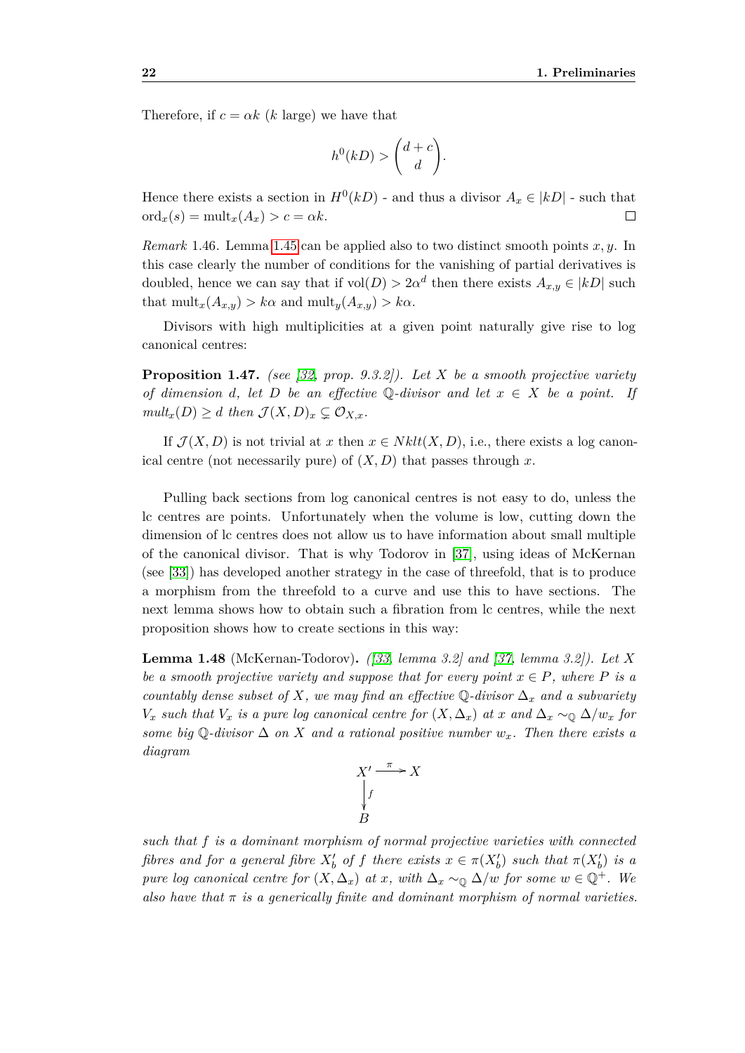Therefore, if $c = \alpha k$ ($k$ large) we have that

$$h^0(kD) > \binom{d+c}{d}.$$

Hence there exists a section in $H^0(kD)$ - and thus a divisor $A_x \in |kD|$ - such that $\text{ord}_x(s) = \text{mult}_x(A_x) > c = \alpha k$. ☐

*Remark* 1.46. Lemma 1.45 can be applied also to two distinct smooth points $x, y$. In this case clearly the number of conditions for the vanishing of partial derivatives is doubled, hence we can say that if $\text{vol}(D) > 2\alpha^d$ then there exists $A_{x,y} \in |kD|$ such that $\text{mult}_x(A_{x,y}) > k\alpha$ and $\text{mult}_y(A_{x,y}) > k\alpha$.

Divisors with high multiplicities at a given point naturally give rise to log canonical centres:

**Proposition 1.47.** *(see [32, prop. 9.3.2]). Let $X$ be a smooth projective variety of dimension $d$, let $D$ be an effective $\mathbb{Q}$-divisor and let $x \in X$ be a point. If $mult_x(D) \geq d$ then $\mathcal{J}(X, D)_x \subsetneq \mathcal{O}_{X,x}$.*

If $\mathcal{J}(X, D)$ is not trivial at $x$ then $x \in Nklt(X, D)$, i.e., there exists a log canonical centre (not necessarily pure) of $(X, D)$ that passes through $x$.

Pulling back sections from log canonical centres is not easy to do, unless the lc centres are points. Unfortunately when the volume is low, cutting down the dimension of lc centres does not allow us to have information about small multiple of the canonical divisor. That is why Todorov in [37], using ideas of McKernan (see [33]) has developed another strategy in the case of threefold, that is to produce a morphism from the threefold to a curve and use this to have sections. The next lemma shows how to obtain such a fibration from lc centres, while the next proposition shows how to create sections in this way:

**Lemma 1.48** (McKernan-Todorov)**.** *([33, lemma 3.2] and [37, lemma 3.2]). Let $X$ be a smooth projective variety and suppose that for every point $x \in P$, where $P$ is a countably dense subset of $X$, we may find an effective $\mathbb{Q}$-divisor $\Delta_x$ and a subvariety $V_x$ such that $V_x$ is a pure log canonical centre for $(X, \Delta_x)$ at $x$ and $\Delta_x \sim_{\mathbb{Q}} \Delta/w_x$ for some big $\mathbb{Q}$-divisor $\Delta$ on $X$ and a rational positive number $w_x$. Then there exists a diagram*

$$\begin{array}{ccc} X' & \xrightarrow{\pi} & X \\ \downarrow{\scriptstyle f} & & \\ B & & \end{array}$$

*such that $f$ is a dominant morphism of normal projective varieties with connected fibres and for a general fibre $X'_b$ of $f$ there exists $x \in \pi(X'_b)$ such that $\pi(X'_b)$ is a pure log canonical centre for $(X, \Delta_x)$ at $x$, with $\Delta_x \sim_{\mathbb{Q}} \Delta/w$ for some $w \in \mathbb{Q}^+$. We also have that $\pi$ is a generically finite and dominant morphism of normal varieties.*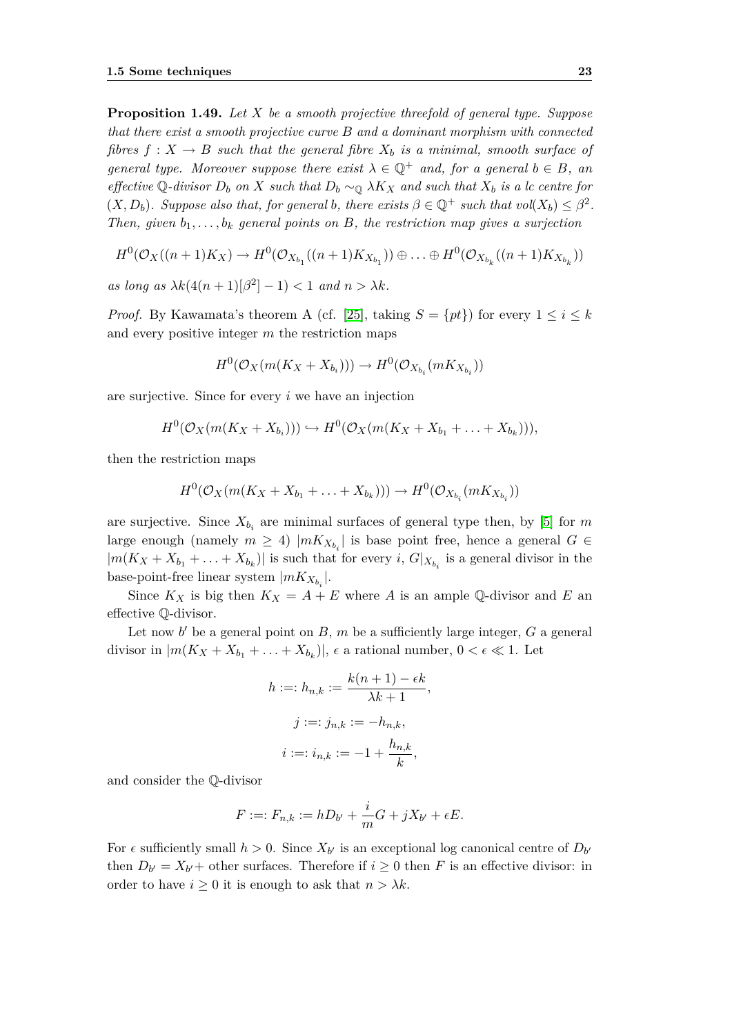**Proposition 1.49.** *Let $X$ be a smooth projective threefold of general type. Suppose that there exist a smooth projective curve $B$ and a dominant morphism with connected fibres $f : X \to B$ such that the general fibre $X_b$ is a minimal, smooth surface of general type. Moreover suppose there exist $\lambda \in \mathbb{Q}^+$ and, for a general $b \in B$, an effective $\mathbb{Q}$-divisor $D_b$ on $X$ such that $D_b \sim_{\mathbb{Q}} \lambda K_X$ and such that $X_b$ is a lc centre for $(X, D_b)$. Suppose also that, for general $b$, there exists $\beta \in \mathbb{Q}^+$ such that $vol(X_b) \leq \beta^2$. Then, given $b_1, \ldots, b_k$ general points on $B$, the restriction map gives a surjection*

$$H^0(\mathcal{O}_X((n+1)K_X) \to H^0(\mathcal{O}_{X_{b_1}}((n+1)K_{X_{b_1}})) \oplus \ldots \oplus H^0(\mathcal{O}_{X_{b_k}}((n+1)K_{X_{b_k}}))$$

*as long as $\lambda k(4(n+1)[\beta^2] - 1) < 1$ and $n > \lambda k$.*

*Proof.* By Kawamata's theorem A (cf. [25], taking $S = \{pt\}$) for every $1 \leq i \leq k$ and every positive integer $m$ the restriction maps

$$H^0(\mathcal{O}_X(m(K_X + X_{b_i}))) \to H^0(\mathcal{O}_{X_{b_i}}(mK_{X_{b_i}}))$$

are surjective. Since for every $i$ we have an injection

$$H^0(\mathcal{O}_X(m(K_X + X_{b_i}))) \hookrightarrow H^0(\mathcal{O}_X(m(K_X + X_{b_1} + \ldots + X_{b_k}))),$$

then the restriction maps

$$H^0(\mathcal{O}_X(m(K_X + X_{b_1} + \ldots + X_{b_k}))) \to H^0(\mathcal{O}_{X_{b_i}}(mK_{X_{b_i}}))$$

are surjective. Since $X_{b_i}$ are minimal surfaces of general type then, by [5] for $m$ large enough (namely $m \geq 4$) $|mK_{X_{b_i}}|$ is base point free, hence a general $G \in |m(K_X + X_{b_1} + \ldots + X_{b_k})|$ is such that for every $i$, $G|_{X_{b_i}}$ is a general divisor in the base-point-free linear system $|mK_{X_{b_i}}|$.

Since $K_X$ is big then $K_X = A + E$ where $A$ is an ample $\mathbb{Q}$-divisor and $E$ an effective $\mathbb{Q}$-divisor.

Let now $b'$ be a general point on $B$, $m$ be a sufficiently large integer, $G$ a general divisor in $|m(K_X + X_{b_1} + \ldots + X_{b_k})|$, $\epsilon$ a rational number, $0 < \epsilon \ll 1$. Let

$$h =: h_{n,k} := \frac{k(n+1) - \epsilon k}{\lambda k + 1},$$

$$j =: j_{n,k} := -h_{n,k},$$

$$i =: i_{n,k} := -1 + \frac{h_{n,k}}{k},$$

and consider the $\mathbb{Q}$-divisor

$$F =: F_{n,k} := hD_{b'} + \frac{i}{m}G + jX_{b'} + \epsilon E.$$

For $\epsilon$ sufficiently small $h > 0$. Since $X_{b'}$ is an exceptional log canonical centre of $D_{b'}$ then $D_{b'} = X_{b'} +$ other surfaces. Therefore if $i \geq 0$ then $F$ is an effective divisor: in order to have $i \geq 0$ it is enough to ask that $n > \lambda k$.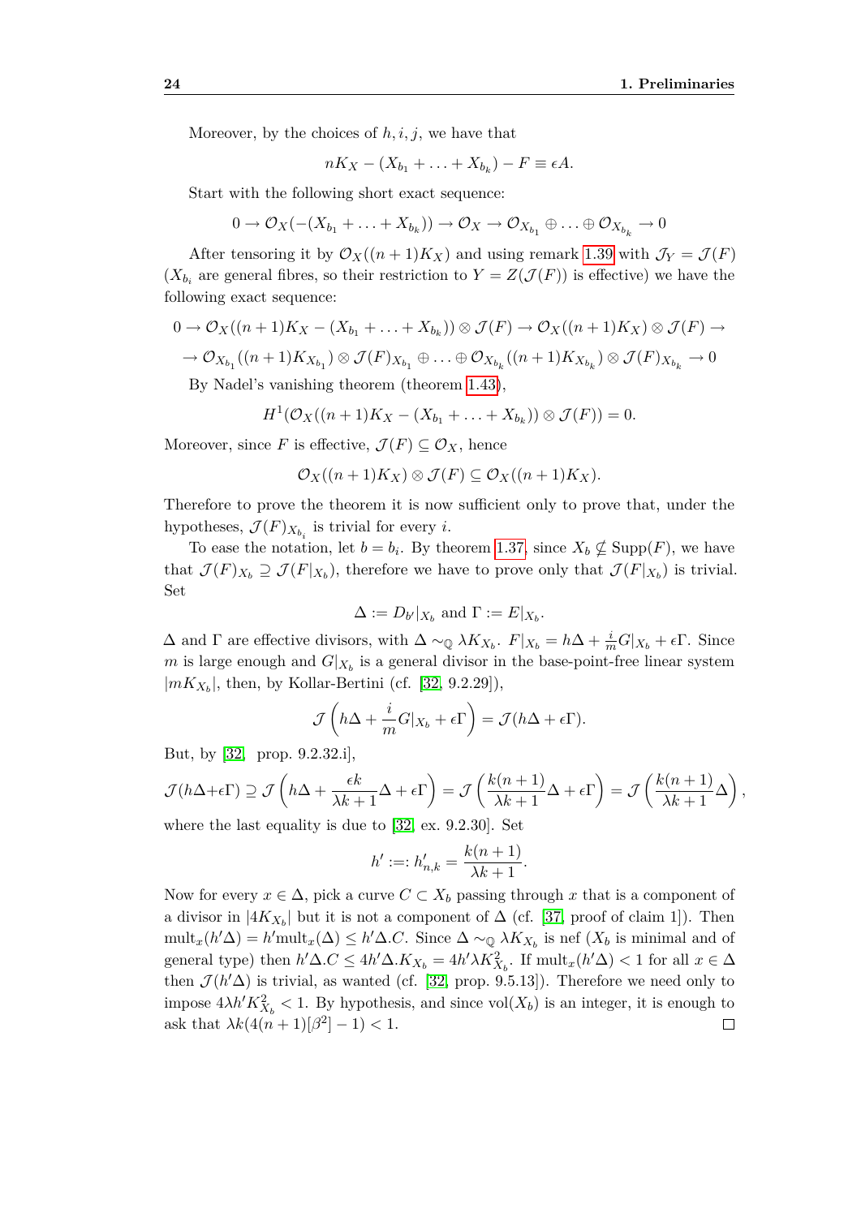Moreover, by the choices of $h, i, j$, we have that

$$nK_X - (X_{b_1} + \ldots + X_{b_k}) - F \equiv \epsilon A.$$

Start with the following short exact sequence:

$$0 \to \mathcal{O}_X(-(X_{b_1} + \ldots + X_{b_k})) \to \mathcal{O}_X \to \mathcal{O}_{X_{b_1}} \oplus \ldots \oplus \mathcal{O}_{X_{b_k}} \to 0$$

After tensoring it by $\mathcal{O}_X((n+1)K_X)$ and using remark 1.39 with $\mathcal{J}_Y = \mathcal{J}(F)$ ($X_{b_i}$ are general fibres, so their restriction to $Y = Z(\mathcal{J}(F))$ is effective) we have the following exact sequence:

$$0 \to \mathcal{O}_X((n+1)K_X - (X_{b_1} + \ldots + X_{b_k})) \otimes \mathcal{J}(F) \to \mathcal{O}_X((n+1)K_X) \otimes \mathcal{J}(F) \to$$
$$\to \mathcal{O}_{X_{b_1}}((n+1)K_{X_{b_1}}) \otimes \mathcal{J}(F)_{X_{b_1}} \oplus \ldots \oplus \mathcal{O}_{X_{b_k}}((n+1)K_{X_{b_k}}) \otimes \mathcal{J}(F)_{X_{b_k}} \to 0$$

By Nadel's vanishing theorem (theorem 1.43),

$$H^1(\mathcal{O}_X((n+1)K_X - (X_{b_1} + \ldots + X_{b_k})) \otimes \mathcal{J}(F)) = 0.$$

Moreover, since $F$ is effective, $\mathcal{J}(F) \subseteq \mathcal{O}_X$, hence

$$\mathcal{O}_X((n+1)K_X) \otimes \mathcal{J}(F) \subseteq \mathcal{O}_X((n+1)K_X).$$

Therefore to prove the theorem it is now sufficient only to prove that, under the hypotheses, $\mathcal{J}(F)_{X_{b_i}}$ is trivial for every $i$.

To ease the notation, let $b = b_i$. By theorem 1.37, since $X_b \not\subseteq \mathrm{Supp}(F)$, we have that $\mathcal{J}(F)_{X_b} \supseteq \mathcal{J}(F|_{X_b})$, therefore we have to prove only that $\mathcal{J}(F|_{X_b})$ is trivial. Set

$$\Delta := D_{b'}|_{X_b} \text{ and } \Gamma := E|_{X_b}.$$

$\Delta$ and $\Gamma$ are effective divisors, with $\Delta \sim_{\mathbb{Q}} \lambda K_{X_b}$. $F|_{X_b} = h\Delta + \frac{i}{m} G|_{X_b} + \epsilon\Gamma$. Since $m$ is large enough and $G|_{X_b}$ is a general divisor in the base-point-free linear system $|mK_{X_b}|$, then, by Kollar-Bertini (cf. [32, 9.2.29]),

$$\mathcal{J}\left(h\Delta + \frac{i}{m} G|_{X_b} + \epsilon\Gamma\right) = \mathcal{J}(h\Delta + \epsilon\Gamma).$$

But, by [32, prop. 9.2.32.i],

$$\mathcal{J}(h\Delta + \epsilon\Gamma) \supseteq \mathcal{J}\left(h\Delta + \frac{\epsilon k}{\lambda k + 1}\Delta + \epsilon\Gamma\right) = \mathcal{J}\left(\frac{k(n+1)}{\lambda k + 1}\Delta + \epsilon\Gamma\right) = \mathcal{J}\left(\frac{k(n+1)}{\lambda k + 1}\Delta\right),$$

where the last equality is due to [32, ex. 9.2.30]. Set

$$h' :=: h'_{n,k} = \frac{k(n+1)}{\lambda k + 1}.$$

Now for every $x \in \Delta$, pick a curve $C \subset X_b$ passing through $x$ that is a component of a divisor in $|4K_{X_b}|$ but it is not a component of $\Delta$ (cf. [37, proof of claim 1]). Then $\mathrm{mult}_x(h'\Delta) = h'\mathrm{mult}_x(\Delta) \leq h'\Delta.C$. Since $\Delta \sim_{\mathbb{Q}} \lambda K_{X_b}$ is nef ($X_b$ is minimal and of general type) then $h'\Delta.C \leq 4h'\Delta.K_{X_b} = 4h'\lambda K_{X_b}^2$. If $\mathrm{mult}_x(h'\Delta) < 1$ for all $x \in \Delta$ then $\mathcal{J}(h'\Delta)$ is trivial, as wanted (cf. [32, prop. 9.5.13]). Therefore we need only to impose $4\lambda h' K_{X_b}^2 < 1$. By hypothesis, and since $\mathrm{vol}(X_b)$ is an integer, it is enough to ask that $\lambda k(4(n+1)[\beta^2] - 1) < 1$. $\square$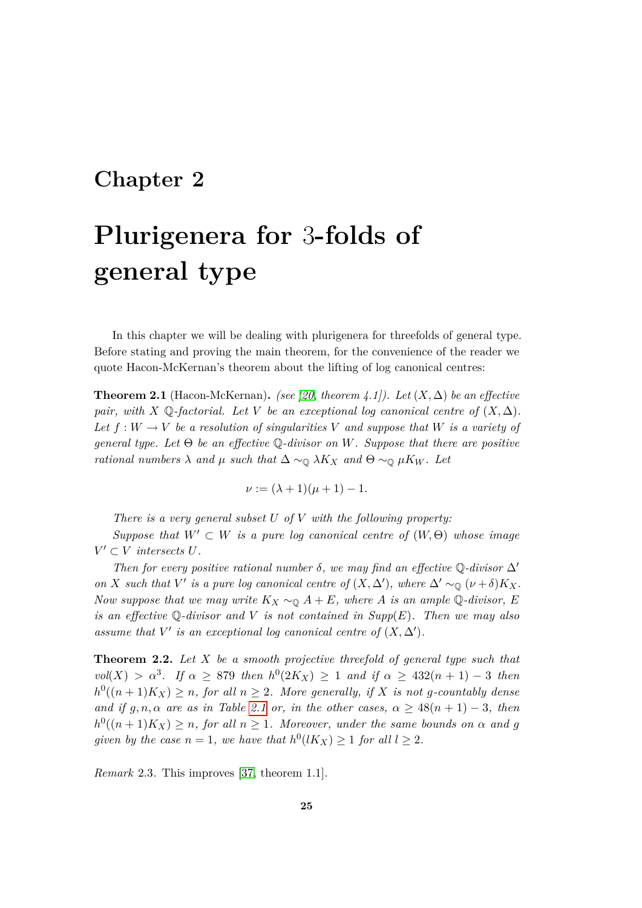# Chapter 2

# Plurigenera for 3-folds of general type

In this chapter we will be dealing with plurigenera for threefolds of general type. Before stating and proving the main theorem, for the convenience of the reader we quote Hacon-McKernan's theorem about the lifting of log canonical centres:

**Theorem 2.1** (Hacon-McKernan)**.** *(see [20, theorem 4.1]). Let $(X, \Delta)$ be an effective pair, with $X$ $\mathbb{Q}$-factorial. Let $V$ be an exceptional log canonical centre of $(X, \Delta)$. Let $f : W \to V$ be a resolution of singularities $V$ and suppose that $W$ is a variety of general type. Let $\Theta$ be an effective $\mathbb{Q}$-divisor on $W$. Suppose that there are positive rational numbers $\lambda$ and $\mu$ such that $\Delta \sim_{\mathbb{Q}} \lambda K_X$ and $\Theta \sim_{\mathbb{Q}} \mu K_W$. Let*

$$\nu := (\lambda + 1)(\mu + 1) - 1.$$

*There is a very general subset $U$ of $V$ with the following property:*

*Suppose that $W' \subset W$ is a pure log canonical centre of $(W, \Theta)$ whose image $V' \subset V$ intersects $U$.*

*Then for every positive rational number $\delta$, we may find an effective $\mathbb{Q}$-divisor $\Delta'$ on $X$ such that $V'$ is a pure log canonical centre of $(X, \Delta')$, where $\Delta' \sim_{\mathbb{Q}} (\nu + \delta)K_X$. Now suppose that we may write $K_X \sim_{\mathbb{Q}} A + E$, where $A$ is an ample $\mathbb{Q}$-divisor, $E$ is an effective $\mathbb{Q}$-divisor and $V$ is not contained in $Supp(E)$. Then we may also assume that $V'$ is an exceptional log canonical centre of $(X, \Delta')$.*

**Theorem 2.2.** *Let $X$ be a smooth projective threefold of general type such that $vol(X) > \alpha^3$. If $\alpha \geq 879$ then $h^0(2K_X) \geq 1$ and if $\alpha \geq 432(n+1) - 3$ then $h^0((n+1)K_X) \geq n$, for all $n \geq 2$. More generally, if $X$ is not $g$-countably dense and if $g, n, \alpha$ are as in Table 2.1 or, in the other cases, $\alpha \geq 48(n+1) - 3$, then $h^0((n+1)K_X) \geq n$, for all $n \geq 1$. Moreover, under the same bounds on $\alpha$ and $g$ given by the case $n = 1$, we have that $h^0(lK_X) \geq 1$ for all $l \geq 2$.*

*Remark* 2.3. This improves [37, theorem 1.1].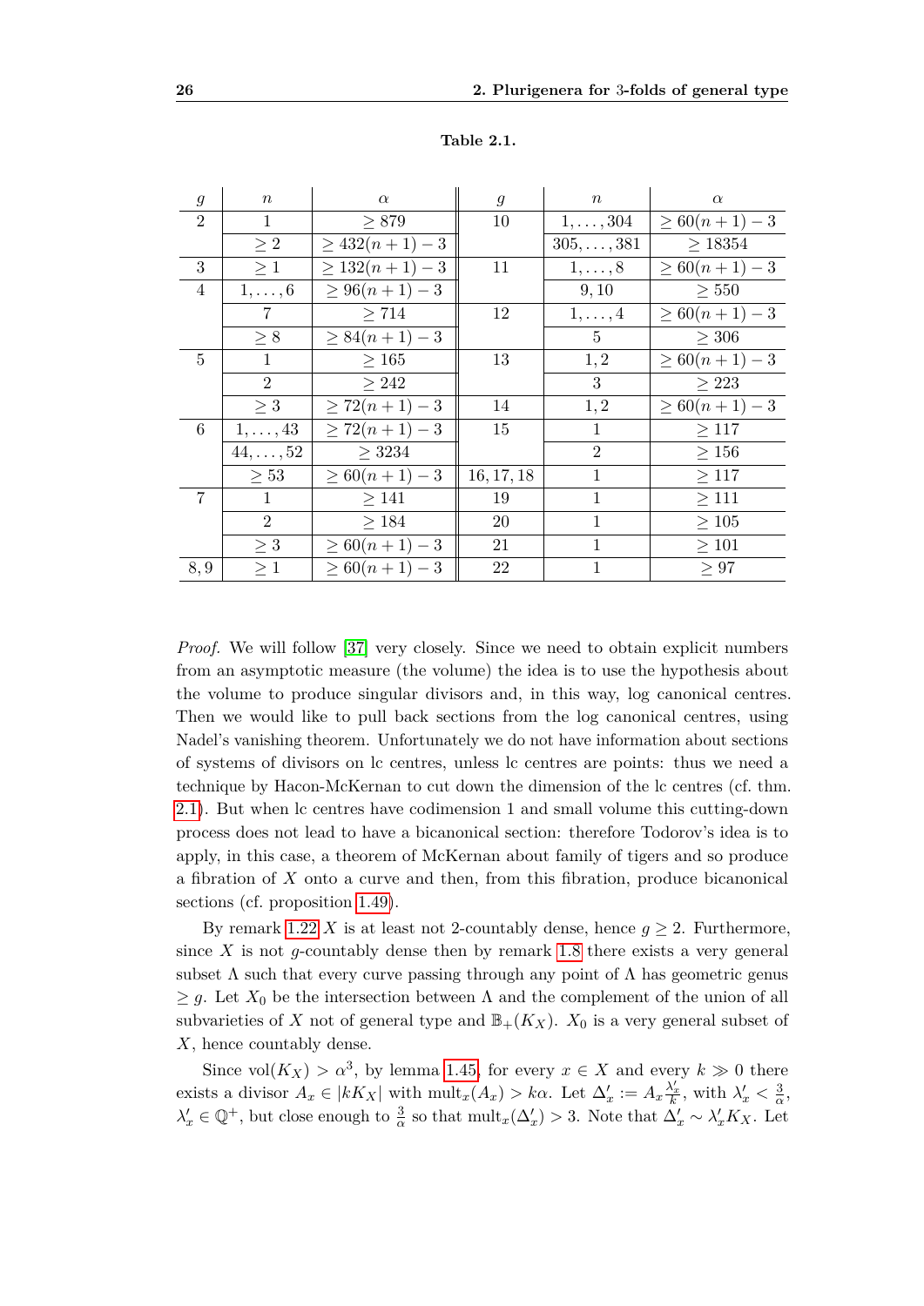**Table 2.1.**

| $g$ | $n$ | $\alpha$ | $g$ | $n$ | $\alpha$ |
|---|---|---|---|---|---|
| 2 | 1 | $\geq 879$ | 10 | $1,\dots,304$ | $\geq 60(n+1)-3$ |
| | $\geq 2$ | $\geq 432(n+1)-3$ | | $305,\dots,381$ | $\geq 18354$ |
| 3 | $\geq 1$ | $\geq 132(n+1)-3$ | 11 | $1,\dots,8$ | $\geq 60(n+1)-3$ |
| 4 | $1,\dots,6$ | $\geq 96(n+1)-3$ | | $9,10$ | $\geq 550$ |
| | 7 | $\geq 714$ | 12 | $1,\dots,4$ | $\geq 60(n+1)-3$ |
| | $\geq 8$ | $\geq 84(n+1)-3$ | | 5 | $\geq 306$ |
| 5 | 1 | $\geq 165$ | 13 | $1,2$ | $\geq 60(n+1)-3$ |
| | 2 | $\geq 242$ | | 3 | $\geq 223$ |
| | $\geq 3$ | $\geq 72(n+1)-3$ | 14 | $1,2$ | $\geq 60(n+1)-3$ |
| 6 | $1,\dots,43$ | $\geq 72(n+1)-3$ | 15 | 1 | $\geq 117$ |
| | $44,\dots,52$ | $\geq 3234$ | | 2 | $\geq 156$ |
| | $\geq 53$ | $\geq 60(n+1)-3$ | $16,17,18$ | 1 | $\geq 117$ |
| 7 | 1 | $\geq 141$ | 19 | 1 | $\geq 111$ |
| | 2 | $\geq 184$ | 20 | 1 | $\geq 105$ |
| | $\geq 3$ | $\geq 60(n+1)-3$ | 21 | 1 | $\geq 101$ |
| $8,9$ | $\geq 1$ | $\geq 60(n+1)-3$ | 22 | 1 | $\geq 97$ |

*Proof.* We will follow [37] very closely. Since we need to obtain explicit numbers from an asymptotic measure (the volume) the idea is to use the hypothesis about the volume to produce singular divisors and, in this way, log canonical centres. Then we would like to pull back sections from the log canonical centres, using Nadel's vanishing theorem. Unfortunately we do not have information about sections of systems of divisors on lc centres, unless lc centres are points: thus we need a technique by Hacon-McKernan to cut down the dimension of the lc centres (cf. thm. 2.1). But when lc centres have codimension 1 and small volume this cutting-down process does not lead to have a bicanonical section: therefore Todorov's idea is to apply, in this case, a theorem of McKernan about family of tigers and so produce a fibration of $X$ onto a curve and then, from this fibration, produce bicanonical sections (cf. proposition 1.49).

By remark 1.22 $X$ is at least not 2-countably dense, hence $g \geq 2$. Furthermore, since $X$ is not $g$-countably dense then by remark 1.8 there exists a very general subset $\Lambda$ such that every curve passing through any point of $\Lambda$ has geometric genus $\geq g$. Let $X_0$ be the intersection between $\Lambda$ and the complement of the union of all subvarieties of $X$ not of general type and $\mathbb{B}_+(K_X)$. $X_0$ is a very general subset of $X$, hence countably dense.

Since $\mathrm{vol}(K_X) > \alpha^3$, by lemma 1.45, for every $x \in X$ and every $k \gg 0$ there exists a divisor $A_x \in |kK_X|$ with $\mathrm{mult}_x(A_x) > k\alpha$. Let $\Delta'_x := A_x \frac{\lambda'_x}{k}$, with $\lambda'_x < \frac{3}{\alpha}$, $\lambda'_x \in \mathbb{Q}^+$, but close enough to $\frac{3}{\alpha}$ so that $\mathrm{mult}_x(\Delta'_x) > 3$. Note that $\Delta'_x \sim \lambda'_x K_X$. Let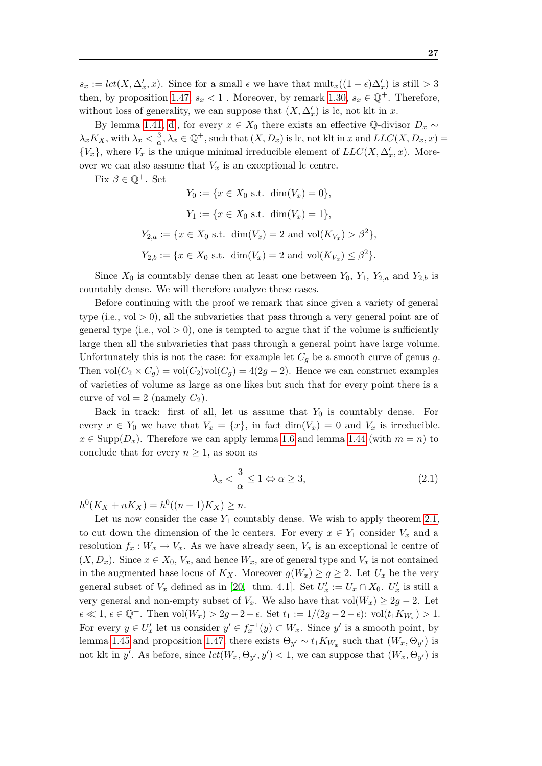$s_x := lct(X, \Delta'_x, x)$. Since for a small $\epsilon$ we have that $\text{mult}_x((1-\epsilon)\Delta'_x)$ is still $> 3$ then, by proposition 1.47, $s_x < 1$ . Moreover, by remark 1.30, $s_x \in \mathbb{Q}^+$. Therefore, without loss of generality, we can suppose that $(X, \Delta'_x)$ is lc, not klt in $x$.

By lemma 1.41, d, for every $x \in X_0$ there exists an effective $\mathbb{Q}$-divisor $D_x \sim \lambda_x K_X$, with $\lambda_x < \frac{3}{\alpha}, \lambda_x \in \mathbb{Q}^+$, such that $(X, D_x)$ is lc, not klt in $x$ and $LLC(X, D_x, x) = \{V_x\}$, where $V_x$ is the unique minimal irreducible element of $LLC(X, \Delta'_x, x)$. Moreover we can also assume that $V_x$ is an exceptional lc centre.

Fix $\beta \in \mathbb{Q}^+$. Set

$$Y_0 := \{x \in X_0 \text{ s.t. } \dim(V_x) = 0\},$$

$$Y_1 := \{x \in X_0 \text{ s.t. } \dim(V_x) = 1\},$$

$$Y_{2,a} := \{x \in X_0 \text{ s.t. } \dim(V_x) = 2 \text{ and } \text{vol}(K_{V_x}) > \beta^2\},$$

$$Y_{2,b} := \{x \in X_0 \text{ s.t. } \dim(V_x) = 2 \text{ and } \text{vol}(K_{V_x}) \leq \beta^2\}.$$

Since $X_0$ is countably dense then at least one between $Y_0$, $Y_1$, $Y_{2,a}$ and $Y_{2,b}$ is countably dense. We will therefore analyze these cases.

Before continuing with the proof we remark that since given a variety of general type (i.e., vol $> 0$), all the subvarieties that pass through a very general point are of general type (i.e., vol $> 0$), one is tempted to argue that if the volume is sufficiently large then all the subvarieties that pass through a general point have large volume. Unfortunately this is not the case: for example let $C_g$ be a smooth curve of genus $g$. Then $\text{vol}(C_2 \times C_g) = \text{vol}(C_2)\text{vol}(C_g) = 4(2g-2)$. Hence we can construct examples of varieties of volume as large as one likes but such that for every point there is a curve of vol $= 2$ (namely $C_2$).

Back in track: first of all, let us assume that $Y_0$ is countably dense. For every $x \in Y_0$ we have that $V_x = \{x\}$, in fact $\dim(V_x) = 0$ and $V_x$ is irreducible. $x \in \text{Supp}(D_x)$. Therefore we can apply lemma 1.6 and lemma 1.44 (with $m = n$) to conclude that for every $n \geq 1$, as soon as

$$\lambda_x < \frac{3}{\alpha} \leq 1 \Leftrightarrow \alpha \geq 3, \tag{2.1}$$

$h^0(K_X + nK_X) = h^0((n+1)K_X) \geq n$.

Let us now consider the case $Y_1$ countably dense. We wish to apply theorem 2.1, to cut down the dimension of the lc centers. For every $x \in Y_1$ consider $V_x$ and a resolution $f_x : W_x \to V_x$. As we have already seen, $V_x$ is an exceptional lc centre of $(X, D_x)$. Since $x \in X_0$, $V_x$, and hence $W_x$, are of general type and $V_x$ is not contained in the augmented base locus of $K_X$. Moreover $g(W_x) \geq g \geq 2$. Let $U_x$ be the very general subset of $V_x$ defined as in [20, thm. 4.1]. Set $U'_x := U_x \cap X_0$. $U'_x$ is still a very general and non-empty subset of $V_x$. We also have that $\text{vol}(W_x) \geq 2g - 2$. Let $\epsilon \ll 1$, $\epsilon \in \mathbb{Q}^+$. Then $\text{vol}(W_x) > 2g - 2 - \epsilon$. Set $t_1 := 1/(2g-2-\epsilon)$: $\text{vol}(t_1 K_{W_x}) > 1$. For every $y \in U'_x$ let us consider $y' \in f_x^{-1}(y) \subset W_x$. Since $y'$ is a smooth point, by lemma 1.45 and proposition 1.47, there exists $\Theta_{y'} \sim t_1 K_{W_x}$ such that $(W_x, \Theta_{y'})$ is not klt in $y'$. As before, since $lct(W_x, \Theta_{y'}, y') < 1$, we can suppose that $(W_x, \Theta_{y'})$ is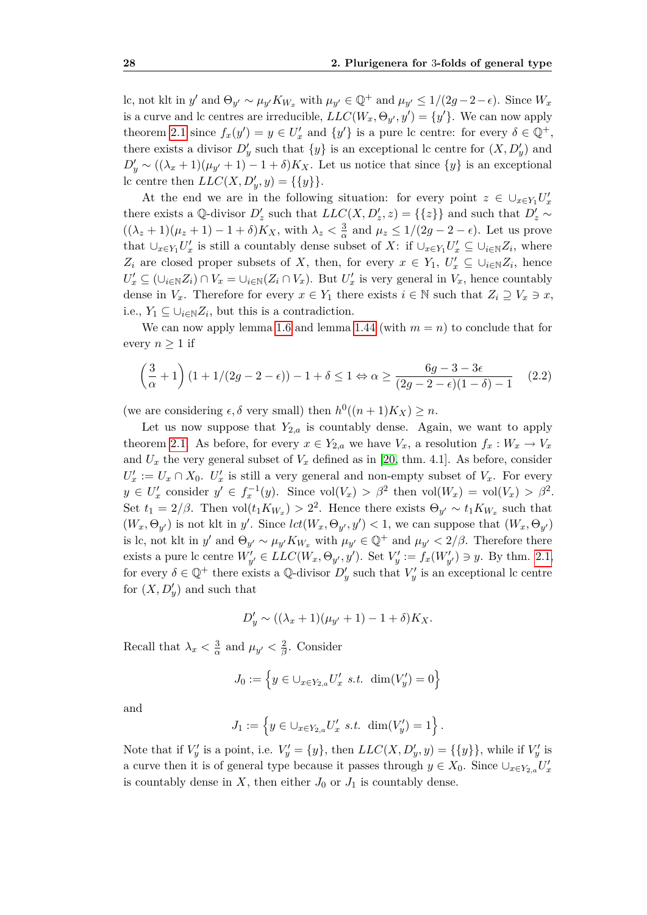lc, not klt in $y'$ and $\Theta_{y'} \sim \mu_{y'} K_{W_x}$ with $\mu_{y'} \in \mathbb{Q}^+$ and $\mu_{y'} \leq 1/(2g-2-\epsilon)$. Since $W_x$ is a curve and lc centres are irreducible, $LLC(W_x, \Theta_{y'}, y') = \{y'\}$. We can now apply theorem 2.1 since $f_x(y') = y \in U'_x$ and $\{y'\}$ is a pure lc centre: for every $\delta \in \mathbb{Q}^+$, there exists a divisor $D'_y$ such that $\{y\}$ is an exceptional lc centre for $(X, D'_y)$ and $D'_y \sim ((\lambda_x + 1)(\mu_{y'} + 1) - 1 + \delta)K_X$. Let us notice that since $\{y\}$ is an exceptional lc centre then $LLC(X, D'_y, y) = \{\{y\}\}$.

At the end we are in the following situation: for every point $z \in \cup_{x \in Y_1} U'_x$ there exists a $\mathbb{Q}$-divisor $D'_z$ such that $LLC(X, D'_z, z) = \{\{z\}\}$ and such that $D'_z \sim ((\lambda_z + 1)(\mu_z + 1) - 1 + \delta)K_X$, with $\lambda_z < \frac{3}{\alpha}$ and $\mu_z \leq 1/(2g-2-\epsilon)$. Let us prove that $\cup_{x \in Y_1} U'_x$ is still a countably dense subset of $X$: if $\cup_{x \in Y_1} U'_x \subseteq \cup_{i \in \mathbb{N}} Z_i$, where $Z_i$ are closed proper subsets of $X$, then, for every $x \in Y_1$, $U'_x \subseteq \cup_{i \in \mathbb{N}} Z_i$, hence $U'_x \subseteq (\cup_{i \in \mathbb{N}} Z_i) \cap V_x = \cup_{i \in \mathbb{N}} (Z_i \cap V_x)$. But $U'_x$ is very general in $V_x$, hence countably dense in $V_x$. Therefore for every $x \in Y_1$ there exists $i \in \mathbb{N}$ such that $Z_i \supseteq V_x \ni x$, i.e., $Y_1 \subseteq \cup_{i \in \mathbb{N}} Z_i$, but this is a contradiction.

We can now apply lemma 1.6 and lemma 1.44 (with $m = n$) to conclude that for every $n \geq 1$ if

$$\left(\frac{3}{\alpha} + 1\right)(1 + 1/(2g-2-\epsilon)) - 1 + \delta \leq 1 \Leftrightarrow \alpha \geq \frac{6g - 3 - 3\epsilon}{(2g-2-\epsilon)(1-\delta) - 1} \tag{2.2}$$

(we are considering $\epsilon, \delta$ very small) then $h^0((n+1)K_X) \geq n$.

Let us now suppose that $Y_{2,a}$ is countably dense. Again, we want to apply theorem 2.1. As before, for every $x \in Y_{2,a}$ we have $V_x$, a resolution $f_x : W_x \to V_x$ and $U_x$ the very general subset of $V_x$ defined as in [20, thm. 4.1]. As before, consider $U'_x := U_x \cap X_0$. $U'_x$ is still a very general and non-empty subset of $V_x$. For every $y \in U'_x$ consider $y' \in f_x^{-1}(y)$. Since $\mathrm{vol}(V_x) > \beta^2$ then $\mathrm{vol}(W_x) = \mathrm{vol}(V_x) > \beta^2$. Set $t_1 = 2/\beta$. Then $\mathrm{vol}(t_1 K_{W_x}) > 2^2$. Hence there exists $\Theta_{y'} \sim t_1 K_{W_x}$ such that $(W_x, \Theta_{y'})$ is not klt in $y'$. Since $lct(W_x, \Theta_{y'}, y') < 1$, we can suppose that $(W_x, \Theta_{y'})$ is lc, not klt in $y'$ and $\Theta_{y'} \sim \mu_{y'} K_{W_x}$ with $\mu_{y'} \in \mathbb{Q}^+$ and $\mu_{y'} < 2/\beta$. Therefore there exists a pure lc centre $W'_{y'} \in LLC(W_x, \Theta_{y'}, y')$. Set $V'_y := f_x(W'_{y'}) \ni y$. By thm. 2.1, for every $\delta \in \mathbb{Q}^+$ there exists a $\mathbb{Q}$-divisor $D'_y$ such that $V'_y$ is an exceptional lc centre for $(X, D'_y)$ and such that

$$D'_y \sim ((\lambda_x + 1)(\mu_{y'} + 1) - 1 + \delta)K_X.$$

Recall that $\lambda_x < \frac{3}{\alpha}$ and $\mu_{y'} < \frac{2}{\beta}$. Consider

$$J_0 := \left\{ y \in \cup_{x \in Y_{2,a}} U'_x \ s.t.\ \dim(V'_y) = 0 \right\}$$

and

$$J_1 := \left\{ y \in \cup_{x \in Y_{2,a}} U'_x \ s.t.\ \dim(V'_y) = 1 \right\}.$$

Note that if $V'_y$ is a point, i.e. $V'_y = \{y\}$, then $LLC(X, D'_y, y) = \{\{y\}\}$, while if $V'_y$ is a curve then it is of general type because it passes through $y \in X_0$. Since $\cup_{x \in Y_{2,a}} U'_x$ is countably dense in $X$, then either $J_0$ or $J_1$ is countably dense.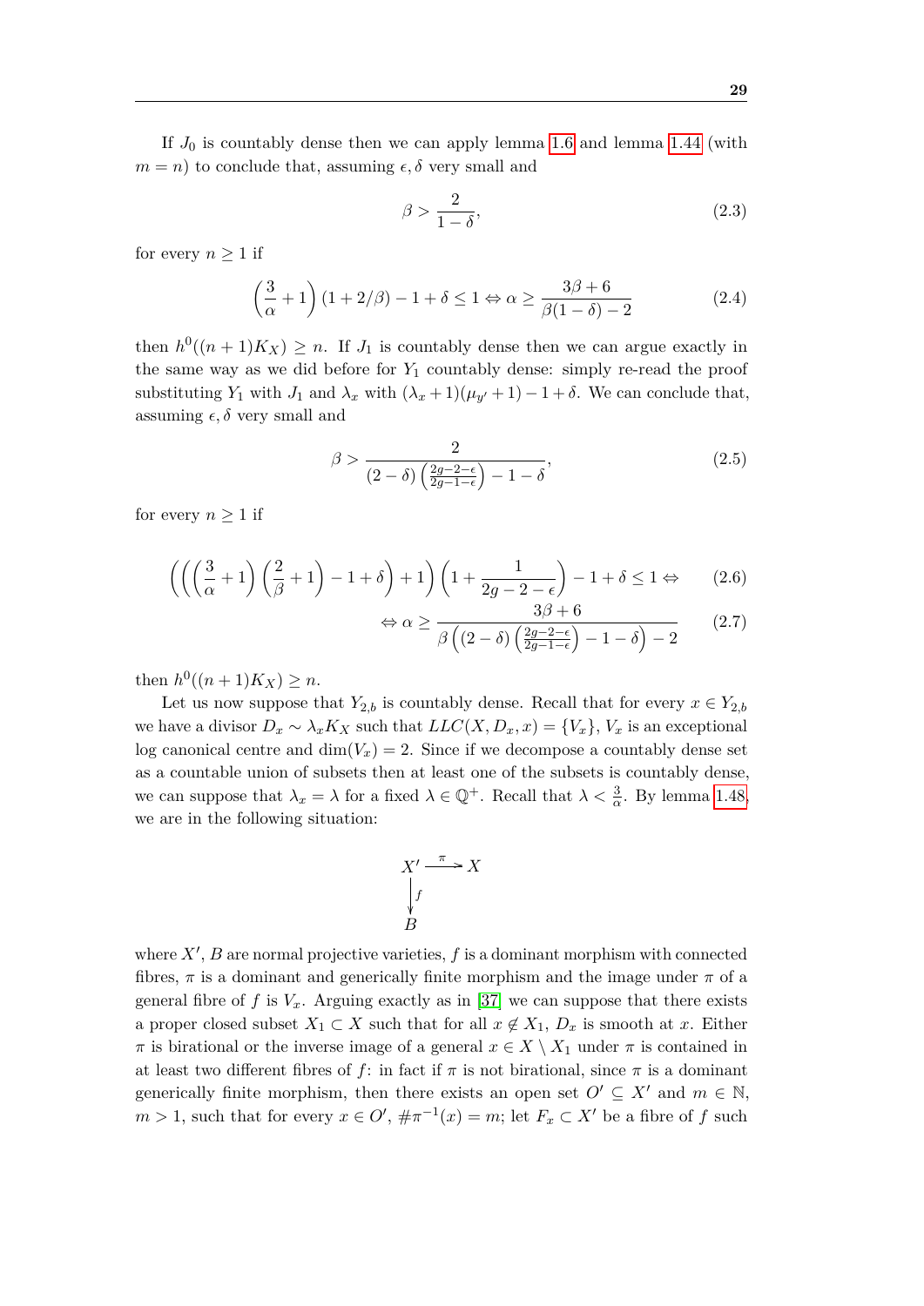If $J_0$ is countably dense then we can apply lemma 1.6 and lemma 1.44 (with $m = n$) to conclude that, assuming $\epsilon, \delta$ very small and

$$\beta > \frac{2}{1-\delta}, \tag{2.3}$$

for every $n \geq 1$ if

$$\left(\frac{3}{\alpha}+1\right)(1+2/\beta) - 1 + \delta \leq 1 \Leftrightarrow \alpha \geq \frac{3\beta+6}{\beta(1-\delta)-2} \tag{2.4}$$

then $h^0((n+1)K_X) \geq n$. If $J_1$ is countably dense then we can argue exactly in the same way as we did before for $Y_1$ countably dense: simply re-read the proof substituting $Y_1$ with $J_1$ and $\lambda_x$ with $(\lambda_x+1)(\mu_{y'}+1)-1+\delta$. We can conclude that, assuming $\epsilon, \delta$ very small and

$$\beta > \frac{2}{(2-\delta)\left(\frac{2g-2-\epsilon}{2g-1-\epsilon}\right)-1-\delta}, \tag{2.5}$$

for every $n \geq 1$ if

$$\left(\left(\left(\frac{3}{\alpha}+1\right)\left(\frac{2}{\beta}+1\right)-1+\delta\right)+1\right)\left(1+\frac{1}{2g-2-\epsilon}\right)-1+\delta \leq 1 \Leftrightarrow \tag{2.6}$$

$$\Leftrightarrow \alpha \geq \frac{3\beta+6}{\beta\left((2-\delta)\left(\frac{2g-2-\epsilon}{2g-1-\epsilon}\right)-1-\delta\right)-2} \tag{2.7}$$

then $h^0((n+1)K_X) \geq n$.

Let us now suppose that $Y_{2,b}$ is countably dense. Recall that for every $x \in Y_{2,b}$ we have a divisor $D_x \sim \lambda_x K_X$ such that $LLC(X, D_x, x) = \{V_x\}$, $V_x$ is an exceptional log canonical centre and $\dim(V_x) = 2$. Since if we decompose a countably dense set as a countable union of subsets then at least one of the subsets is countably dense, we can suppose that $\lambda_x = \lambda$ for a fixed $\lambda \in \mathbb{Q}^+$. Recall that $\lambda < \frac{3}{\alpha}$. By lemma 1.48, we are in the following situation:

$$\begin{array}{ccc} X' & \xrightarrow{\pi} & X \\ \downarrow{\scriptstyle f} & & \\ B & & \end{array}$$

where $X'$, $B$ are normal projective varieties, $f$ is a dominant morphism with connected fibres, $\pi$ is a dominant and generically finite morphism and the image under $\pi$ of a general fibre of $f$ is $V_x$. Arguing exactly as in [37] we can suppose that there exists a proper closed subset $X_1 \subset X$ such that for all $x \notin X_1$, $D_x$ is smooth at $x$. Either $\pi$ is birational or the inverse image of a general $x \in X \setminus X_1$ under $\pi$ is contained in at least two different fibres of $f$: in fact if $\pi$ is not birational, since $\pi$ is a dominant generically finite morphism, then there exists an open set $O' \subseteq X'$ and $m \in \mathbb{N}$, $m > 1$, such that for every $x \in O'$, $\#\pi^{-1}(x) = m$; let $F_x \subset X'$ be a fibre of $f$ such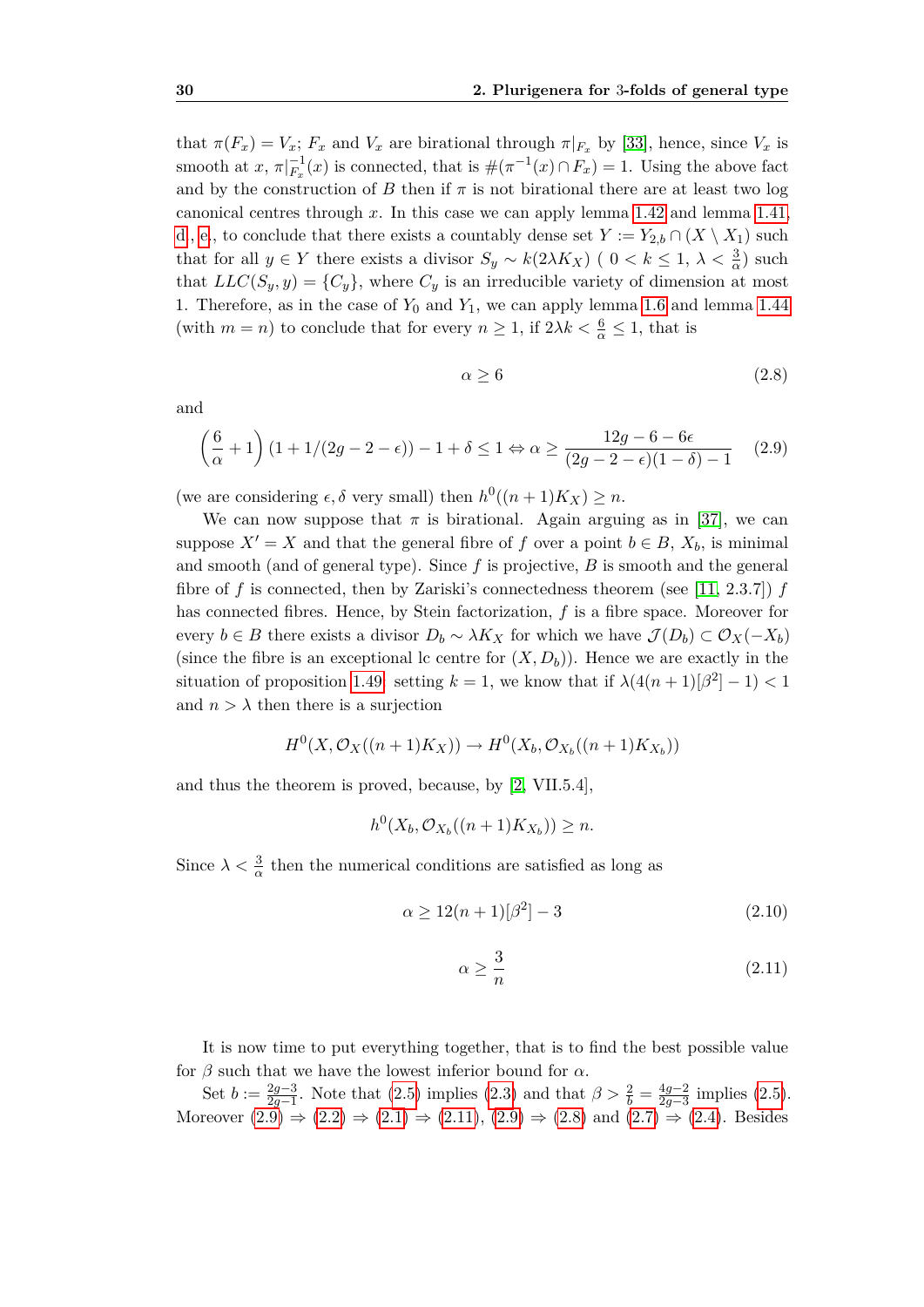that $\pi(F_x) = V_x$; $F_x$ and $V_x$ are birational through $\pi|_{F_x}$ by [33], hence, since $V_x$ is smooth at $x$, $\pi|_{F_x}^{-1}(x)$ is connected, that is $\#(\pi^{-1}(x) \cap F_x) = 1$. Using the above fact and by the construction of $B$ then if $\pi$ is not birational there are at least two log canonical centres through $x$. In this case we can apply lemma 1.42 and lemma 1.41, d, e, to conclude that there exists a countably dense set $Y := Y_{2,b} \cap (X \setminus X_1)$ such that for all $y \in Y$ there exists a divisor $S_y \sim k(2\lambda K_X)$ ( $0 < k \leq 1$, $\lambda < \frac{3}{\alpha}$) such that $LLC(S_y, y) = \{C_y\}$, where $C_y$ is an irreducible variety of dimension at most 1. Therefore, as in the case of $Y_0$ and $Y_1$, we can apply lemma 1.6 and lemma 1.44 (with $m = n$) to conclude that for every $n \geq 1$, if $2\lambda k < \frac{6}{\alpha} \leq 1$, that is

$$\alpha \geq 6 \tag{2.8}$$

and

$$\left(\frac{6}{\alpha} + 1\right)(1 + 1/(2g - 2 - \epsilon)) - 1 + \delta \leq 1 \Leftrightarrow \alpha \geq \frac{12g - 6 - 6\epsilon}{(2g - 2 - \epsilon)(1 - \delta) - 1} \tag{2.9}$$

(we are considering $\epsilon, \delta$ very small) then $h^0((n+1)K_X) \geq n$.

We can now suppose that $\pi$ is birational. Again arguing as in [37], we can suppose $X' = X$ and that the general fibre of $f$ over a point $b \in B$, $X_b$, is minimal and smooth (and of general type). Since $f$ is projective, $B$ is smooth and the general fibre of $f$ is connected, then by Zariski's connectedness theorem (see [11, 2.3.7]) $f$ has connected fibres. Hence, by Stein factorization, $f$ is a fibre space. Moreover for every $b \in B$ there exists a divisor $D_b \sim \lambda K_X$ for which we have $\mathcal{J}(D_b) \subset \mathcal{O}_X(-X_b)$ (since the fibre is an exceptional lc centre for $(X, D_b)$). Hence we are exactly in the situation of proposition 1.49, setting $k = 1$, we know that if $\lambda(4(n+1)[\beta^2] - 1) < 1$ and $n > \lambda$ then there is a surjection

$$H^0(X, \mathcal{O}_X((n+1)K_X)) \to H^0(X_b, \mathcal{O}_{X_b}((n+1)K_{X_b}))$$

and thus the theorem is proved, because, by [2, VII.5.4],

$$h^0(X_b, \mathcal{O}_{X_b}((n+1)K_{X_b})) \geq n.$$

Since $\lambda < \frac{3}{\alpha}$ then the numerical conditions are satisfied as long as

$$\alpha \geq 12(n+1)[\beta^2] - 3 \tag{2.10}$$

$$\alpha \geq \frac{3}{n} \tag{2.11}$$

It is now time to put everything together, that is to find the best possible value for $\beta$ such that we have the lowest inferior bound for $\alpha$.

Set $b := \frac{2g-3}{2g-1}$. Note that (2.5) implies (2.3) and that $\beta > \frac{2}{b} = \frac{4g-2}{2g-3}$ implies (2.5). Moreover (2.9) $\Rightarrow$ (2.2) $\Rightarrow$ (2.1) $\Rightarrow$ (2.11), (2.9) $\Rightarrow$ (2.8) and (2.7) $\Rightarrow$ (2.4). Besides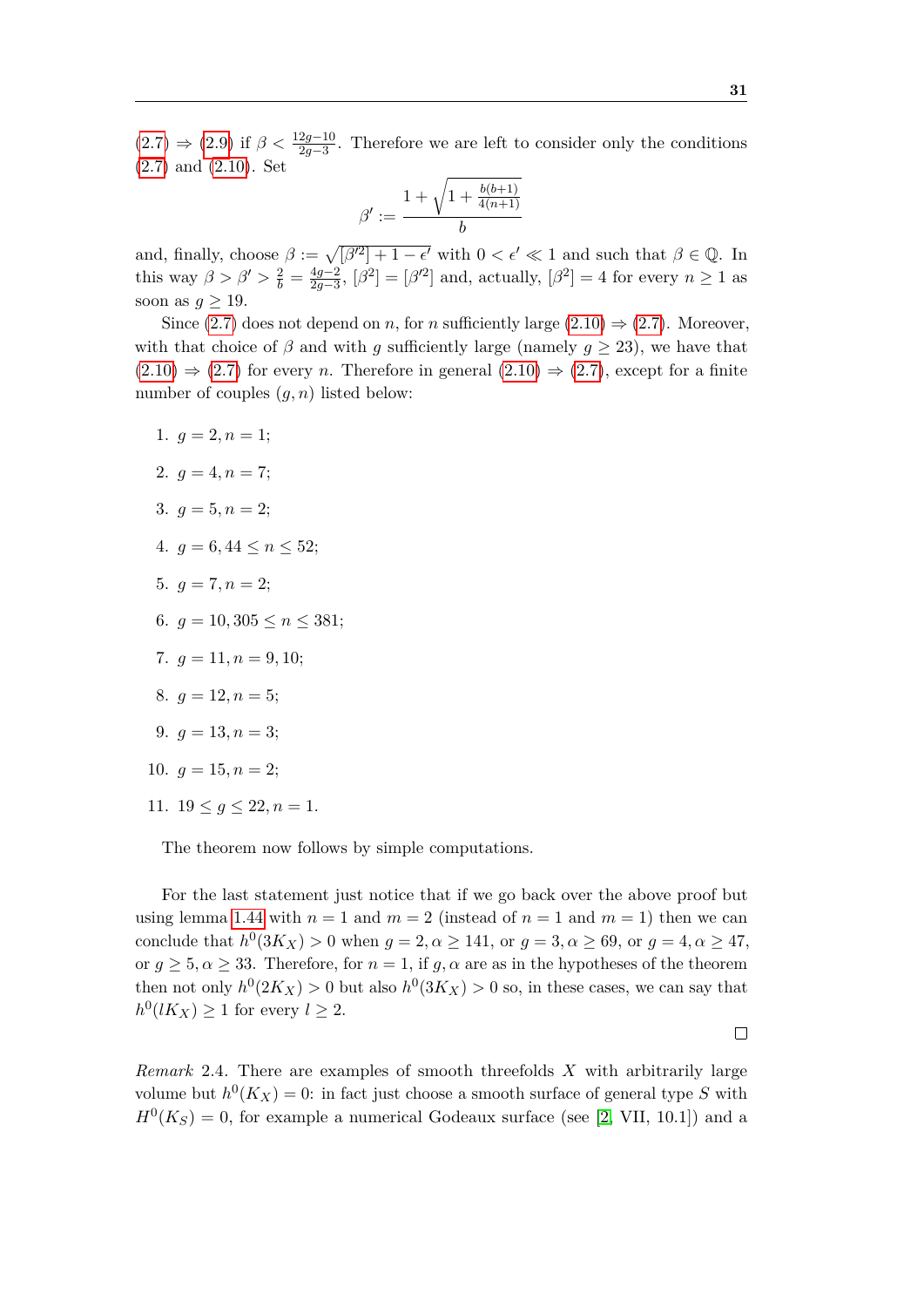(2.7) $\Rightarrow$ (2.9) if $\beta < \frac{12g-10}{2g-3}$. Therefore we are left to consider only the conditions (2.7) and (2.10). Set

$$\beta' := \frac{1+\sqrt{1+\frac{b(b+1)}{4(n+1)}}}{b}$$

and, finally, choose $\beta := \sqrt{[\beta'^2]+1-\epsilon'}$ with $0 < \epsilon' \ll 1$ and such that $\beta \in \mathbb{Q}$. In this way $\beta > \beta' > \frac{2}{b} = \frac{4g-2}{2g-3}$, $[\beta^2] = [\beta'^2]$ and, actually, $[\beta^2] = 4$ for every $n \geq 1$ as soon as $g \geq 19$.

Since (2.7) does not depend on $n$, for $n$ sufficiently large (2.10) $\Rightarrow$ (2.7). Moreover, with that choice of $\beta$ and with $g$ sufficiently large (namely $g \geq 23$), we have that (2.10) $\Rightarrow$ (2.7) for every $n$. Therefore in general (2.10) $\Rightarrow$ (2.7), except for a finite number of couples $(g, n)$ listed below:

1. $g = 2, n = 1$;
2. $g = 4, n = 7$;
3. $g = 5, n = 2$;
4. $g = 6, 44 \leq n \leq 52$;
5. $g = 7, n = 2$;
6. $g = 10, 305 \leq n \leq 381$;
7. $g = 11, n = 9, 10$;
8. $g = 12, n = 5$;
9. $g = 13, n = 3$;
10. $g = 15, n = 2$;
11. $19 \leq g \leq 22, n = 1$.

The theorem now follows by simple computations.

For the last statement just notice that if we go back over the above proof but using lemma 1.44 with $n = 1$ and $m = 2$ (instead of $n = 1$ and $m = 1$) then we can conclude that $h^0(3K_X) > 0$ when $g = 2, \alpha \geq 141$, or $g = 3, \alpha \geq 69$, or $g = 4, \alpha \geq 47$, or $g \geq 5, \alpha \geq 33$. Therefore, for $n = 1$, if $g, \alpha$ are as in the hypotheses of the theorem then not only $h^0(2K_X) > 0$ but also $h^0(3K_X) > 0$ so, in these cases, we can say that $h^0(lK_X) \geq 1$ for every $l \geq 2$.

$\square$

*Remark* 2.4. There are examples of smooth threefolds $X$ with arbitrarily large volume but $h^0(K_X) = 0$: in fact just choose a smooth surface of general type $S$ with $H^0(K_S) = 0$, for example a numerical Godeaux surface (see [2, VII, 10.1]) and a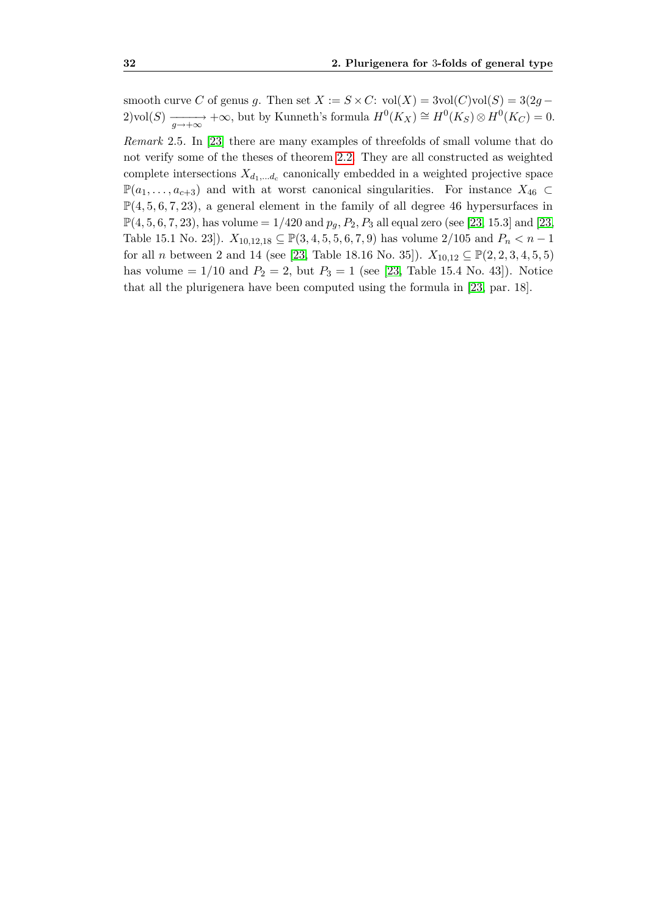smooth curve $C$ of genus $g$. Then set $X := S \times C$: $\mathrm{vol}(X) = 3\mathrm{vol}(C)\mathrm{vol}(S) = 3(2g-2)\mathrm{vol}(S) \xrightarrow[g\to+\infty]{} +\infty$, but by Kunneth's formula $H^0(K_X) \cong H^0(K_S) \otimes H^0(K_C) = 0$.

*Remark* 2.5. In [23] there are many examples of threefolds of small volume that do not verify some of the theses of theorem 2.2. They are all constructed as weighted complete intersections $X_{d_1,\dots d_c}$ canonically embedded in a weighted projective space $\mathbb{P}(a_1, \dots, a_{c+3})$ and with at worst canonical singularities. For instance $X_{46} \subset \mathbb{P}(4, 5, 6, 7, 23)$, a general element in the family of all degree 46 hypersurfaces in $\mathbb{P}(4, 5, 6, 7, 23)$, has volume $= 1/420$ and $p_g, P_2, P_3$ all equal zero (see [23, 15.3] and [23, Table 15.1 No. 23]). $X_{10,12,18} \subseteq \mathbb{P}(3, 4, 5, 5, 6, 7, 9)$ has volume $2/105$ and $P_n < n-1$ for all $n$ between 2 and 14 (see [23, Table 18.16 No. 35]). $X_{10,12} \subseteq \mathbb{P}(2, 2, 3, 4, 5, 5)$ has volume $= 1/10$ and $P_2 = 2$, but $P_3 = 1$ (see [23, Table 15.4 No. 43]). Notice that all the plurigenera have been computed using the formula in [23, par. 18].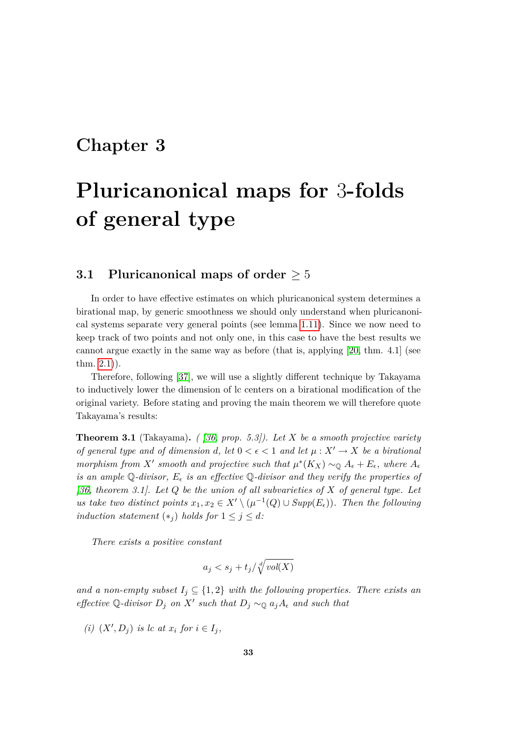# Chapter 3

# Pluricanonical maps for 3-folds of general type

## 3.1 Pluricanonical maps of order $\geq 5$

In order to have effective estimates on which pluricanonical system determines a birational map, by generic smoothness we should only understand when pluricanonical systems separate very general points (see lemma 1.11). Since we now need to keep track of two points and not only one, in this case to have the best results we cannot argue exactly in the same way as before (that is, applying [20, thm. 4.1] (see thm. 2.1)).

Therefore, following [37], we will use a slightly different technique by Takayama to inductively lower the dimension of lc centers on a birational modification of the original variety. Before stating and proving the main theorem we will therefore quote Takayama's results:

**Theorem 3.1** (Takayama)**.** *( [36, prop. 5.3]). Let $X$ be a smooth projective variety of general type and of dimension $d$, let $0 < \epsilon < 1$ and let $\mu : X' \to X$ be a birational morphism from $X'$ smooth and projective such that $\mu^*(K_X) \sim_{\mathbb{Q}} A_\epsilon + E_\epsilon$, where $A_\epsilon$ is an ample $\mathbb{Q}$-divisor, $E_\epsilon$ is an effective $\mathbb{Q}$-divisor and they verify the properties of [36, theorem 3.1]. Let $Q$ be the union of all subvarieties of $X$ of general type. Let us take two distinct points $x_1, x_2 \in X' \setminus (\mu^{-1}(Q) \cup Supp(E_\epsilon))$. Then the following induction statement $(*_j)$ holds for $1 \leq j \leq d$:*

*There exists a positive constant*

$$a_j < s_j + t_j / \sqrt[d]{vol(X)}$$

*and a non-empty subset $I_j \subseteq \{1, 2\}$ with the following properties. There exists an effective $\mathbb{Q}$-divisor $D_j$ on $X'$ such that $D_j \sim_{\mathbb{Q}} a_j A_\epsilon$ and such that*

*(i) $(X', D_j)$ is lc at $x_i$ for $i \in I_j$,*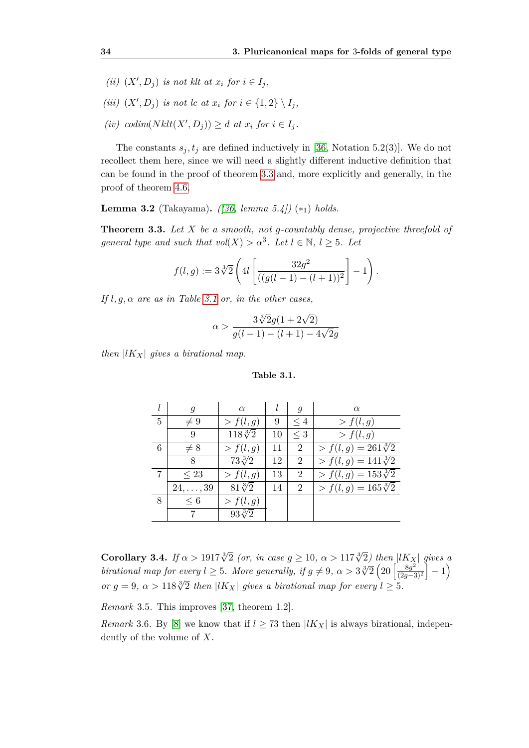*(ii)* $(X', D_j)$ *is not klt at* $x_i$ *for* $i \in I_j$,

*(iii)* $(X', D_j)$ *is not lc at* $x_i$ *for* $i \in \{1,2\} \setminus I_j$,

*(iv)* $codim(Nklt(X', D_j)) \geq d$ *at* $x_i$ *for* $i \in I_j$.

The constants $s_j, t_j$ are defined inductively in [36, Notation 5.2(3)]. We do not recollect them here, since we will need a slightly different inductive definition that can be found in the proof of theorem 3.3 and, more explicitly and generally, in the proof of theorem 4.6.

**Lemma 3.2** (Takayama)**.** *([36, lemma 5.4]) $(*_1)$ holds.*

**Theorem 3.3.** *Let $X$ be a smooth, not $g$-countably dense, projective threefold of general type and such that $vol(X) > \alpha^3$. Let $l \in \mathbb{N}$, $l \geq 5$. Let*

$$f(l,g) := 3\sqrt[3]{2}\left(4l\left[\frac{32g^2}{((g(l-1)-(l+1))^2}\right]-1\right).$$

*If $l, g, \alpha$ are as in Table 3.1 or, in the other cases,*

$$\alpha > \frac{3\sqrt[3]{2}g(1+2\sqrt{2})}{g(l-1)-(l+1)-4\sqrt{2}g}$$

*then $|lK_X|$ gives a birational map.*

**Table 3.1.**

| $l$ | $g$ | $\alpha$ | $l$ | $g$ | $\alpha$ |
|---|---|---|---|---|---|
| 5 | $\neq 9$ | $> f(l,g)$ | 9 | $\leq 4$ | $> f(l,g)$ |
| | 9 | $118\sqrt[3]{2}$ | 10 | $\leq 3$ | $> f(l,g)$ |
| 6 | $\neq 8$ | $> f(l,g)$ | 11 | 2 | $> f(l,g) = 261\sqrt[3]{2}$ |
| | 8 | $73\sqrt[3]{2}$ | 12 | 2 | $> f(l,g) = 141\sqrt[3]{2}$ |
| 7 | $\leq 23$ | $> f(l,g)$ | 13 | 2 | $> f(l,g) = 153\sqrt[3]{2}$ |
| | $24,\ldots,39$ | $81\sqrt[3]{2}$ | 14 | 2 | $> f(l,g) = 165\sqrt[3]{2}$ |
| 8 | $\leq 6$ | $> f(l,g)$ | | | |
| | 7 | $93\sqrt[3]{2}$ | | | |

**Corollary 3.4.** *If $\alpha > 1917\sqrt[3]{2}$ (or, in case $g \geq 10$, $\alpha > 117\sqrt[3]{2}$) then $|lK_X|$ gives a birational map for every $l \geq 5$. More generally, if $g \neq 9$, $\alpha > 3\sqrt[3]{2}\left(20\left[\frac{8g^2}{(2g-3)^2}\right]-1\right)$ or $g = 9$, $\alpha > 118\sqrt[3]{2}$ then $|lK_X|$ gives a birational map for every $l \geq 5$.*

*Remark* 3.5. This improves [37, theorem 1.2].

*Remark* 3.6. By [8] we know that if $l \geq 73$ then $|lK_X|$ is always birational, independently of the volume of $X$.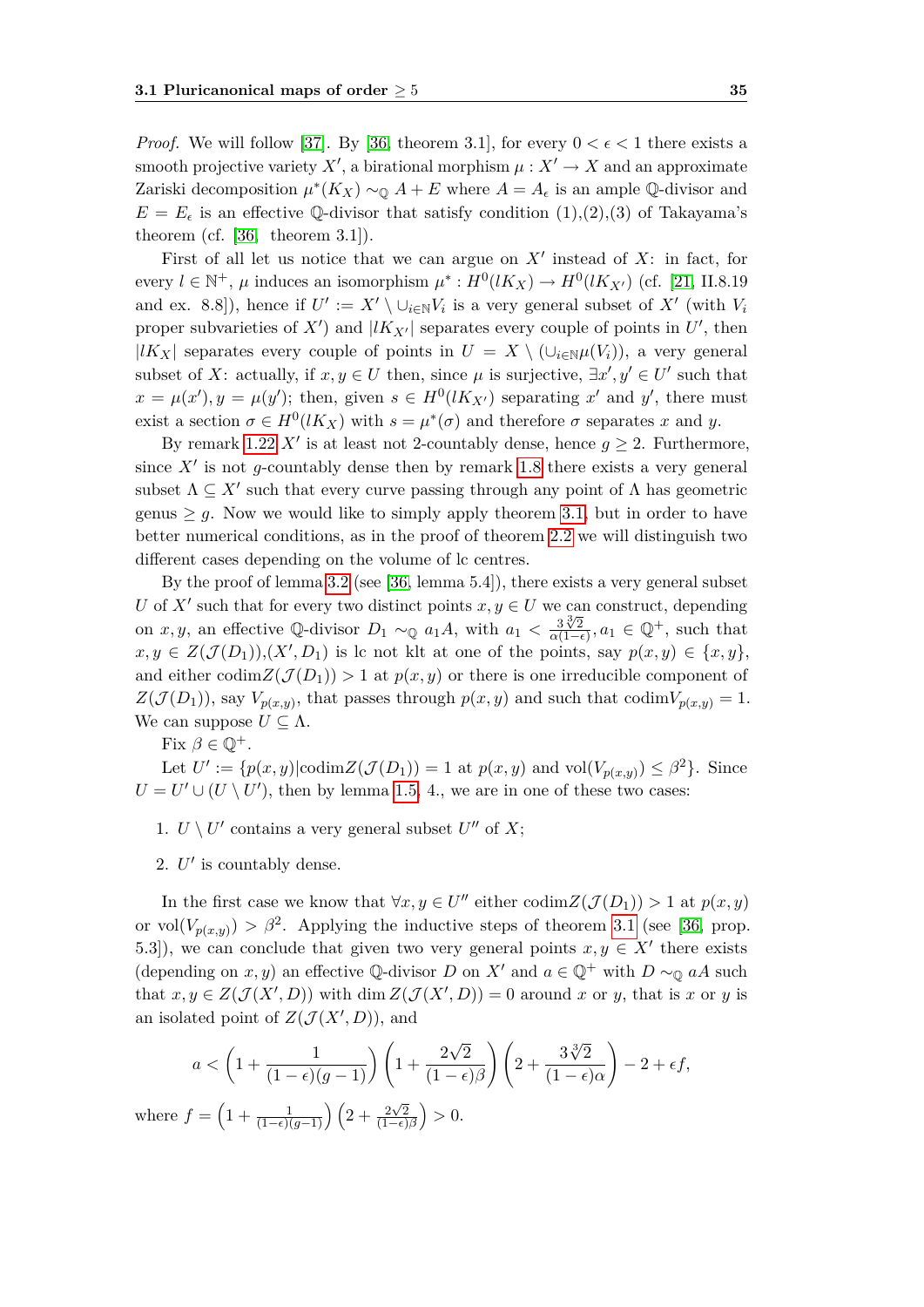*Proof.* We will follow [37]. By [36, theorem 3.1], for every $0 < \epsilon < 1$ there exists a smooth projective variety $X'$, a birational morphism $\mu : X' \to X$ and an approximate Zariski decomposition $\mu^*(K_X) \sim_{\mathbb{Q}} A + E$ where $A = A_\epsilon$ is an ample $\mathbb{Q}$-divisor and $E = E_\epsilon$ is an effective $\mathbb{Q}$-divisor that satisfy condition (1),(2),(3) of Takayama's theorem (cf. [36, theorem 3.1]).

First of all let us notice that we can argue on $X'$ instead of $X$: in fact, for every $l \in \mathbb{N}^+$, $\mu$ induces an isomorphism $\mu^* : H^0(lK_X) \to H^0(lK_{X'})$ (cf. [21, II.8.19 and ex. 8.8]), hence if $U' := X' \setminus \cup_{i\in\mathbb{N}} V_i$ is a very general subset of $X'$ (with $V_i$ proper subvarieties of $X'$) and $|lK_{X'}|$ separates every couple of points in $U'$, then $|lK_X|$ separates every couple of points in $U = X \setminus (\cup_{i\in\mathbb{N}}\mu(V_i))$, a very general subset of $X$: actually, if $x, y \in U$ then, since $\mu$ is surjective, $\exists x', y' \in U'$ such that $x = \mu(x'), y = \mu(y')$; then, given $s \in H^0(lK_{X'})$ separating $x'$ and $y'$, there must exist a section $\sigma \in H^0(lK_X)$ with $s = \mu^*(\sigma)$ and therefore $\sigma$ separates $x$ and $y$.

By remark 1.22 $X'$ is at least not 2-countably dense, hence $g \geq 2$. Furthermore, since $X'$ is not $g$-countably dense then by remark 1.8 there exists a very general subset $\Lambda \subseteq X'$ such that every curve passing through any point of $\Lambda$ has geometric genus $\geq g$. Now we would like to simply apply theorem 3.1, but in order to have better numerical conditions, as in the proof of theorem 2.2 we will distinguish two different cases depending on the volume of lc centres.

By the proof of lemma 3.2 (see [36, lemma 5.4]), there exists a very general subset $U$ of $X'$ such that for every two distinct points $x, y \in U$ we can construct, depending on $x, y$, an effective $\mathbb{Q}$-divisor $D_1 \sim_{\mathbb{Q}} a_1 A$, with $a_1 < \frac{3\sqrt[3]{2}}{\alpha(1-\epsilon)}, a_1 \in \mathbb{Q}^+$, such that $x, y \in Z(\mathcal{J}(D_1))$,$(X', D_1)$ is lc not klt at one of the points, say $p(x, y) \in \{x, y\}$, and either $\mathrm{codim} Z(\mathcal{J}(D_1)) > 1$ at $p(x, y)$ or there is one irreducible component of $Z(\mathcal{J}(D_1))$, say $V_{p(x,y)}$, that passes through $p(x, y)$ and such that $\mathrm{codim} V_{p(x,y)} = 1$. We can suppose $U \subseteq \Lambda$.

Fix $\beta \in \mathbb{Q}^+$.

Let $U' := \{p(x, y) | \mathrm{codim} Z(\mathcal{J}(D_1)) = 1$ at $p(x, y)$ and $\mathrm{vol}(V_{p(x,y)}) \leq \beta^2\}$. Since $U = U' \cup (U \setminus U')$, then by lemma 1.5, 4., we are in one of these two cases:

1. $U \setminus U'$ contains a very general subset $U''$ of $X$;
2. $U'$ is countably dense.

In the first case we know that $\forall x, y \in U''$ either $\mathrm{codim} Z(\mathcal{J}(D_1)) > 1$ at $p(x, y)$ or $\mathrm{vol}(V_{p(x,y)}) > \beta^2$. Applying the inductive steps of theorem 3.1 (see [36, prop. 5.3]), we can conclude that given two very general points $x, y \in X'$ there exists (depending on $x, y$) an effective $\mathbb{Q}$-divisor $D$ on $X'$ and $a \in \mathbb{Q}^+$ with $D \sim_{\mathbb{Q}} aA$ such that $x, y \in Z(\mathcal{J}(X', D))$ with $\dim Z(\mathcal{J}(X', D)) = 0$ around $x$ or $y$, that is $x$ or $y$ is an isolated point of $Z(\mathcal{J}(X', D))$, and

$$a < \left(1 + \frac{1}{(1-\epsilon)(g-1)}\right)\left(1 + \frac{2\sqrt{2}}{(1-\epsilon)\beta}\right)\left(2 + \frac{3\sqrt[3]{2}}{(1-\epsilon)\alpha}\right) - 2 + \epsilon f,$$

where $f = \left(1 + \frac{1}{(1-\epsilon)(g-1)}\right)\left(2 + \frac{2\sqrt{2}}{(1-\epsilon)\beta}\right) > 0$.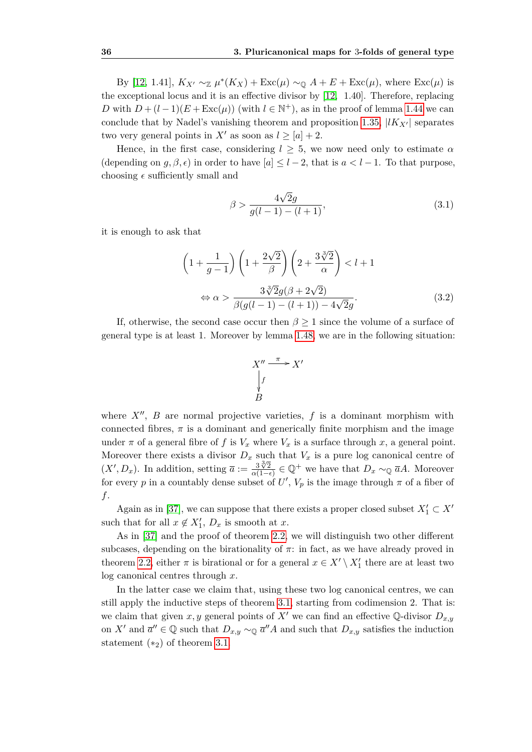By [12, 1.41], $K_{X'} \sim_{\mathbb{Z}} \mu^*(K_X) + \operatorname{Exc}(\mu) \sim_{\mathbb{Q}} A + E + \operatorname{Exc}(\mu)$, where $\operatorname{Exc}(\mu)$ is the exceptional locus and it is an effective divisor by [12, 1.40]. Therefore, replacing $D$ with $D + (l-1)(E + \operatorname{Exc}(\mu))$ (with $l \in \mathbb{N}^+$), as in the proof of lemma 1.44 we can conclude that by Nadel's vanishing theorem and proposition 1.35, $|lK_{X'}|$ separates two very general points in $X'$ as soon as $l \geq [a] + 2$.

Hence, in the first case, considering $l \geq 5$, we now need only to estimate $\alpha$ (depending on $g, \beta, \epsilon$) in order to have $[a] \leq l - 2$, that is $a < l - 1$. To that purpose, choosing $\epsilon$ sufficiently small and

$$\beta > \frac{4\sqrt{2}g}{g(l-1) - (l+1)}, \tag{3.1}$$

it is enough to ask that

$$\left(1 + \frac{1}{g-1}\right)\left(1 + \frac{2\sqrt{2}}{\beta}\right)\left(2 + \frac{3\sqrt[3]{2}}{\alpha}\right) < l + 1$$

$$\Leftrightarrow \alpha > \frac{3\sqrt[3]{2}g(\beta + 2\sqrt{2})}{\beta(g(l-1) - (l+1)) - 4\sqrt{2}g}. \tag{3.2}$$

If, otherwise, the second case occur then $\beta \geq 1$ since the volume of a surface of general type is at least 1. Moreover by lemma 1.48, we are in the following situation:

$$\begin{array}{ccc} X'' & \xrightarrow{\pi} & X' \\ \Big\downarrow{\scriptstyle f} & & \\ B & & \end{array}$$

where $X''$, $B$ are normal projective varieties, $f$ is a dominant morphism with connected fibres, $\pi$ is a dominant and generically finite morphism and the image under $\pi$ of a general fibre of $f$ is $V_x$ where $V_x$ is a surface through $x$, a general point. Moreover there exists a divisor $D_x$ such that $V_x$ is a pure log canonical centre of $(X', D_x)$. In addition, setting $\overline{a} := \frac{3\sqrt[3]{2}}{\alpha(1-\epsilon)} \in \mathbb{Q}^+$ we have that $D_x \sim_{\mathbb{Q}} \overline{a}A$. Moreover for every $p$ in a countably dense subset of $U'$, $V_p$ is the image through $\pi$ of a fiber of $f$.

Again as in [37], we can suppose that there exists a proper closed subset $X'_1 \subset X'$ such that for all $x \notin X'_1$, $D_x$ is smooth at $x$.

As in [37] and the proof of theorem 2.2, we will distinguish two other different subcases, depending on the birationality of $\pi$: in fact, as we have already proved in theorem 2.2, either $\pi$ is birational or for a general $x \in X' \setminus X'_1$ there are at least two log canonical centres through $x$.

In the latter case we claim that, using these two log canonical centres, we can still apply the inductive steps of theorem 3.1, starting from codimension 2. That is: we claim that given $x, y$ general points of $X'$ we can find an effective $\mathbb{Q}$-divisor $D_{x,y}$ on $X'$ and $\overline{a}'' \in \mathbb{Q}$ such that $D_{x,y} \sim_{\mathbb{Q}} \overline{a}''A$ and such that $D_{x,y}$ satisfies the induction statement $(*_2)$ of theorem 3.1.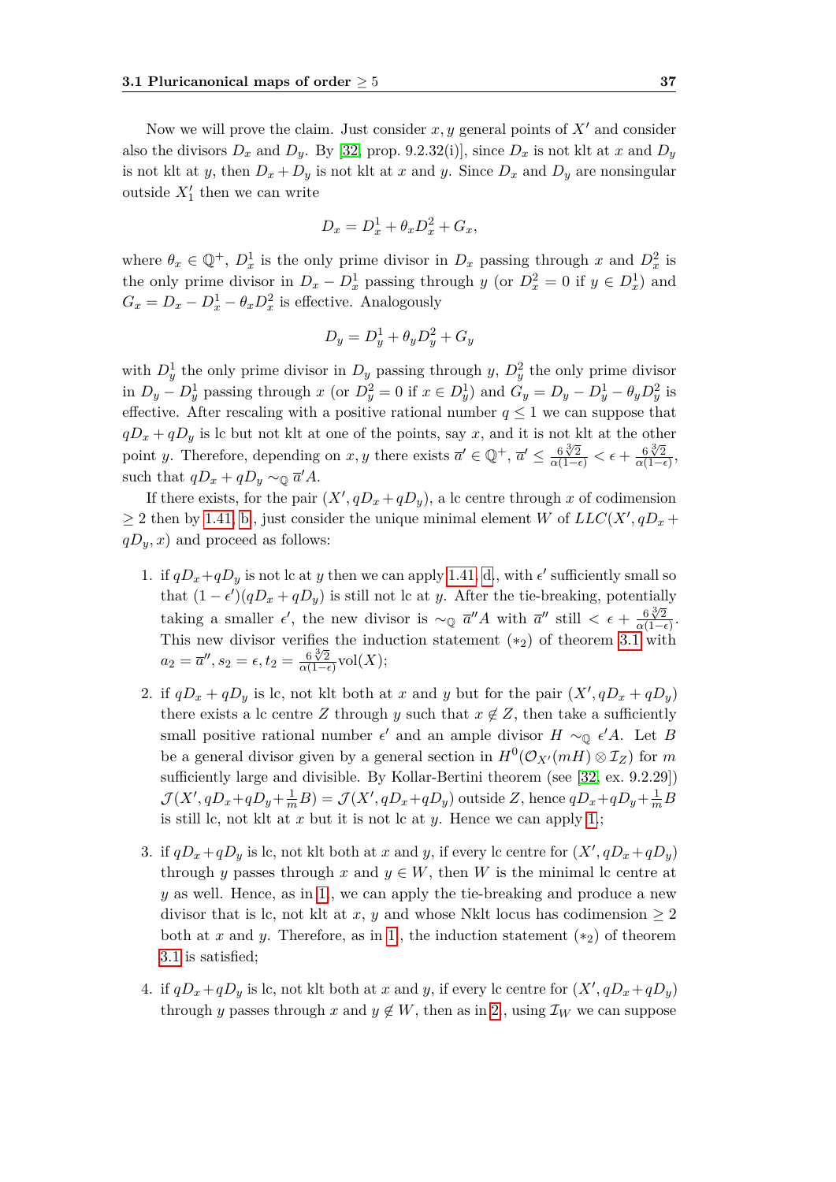Now we will prove the claim. Just consider $x, y$ general points of $X'$ and consider also the divisors $D_x$ and $D_y$. By [32, prop. 9.2.32(i)], since $D_x$ is not klt at $x$ and $D_y$ is not klt at $y$, then $D_x + D_y$ is not klt at $x$ and $y$. Since $D_x$ and $D_y$ are nonsingular outside $X'_1$ then we can write

$$D_x = D_x^1 + \theta_x D_x^2 + G_x,$$

where $\theta_x \in \mathbb{Q}^+$, $D_x^1$ is the only prime divisor in $D_x$ passing through $x$ and $D_x^2$ is the only prime divisor in $D_x - D_x^1$ passing through $y$ (or $D_x^2 = 0$ if $y \in D_x^1$) and $G_x = D_x - D_x^1 - \theta_x D_x^2$ is effective. Analogously

$$D_y = D_y^1 + \theta_y D_y^2 + G_y$$

with $D_y^1$ the only prime divisor in $D_y$ passing through $y$, $D_y^2$ the only prime divisor in $D_y - D_y^1$ passing through $x$ (or $D_y^2 = 0$ if $x \in D_y^1$) and $G_y = D_y - D_y^1 - \theta_y D_y^2$ is effective. After rescaling with a positive rational number $q \leq 1$ we can suppose that $qD_x + qD_y$ is lc but not klt at one of the points, say $x$, and it is not klt at the other point $y$. Therefore, depending on $x, y$ there exists $\overline{a}' \in \mathbb{Q}^+$, $\overline{a}' \leq \frac{6\sqrt[3]{2}}{\alpha(1-\epsilon)} < \epsilon + \frac{6\sqrt[3]{2}}{\alpha(1-\epsilon)}$, such that $qD_x + qD_y \sim_{\mathbb{Q}} \overline{a}' A$.

If there exists, for the pair $(X', qD_x + qD_y)$, a lc centre through $x$ of codimension $\geq 2$ then by 1.41, b, just consider the unique minimal element $W$ of $LLC(X', qD_x + qD_y, x)$ and proceed as follows:

1. if $qD_x + qD_y$ is not lc at $y$ then we can apply 1.41, d, with $\epsilon'$ sufficiently small so that $(1-\epsilon')(qD_x + qD_y)$ is still not lc at $y$. After the tie-breaking, potentially taking a smaller $\epsilon'$, the new divisor is $\sim_{\mathbb{Q}} \overline{a}'' A$ with $\overline{a}''$ still $< \epsilon + \frac{6\sqrt[3]{2}}{\alpha(1-\epsilon)}$. This new divisor verifies the induction statement $(*_2)$ of theorem 3.1 with $a_2 = \overline{a}''$, $s_2 = \epsilon$, $t_2 = \frac{6\sqrt[3]{2}}{\alpha(1-\epsilon)}\mathrm{vol}(X)$;

2. if $qD_x + qD_y$ is lc, not klt both at $x$ and $y$ but for the pair $(X', qD_x + qD_y)$ there exists a lc centre $Z$ through $y$ such that $x \notin Z$, then take a sufficiently small positive rational number $\epsilon'$ and an ample divisor $H \sim_{\mathbb{Q}} \epsilon' A$. Let $B$ be a general divisor given by a general section in $H^0(\mathcal{O}_{X'}(mH) \otimes \mathcal{I}_Z)$ for $m$ sufficiently large and divisible. By Kollar-Bertini theorem (see [32, ex. 9.2.29]) $\mathcal{J}(X', qD_x + qD_y + \frac{1}{m}B) = \mathcal{J}(X', qD_x + qD_y)$ outside $Z$, hence $qD_x + qD_y + \frac{1}{m}B$ is still lc, not klt at $x$ but it is not lc at $y$. Hence we can apply 1.;

3. if $qD_x + qD_y$ is lc, not klt both at $x$ and $y$, if every lc centre for $(X', qD_x + qD_y)$ through $y$ passes through $x$ and $y \in W$, then $W$ is the minimal lc centre at $y$ as well. Hence, as in 1, we can apply the tie-breaking and produce a new divisor that is lc, not klt at $x$, $y$ and whose Nklt locus has codimension $\geq 2$ both at $x$ and $y$. Therefore, as in 1, the induction statement $(*_2)$ of theorem 3.1 is satisfied;

4. if $qD_x + qD_y$ is lc, not klt both at $x$ and $y$, if every lc centre for $(X', qD_x + qD_y)$ through $y$ passes through $x$ and $y \notin W$, then as in 2, using $\mathcal{I}_W$ we can suppose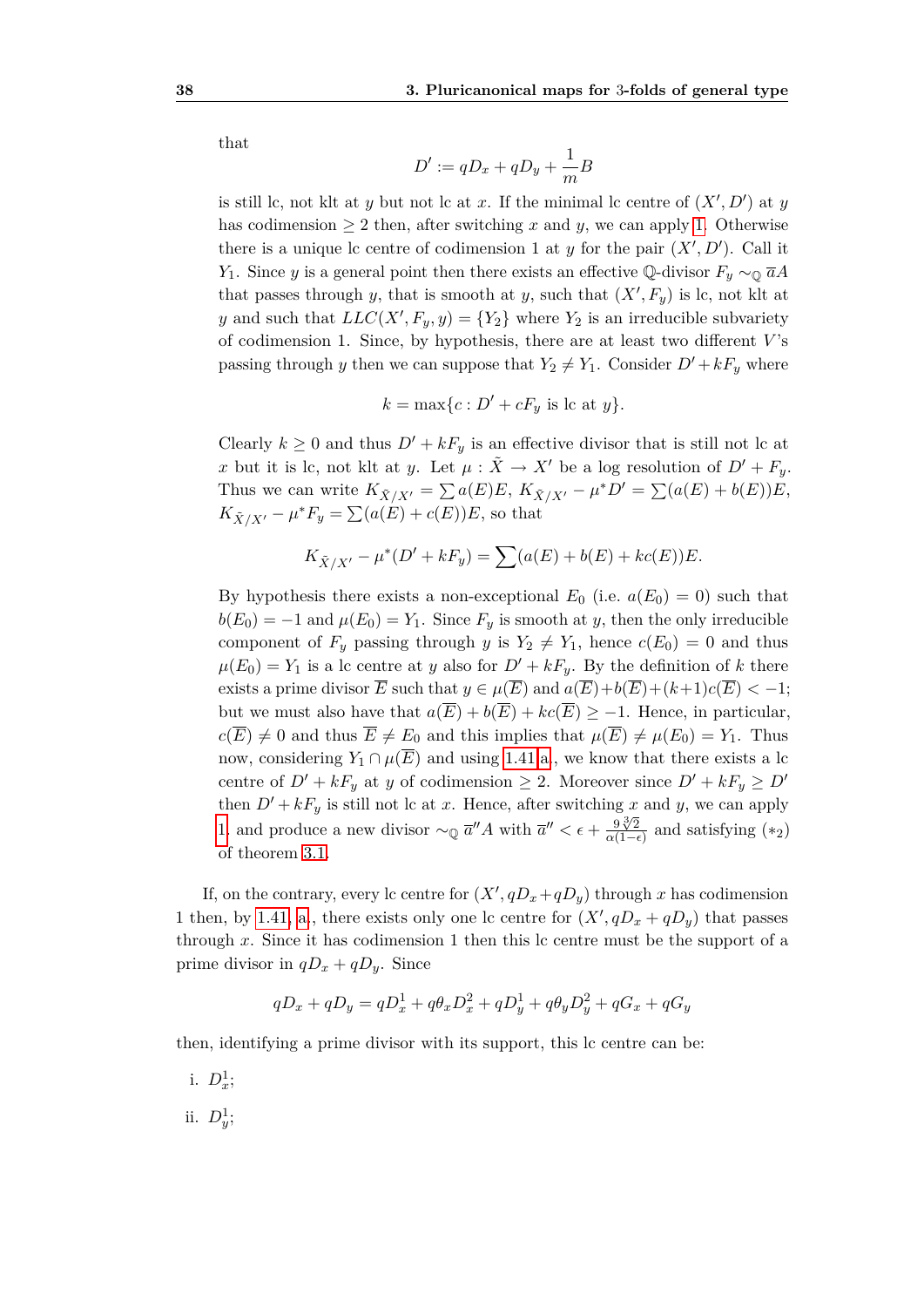that

$$D' := qD_x + qD_y + \frac{1}{m}B$$

is still lc, not klt at $y$ but not lc at $x$. If the minimal lc centre of $(X', D')$ at $y$ has codimension $\geq 2$ then, after switching $x$ and $y$, we can apply 1. Otherwise there is a unique lc centre of codimension 1 at $y$ for the pair $(X', D')$. Call it $Y_1$. Since $y$ is a general point then there exists an effective $\mathbb{Q}$-divisor $F_y \sim_{\mathbb{Q}} \overline{a}A$ that passes through $y$, that is smooth at $y$, such that $(X', F_y)$ is lc, not klt at $y$ and such that $LLC(X', F_y, y) = \{Y_2\}$ where $Y_2$ is an irreducible subvariety of codimension 1. Since, by hypothesis, there are at least two different $V$'s passing through $y$ then we can suppose that $Y_2 \neq Y_1$. Consider $D' + kF_y$ where

$$k = \max\{c : D' + cF_y \text{ is lc at } y\}.$$

Clearly $k \geq 0$ and thus $D' + kF_y$ is an effective divisor that is still not lc at $x$ but it is lc, not klt at $y$. Let $\mu : \tilde{X} \to X'$ be a log resolution of $D' + F_y$. Thus we can write $K_{\tilde{X}/X'} = \sum a(E)E$, $K_{\tilde{X}/X'} - \mu^* D' = \sum (a(E) + b(E))E$, $K_{\tilde{X}/X'} - \mu^* F_y = \sum (a(E) + c(E))E$, so that

$$K_{\tilde{X}/X'} - \mu^*(D' + kF_y) = \sum (a(E) + b(E) + kc(E))E.$$

By hypothesis there exists a non-exceptional $E_0$ (i.e. $a(E_0) = 0$) such that $b(E_0) = -1$ and $\mu(E_0) = Y_1$. Since $F_y$ is smooth at $y$, then the only irreducible component of $F_y$ passing through $y$ is $Y_2 \neq Y_1$, hence $c(E_0) = 0$ and thus $\mu(E_0) = Y_1$ is a lc centre at $y$ also for $D' + kF_y$. By the definition of $k$ there exists a prime divisor $\overline{E}$ such that $y \in \mu(\overline{E})$ and $a(\overline{E}) + b(\overline{E}) + (k+1)c(\overline{E}) < -1$; but we must also have that $a(\overline{E}) + b(\overline{E}) + kc(\overline{E}) \geq -1$. Hence, in particular, $c(\overline{E}) \neq 0$ and thus $\overline{E} \neq E_0$ and this implies that $\mu(\overline{E}) \neq \mu(E_0) = Y_1$. Thus now, considering $Y_1 \cap \mu(\overline{E})$ and using 1.41.a, we know that there exists a lc centre of $D' + kF_y$ at $y$ of codimension $\geq 2$. Moreover since $D' + kF_y \geq D'$ then $D' + kF_y$ is still not lc at $x$. Hence, after switching $x$ and $y$, we can apply 1. and produce a new divisor $\sim_{\mathbb{Q}} \overline{a}'' A$ with $\overline{a}'' < \epsilon + \frac{9\sqrt[3]{2}}{\alpha(1-\epsilon)}$ and satisfying $(*_2)$ of theorem 3.1.

If, on the contrary, every lc centre for $(X', qD_x + qD_y)$ through $x$ has codimension 1 then, by 1.41, a., there exists only one lc centre for $(X', qD_x + qD_y)$ that passes through $x$. Since it has codimension 1 then this lc centre must be the support of a prime divisor in $qD_x + qD_y$. Since

$$qD_x + qD_y = qD_x^1 + q\theta_x D_x^2 + qD_y^1 + q\theta_y D_y^2 + qG_x + qG_y$$

then, identifying a prime divisor with its support, this lc centre can be:

i. $D_x^1$;

ii. $D_y^1$;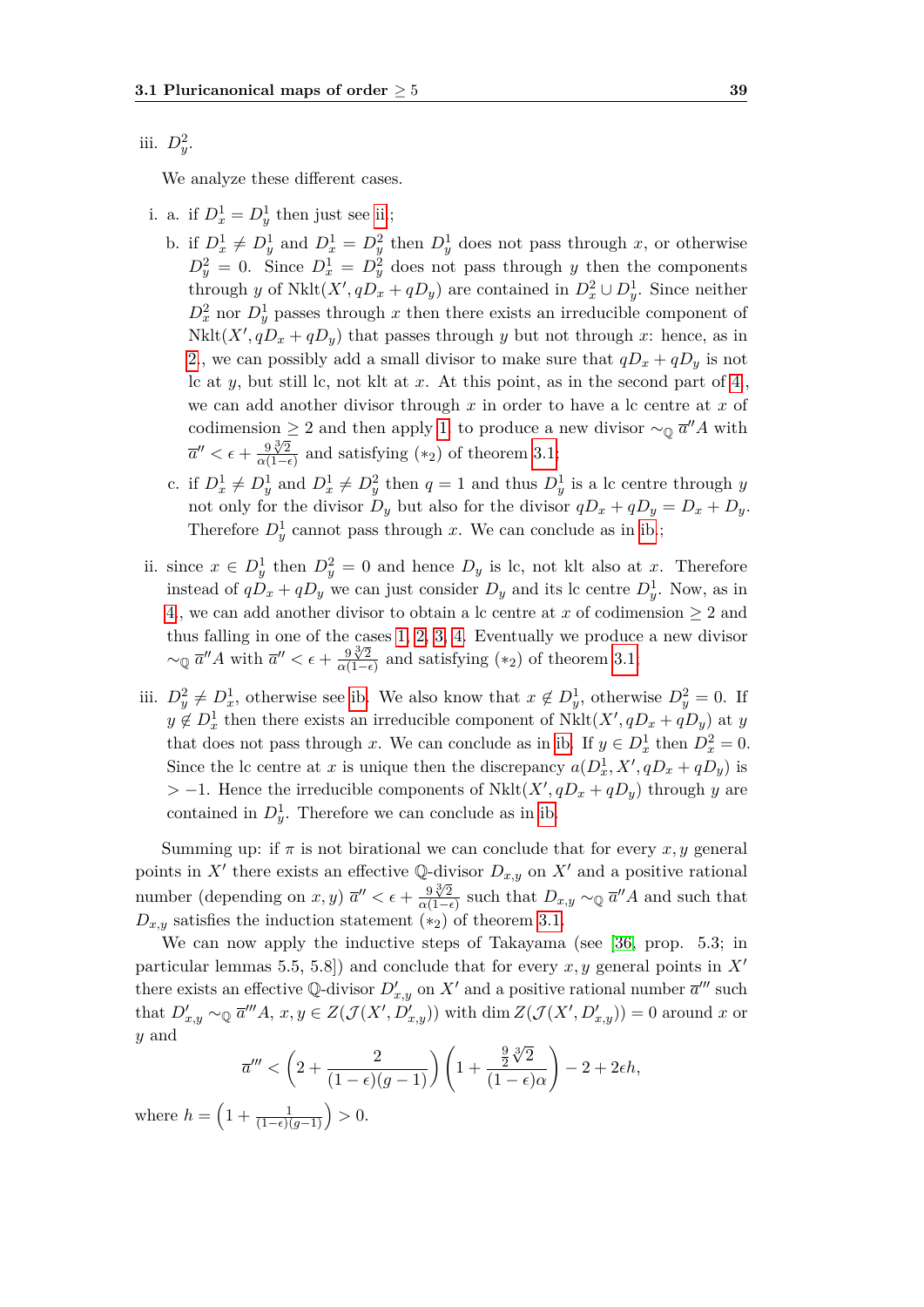iii. $D_y^2$.

We analyze these different cases.

i. a. if $D_x^1 = D_y^1$ then just see ii;

b. if $D_x^1 \neq D_y^1$ and $D_x^1 = D_y^2$ then $D_y^1$ does not pass through $x$, or otherwise $D_y^2 = 0$. Since $D_x^1 = D_y^2$ does not pass through $y$ then the components through $y$ of $\mathrm{Nklt}(X', qD_x + qD_y)$ are contained in $D_x^2 \cup D_y^1$. Since neither $D_x^2$ nor $D_y^1$ passes through $x$ then there exists an irreducible component of $\mathrm{Nklt}(X', qD_x + qD_y)$ that passes through $y$ but not through $x$: hence, as in 2., we can possibly add a small divisor to make sure that $qD_x + qD_y$ is not lc at $y$, but still lc, not klt at $x$. At this point, as in the second part of 4., we can add another divisor through $x$ in order to have a lc centre at $x$ of codimension $\geq 2$ and then apply 1. to produce a new divisor $\sim_{\mathbb{Q}} \overline{a}'' A$ with $\overline{a}'' < \epsilon + \frac{9\sqrt[3]{2}}{\alpha(1-\epsilon)}$ and satisfying $(*_2)$ of theorem 3.1;

c. if $D_x^1 \neq D_y^1$ and $D_x^1 \neq D_y^2$ then $q = 1$ and thus $D_y^1$ is a lc centre through $y$ not only for the divisor $D_y$ but also for the divisor $qD_x + qD_y = D_x + D_y$. Therefore $D_y^1$ cannot pass through $x$. We can conclude as in ib.;

ii. since $x \in D_y^1$ then $D_y^2 = 0$ and hence $D_y$ is lc, not klt also at $x$. Therefore instead of $qD_x + qD_y$ we can just consider $D_y$ and its lc centre $D_y^1$. Now, as in 4., we can add another divisor to obtain a lc centre at $x$ of codimension $\geq 2$ and thus falling in one of the cases 1, 2, 3, 4. Eventually we produce a new divisor $\sim_{\mathbb{Q}} \overline{a}'' A$ with $\overline{a}'' < \epsilon + \frac{9\sqrt[3]{2}}{\alpha(1-\epsilon)}$ and satisfying $(*_2)$ of theorem 3.1.

iii. $D_y^2 \neq D_x^1$, otherwise see ib. We also know that $x \notin D_y^1$, otherwise $D_y^2 = 0$. If $y \notin D_x^1$ then there exists an irreducible component of $\mathrm{Nklt}(X', qD_x + qD_y)$ at $y$ that does not pass through $x$. We can conclude as in ib. If $y \in D_x^1$ then $D_x^2 = 0$. Since the lc centre at $x$ is unique then the discrepancy $a(D_x^1, X', qD_x + qD_y)$ is $> -1$. Hence the irreducible components of $\mathrm{Nklt}(X', qD_x + qD_y)$ through $y$ are contained in $D_y^1$. Therefore we can conclude as in ib.

Summing up: if $\pi$ is not birational we can conclude that for every $x, y$ general points in $X'$ there exists an effective $\mathbb{Q}$-divisor $D_{x,y}$ on $X'$ and a positive rational number (depending on $x, y$) $\overline{a}'' < \epsilon + \frac{9\sqrt[3]{2}}{\alpha(1-\epsilon)}$ such that $D_{x,y} \sim_{\mathbb{Q}} \overline{a}'' A$ and such that $D_{x,y}$ satisfies the induction statement $(*_2)$ of theorem 3.1.

We can now apply the inductive steps of Takayama (see [36, prop. 5.3; in particular lemmas 5.5, 5.8]) and conclude that for every $x, y$ general points in $X'$ there exists an effective $\mathbb{Q}$-divisor $D'_{x,y}$ on $X'$ and a positive rational number $\overline{a}'''$ such that $D'_{x,y} \sim_{\mathbb{Q}} \overline{a}''' A$, $x, y \in Z(\mathcal{J}(X', D'_{x,y}))$ with $\dim Z(\mathcal{J}(X', D'_{x,y})) = 0$ around $x$ or $y$ and

$$\overline{a}''' < \left(2 + \frac{2}{(1-\epsilon)(g-1)}\right)\left(1 + \frac{\frac{9}{2}\sqrt[3]{2}}{(1-\epsilon)\alpha}\right) - 2 + 2\epsilon h,$$

where $h = \left(1 + \frac{1}{(1-\epsilon)(g-1)}\right) > 0$.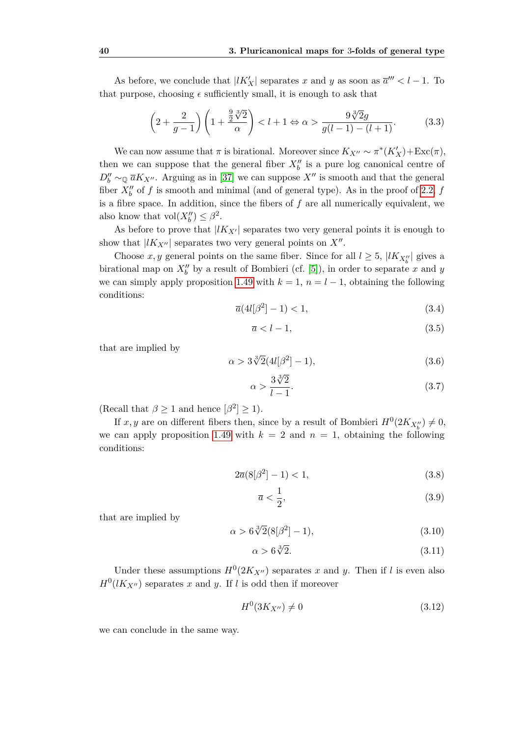As before, we conclude that $|lK'_X|$ separates $x$ and $y$ as soon as $\overline{a}''' < l-1$. To that purpose, choosing $\epsilon$ sufficiently small, it is enough to ask that

$$\left(2 + \frac{2}{g-1}\right)\left(1 + \frac{\frac{9}{2}\sqrt[3]{2}}{\alpha}\right) < l+1 \Leftrightarrow \alpha > \frac{9\sqrt[3]{2}g}{g(l-1)-(l+1)}. \tag{3.3}$$

We can now assume that $\pi$ is birational. Moreover since $K_{X''} \sim \pi^*(K'_X) + \mathrm{Exc}(\pi)$, then we can suppose that the general fiber $X''_b$ is a pure log canonical centre of $D''_b \sim_{\mathbb{Q}} \overline{a}K_{X''}$. Arguing as in [37] we can suppose $X''$ is smooth and that the general fiber $X''_b$ of $f$ is smooth and minimal (and of general type). As in the proof of 2.2, $f$ is a fibre space. In addition, since the fibers of $f$ are all numerically equivalent, we also know that $\mathrm{vol}(X''_b) \leq \beta^2$.

As before to prove that $|lK_{X'}|$ separates two very general points it is enough to show that $|lK_{X''}|$ separates two very general points on $X''$.

Choose $x, y$ general points on the same fiber. Since for all $l \geq 5$, $|lK_{X''_b}|$ gives a birational map on $X''_b$ by a result of Bombieri (cf. [5]), in order to separate $x$ and $y$ we can simply apply proposition 1.49 with $k = 1$, $n = l-1$, obtaining the following conditions:

$$\overline{a}(4l[\beta^2] - 1) < 1, \tag{3.4}$$

$$\overline{a} < l - 1, \tag{3.5}$$

that are implied by

$$\alpha > 3\sqrt[3]{2}(4l[\beta^2] - 1), \tag{3.6}$$

$$\alpha > \frac{3\sqrt[3]{2}}{l-1}. \tag{3.7}$$

(Recall that $\beta \geq 1$ and hence $[\beta^2] \geq 1$).

If $x, y$ are on different fibers then, since by a result of Bombieri $H^0(2K_{X''_b}) \neq 0$, we can apply proposition 1.49 with $k = 2$ and $n = 1$, obtaining the following conditions:

$$2\overline{a}(8[\beta^2] - 1) < 1, \tag{3.8}$$

$$\overline{a} < \frac{1}{2}, \tag{3.9}$$

that are implied by

$$\alpha > 6\sqrt[3]{2}(8[\beta^2] - 1), \tag{3.10}$$

$$\alpha > 6\sqrt[3]{2}. \tag{3.11}$$

Under these assumptions $H^0(2K_{X''})$ separates $x$ and $y$. Then if $l$ is even also $H^0(lK_{X''})$ separates $x$ and $y$. If $l$ is odd then if moreover

$$H^0(3K_{X''}) \neq 0 \tag{3.12}$$

we can conclude in the same way.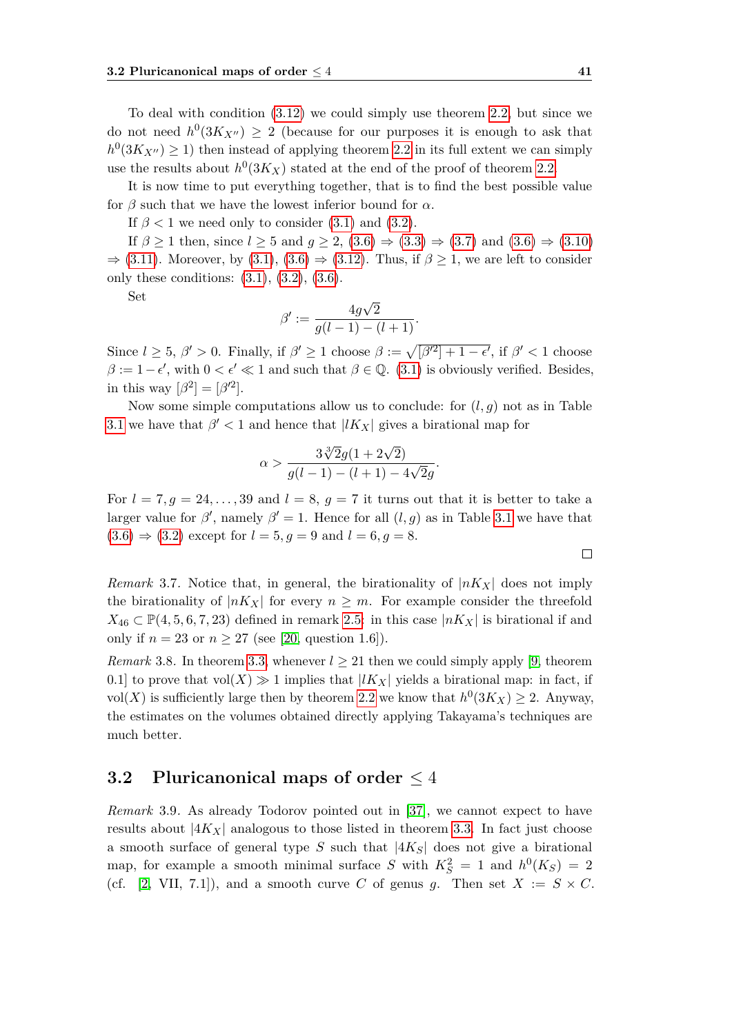To deal with condition (3.12) we could simply use theorem 2.2, but since we do not need $h^0(3K_{X''}) \geq 2$ (because for our purposes it is enough to ask that $h^0(3K_{X''}) \geq 1$) then instead of applying theorem 2.2 in its full extent we can simply use the results about $h^0(3K_X)$ stated at the end of the proof of theorem 2.2.

It is now time to put everything together, that is to find the best possible value for $\beta$ such that we have the lowest inferior bound for $\alpha$.

If $\beta < 1$ we need only to consider (3.1) and (3.2).

If $\beta \geq 1$ then, since $l \geq 5$ and $g \geq 2$, (3.6) $\Rightarrow$ (3.3) $\Rightarrow$ (3.7) and (3.6) $\Rightarrow$ (3.10) $\Rightarrow$ (3.11). Moreover, by (3.1), (3.6) $\Rightarrow$ (3.12). Thus, if $\beta \geq 1$, we are left to consider only these conditions: (3.1), (3.2), (3.6).

Set

$$\beta' := \frac{4g\sqrt{2}}{g(l-1)-(l+1)}.$$

Since $l \geq 5$, $\beta' > 0$. Finally, if $\beta' \geq 1$ choose $\beta := \sqrt{[\beta'^2]+1-\epsilon'}$, if $\beta' < 1$ choose $\beta := 1-\epsilon'$, with $0 < \epsilon' \ll 1$ and such that $\beta \in \mathbb{Q}$. (3.1) is obviously verified. Besides, in this way $[\beta^2] = [\beta'^2]$.

Now some simple computations allow us to conclude: for $(l, g)$ not as in Table 3.1 we have that $\beta' < 1$ and hence that $|lK_X|$ gives a birational map for

$$\alpha > \frac{3\sqrt[3]{2}g(1+2\sqrt{2})}{g(l-1)-(l+1)-4\sqrt{2}g}.$$

For $l = 7, g = 24, \ldots, 39$ and $l = 8$, $g = 7$ it turns out that it is better to take a larger value for $\beta'$, namely $\beta' = 1$. Hence for all $(l, g)$ as in Table 3.1 we have that (3.6) $\Rightarrow$ (3.2) except for $l = 5, g = 9$ and $l = 6, g = 8$.

□

*Remark* 3.7. Notice that, in general, the birationality of $|nK_X|$ does not imply the birationality of $|nK_X|$ for every $n \geq m$. For example consider the threefold $X_{46} \subset \mathbb{P}(4, 5, 6, 7, 23)$ defined in remark 2.5: in this case $|nK_X|$ is birational if and only if $n = 23$ or $n \geq 27$ (see [20, question 1.6]).

*Remark* 3.8. In theorem 3.3, whenever $l \geq 21$ then we could simply apply [9, theorem 0.1] to prove that $\mathrm{vol}(X) \gg 1$ implies that $|lK_X|$ yields a birational map: in fact, if $\mathrm{vol}(X)$ is sufficiently large then by theorem 2.2 we know that $h^0(3K_X) \geq 2$. Anyway, the estimates on the volumes obtained directly applying Takayama's techniques are much better.

## 3.2 Pluricanonical maps of order $\leq 4$

*Remark* 3.9. As already Todorov pointed out in [37], we cannot expect to have results about $|4K_X|$ analogous to those listed in theorem 3.3. In fact just choose a smooth surface of general type $S$ such that $|4K_S|$ does not give a birational map, for example a smooth minimal surface $S$ with $K_S^2 = 1$ and $h^0(K_S) = 2$ (cf. [2, VII, 7.1]), and a smooth curve $C$ of genus $g$. Then set $X := S \times C$.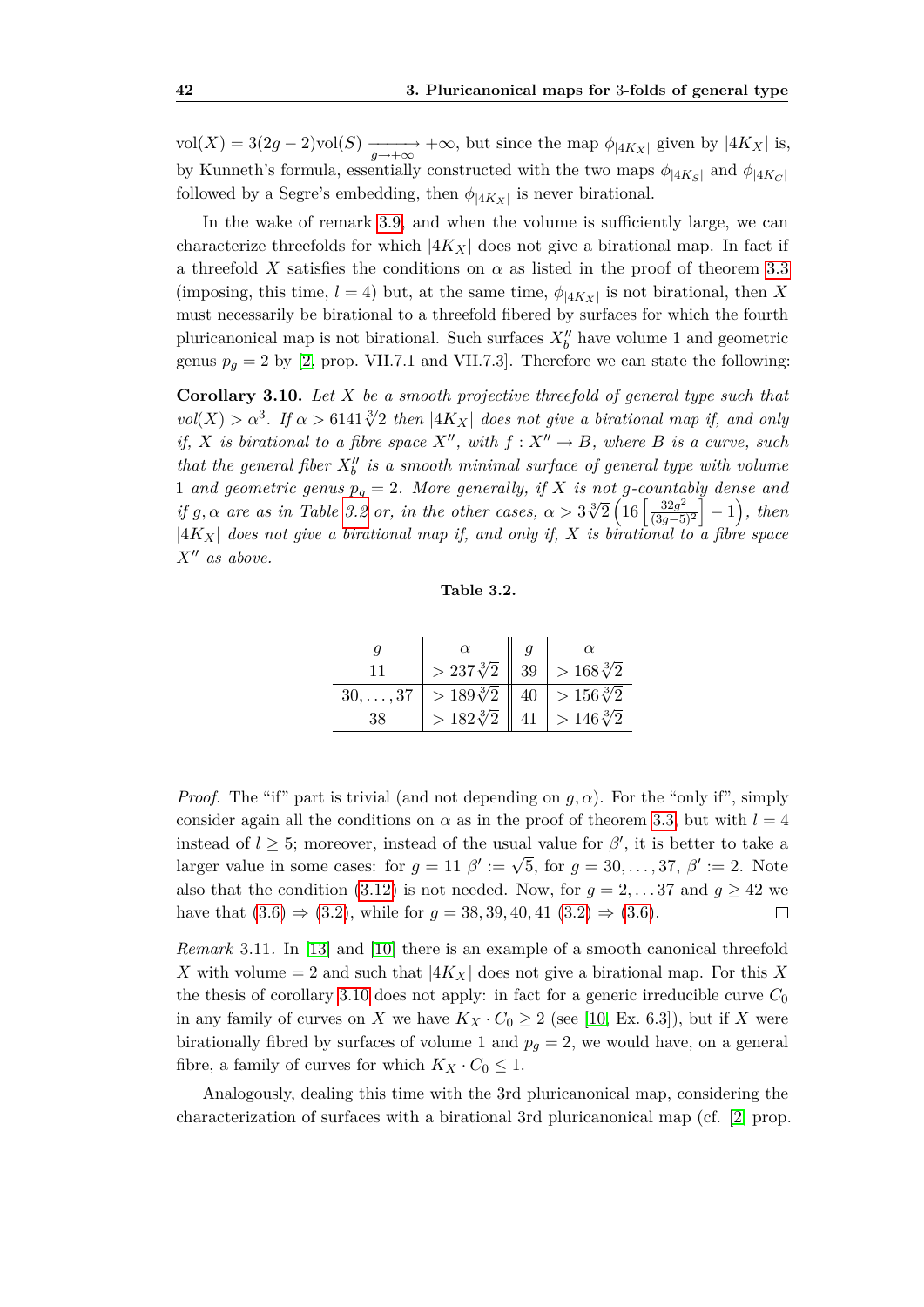$\text{vol}(X) = 3(2g-2)\text{vol}(S) \xrightarrow[g\to+\infty]{} +\infty$, but since the map $\phi_{|4K_X|}$ given by $|4K_X|$ is, by Kunneth's formula, essentially constructed with the two maps $\phi_{|4K_S|}$ and $\phi_{|4K_C|}$ followed by a Segre's embedding, then $\phi_{|4K_X|}$ is never birational.

In the wake of remark 3.9, and when the volume is sufficiently large, we can characterize threefolds for which $|4K_X|$ does not give a birational map. In fact if a threefold $X$ satisfies the conditions on $\alpha$ as listed in the proof of theorem 3.3 (imposing, this time, $l = 4$) but, at the same time, $\phi_{|4K_X|}$ is not birational, then $X$ must necessarily be birational to a threefold fibered by surfaces for which the fourth pluricanonical map is not birational. Such surfaces $X''_b$ have volume 1 and geometric genus $p_g = 2$ by [2, prop. VII.7.1 and VII.7.3]. Therefore we can state the following:

**Corollary 3.10.** *Let $X$ be a smooth projective threefold of general type such that $vol(X) > \alpha^3$. If $\alpha > 6141\sqrt[3]{2}$ then $|4K_X|$ does not give a birational map if, and only if, $X$ is birational to a fibre space $X''$, with $f : X'' \to B$, where $B$ is a curve, such that the general fiber $X''_b$ is a smooth minimal surface of general type with volume 1 and geometric genus $p_g = 2$. More generally, if $X$ is not $g$-countably dense and if $g, \alpha$ are as in Table 3.2 or, in the other cases, $\alpha > 3\sqrt[3]{2}\left(16\left\lceil\frac{32g^2}{(3g-5)^2}\right\rceil - 1\right)$, then $|4K_X|$ does not give a birational map if, and only if, $X$ is birational to a fibre space $X''$ as above.*

**Table 3.2.**

| $g$ | $\alpha$ | $g$ | $\alpha$ |
|---|---|---|---|
| 11 | $> 237\sqrt[3]{2}$ | 39 | $> 168\sqrt[3]{2}$ |
| $30, \ldots, 37$ | $> 189\sqrt[3]{2}$ | 40 | $> 156\sqrt[3]{2}$ |
| 38 | $> 182\sqrt[3]{2}$ | 41 | $> 146\sqrt[3]{2}$ |

*Proof.* The "if" part is trivial (and not depending on $g, \alpha$). For the "only if", simply consider again all the conditions on $\alpha$ as in the proof of theorem 3.3, but with $l = 4$ instead of $l \geq 5$; moreover, instead of the usual value for $\beta'$, it is better to take a larger value in some cases: for $g = 11$ $\beta' := \sqrt{5}$, for $g = 30, \ldots, 37$, $\beta' := 2$. Note also that the condition (3.12) is not needed. Now, for $g = 2, \ldots 37$ and $g \geq 42$ we have that (3.6) $\Rightarrow$ (3.2), while for $g = 38, 39, 40, 41$ (3.2) $\Rightarrow$ (3.6). $\square$

*Remark* 3.11. In [13] and [10] there is an example of a smooth canonical threefold $X$ with volume $= 2$ and such that $|4K_X|$ does not give a birational map. For this $X$ the thesis of corollary 3.10 does not apply: in fact for a generic irreducible curve $C_0$ in any family of curves on $X$ we have $K_X \cdot C_0 \geq 2$ (see [10, Ex. 6.3]), but if $X$ were birationally fibred by surfaces of volume 1 and $p_g = 2$, we would have, on a general fibre, a family of curves for which $K_X \cdot C_0 \leq 1$.

Analogously, dealing this time with the 3rd pluricanonical map, considering the characterization of surfaces with a birational 3rd pluricanonical map (cf. [2, prop.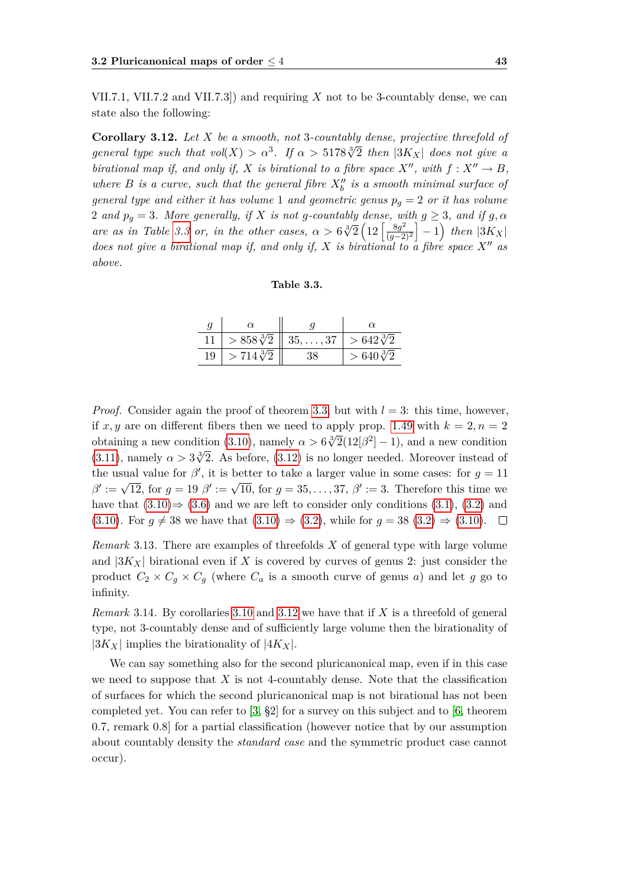VII.7.1, VII.7.2 and VII.7.3]) and requiring $X$ not to be 3-countably dense, we can state also the following:

**Corollary 3.12.** *Let $X$ be a smooth, not 3-countably dense, projective threefold of general type such that $vol(X) > \alpha^3$. If $\alpha > 5178\sqrt[3]{2}$ then $|3K_X|$ does not give a birational map if, and only if, $X$ is birational to a fibre space $X''$, with $f : X'' \to B$, where $B$ is a curve, such that the general fibre $X''_b$ is a smooth minimal surface of general type and either it has volume 1 and geometric genus $p_g = 2$ or it has volume 2 and $p_g = 3$. More generally, if $X$ is not $g$-countably dense, with $g \geq 3$, and if $g, \alpha$ are as in Table 3.3 or, in the other cases, $\alpha > 6\sqrt[3]{2}\left(12\left[\frac{8g^2}{(g-2)^2}\right] - 1\right)$ then $|3K_X|$ does not give a birational map if, and only if, $X$ is birational to a fibre space $X''$ as above.*

**Table 3.3.**

| $g$ | $\alpha$ | $g$ | $\alpha$ |
|---|---|---|---|
| 11 | $> 858\sqrt[3]{2}$ | $35, \dots, 37$ | $> 642\sqrt[3]{2}$ |
| 19 | $> 714\sqrt[3]{2}$ | 38 | $> 640\sqrt[3]{2}$ |

*Proof.* Consider again the proof of theorem 3.3 but with $l = 3$: this time, however, if $x, y$ are on different fibers then we need to apply prop. 1.49 with $k = 2, n = 2$ obtaining a new condition (3.10), namely $\alpha > 6\sqrt[3]{2}(12[\beta^2] - 1)$, and a new condition (3.11), namely $\alpha > 3\sqrt[3]{2}$. As before, (3.12) is no longer needed. Moreover instead of the usual value for $\beta'$, it is better to take a larger value in some cases: for $g = 11$ $\beta' := \sqrt{12}$, for $g = 19$ $\beta' := \sqrt{10}$, for $g = 35, \dots, 37$, $\beta' := 3$. Therefore this time we have that (3.10)$\Rightarrow$ (3.6) and we are left to consider only conditions (3.1), (3.2) and (3.10). For $g \neq 38$ we have that (3.10) $\Rightarrow$ (3.2), while for $g = 38$ (3.2) $\Rightarrow$ (3.10). $\square$

*Remark* 3.13. There are examples of threefolds $X$ of general type with large volume and $|3K_X|$ birational even if $X$ is covered by curves of genus 2: just consider the product $C_2 \times C_g \times C_g$ (where $C_a$ is a smooth curve of genus $a$) and let $g$ go to infinity.

*Remark* 3.14. By corollaries 3.10 and 3.12 we have that if $X$ is a threefold of general type, not 3-countably dense and of sufficiently large volume then the birationality of $|3K_X|$ implies the birationality of $|4K_X|$.

We can say something also for the second pluricanonical map, even if in this case we need to suppose that $X$ is not 4-countably dense. Note that the classification of surfaces for which the second pluricanonical map is not birational has not been completed yet. You can refer to [3, §2] for a survey on this subject and to [6, theorem 0.7, remark 0.8] for a partial classification (however notice that by our assumption about countably density the *standard case* and the symmetric product case cannot occur).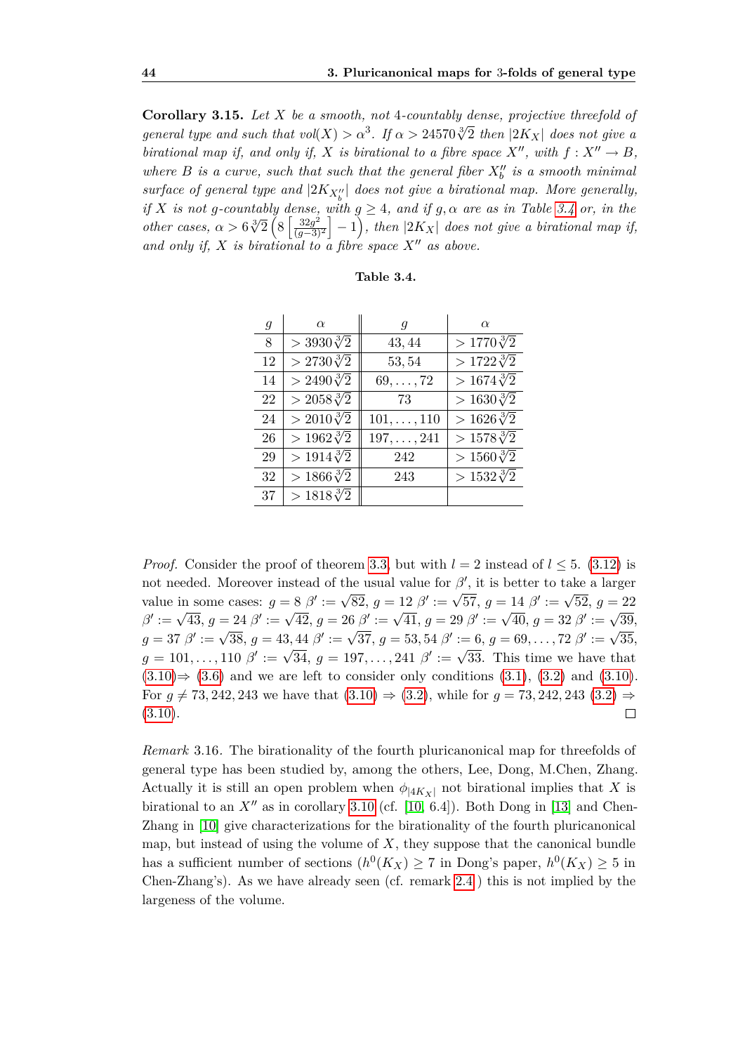**Corollary 3.15.** *Let $X$ be a smooth, not 4-countably dense, projective threefold of general type and such that $vol(X) > \alpha^3$. If $\alpha > 24570\sqrt[3]{2}$ then $|2K_X|$ does not give a birational map if, and only if, $X$ is birational to a fibre space $X''$, with $f : X'' \to B$, where $B$ is a curve, such that such that the general fiber $X''_b$ is a smooth minimal surface of general type and $|2K_{X''_b}|$ does not give a birational map. More generally, if $X$ is not $g$-countably dense, with $g \geq 4$, and if $g, \alpha$ are as in Table 3.4 or, in the other cases, $\alpha > 6\sqrt[3]{2}\left(8\left[\frac{32g^2}{(g-3)^2}\right] - 1\right)$, then $|2K_X|$ does not give a birational map if, and only if, $X$ is birational to a fibre space $X''$ as above.*

**Table 3.4.**

| $g$ | $\alpha$ | $g$ | $\alpha$ |
|---|---|---|---|
| 8 | $> 3930\sqrt[3]{2}$ | 43, 44 | $> 1770\sqrt[3]{2}$ |
| 12 | $> 2730\sqrt[3]{2}$ | 53, 54 | $> 1722\sqrt[3]{2}$ |
| 14 | $> 2490\sqrt[3]{2}$ | $69, \ldots, 72$ | $> 1674\sqrt[3]{2}$ |
| 22 | $> 2058\sqrt[3]{2}$ | 73 | $> 1630\sqrt[3]{2}$ |
| 24 | $> 2010\sqrt[3]{2}$ | $101, \ldots, 110$ | $> 1626\sqrt[3]{2}$ |
| 26 | $> 1962\sqrt[3]{2}$ | $197, \ldots, 241$ | $> 1578\sqrt[3]{2}$ |
| 29 | $> 1914\sqrt[3]{2}$ | 242 | $> 1560\sqrt[3]{2}$ |
| 32 | $> 1866\sqrt[3]{2}$ | 243 | $> 1532\sqrt[3]{2}$ |
| 37 | $> 1818\sqrt[3]{2}$ | | |

*Proof.* Consider the proof of theorem 3.3, but with $l = 2$ instead of $l \leq 5$. (3.12) is not needed. Moreover instead of the usual value for $\beta'$, it is better to take a larger value in some cases: $g = 8$ $\beta' := \sqrt{82}$, $g = 12$ $\beta' := \sqrt{57}$, $g = 14$ $\beta' := \sqrt{52}$, $g = 22$ $\beta' := \sqrt{43}$, $g = 24$ $\beta' := \sqrt{42}$, $g = 26$ $\beta' := \sqrt{41}$, $g = 29$ $\beta' := \sqrt{40}$, $g = 32$ $\beta' := \sqrt{39}$, $g = 37$ $\beta' := \sqrt{38}$, $g = 43, 44$ $\beta' := \sqrt{37}$, $g = 53, 54$ $\beta' := 6$, $g = 69, \ldots, 72$ $\beta' := \sqrt{35}$, $g = 101, \ldots, 110$ $\beta' := \sqrt{34}$, $g = 197, \ldots, 241$ $\beta' := \sqrt{33}$. This time we have that (3.10)$\Rightarrow$ (3.6) and we are left to consider only conditions (3.1), (3.2) and (3.10). For $g \neq 73, 242, 243$ we have that (3.10) $\Rightarrow$ (3.2), while for $g = 73, 242, 243$ (3.2) $\Rightarrow$ (3.10). $\square$

*Remark* 3.16. The birationality of the fourth pluricanonical map for threefolds of general type has been studied by, among the others, Lee, Dong, M.Chen, Zhang. Actually it is still an open problem when $\phi_{|4K_X|}$ not birational implies that $X$ is birational to an $X''$ as in corollary 3.10 (cf. [10, 6.4]). Both Dong in [13] and Chen-Zhang in [10] give characterizations for the birationality of the fourth pluricanonical map, but instead of using the volume of $X$, they suppose that the canonical bundle has a sufficient number of sections ($h^0(K_X) \geq 7$ in Dong's paper, $h^0(K_X) \geq 5$ in Chen-Zhang's). As we have already seen (cf. remark 2.4 ) this is not implied by the largeness of the volume.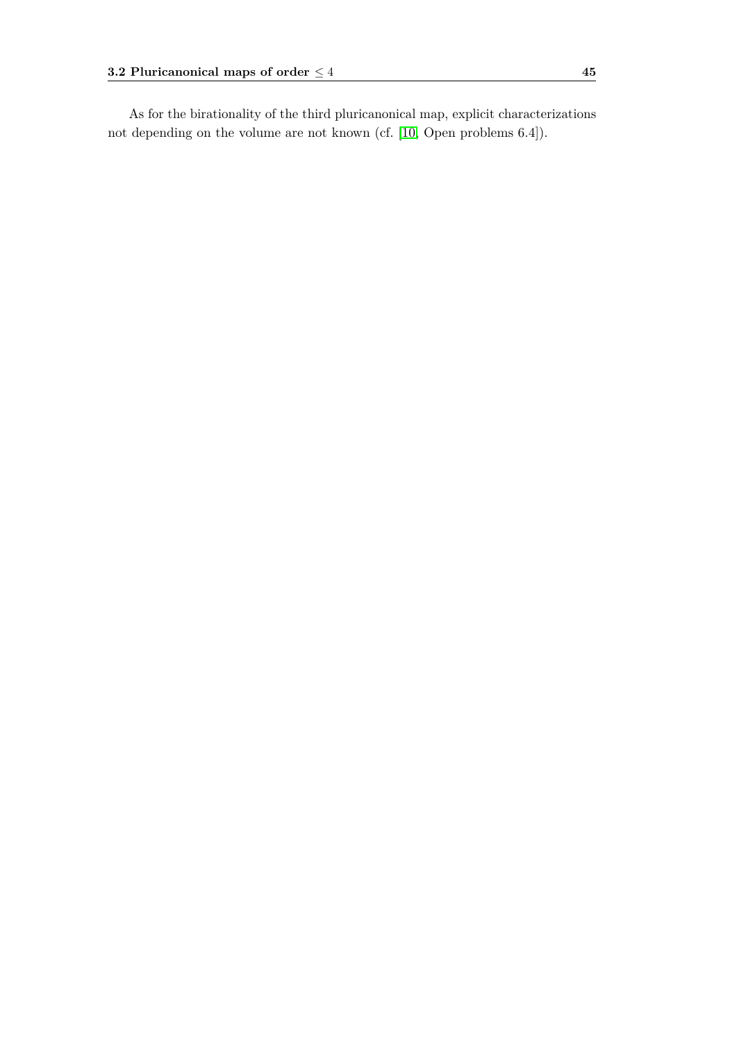As for the birationality of the third pluricanonical map, explicit characterizations not depending on the volume are not known (cf. [10, Open problems 6.4]).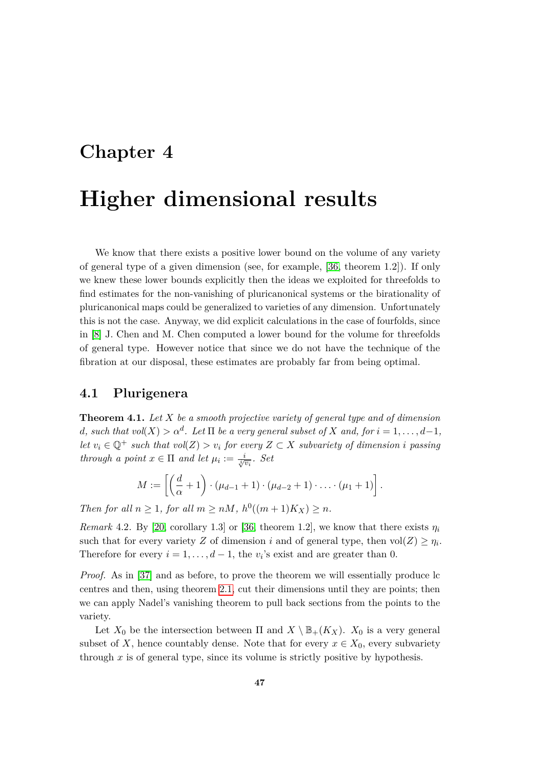# Chapter 4

# Higher dimensional results

We know that there exists a positive lower bound on the volume of any variety of general type of a given dimension (see, for example, [36, theorem 1.2]). If only we knew these lower bounds explicitly then the ideas we exploited for threefolds to find estimates for the non-vanishing of pluricanonical systems or the birationality of pluricanonical maps could be generalized to varieties of any dimension. Unfortunately this is not the case. Anyway, we did explicit calculations in the case of fourfolds, since in [8] J. Chen and M. Chen computed a lower bound for the volume for threefolds of general type. However notice that since we do not have the technique of the fibration at our disposal, these estimates are probably far from being optimal.

## 4.1 Plurigenera

**Theorem 4.1.** *Let $X$ be a smooth projective variety of general type and of dimension $d$, such that $vol(X) > \alpha^d$. Let $\Pi$ be a very general subset of $X$ and, for $i = 1, \dots, d-1$, let $v_i \in \mathbb{Q}^+$ such that $vol(Z) > v_i$ for every $Z \subset X$ subvariety of dimension $i$ passing through a point $x \in \Pi$ and let $\mu_i := \frac{i}{\sqrt[i]{v_i}}$. Set*

$$M := \left[ \left( \frac{d}{\alpha} + 1 \right) \cdot (\mu_{d-1} + 1) \cdot (\mu_{d-2} + 1) \cdot \ldots \cdot (\mu_1 + 1) \right].$$

*Then for all $n \geq 1$, for all $m \geq nM$, $h^0((m+1)K_X) \geq n$.*

*Remark* 4.2. By [20, corollary 1.3] or [36, theorem 1.2], we know that there exists $\eta_i$ such that for every variety $Z$ of dimension $i$ and of general type, then $\mathrm{vol}(Z) \geq \eta_i$. Therefore for every $i = 1, \dots, d-1$, the $v_i$'s exist and are greater than 0.

*Proof.* As in [37] and as before, to prove the theorem we will essentially produce lc centres and then, using theorem 2.1, cut their dimensions until they are points; then we can apply Nadel's vanishing theorem to pull back sections from the points to the variety.

Let $X_0$ be the intersection between $\Pi$ and $X \setminus \mathbb{B}_+(K_X)$. $X_0$ is a very general subset of $X$, hence countably dense. Note that for every $x \in X_0$, every subvariety through $x$ is of general type, since its volume is strictly positive by hypothesis.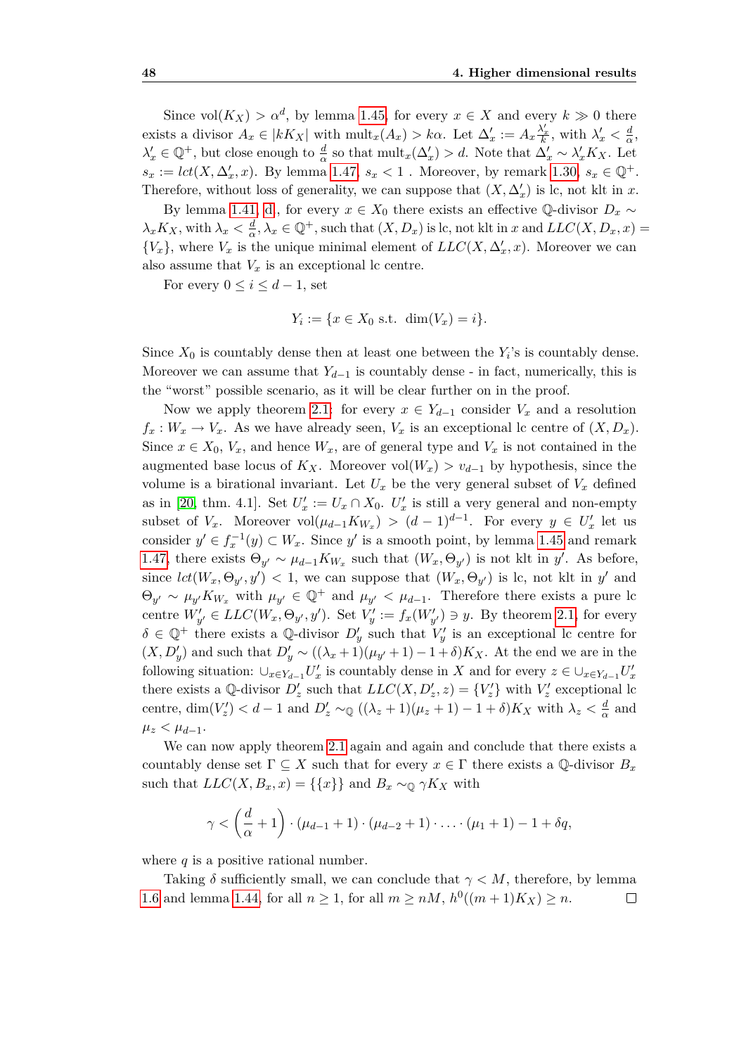Since $\text{vol}(K_X) > \alpha^d$, by lemma 1.45, for every $x \in X$ and every $k \gg 0$ there exists a divisor $A_x \in |kK_X|$ with $\text{mult}_x(A_x) > k\alpha$. Let $\Delta'_x := A_x \frac{\lambda'_x}{k}$, with $\lambda'_x < \frac{d}{\alpha}$, $\lambda'_x \in \mathbb{Q}^+$, but close enough to $\frac{d}{\alpha}$ so that $\text{mult}_x(\Delta'_x) > d$. Note that $\Delta'_x \sim \lambda'_x K_X$. Let $s_x := lct(X, \Delta'_x, x)$. By lemma 1.47, $s_x < 1$ . Moreover, by remark 1.30, $s_x \in \mathbb{Q}^+$. Therefore, without loss of generality, we can suppose that $(X, \Delta'_x)$ is lc, not klt in $x$.

By lemma 1.41, d, for every $x \in X_0$ there exists an effective $\mathbb{Q}$-divisor $D_x \sim \lambda_x K_X$, with $\lambda_x < \frac{d}{\alpha}, \lambda_x \in \mathbb{Q}^+$, such that $(X, D_x)$ is lc, not klt in $x$ and $LLC(X, D_x, x) = \{V_x\}$, where $V_x$ is the unique minimal element of $LLC(X, \Delta'_x, x)$. Moreover we can also assume that $V_x$ is an exceptional lc centre.

For every $0 \leq i \leq d-1$, set

$$Y_i := \{x \in X_0 \text{ s.t. } \dim(V_x) = i\}.$$

Since $X_0$ is countably dense then at least one between the $Y_i$'s is countably dense. Moreover we can assume that $Y_{d-1}$ is countably dense - in fact, numerically, this is the "worst" possible scenario, as it will be clear further on in the proof.

Now we apply theorem 2.1: for every $x \in Y_{d-1}$ consider $V_x$ and a resolution $f_x : W_x \to V_x$. As we have already seen, $V_x$ is an exceptional lc centre of $(X, D_x)$. Since $x \in X_0$, $V_x$, and hence $W_x$, are of general type and $V_x$ is not contained in the augmented base locus of $K_X$. Moreover $\text{vol}(W_x) > v_{d-1}$ by hypothesis, since the volume is a birational invariant. Let $U_x$ be the very general subset of $V_x$ defined as in [20, thm. 4.1]. Set $U'_x := U_x \cap X_0$. $U'_x$ is still a very general and non-empty subset of $V_x$. Moreover $\text{vol}(\mu_{d-1} K_{W_x}) > (d-1)^{d-1}$. For every $y \in U'_x$ let us consider $y' \in f_x^{-1}(y) \subset W_x$. Since $y'$ is a smooth point, by lemma 1.45 and remark 1.47, there exists $\Theta_{y'} \sim \mu_{d-1} K_{W_x}$ such that $(W_x, \Theta_{y'})$ is not klt in $y'$. As before, since $lct(W_x, \Theta_{y'}, y') < 1$, we can suppose that $(W_x, \Theta_{y'})$ is lc, not klt in $y'$ and $\Theta_{y'} \sim \mu_{y'} K_{W_x}$ with $\mu_{y'} \in \mathbb{Q}^+$ and $\mu_{y'} < \mu_{d-1}$. Therefore there exists a pure lc centre $W'_{y'} \in LLC(W_x, \Theta_{y'}, y')$. Set $V'_y := f_x(W'_{y'}) \ni y$. By theorem 2.1, for every $\delta \in \mathbb{Q}^+$ there exists a $\mathbb{Q}$-divisor $D'_y$ such that $V'_y$ is an exceptional lc centre for $(X, D'_y)$ and such that $D'_y \sim ((\lambda_x + 1)(\mu_{y'} + 1) - 1 + \delta) K_X$. At the end we are in the following situation: $\cup_{x \in Y_{d-1}} U'_x$ is countably dense in $X$ and for every $z \in \cup_{x \in Y_{d-1}} U'_x$ there exists a $\mathbb{Q}$-divisor $D'_z$ such that $LLC(X, D'_z, z) = \{V'_z\}$ with $V'_z$ exceptional lc centre, $\dim(V'_z) < d-1$ and $D'_z \sim_{\mathbb{Q}} ((\lambda_z + 1)(\mu_z + 1) - 1 + \delta) K_X$ with $\lambda_z < \frac{d}{\alpha}$ and $\mu_z < \mu_{d-1}$.

We can now apply theorem 2.1 again and again and conclude that there exists a countably dense set $\Gamma \subseteq X$ such that for every $x \in \Gamma$ there exists a $\mathbb{Q}$-divisor $B_x$ such that $LLC(X, B_x, x) = \{\{x\}\}$ and $B_x \sim_{\mathbb{Q}} \gamma K_X$ with

$$\gamma < \left(\frac{d}{\alpha} + 1\right) \cdot (\mu_{d-1} + 1) \cdot (\mu_{d-2} + 1) \cdot \ldots \cdot (\mu_1 + 1) - 1 + \delta q,$$

where $q$ is a positive rational number.

Taking $\delta$ sufficiently small, we can conclude that $\gamma < M$, therefore, by lemma 1.6 and lemma 1.44, for all $n \geq 1$, for all $m \geq nM$, $h^0((m+1)K_X) \geq n$. □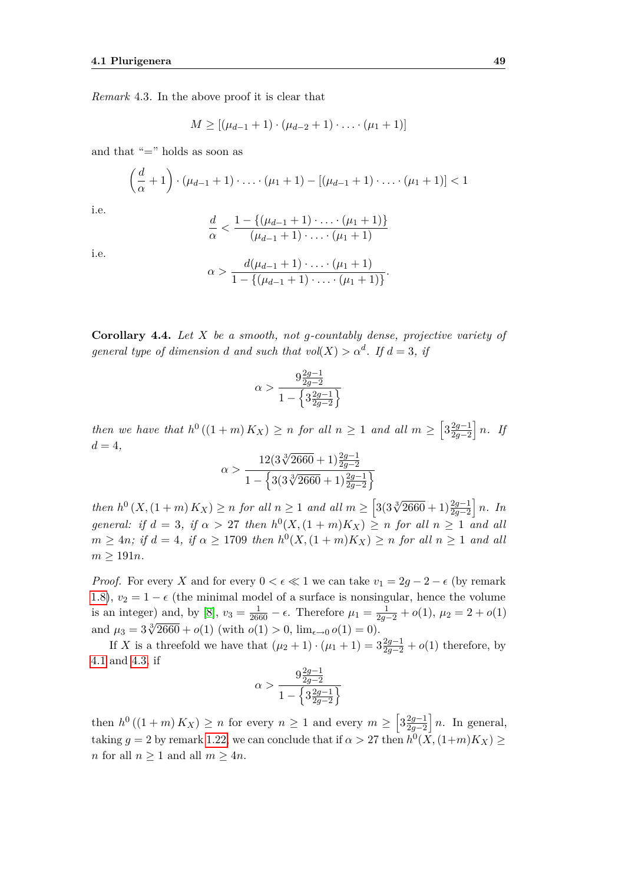*Remark* 4.3. In the above proof it is clear that

$$M \geq [(\mu_{d-1}+1)\cdot(\mu_{d-2}+1)\cdot\ldots\cdot(\mu_1+1)]$$

and that "=" holds as soon as

$$\left(\frac{d}{\alpha}+1\right)\cdot(\mu_{d-1}+1)\cdot\ldots\cdot(\mu_1+1) - [(\mu_{d-1}+1)\cdot\ldots\cdot(\mu_1+1)] < 1$$

i.e.

$$\frac{d}{\alpha} < \frac{1-\{(\mu_{d-1}+1)\cdot\ldots\cdot(\mu_1+1)\}}{(\mu_{d-1}+1)\cdot\ldots\cdot(\mu_1+1)}$$

i.e.

$$\alpha > \frac{d(\mu_{d-1}+1)\cdot\ldots\cdot(\mu_1+1)}{1-\{(\mu_{d-1}+1)\cdot\ldots\cdot(\mu_1+1)\}}.$$

**Corollary 4.4.** *Let $X$ be a smooth, not $g$-countably dense, projective variety of general type of dimension $d$ and such that $vol(X) > \alpha^d$. If $d = 3$, if*

$$\alpha > \frac{9\frac{2g-1}{2g-2}}{1-\left\{3\frac{2g-1}{2g-2}\right\}}$$

*then we have that $h^0\left((1+m)K_X\right) \geq n$ for all $n \geq 1$ and all $m \geq \left[3\frac{2g-1}{2g-2}\right]n$. If $d = 4$,*

$$\alpha > \frac{12(3\sqrt[3]{2660}+1)\frac{2g-1}{2g-2}}{1-\left\{3(3\sqrt[3]{2660}+1)\frac{2g-1}{2g-2}\right\}}$$

*then $h^0\left(X,(1+m)K_X\right) \geq n$ for all $n \geq 1$ and all $m \geq \left[3(3\sqrt[3]{2660}+1)\frac{2g-1}{2g-2}\right]n$. In general: if $d = 3$, if $\alpha > 27$ then $h^0(X,(1+m)K_X) \geq n$ for all $n \geq 1$ and all $m \geq 4n$; if $d = 4$, if $\alpha \geq 1709$ then $h^0(X,(1+m)K_X) \geq n$ for all $n \geq 1$ and all $m \geq 191n$.*

*Proof.* For every $X$ and for every $0 < \epsilon \ll 1$ we can take $v_1 = 2g-2-\epsilon$ (by remark 1.8), $v_2 = 1-\epsilon$ (the minimal model of a surface is nonsingular, hence the volume is an integer) and, by [8], $v_3 = \frac{1}{2660}-\epsilon$. Therefore $\mu_1 = \frac{1}{2g-2}+o(1)$, $\mu_2 = 2+o(1)$ and $\mu_3 = 3\sqrt[3]{2660}+o(1)$ (with $o(1) > 0$, $\lim_{\epsilon\to 0} o(1) = 0$).

If $X$ is a threefold we have that $(\mu_2+1)\cdot(\mu_1+1) = 3\frac{2g-1}{2g-2}+o(1)$ therefore, by 4.1 and 4.3, if

$$\alpha > \frac{9\frac{2g-1}{2g-2}}{1-\left\{3\frac{2g-1}{2g-2}\right\}}$$

then $h^0\left((1+m)K_X\right) \geq n$ for every $n \geq 1$ and every $m \geq \left[3\frac{2g-1}{2g-2}\right]n$. In general, taking $g = 2$ by remark 1.22, we can conclude that if $\alpha > 27$ then $h^0(X,(1+m)K_X) \geq n$ for all $n \geq 1$ and all $m \geq 4n$.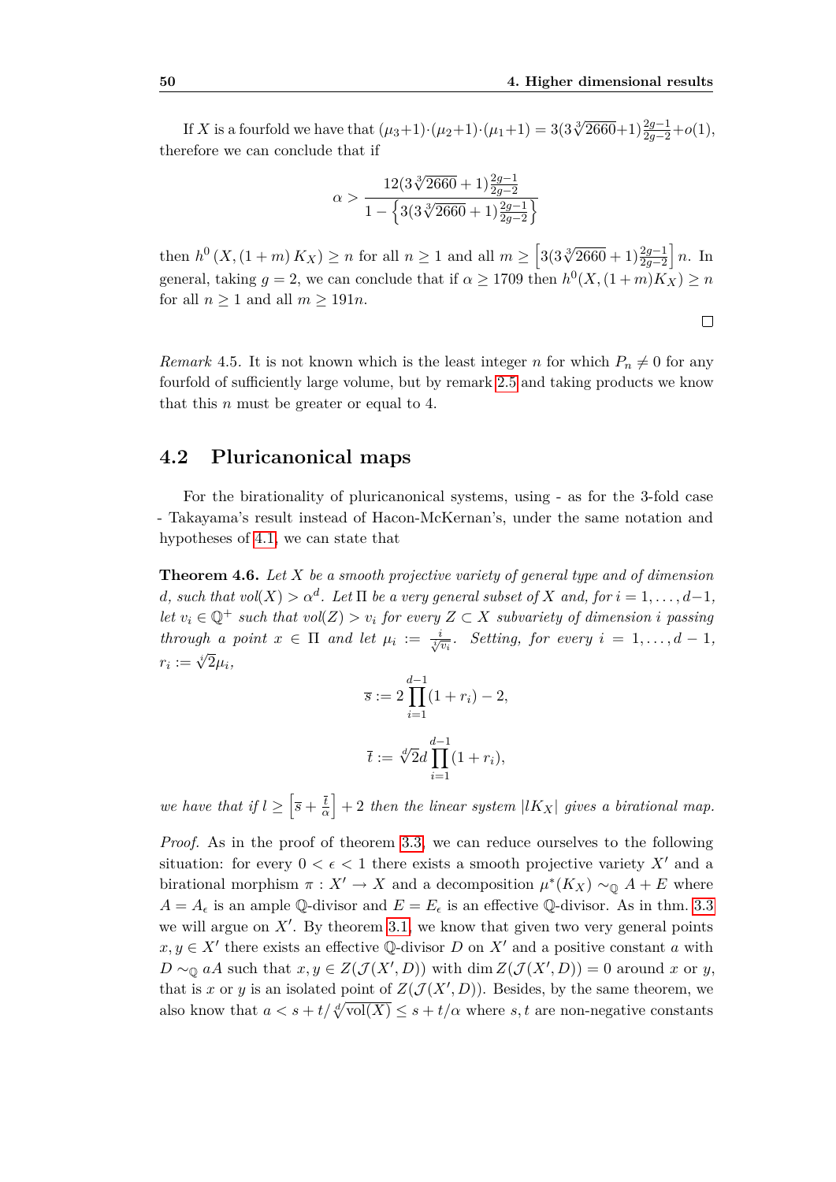If $X$ is a fourfold we have that $(\mu_3+1)\cdot(\mu_2+1)\cdot(\mu_1+1) = 3(3\sqrt[3]{2660}+1)\frac{2g-1}{2g-2}+o(1)$, therefore we can conclude that if

$$\alpha > \frac{12(3\sqrt[3]{2660}+1)\frac{2g-1}{2g-2}}{1-\left\{3(3\sqrt[3]{2660}+1)\frac{2g-1}{2g-2}\right\}}$$

then $h^0(X,(1+m)K_X) \geq n$ for all $n \geq 1$ and all $m \geq \left\lceil 3(3\sqrt[3]{2660}+1)\frac{2g-1}{2g-2}\right\rceil n$. In general, taking $g = 2$, we can conclude that if $\alpha \geq 1709$ then $h^0(X,(1+m)K_X) \geq n$ for all $n \geq 1$ and all $m \geq 191n$.

□

*Remark* 4.5. It is not known which is the least integer $n$ for which $P_n \neq 0$ for any fourfold of sufficiently large volume, but by remark 2.5 and taking products we know that this $n$ must be greater or equal to 4.

## 4.2 Pluricanonical maps

For the birationality of pluricanonical systems, using - as for the 3-fold case - Takayama's result instead of Hacon-McKernan's, under the same notation and hypotheses of 4.1, we can state that

**Theorem 4.6.** *Let $X$ be a smooth projective variety of general type and of dimension $d$, such that $vol(X) > \alpha^d$. Let $\Pi$ be a very general subset of $X$ and, for $i = 1,\dots,d-1$, let $v_i \in \mathbb{Q}^+$ such that $vol(Z) > v_i$ for every $Z \subset X$ subvariety of dimension $i$ passing through a point $x \in \Pi$ and let $\mu_i := \frac{i}{\sqrt[i]{v_i}}$. Setting, for every $i = 1,\dots,d-1$, $r_i := \sqrt[i]{2}\mu_i$,*

$$\overline{s} := 2\prod_{i=1}^{d-1}(1+r_i) - 2,$$

$$\overline{t} := \sqrt[d]{2}d\prod_{i=1}^{d-1}(1+r_i),$$

*we have that if $l \geq \left\lceil \overline{s} + \frac{\overline{t}}{\alpha}\right\rceil + 2$ then the linear system $|lK_X|$ gives a birational map.*

*Proof.* As in the proof of theorem 3.3, we can reduce ourselves to the following situation: for every $0 < \epsilon < 1$ there exists a smooth projective variety $X'$ and a birational morphism $\pi : X' \to X$ and a decomposition $\mu^*(K_X) \sim_{\mathbb{Q}} A + E$ where $A = A_\epsilon$ is an ample $\mathbb{Q}$-divisor and $E = E_\epsilon$ is an effective $\mathbb{Q}$-divisor. As in thm. 3.3 we will argue on $X'$. By theorem 3.1, we know that given two very general points $x, y \in X'$ there exists an effective $\mathbb{Q}$-divisor $D$ on $X'$ and a positive constant $a$ with $D \sim_{\mathbb{Q}} aA$ such that $x, y \in Z(\mathcal{J}(X', D))$ with $\dim Z(\mathcal{J}(X', D)) = 0$ around $x$ or $y$, that is $x$ or $y$ is an isolated point of $Z(\mathcal{J}(X', D))$. Besides, by the same theorem, we also know that $a < s + t/\sqrt[d]{\mathrm{vol}(X)} \leq s + t/\alpha$ where $s, t$ are non-negative constants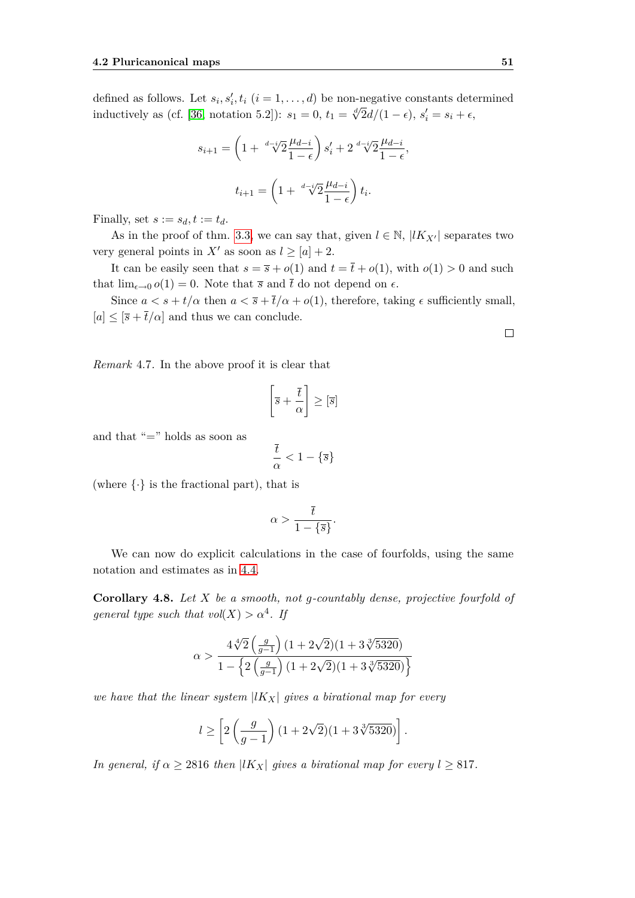defined as follows. Let $s_i, s_i', t_i$ $(i = 1, \dots, d)$ be non-negative constants determined inductively as (cf. [36, notation 5.2]): $s_1 = 0$, $t_1 = \sqrt[d]{2}d/(1-\epsilon)$, $s_i' = s_i + \epsilon$,

$$s_{i+1} = \left(1 + \sqrt[d-i]{2}\frac{\mu_{d-i}}{1-\epsilon}\right) s_i' + 2\sqrt[d-i]{2}\frac{\mu_{d-i}}{1-\epsilon},$$

$$t_{i+1} = \left(1 + \sqrt[d-i]{2}\frac{\mu_{d-i}}{1-\epsilon}\right) t_i.$$

Finally, set $s := s_d, t := t_d$.

As in the proof of thm. 3.3, we can say that, given $l \in \mathbb{N}$, $|lK_{X'}|$ separates two very general points in $X'$ as soon as $l \geq [a] + 2$.

It can be easily seen that $s = \overline{s} + o(1)$ and $t = \overline{t} + o(1)$, with $o(1) > 0$ and such that $\lim_{\epsilon \to 0} o(1) = 0$. Note that $\overline{s}$ and $\overline{t}$ do not depend on $\epsilon$.

Since $a < s + t/\alpha$ then $a < \overline{s} + \overline{t}/\alpha + o(1)$, therefore, taking $\epsilon$ sufficiently small, $[a] \leq [\overline{s} + \overline{t}/\alpha]$ and thus we can conclude.

□

*Remark* 4.7. In the above proof it is clear that

$$\left[\overline{s} + \frac{\overline{t}}{\alpha}\right] \geq [\overline{s}]$$

and that "=" holds as soon as

$$\frac{\overline{t}}{\alpha} < 1 - \{\overline{s}\}$$

(where $\{\cdot\}$ is the fractional part), that is

$$\alpha > \frac{\overline{t}}{1 - \{\overline{s}\}}.$$

We can now do explicit calculations in the case of fourfolds, using the same notation and estimates as in 4.4.

**Corollary 4.8.** *Let $X$ be a smooth, not $g$-countably dense, projective fourfold of general type such that $vol(X) > \alpha^4$. If*

$$\alpha > \frac{4\sqrt[4]{2}\left(\frac{g}{g-1}\right)(1+2\sqrt{2})(1+3\sqrt[3]{5320})}{1 - \left\{2\left(\frac{g}{g-1}\right)(1+2\sqrt{2})(1+3\sqrt[3]{5320})\right\}}$$

*we have that the linear system $|lK_X|$ gives a birational map for every*

$$l \geq \left[2\left(\frac{g}{g-1}\right)(1+2\sqrt{2})(1+3\sqrt[3]{5320})\right].$$

*In general, if $\alpha \geq 2816$ then $|lK_X|$ gives a birational map for every $l \geq 817$.*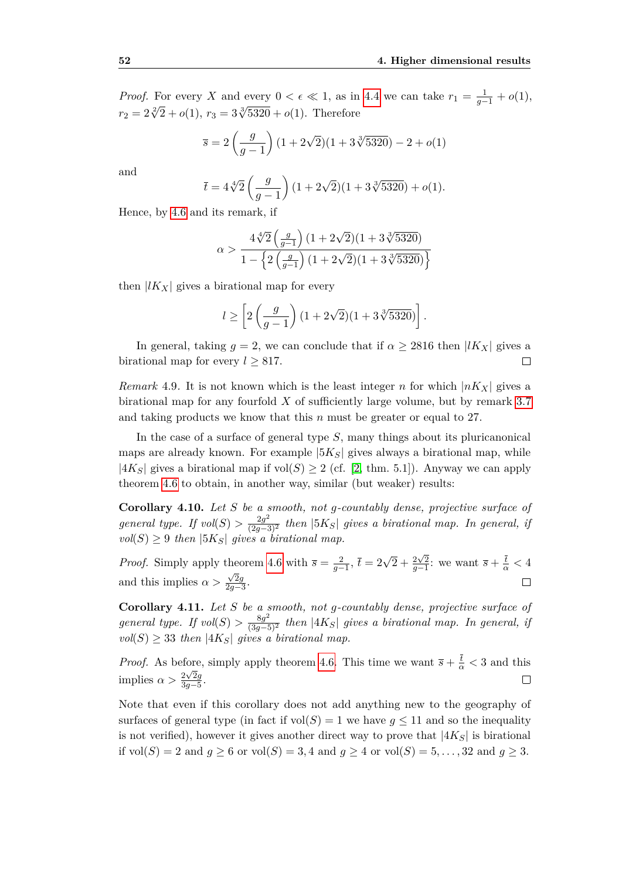*Proof.* For every $X$ and every $0 < \epsilon \ll 1$, as in 4.4 we can take $r_1 = \frac{1}{g-1} + o(1)$, $r_2 = 2\sqrt[2]{2} + o(1)$, $r_3 = 3\sqrt[3]{5320} + o(1)$. Therefore

$$\overline{s} = 2\left(\frac{g}{g-1}\right)(1+2\sqrt{2})(1+3\sqrt[3]{5320}) - 2 + o(1)$$

and

$$\overline{t} = 4\sqrt[4]{2}\left(\frac{g}{g-1}\right)(1+2\sqrt{2})(1+3\sqrt[3]{5320}) + o(1).$$

Hence, by 4.6 and its remark, if

$$\alpha > \frac{4\sqrt[4]{2}\left(\frac{g}{g-1}\right)(1+2\sqrt{2})(1+3\sqrt[3]{5320})}{1 - \left\{2\left(\frac{g}{g-1}\right)(1+2\sqrt{2})(1+3\sqrt[3]{5320})\right\}}$$

then $|lK_X|$ gives a birational map for every

$$l \geq \left[2\left(\frac{g}{g-1}\right)(1+2\sqrt{2})(1+3\sqrt[3]{5320})\right].$$

In general, taking $g = 2$, we can conclude that if $\alpha \geq 2816$ then $|lK_X|$ gives a birational map for every $l \geq 817$. □

*Remark* 4.9. It is not known which is the least integer $n$ for which $|nK_X|$ gives a birational map for any fourfold $X$ of sufficiently large volume, but by remark 3.7 and taking products we know that this $n$ must be greater or equal to 27.

In the case of a surface of general type $S$, many things about its pluricanonical maps are already known. For example $|5K_S|$ gives always a birational map, while $|4K_S|$ gives a birational map if $\text{vol}(S) \geq 2$ (cf. [2, thm. 5.1]). Anyway we can apply theorem 4.6 to obtain, in another way, similar (but weaker) results:

**Corollary 4.10.** *Let $S$ be a smooth, not $g$-countably dense, projective surface of general type. If $vol(S) > \frac{2g^2}{(2g-3)^2}$ then $|5K_S|$ gives a birational map. In general, if $vol(S) \geq 9$ then $|5K_S|$ gives a birational map.*

*Proof.* Simply apply theorem 4.6 with $\overline{s} = \frac{2}{g-1}$, $\overline{t} = 2\sqrt{2} + \frac{2\sqrt{2}}{g-1}$: we want $\overline{s} + \frac{\overline{t}}{\alpha} < 4$ and this implies $\alpha > \frac{\sqrt{2}g}{2g-3}$. □

**Corollary 4.11.** *Let $S$ be a smooth, not $g$-countably dense, projective surface of general type. If $vol(S) > \frac{8g^2}{(3g-5)^2}$ then $|4K_S|$ gives a birational map. In general, if $vol(S) \geq 33$ then $|4K_S|$ gives a birational map.*

*Proof.* As before, simply apply theorem 4.6. This time we want $\overline{s} + \frac{\overline{t}}{\alpha} < 3$ and this implies $\alpha > \frac{2\sqrt{2}g}{3g-5}$. □

Note that even if this corollary does not add anything new to the geography of surfaces of general type (in fact if $\text{vol}(S) = 1$ we have $g \leq 11$ and so the inequality is not verified), however it gives another direct way to prove that $|4K_S|$ is birational if $\text{vol}(S) = 2$ and $g \geq 6$ or $\text{vol}(S) = 3, 4$ and $g \geq 4$ or $\text{vol}(S) = 5, \ldots, 32$ and $g \geq 3$.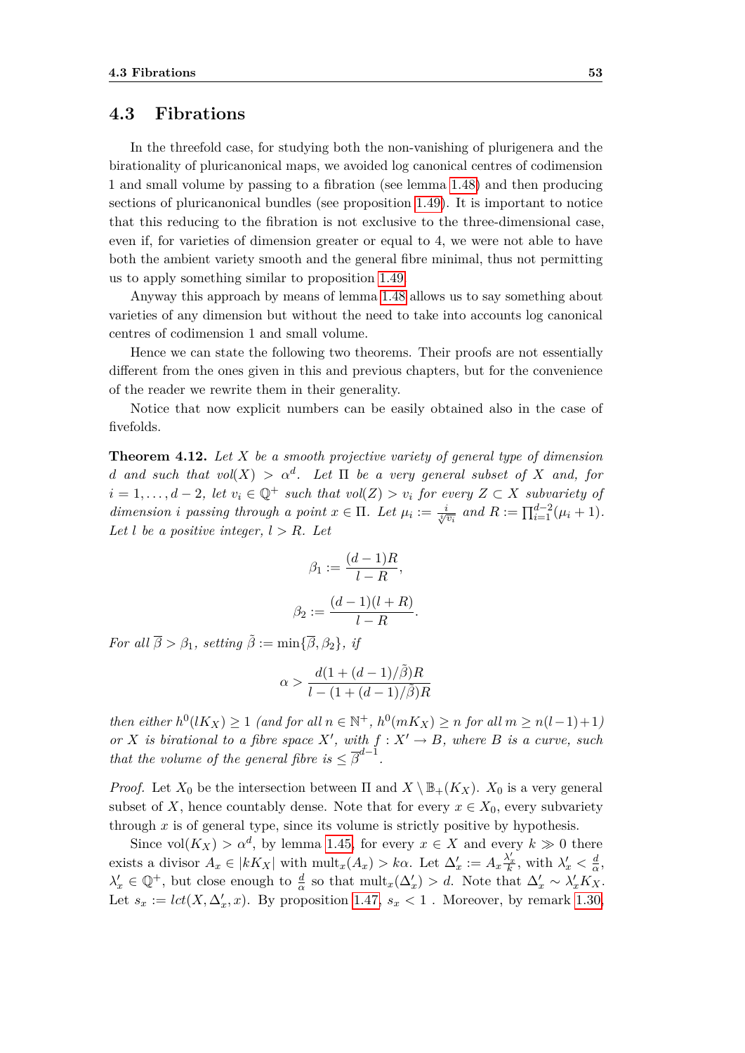## 4.3 Fibrations

In the threefold case, for studying both the non-vanishing of plurigenera and the birationality of pluricanonical maps, we avoided log canonical centres of codimension 1 and small volume by passing to a fibration (see lemma 1.48) and then producing sections of pluricanonical bundles (see proposition 1.49). It is important to notice that this reducing to the fibration is not exclusive to the three-dimensional case, even if, for varieties of dimension greater or equal to 4, we were not able to have both the ambient variety smooth and the general fibre minimal, thus not permitting us to apply something similar to proposition 1.49.

Anyway this approach by means of lemma 1.48 allows us to say something about varieties of any dimension but without the need to take into accounts log canonical centres of codimension 1 and small volume.

Hence we can state the following two theorems. Their proofs are not essentially different from the ones given in this and previous chapters, but for the convenience of the reader we rewrite them in their generality.

Notice that now explicit numbers can be easily obtained also in the case of fivefolds.

**Theorem 4.12.** *Let $X$ be a smooth projective variety of general type of dimension $d$ and such that $vol(X) > \alpha^d$. Let $\Pi$ be a very general subset of $X$ and, for $i = 1, \dots, d-2$, let $v_i \in \mathbb{Q}^+$ such that $vol(Z) > v_i$ for every $Z \subset X$ subvariety of dimension $i$ passing through a point $x \in \Pi$. Let $\mu_i := \frac{i}{\sqrt[i]{v_i}}$ and $R := \prod_{i=1}^{d-2}(\mu_i + 1)$. Let $l$ be a positive integer, $l > R$. Let*

$$\beta_1 := \frac{(d-1)R}{l-R},$$

$$\beta_2 := \frac{(d-1)(l+R)}{l-R}.$$

*For all $\overline{\beta} > \beta_1$, setting $\tilde{\beta} := \min\{\overline{\beta}, \beta_2\}$, if*

$$\alpha > \frac{d(1+(d-1)/\tilde{\beta})R}{l-(1+(d-1)/\tilde{\beta})R}$$

*then either $h^0(lK_X) \geq 1$ (and for all $n \in \mathbb{N}^+$, $h^0(mK_X) \geq n$ for all $m \geq n(l-1)+1$) or $X$ is birational to a fibre space $X'$, with $f : X' \to B$, where $B$ is a curve, such that the volume of the general fibre is $\leq \overline{\beta}^{d-1}$.*

*Proof.* Let $X_0$ be the intersection between $\Pi$ and $X \setminus \mathbb{B}_+(K_X)$. $X_0$ is a very general subset of $X$, hence countably dense. Note that for every $x \in X_0$, every subvariety through $x$ is of general type, since its volume is strictly positive by hypothesis.

Since $\text{vol}(K_X) > \alpha^d$, by lemma 1.45, for every $x \in X$ and every $k \gg 0$ there exists a divisor $A_x \in |kK_X|$ with $\text{mult}_x(A_x) > k\alpha$. Let $\Delta'_x := A_x \frac{\lambda'_x}{k}$, with $\lambda'_x < \frac{d}{\alpha}$, $\lambda'_x \in \mathbb{Q}^+$, but close enough to $\frac{d}{\alpha}$ so that $\text{mult}_x(\Delta'_x) > d$. Note that $\Delta'_x \sim \lambda'_x K_X$. Let $s_x := lct(X, \Delta'_x, x)$. By proposition 1.47, $s_x < 1$ . Moreover, by remark 1.30,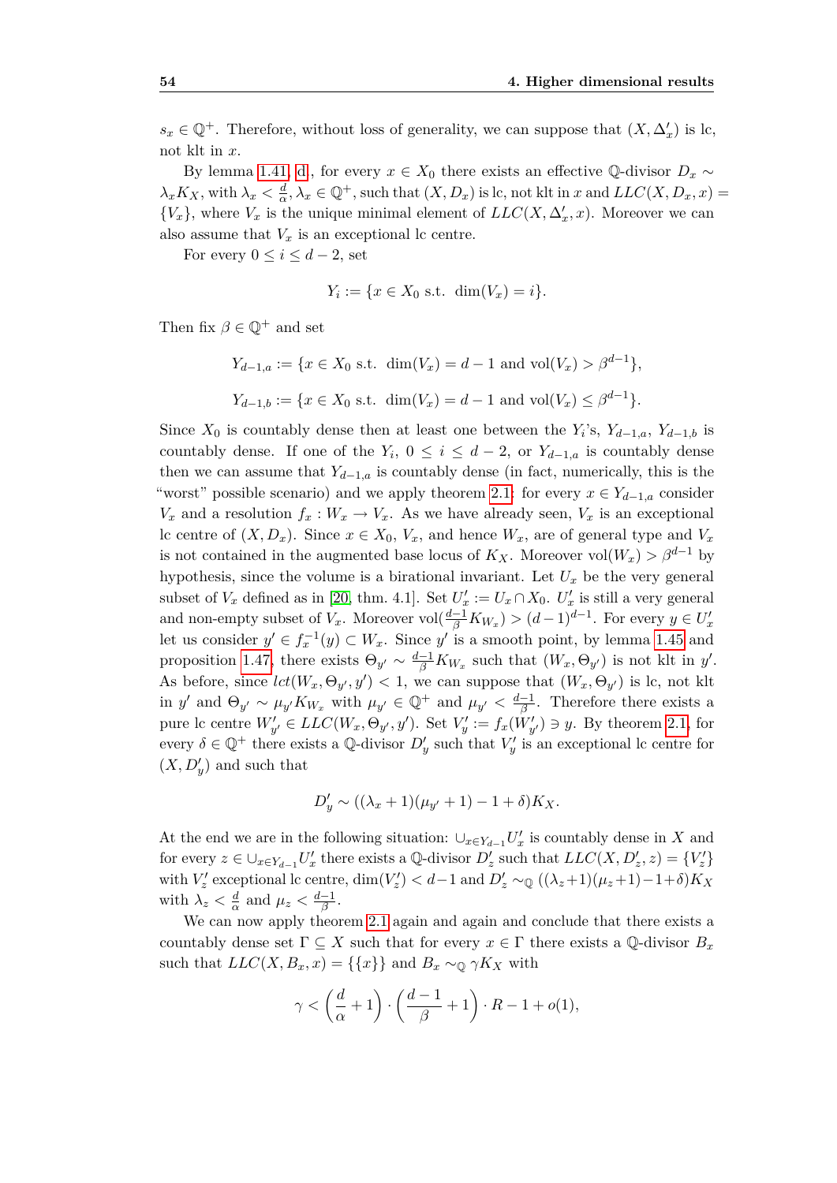$s_x \in \mathbb{Q}^+$. Therefore, without loss of generality, we can suppose that $(X, \Delta'_x)$ is lc, not klt in $x$.

By lemma 1.41, d, for every $x \in X_0$ there exists an effective $\mathbb{Q}$-divisor $D_x \sim \lambda_x K_X$, with $\lambda_x < \frac{d}{\alpha}$, $\lambda_x \in \mathbb{Q}^+$, such that $(X, D_x)$ is lc, not klt in $x$ and $LLC(X, D_x, x) = \{V_x\}$, where $V_x$ is the unique minimal element of $LLC(X, \Delta'_x, x)$. Moreover we can also assume that $V_x$ is an exceptional lc centre.

For every $0 \leq i \leq d-2$, set

$$Y_i := \{x \in X_0 \text{ s.t. } \dim(V_x) = i\}.$$

Then fix $\beta \in \mathbb{Q}^+$ and set

$$Y_{d-1,a} := \{x \in X_0 \text{ s.t. } \dim(V_x) = d-1 \text{ and } \mathrm{vol}(V_x) > \beta^{d-1}\},$$

$$Y_{d-1,b} := \{x \in X_0 \text{ s.t. } \dim(V_x) = d-1 \text{ and } \mathrm{vol}(V_x) \leq \beta^{d-1}\}.$$

Since $X_0$ is countably dense then at least one between the $Y_i$'s, $Y_{d-1,a}$, $Y_{d-1,b}$ is countably dense. If one of the $Y_i$, $0 \leq i \leq d-2$, or $Y_{d-1,a}$ is countably dense then we can assume that $Y_{d-1,a}$ is countably dense (in fact, numerically, this is the "worst" possible scenario) and we apply theorem 2.1: for every $x \in Y_{d-1,a}$ consider $V_x$ and a resolution $f_x : W_x \to V_x$. As we have already seen, $V_x$ is an exceptional lc centre of $(X, D_x)$. Since $x \in X_0$, $V_x$, and hence $W_x$, are of general type and $V_x$ is not contained in the augmented base locus of $K_X$. Moreover $\mathrm{vol}(W_x) > \beta^{d-1}$ by hypothesis, since the volume is a birational invariant. Let $U_x$ be the very general subset of $V_x$ defined as in [20, thm. 4.1]. Set $U'_x := U_x \cap X_0$. $U'_x$ is still a very general and non-empty subset of $V_x$. Moreover $\mathrm{vol}(\frac{d-1}{\beta} K_{W_x}) > (d-1)^{d-1}$. For every $y \in U'_x$ let us consider $y' \in f_x^{-1}(y) \subset W_x$. Since $y'$ is a smooth point, by lemma 1.45 and proposition 1.47, there exists $\Theta_{y'} \sim \frac{d-1}{\beta} K_{W_x}$ such that $(W_x, \Theta_{y'})$ is not klt in $y'$. As before, since $lct(W_x, \Theta_{y'}, y') < 1$, we can suppose that $(W_x, \Theta_{y'})$ is lc, not klt in $y'$ and $\Theta_{y'} \sim \mu_{y'} K_{W_x}$ with $\mu_{y'} \in \mathbb{Q}^+$ and $\mu_{y'} < \frac{d-1}{\beta}$. Therefore there exists a pure lc centre $W'_{y'} \in LLC(W_x, \Theta_{y'}, y')$. Set $V'_y := f_x(W'_{y'}) \ni y$. By theorem 2.1, for every $\delta \in \mathbb{Q}^+$ there exists a $\mathbb{Q}$-divisor $D'_y$ such that $V'_y$ is an exceptional lc centre for $(X, D'_y)$ and such that

$$D'_y \sim ((\lambda_x + 1)(\mu_{y'} + 1) - 1 + \delta) K_X.$$

At the end we are in the following situation: $\cup_{x \in Y_{d-1}} U'_x$ is countably dense in $X$ and for every $z \in \cup_{x \in Y_{d-1}} U'_x$ there exists a $\mathbb{Q}$-divisor $D'_z$ such that $LLC(X, D'_z, z) = \{V'_z\}$ with $V'_z$ exceptional lc centre, $\dim(V'_z) < d-1$ and $D'_z \sim_{\mathbb{Q}} ((\lambda_z+1)(\mu_z+1)-1+\delta)K_X$ with $\lambda_z < \frac{d}{\alpha}$ and $\mu_z < \frac{d-1}{\beta}$.

We can now apply theorem 2.1 again and again and conclude that there exists a countably dense set $\Gamma \subseteq X$ such that for every $x \in \Gamma$ there exists a $\mathbb{Q}$-divisor $B_x$ such that $LLC(X, B_x, x) = \{\{x\}\}$ and $B_x \sim_{\mathbb{Q}} \gamma K_X$ with

$$\gamma < \left(\frac{d}{\alpha} + 1\right) \cdot \left(\frac{d-1}{\beta} + 1\right) \cdot R - 1 + o(1),$$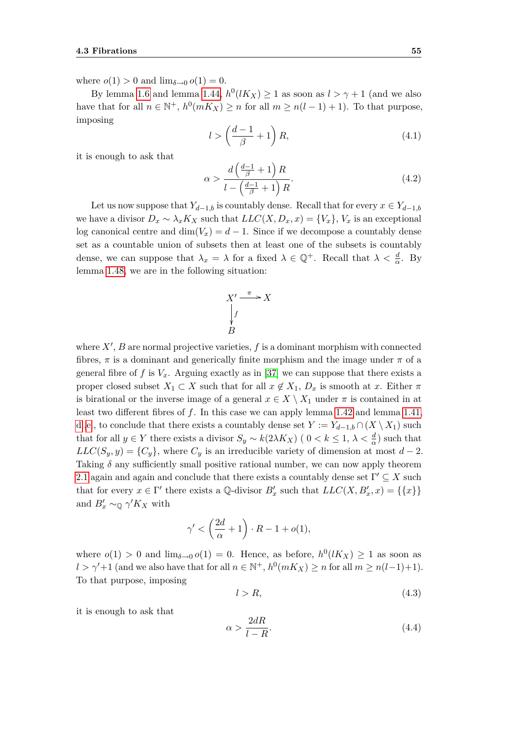where $o(1) > 0$ and $\lim_{\delta \to 0} o(1) = 0$.

By lemma 1.6 and lemma 1.44, $h^0(lK_X) \geq 1$ as soon as $l > \gamma + 1$ (and we also have that for all $n \in \mathbb{N}^+$, $h^0(mK_X) \geq n$ for all $m \geq n(l-1)+1$). To that purpose, imposing

$$l > \left(\frac{d-1}{\beta} + 1\right) R, \tag{4.1}$$

it is enough to ask that

$$\alpha > \frac{d\left(\frac{d-1}{\beta}+1\right)R}{l - \left(\frac{d-1}{\beta}+1\right)R}. \tag{4.2}$$

Let us now suppose that $Y_{d-1,b}$ is countably dense. Recall that for every $x \in Y_{d-1,b}$ we have a divisor $D_x \sim \lambda_x K_X$ such that $LLC(X, D_x, x) = \{V_x\}$, $V_x$ is an exceptional log canonical centre and $\dim(V_x) = d-1$. Since if we decompose a countably dense set as a countable union of subsets then at least one of the subsets is countably dense, we can suppose that $\lambda_x = \lambda$ for a fixed $\lambda \in \mathbb{Q}^+$. Recall that $\lambda < \frac{d}{\alpha}$. By lemma 1.48, we are in the following situation:

$$\begin{array}{ccc} X' & \xrightarrow{\pi} & X \\ \Big\downarrow{\scriptstyle f} & & \\ B & & \end{array}$$

where $X'$, $B$ are normal projective varieties, $f$ is a dominant morphism with connected fibres, $\pi$ is a dominant and generically finite morphism and the image under $\pi$ of a general fibre of $f$ is $V_x$. Arguing exactly as in [37] we can suppose that there exists a proper closed subset $X_1 \subset X$ such that for all $x \notin X_1$, $D_x$ is smooth at $x$. Either $\pi$ is birational or the inverse image of a general $x \in X \setminus X_1$ under $\pi$ is contained in at least two different fibres of $f$. In this case we can apply lemma 1.42 and lemma 1.41, d, e, to conclude that there exists a countably dense set $Y := Y_{d-1,b} \cap (X \setminus X_1)$ such that for all $y \in Y$ there exists a divisor $S_y \sim k(2\lambda K_X)$ ( $0 < k \leq 1$, $\lambda < \frac{d}{\alpha}$) such that $LLC(S_y, y) = \{C_y\}$, where $C_y$ is an irreducible variety of dimension at most $d-2$. Taking $\delta$ any sufficiently small positive rational number, we can now apply theorem 2.1 again and again and conclude that there exists a countably dense set $\Gamma' \subseteq X$ such that for every $x \in \Gamma'$ there exists a $\mathbb{Q}$-divisor $B'_x$ such that $LLC(X, B'_x, x) = \{\{x\}\}$ and $B'_x \sim_{\mathbb{Q}} \gamma' K_X$ with

$$\gamma' < \left(\frac{2d}{\alpha} + 1\right) \cdot R - 1 + o(1),$$

where $o(1) > 0$ and $\lim_{\delta \to 0} o(1) = 0$. Hence, as before, $h^0(lK_X) \geq 1$ as soon as $l > \gamma' + 1$ (and we also have that for all $n \in \mathbb{N}^+$, $h^0(mK_X) \geq n$ for all $m \geq n(l-1)+1$). To that purpose, imposing

$$l > R, \tag{4.3}$$

it is enough to ask that

$$\alpha > \frac{2dR}{l - R}. \tag{4.4}$$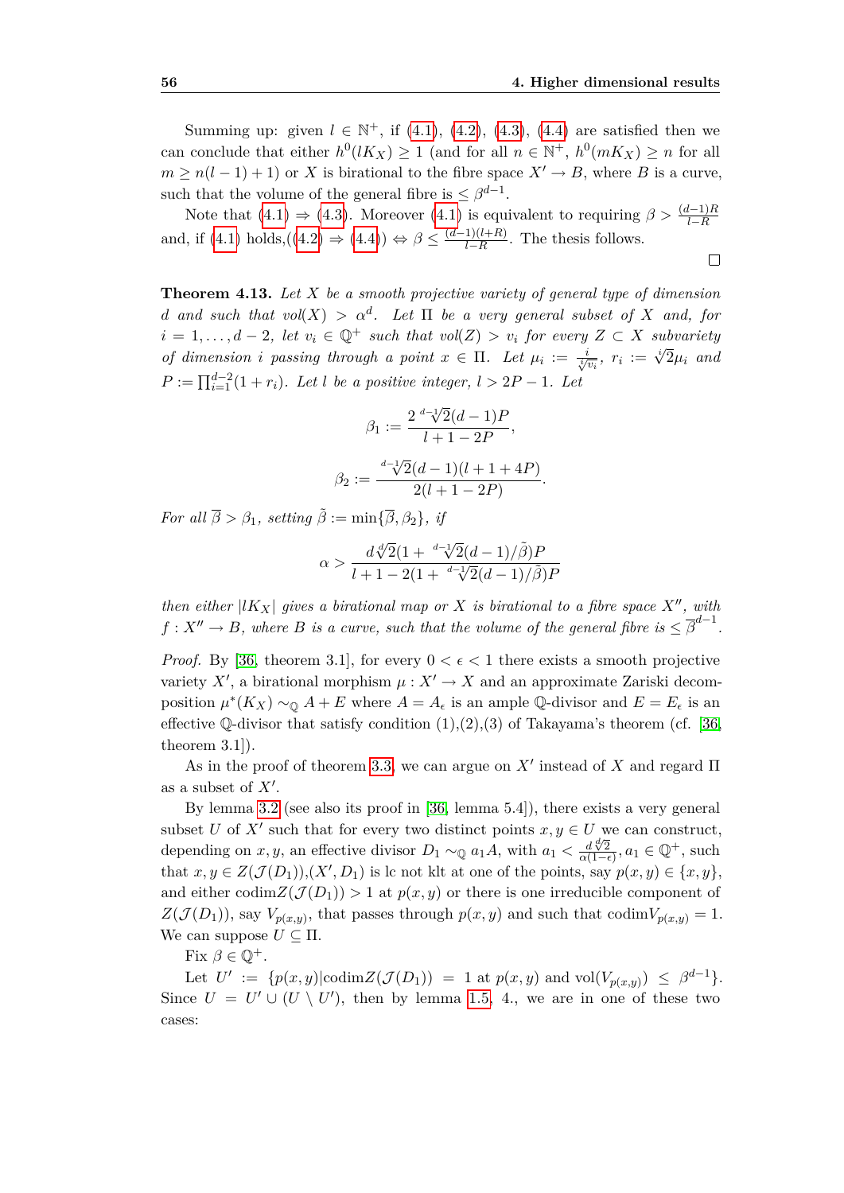Summing up: given $l \in \mathbb{N}^+$, if (4.1), (4.2), (4.3), (4.4) are satisfied then we can conclude that either $h^0(lK_X) \geq 1$ (and for all $n \in \mathbb{N}^+$, $h^0(mK_X) \geq n$ for all $m \geq n(l-1)+1$) or $X$ is birational to the fibre space $X' \to B$, where $B$ is a curve, such that the volume of the general fibre is $\leq \beta^{d-1}$.

Note that (4.1) $\Rightarrow$ (4.3). Moreover (4.1) is equivalent to requiring $\beta > \frac{(d-1)R}{l-R}$ and, if (4.1) holds,((4.2) $\Rightarrow$ (4.4)) $\Leftrightarrow \beta \leq \frac{(d-1)(l+R)}{l-R}$. The thesis follows.

$\square$

**Theorem 4.13.** *Let $X$ be a smooth projective variety of general type of dimension $d$ and such that $vol(X) > \alpha^d$. Let $\Pi$ be a very general subset of $X$ and, for $i = 1, \dots, d-2$, let $v_i \in \mathbb{Q}^+$ such that $vol(Z) > v_i$ for every $Z \subset X$ subvariety of dimension $i$ passing through a point $x \in \Pi$. Let $\mu_i := \frac{i}{\sqrt[i]{v_i}}$, $r_i := \sqrt[i]{2}\mu_i$ and $P := \prod_{i=1}^{d-2}(1+r_i)$. Let $l$ be a positive integer, $l > 2P - 1$. Let*

$$\beta_1 := \frac{2\sqrt[d-1]{2}(d-1)P}{l+1-2P},$$

$$\beta_2 := \frac{\sqrt[d-1]{2}(d-1)(l+1+4P)}{2(l+1-2P)}.$$

*For all $\overline{\beta} > \beta_1$, setting $\tilde{\beta} := \min\{\overline{\beta}, \beta_2\}$, if*

$$\alpha > \frac{d\sqrt[d]{2}(1+\sqrt[d-1]{2}(d-1)/\tilde{\beta})P}{l+1-2(1+\sqrt[d-1]{2}(d-1)/\tilde{\beta})P}$$

*then either $|lK_X|$ gives a birational map or $X$ is birational to a fibre space $X''$, with $f: X'' \to B$, where $B$ is a curve, such that the volume of the general fibre is $\leq \overline{\beta}^{d-1}$.*

*Proof.* By [36, theorem 3.1], for every $0 < \epsilon < 1$ there exists a smooth projective variety $X'$, a birational morphism $\mu : X' \to X$ and an approximate Zariski decomposition $\mu^*(K_X) \sim_{\mathbb{Q}} A + E$ where $A = A_\epsilon$ is an ample $\mathbb{Q}$-divisor and $E = E_\epsilon$ is an effective $\mathbb{Q}$-divisor that satisfy condition (1),(2),(3) of Takayama's theorem (cf. [36, theorem 3.1]).

As in the proof of theorem 3.3, we can argue on $X'$ instead of $X$ and regard $\Pi$ as a subset of $X'$.

By lemma 3.2 (see also its proof in [36, lemma 5.4]), there exists a very general subset $U$ of $X'$ such that for every two distinct points $x, y \in U$ we can construct, depending on $x, y$, an effective divisor $D_1 \sim_{\mathbb{Q}} a_1 A$, with $a_1 < \frac{d\sqrt[d]{2}}{\alpha(1-\epsilon)}$, $a_1 \in \mathbb{Q}^+$, such that $x, y \in Z(\mathcal{J}(D_1))$,$(X', D_1)$ is lc not klt at one of the points, say $p(x,y) \in \{x, y\}$, and either codim$Z(\mathcal{J}(D_1)) > 1$ at $p(x,y)$ or there is one irreducible component of $Z(\mathcal{J}(D_1))$, say $V_{p(x,y)}$, that passes through $p(x,y)$ and such that codim$V_{p(x,y)} = 1$. We can suppose $U \subseteq \Pi$.

Fix $\beta \in \mathbb{Q}^+$.

Let $U' := \{p(x,y) | \text{codim} Z(\mathcal{J}(D_1)) = 1 \text{ at } p(x,y) \text{ and } \text{vol}(V_{p(x,y)}) \leq \beta^{d-1}\}$. Since $U = U' \cup (U \setminus U')$, then by lemma 1.5, 4., we are in one of these two cases: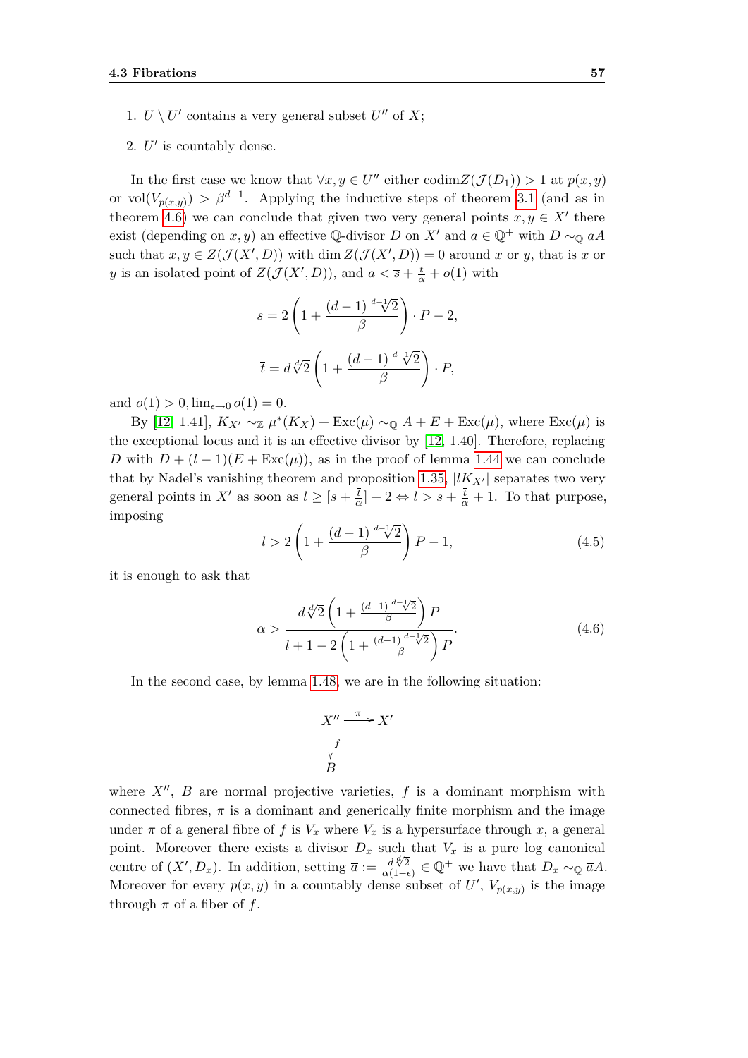1. $U \setminus U'$ contains a very general subset $U''$ of $X$;
2. $U'$ is countably dense.

In the first case we know that $\forall x, y \in U''$ either $\operatorname{codim} Z(\mathcal{J}(D_1)) > 1$ at $p(x,y)$ or $\operatorname{vol}(V_{p(x,y)}) > \beta^{d-1}$. Applying the inductive steps of theorem 3.1 (and as in theorem 4.6) we can conclude that given two very general points $x, y \in X'$ there exist (depending on $x, y$) an effective $\mathbb{Q}$-divisor $D$ on $X'$ and $a \in \mathbb{Q}^+$ with $D \sim_{\mathbb{Q}} aA$ such that $x, y \in Z(\mathcal{J}(X', D))$ with $\dim Z(\mathcal{J}(X', D)) = 0$ around $x$ or $y$, that is $x$ or $y$ is an isolated point of $Z(\mathcal{J}(X', D))$, and $a < \overline{s} + \frac{\overline{t}}{\alpha} + o(1)$ with

$$\overline{s} = 2\left(1 + \frac{(d-1)\sqrt[d-1]{2}}{\beta}\right) \cdot P - 2,$$

$$\overline{t} = d\sqrt[d]{2}\left(1 + \frac{(d-1)\sqrt[d-1]{2}}{\beta}\right) \cdot P,$$

and $o(1) > 0, \lim_{\epsilon \to 0} o(1) = 0$.

By [12, 1.41], $K_{X'} \sim_{\mathbb{Z}} \mu^*(K_X) + \operatorname{Exc}(\mu) \sim_{\mathbb{Q}} A + E + \operatorname{Exc}(\mu)$, where $\operatorname{Exc}(\mu)$ is the exceptional locus and it is an effective divisor by [12, 1.40]. Therefore, replacing $D$ with $D + (l-1)(E + \operatorname{Exc}(\mu))$, as in the proof of lemma 1.44 we can conclude that by Nadel's vanishing theorem and proposition 1.35, $|lK_{X'}|$ separates two very general points in $X'$ as soon as $l \geq [\overline{s} + \frac{\overline{t}}{\alpha}] + 2 \Leftrightarrow l > \overline{s} + \frac{\overline{t}}{\alpha} + 1$. To that purpose, imposing

$$l > 2\left(1 + \frac{(d-1)\sqrt[d-1]{2}}{\beta}\right) P - 1, \tag{4.5}$$

it is enough to ask that

$$\alpha > \frac{d\sqrt[d]{2}\left(1 + \frac{(d-1)\sqrt[d-1]{2}}{\beta}\right) P}{l + 1 - 2\left(1 + \frac{(d-1)\sqrt[d-1]{2}}{\beta}\right) P}. \tag{4.6}$$

In the second case, by lemma 1.48, we are in the following situation:

$$\begin{array}{ccc} X'' & \xrightarrow{\pi} & X' \\ \downarrow{\scriptstyle f} & & \\ B & & \end{array}$$

where $X''$, $B$ are normal projective varieties, $f$ is a dominant morphism with connected fibres, $\pi$ is a dominant and generically finite morphism and the image under $\pi$ of a general fibre of $f$ is $V_x$ where $V_x$ is a hypersurface through $x$, a general point. Moreover there exists a divisor $D_x$ such that $V_x$ is a pure log canonical centre of $(X', D_x)$. In addition, setting $\overline{a} := \frac{d\sqrt[d]{2}}{\alpha(1-\epsilon)} \in \mathbb{Q}^+$ we have that $D_x \sim_{\mathbb{Q}} \overline{a}A$. Moreover for every $p(x,y)$ in a countably dense subset of $U'$, $V_{p(x,y)}$ is the image through $\pi$ of a fiber of $f$.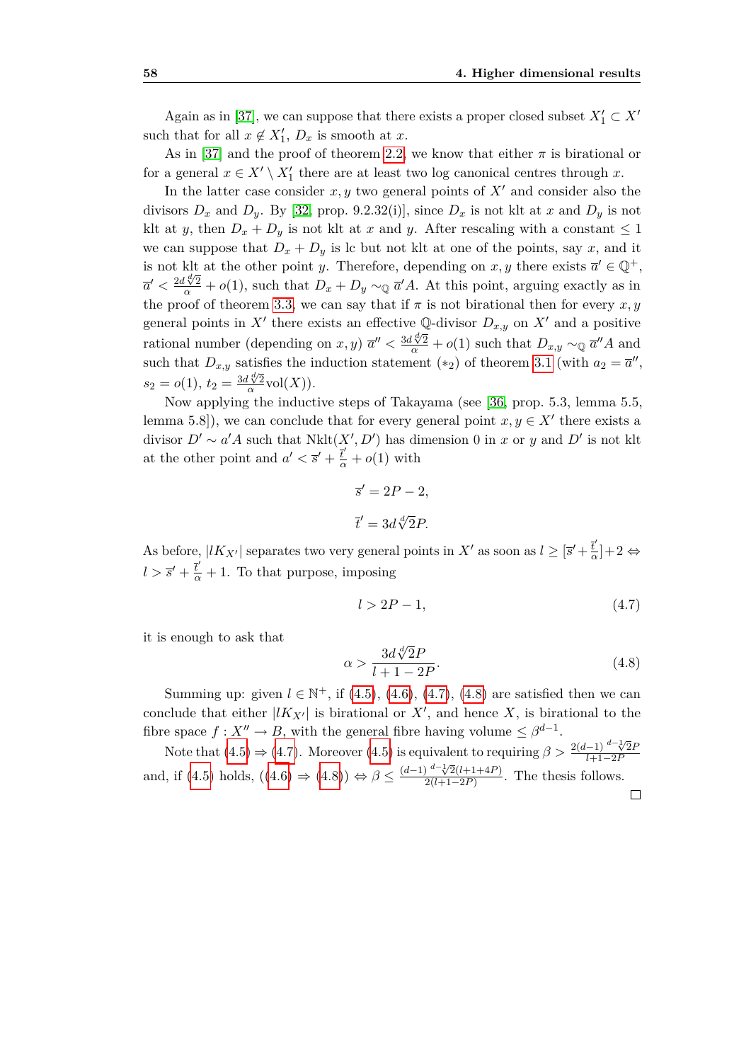Again as in [37], we can suppose that there exists a proper closed subset $X'_1 \subset X'$ such that for all $x \notin X'_1$, $D_x$ is smooth at $x$.

As in [37] and the proof of theorem 2.2, we know that either $\pi$ is birational or for a general $x \in X' \setminus X'_1$ there are at least two log canonical centres through $x$.

In the latter case consider $x, y$ two general points of $X'$ and consider also the divisors $D_x$ and $D_y$. By [32, prop. 9.2.32(i)], since $D_x$ is not klt at $x$ and $D_y$ is not klt at $y$, then $D_x + D_y$ is not klt at $x$ and $y$. After rescaling with a constant $\leq 1$ we can suppose that $D_x + D_y$ is lc but not klt at one of the points, say $x$, and it is not klt at the other point $y$. Therefore, depending on $x, y$ there exists $\overline{a}' \in \mathbb{Q}^+$, $\overline{a}' < \frac{2d\sqrt[d]{2}}{\alpha} + o(1)$, such that $D_x + D_y \sim_{\mathbb{Q}} \overline{a}' A$. At this point, arguing exactly as in the proof of theorem 3.3, we can say that if $\pi$ is not birational then for every $x, y$ general points in $X'$ there exists an effective $\mathbb{Q}$-divisor $D_{x,y}$ on $X'$ and a positive rational number (depending on $x, y$) $\overline{a}'' < \frac{3d\sqrt[d]{2}}{\alpha} + o(1)$ such that $D_{x,y} \sim_{\mathbb{Q}} \overline{a}'' A$ and such that $D_{x,y}$ satisfies the induction statement $(*_2)$ of theorem 3.1 (with $a_2 = \overline{a}''$, $s_2 = o(1)$, $t_2 = \frac{3d\sqrt[d]{2}}{\alpha}\mathrm{vol}(X)$).

Now applying the inductive steps of Takayama (see [36, prop. 5.3, lemma 5.5, lemma 5.8]), we can conclude that for every general point $x, y \in X'$ there exists a divisor $D' \sim a' A$ such that $\mathrm{Nklt}(X', D')$ has dimension 0 in $x$ or $y$ and $D'$ is not klt at the other point and $a' < \overline{s}' + \frac{\overline{t}'}{\alpha} + o(1)$ with

$$\overline{s}' = 2P - 2,$$

$$\overline{t}' = 3d\sqrt[d]{2}P.$$

As before, $|lK_{X'}|$ separates two very general points in $X'$ as soon as $l \geq [\overline{s}' + \frac{\overline{t}'}{\alpha}] + 2 \Leftrightarrow l > \overline{s}' + \frac{\overline{t}'}{\alpha} + 1$. To that purpose, imposing

$$l > 2P - 1, \tag{4.7}$$

it is enough to ask that

$$\alpha > \frac{3d\sqrt[d]{2}P}{l + 1 - 2P}. \tag{4.8}$$

Summing up: given $l \in \mathbb{N}^+$, if (4.5), (4.6), (4.7), (4.8) are satisfied then we can conclude that either $|lK_{X'}|$ is birational or $X'$, and hence $X$, is birational to the fibre space $f : X'' \to B$, with the general fibre having volume $\leq \beta^{d-1}$.

Note that (4.5) $\Rightarrow$ (4.7). Moreover (4.5) is equivalent to requiring $\beta > \frac{2(d-1)\sqrt[d-1]{2}P}{l+1-2P}$ and, if (4.5) holds, ((4.6) $\Rightarrow$ (4.8)) $\Leftrightarrow \beta \leq \frac{(d-1)\sqrt[d-1]{2}(l+1+4P)}{2(l+1-2P)}$. The thesis follows.

□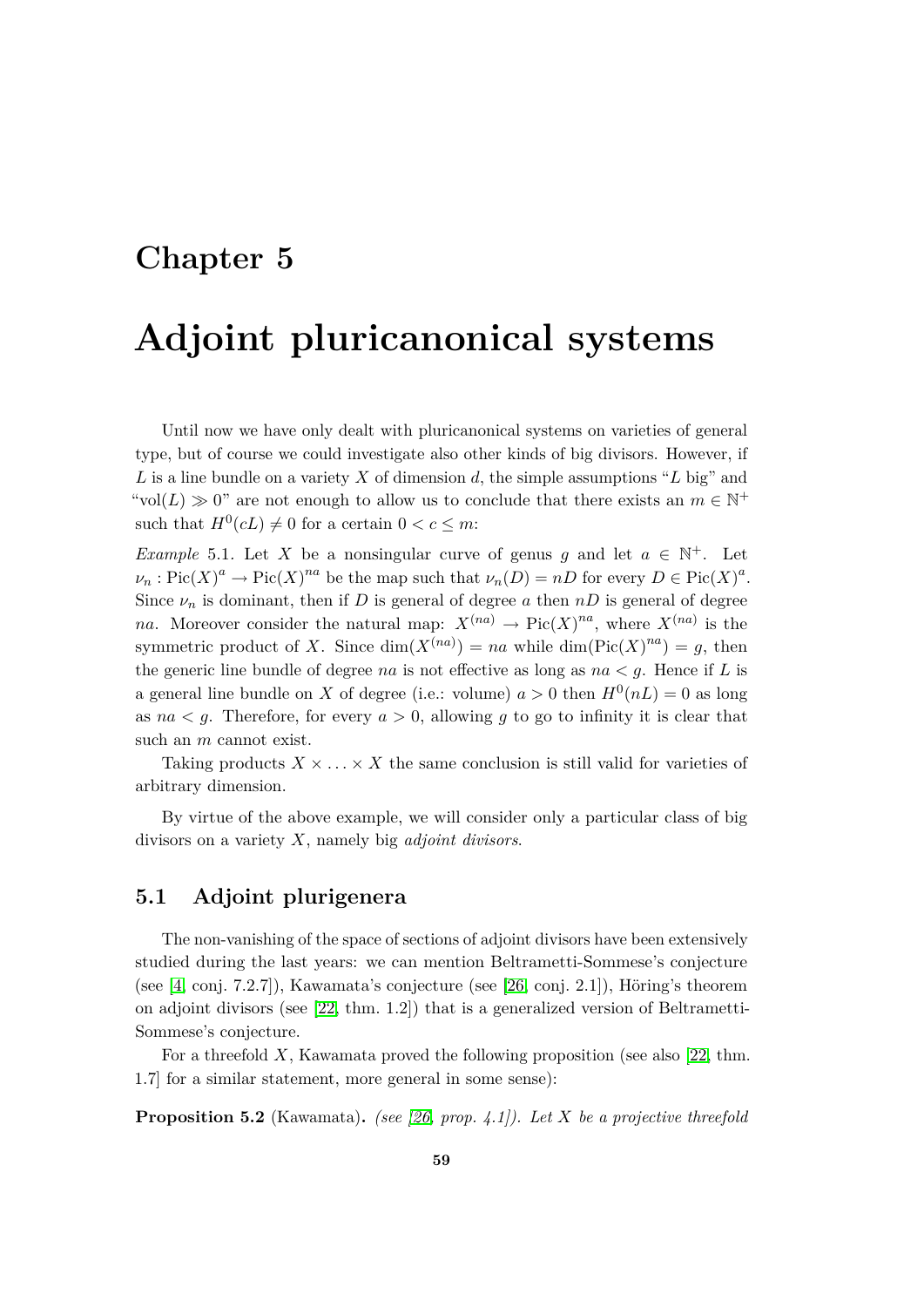# Chapter 5

# Adjoint pluricanonical systems

Until now we have only dealt with pluricanonical systems on varieties of general type, but of course we could investigate also other kinds of big divisors. However, if $L$ is a line bundle on a variety $X$ of dimension $d$, the simple assumptions "$L$ big" and "$\mathrm{vol}(L) \gg 0$" are not enough to allow us to conclude that there exists an $m \in \mathbb{N}^+$ such that $H^0(cL) \neq 0$ for a certain $0 < c \leq m$:

*Example* 5.1. Let $X$ be a nonsingular curve of genus $g$ and let $a \in \mathbb{N}^+$. Let $\nu_n : \mathrm{Pic}(X)^a \to \mathrm{Pic}(X)^{na}$ be the map such that $\nu_n(D) = nD$ for every $D \in \mathrm{Pic}(X)^a$. Since $\nu_n$ is dominant, then if $D$ is general of degree $a$ then $nD$ is general of degree $na$. Moreover consider the natural map: $X^{(na)} \to \mathrm{Pic}(X)^{na}$, where $X^{(na)}$ is the symmetric product of $X$. Since $\dim(X^{(na)}) = na$ while $\dim(\mathrm{Pic}(X)^{na}) = g$, then the generic line bundle of degree $na$ is not effective as long as $na < g$. Hence if $L$ is a general line bundle on $X$ of degree (i.e.: volume) $a > 0$ then $H^0(nL) = 0$ as long as $na < g$. Therefore, for every $a > 0$, allowing $g$ to go to infinity it is clear that such an $m$ cannot exist.

Taking products $X \times \ldots \times X$ the same conclusion is still valid for varieties of arbitrary dimension.

By virtue of the above example, we will consider only a particular class of big divisors on a variety $X$, namely big *adjoint divisors*.

## 5.1 Adjoint plurigenera

The non-vanishing of the space of sections of adjoint divisors have been extensively studied during the last years: we can mention Beltrametti-Sommese's conjecture (see [4, conj. 7.2.7]), Kawamata's conjecture (see [26, conj. 2.1]), Höring's theorem on adjoint divisors (see [22, thm. 1.2]) that is a generalized version of Beltrametti-Sommese's conjecture.

For a threefold $X$, Kawamata proved the following proposition (see also [22, thm. 1.7] for a similar statement, more general in some sense):

**Proposition 5.2** (Kawamata)**.** *(see [26, prop. 4.1]). Let $X$ be a projective threefold*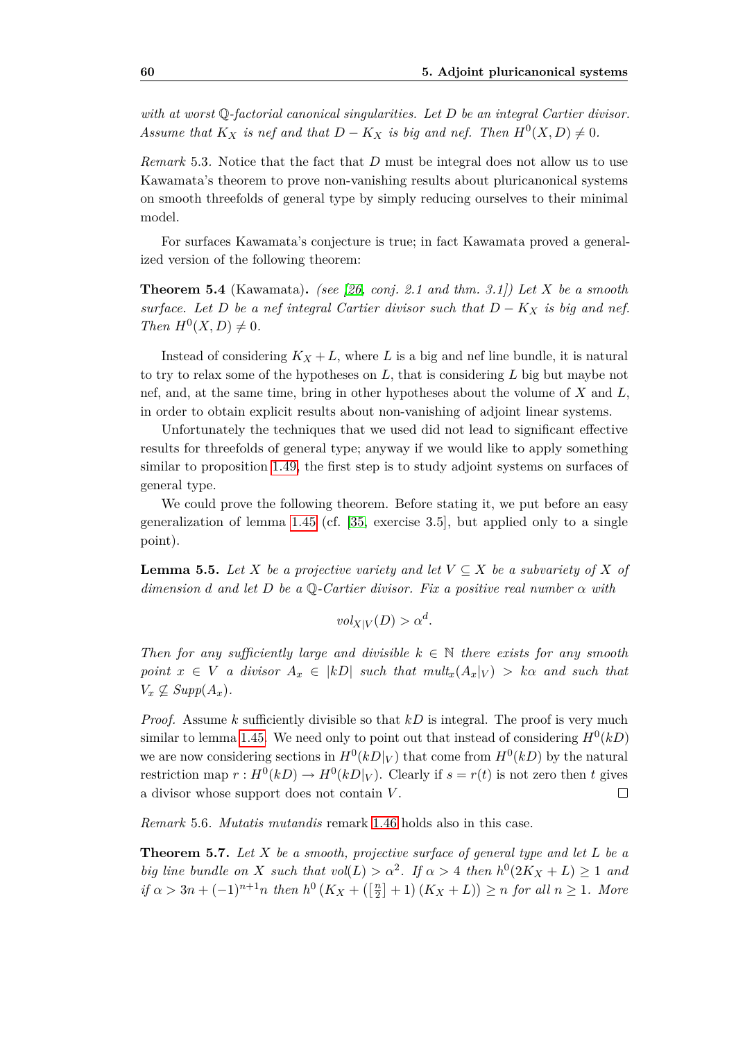*with at worst $\mathbb{Q}$-factorial canonical singularities. Let $D$ be an integral Cartier divisor. Assume that $K_X$ is nef and that $D - K_X$ is big and nef. Then $H^0(X, D) \neq 0$.*

*Remark* 5.3. Notice that the fact that $D$ must be integral does not allow us to use Kawamata's theorem to prove non-vanishing results about pluricanonical systems on smooth threefolds of general type by simply reducing ourselves to their minimal model.

For surfaces Kawamata's conjecture is true; in fact Kawamata proved a generalized version of the following theorem:

**Theorem 5.4** (Kawamata)**.** *(see [26, conj. 2.1 and thm. 3.1]) Let $X$ be a smooth surface. Let $D$ be a nef integral Cartier divisor such that $D - K_X$ is big and nef. Then $H^0(X, D) \neq 0$.*

Instead of considering $K_X + L$, where $L$ is a big and nef line bundle, it is natural to try to relax some of the hypotheses on $L$, that is considering $L$ big but maybe not nef, and, at the same time, bring in other hypotheses about the volume of $X$ and $L$, in order to obtain explicit results about non-vanishing of adjoint linear systems.

Unfortunately the techniques that we used did not lead to significant effective results for threefolds of general type; anyway if we would like to apply something similar to proposition 1.49, the first step is to study adjoint systems on surfaces of general type.

We could prove the following theorem. Before stating it, we put before an easy generalization of lemma 1.45 (cf. [35, exercise 3.5], but applied only to a single point).

**Lemma 5.5.** *Let $X$ be a projective variety and let $V \subseteq X$ be a subvariety of $X$ of dimension $d$ and let $D$ be a $\mathbb{Q}$-Cartier divisor. Fix a positive real number $\alpha$ with*

$$vol_{X|V}(D) > \alpha^d.$$

*Then for any sufficiently large and divisible $k \in \mathbb{N}$ there exists for any smooth point $x \in V$ a divisor $A_x \in |kD|$ such that $mult_x(A_x|_V) > k\alpha$ and such that $V_x \not\subseteq Supp(A_x)$.*

*Proof.* Assume $k$ sufficiently divisible so that $kD$ is integral. The proof is very much similar to lemma 1.45. We need only to point out that instead of considering $H^0(kD)$ we are now considering sections in $H^0(kD|_V)$ that come from $H^0(kD)$ by the natural restriction map $r : H^0(kD) \to H^0(kD|_V)$. Clearly if $s = r(t)$ is not zero then $t$ gives a divisor whose support does not contain $V$. □

*Remark* 5.6. *Mutatis mutandis* remark 1.46 holds also in this case.

**Theorem 5.7.** *Let $X$ be a smooth, projective surface of general type and let $L$ be a big line bundle on $X$ such that $vol(L) > \alpha^2$. If $\alpha > 4$ then $h^0(2K_X + L) \geq 1$ and if $\alpha > 3n + (-1)^{n+1}n$ then $h^0\left(K_X + \left(\left[\frac{n}{2}\right] + 1\right)(K_X + L)\right) \geq n$ for all $n \geq 1$. More*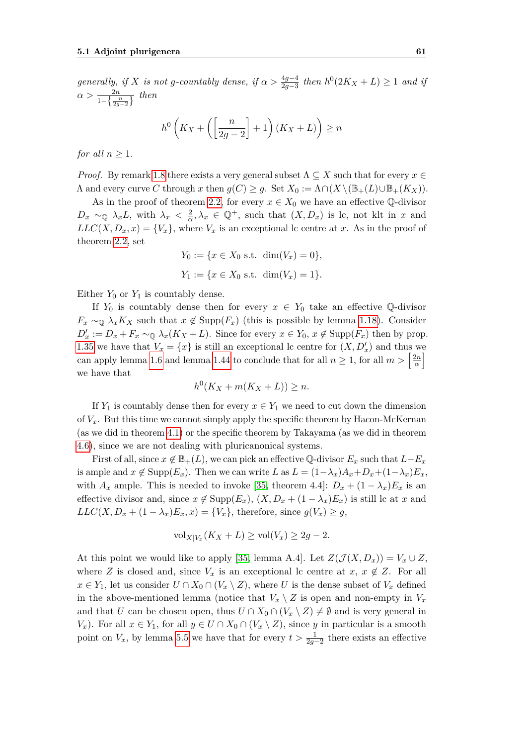*generally, if $X$ is not $g$-countably dense, if $\alpha > \frac{4g-4}{2g-3}$ then $h^0(2K_X + L) \geq 1$ and if $\alpha > \frac{2n}{1-\left\{\frac{n}{2g-2}\right\}}$ then*

$$h^0\left(K_X + \left(\left[\frac{n}{2g-2}\right] + 1\right)(K_X + L)\right) \geq n$$

*for all $n \geq 1$.*

*Proof.* By remark 1.8 there exists a very general subset $\Lambda \subseteq X$ such that for every $x \in \Lambda$ and every curve $C$ through $x$ then $g(C) \geq g$. Set $X_0 := \Lambda \cap (X \setminus (\mathbb{B}_+(L) \cup \mathbb{B}_+(K_X)))$.

As in the proof of theorem 2.2, for every $x \in X_0$ we have an effective $\mathbb{Q}$-divisor $D_x \sim_{\mathbb{Q}} \lambda_x L$, with $\lambda_x < \frac{2}{\alpha}, \lambda_x \in \mathbb{Q}^+$, such that $(X, D_x)$ is lc, not klt in $x$ and $LLC(X, D_x, x) = \{V_x\}$, where $V_x$ is an exceptional lc centre at $x$. As in the proof of theorem 2.2, set

$$Y_0 := \{x \in X_0 \text{ s.t. } \dim(V_x) = 0\},$$

$$Y_1 := \{x \in X_0 \text{ s.t. } \dim(V_x) = 1\}.$$

Either $Y_0$ or $Y_1$ is countably dense.

If $Y_0$ is countably dense then for every $x \in Y_0$ take an effective $\mathbb{Q}$-divisor $F_x \sim_{\mathbb{Q}} \lambda_x K_X$ such that $x \notin \operatorname{Supp}(F_x)$ (this is possible by lemma 1.18). Consider $D'_x := D_x + F_x \sim_{\mathbb{Q}} \lambda_x(K_X + L)$. Since for every $x \in Y_0$, $x \notin \operatorname{Supp}(F_x)$ then by prop. 1.35 we have that $V_x = \{x\}$ is still an exceptional lc centre for $(X, D'_x)$ and thus we can apply lemma 1.6 and lemma 1.44 to conclude that for all $n \geq 1$, for all $m > \left[\frac{2n}{\alpha}\right]$ we have that

$$h^0(K_X + m(K_X + L)) \geq n.$$

If $Y_1$ is countably dense then for every $x \in Y_1$ we need to cut down the dimension of $V_x$. But this time we cannot simply apply the specific theorem by Hacon-McKernan (as we did in theorem 4.1) or the specific theorem by Takayama (as we did in theorem 4.6), since we are not dealing with pluricanonical systems.

First of all, since $x \notin \mathbb{B}_+(L)$, we can pick an effective $\mathbb{Q}$-divisor $E_x$ such that $L - E_x$ is ample and $x \notin \operatorname{Supp}(E_x)$. Then we can write $L$ as $L = (1-\lambda_x)A_x + D_x + (1-\lambda_x)E_x$, with $A_x$ ample. This is needed to invoke [35, theorem 4.4]: $D_x + (1-\lambda_x)E_x$ is an effective divisor and, since $x \notin \operatorname{Supp}(E_x)$, $(X, D_x + (1-\lambda_x)E_x)$ is still lc at $x$ and $LLC(X, D_x + (1-\lambda_x)E_x, x) = \{V_x\}$, therefore, since $g(V_x) \geq g$,

$$\operatorname{vol}_{X|V_x}(K_X + L) \geq \operatorname{vol}(V_x) \geq 2g - 2.$$

At this point we would like to apply [35, lemma A.4]. Let $Z(\mathcal{J}(X, D_x)) = V_x \cup Z$, where $Z$ is closed and, since $V_x$ is an exceptional lc centre at $x$, $x \notin Z$. For all $x \in Y_1$, let us consider $U \cap X_0 \cap (V_x \setminus Z)$, where $U$ is the dense subset of $V_x$ defined in the above-mentioned lemma (notice that $V_x \setminus Z$ is open and non-empty in $V_x$ and that $U$ can be chosen open, thus $U \cap X_0 \cap (V_x \setminus Z) \neq \emptyset$ and is very general in $V_x$). For all $x \in Y_1$, for all $y \in U \cap X_0 \cap (V_x \setminus Z)$, since $y$ in particular is a smooth point on $V_x$, by lemma 5.5 we have that for every $t > \frac{1}{2g-2}$ there exists an effective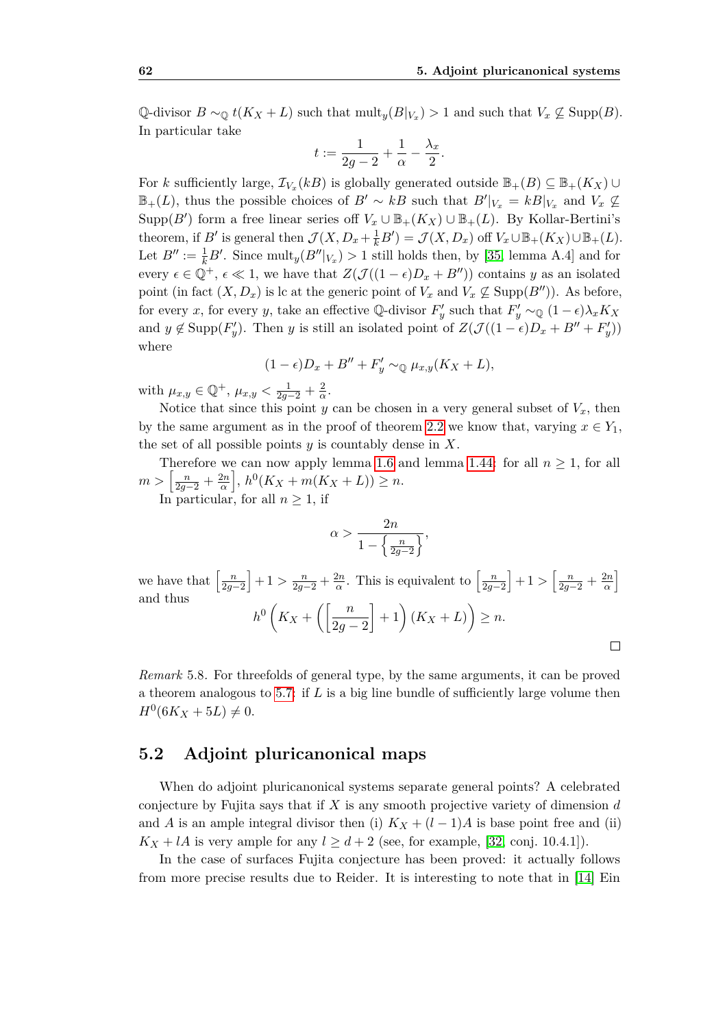$\mathbb{Q}$-divisor $B \sim_{\mathbb{Q}} t(K_X + L)$ such that $\mathrm{mult}_y(B|_{V_x}) > 1$ and such that $V_x \not\subseteq \mathrm{Supp}(B)$. In particular take

$$t := \frac{1}{2g-2} + \frac{1}{\alpha} - \frac{\lambda_x}{2}.$$

For $k$ sufficiently large, $\mathcal{I}_{V_x}(kB)$ is globally generated outside $\mathbb{B}_+(B) \subseteq \mathbb{B}_+(K_X) \cup \mathbb{B}_+(L)$, thus the possible choices of $B' \sim kB$ such that $B'|_{V_x} = kB|_{V_x}$ and $V_x \not\subseteq \mathrm{Supp}(B')$ form a free linear series off $V_x \cup \mathbb{B}_+(K_X) \cup \mathbb{B}_+(L)$. By Kollar-Bertini's theorem, if $B'$ is general then $\mathcal{J}(X, D_x + \frac{1}{k}B') = \mathcal{J}(X, D_x)$ off $V_x \cup \mathbb{B}_+(K_X) \cup \mathbb{B}_+(L)$. Let $B'' := \frac{1}{k}B'$. Since $\mathrm{mult}_y(B''|_{V_x}) > 1$ still holds then, by [35, lemma A.4] and for every $\epsilon \in \mathbb{Q}^+$, $\epsilon \ll 1$, we have that $Z(\mathcal{J}((1-\epsilon)D_x + B''))$ contains $y$ as an isolated point (in fact $(X, D_x)$ is lc at the generic point of $V_x$ and $V_x \not\subseteq \mathrm{Supp}(B'')$). As before, for every $x$, for every $y$, take an effective $\mathbb{Q}$-divisor $F'_y$ such that $F'_y \sim_{\mathbb{Q}} (1-\epsilon)\lambda_x K_X$ and $y \notin \mathrm{Supp}(F'_y)$. Then $y$ is still an isolated point of $Z(\mathcal{J}((1-\epsilon)D_x + B'' + F'_y))$ where

$$(1-\epsilon)D_x + B'' + F'_y \sim_{\mathbb{Q}} \mu_{x,y}(K_X + L),$$

with $\mu_{x,y} \in \mathbb{Q}^+$, $\mu_{x,y} < \frac{1}{2g-2} + \frac{2}{\alpha}$.

Notice that since this point $y$ can be chosen in a very general subset of $V_x$, then by the same argument as in the proof of theorem 2.2 we know that, varying $x \in Y_1$, the set of all possible points $y$ is countably dense in $X$.

Therefore we can now apply lemma 1.6 and lemma 1.44: for all $n \geq 1$, for all $m > \left[\frac{n}{2g-2} + \frac{2n}{\alpha}\right]$, $h^0(K_X + m(K_X + L)) \geq n$.

In particular, for all $n \geq 1$, if

$$\alpha > \frac{2n}{1 - \left\{\frac{n}{2g-2}\right\}},$$

we have that $\left[\frac{n}{2g-2}\right] + 1 > \frac{n}{2g-2} + \frac{2n}{\alpha}$. This is equivalent to $\left[\frac{n}{2g-2}\right] + 1 > \left[\frac{n}{2g-2} + \frac{2n}{\alpha}\right]$ and thus

$$h^0\left(K_X + \left(\left[\frac{n}{2g-2}\right] + 1\right)(K_X + L)\right) \geq n.$$

□

*Remark* 5.8. For threefolds of general type, by the same arguments, it can be proved a theorem analogous to 5.7: if $L$ is a big line bundle of sufficiently large volume then $H^0(6K_X + 5L) \neq 0$.

## 5.2 Adjoint pluricanonical maps

When do adjoint pluricanonical systems separate general points? A celebrated conjecture by Fujita says that if $X$ is any smooth projective variety of dimension $d$ and $A$ is an ample integral divisor then (i) $K_X + (l-1)A$ is base point free and (ii) $K_X + lA$ is very ample for any $l \geq d+2$ (see, for example, [32, conj. 10.4.1]).

In the case of surfaces Fujita conjecture has been proved: it actually follows from more precise results due to Reider. It is interesting to note that in [14] Ein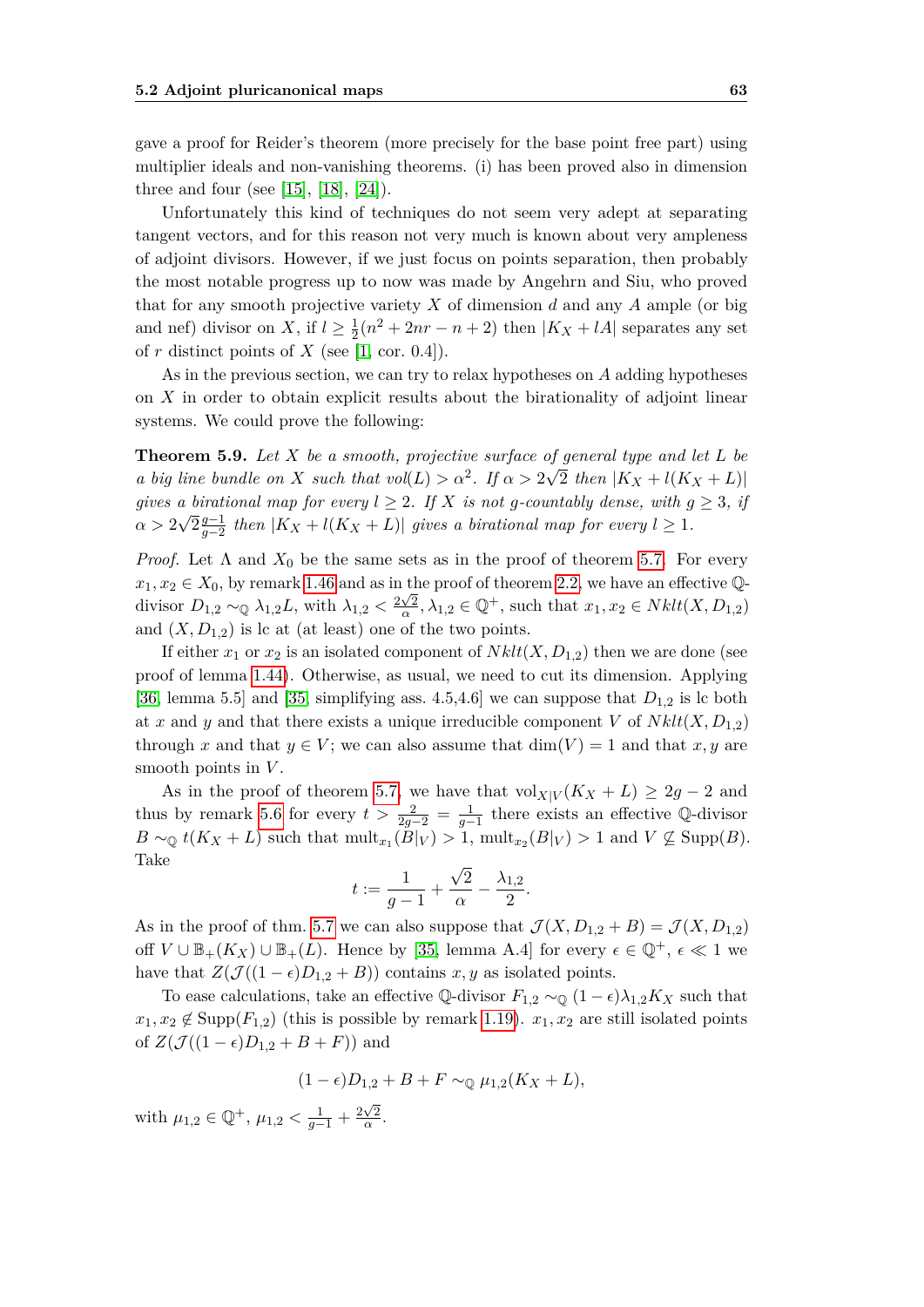gave a proof for Reider's theorem (more precisely for the base point free part) using multiplier ideals and non-vanishing theorems. (i) has been proved also in dimension three and four (see [15], [18], [24]).

Unfortunately this kind of techniques do not seem very adept at separating tangent vectors, and for this reason not very much is known about very ampleness of adjoint divisors. However, if we just focus on points separation, then probably the most notable progress up to now was made by Angehrn and Siu, who proved that for any smooth projective variety $X$ of dimension $d$ and any $A$ ample (or big and nef) divisor on $X$, if $l \geq \frac{1}{2}(n^2 + 2nr - n + 2)$ then $|K_X + lA|$ separates any set of $r$ distinct points of $X$ (see [1, cor. 0.4]).

As in the previous section, we can try to relax hypotheses on $A$ adding hypotheses on $X$ in order to obtain explicit results about the birationality of adjoint linear systems. We could prove the following:

**Theorem 5.9.** *Let $X$ be a smooth, projective surface of general type and let $L$ be a big line bundle on $X$ such that $vol(L) > \alpha^2$. If $\alpha > 2\sqrt{2}$ then $|K_X + l(K_X + L)|$ gives a birational map for every $l \geq 2$. If $X$ is not $g$-countably dense, with $g \geq 3$, if $\alpha > 2\sqrt{2}\frac{g-1}{g-2}$ then $|K_X + l(K_X + L)|$ gives a birational map for every $l \geq 1$.*

*Proof.* Let $\Lambda$ and $X_0$ be the same sets as in the proof of theorem 5.7. For every $x_1, x_2 \in X_0$, by remark 1.46 and as in the proof of theorem 2.2, we have an effective $\mathbb{Q}$-divisor $D_{1,2} \sim_{\mathbb{Q}} \lambda_{1,2} L$, with $\lambda_{1,2} < \frac{2\sqrt{2}}{\alpha}$, $\lambda_{1,2} \in \mathbb{Q}^+$, such that $x_1, x_2 \in Nklt(X, D_{1,2})$ and $(X, D_{1,2})$ is lc at (at least) one of the two points.

If either $x_1$ or $x_2$ is an isolated component of $Nklt(X, D_{1,2})$ then we are done (see proof of lemma 1.44). Otherwise, as usual, we need to cut its dimension. Applying [36, lemma 5.5] and [35, simplifying ass. 4.5,4.6] we can suppose that $D_{1,2}$ is lc both at $x$ and $y$ and that there exists a unique irreducible component $V$ of $Nklt(X, D_{1,2})$ through $x$ and that $y \in V$; we can also assume that $\dim(V) = 1$ and that $x, y$ are smooth points in $V$.

As in the proof of theorem 5.7, we have that $\text{vol}_{X|V}(K_X + L) \geq 2g - 2$ and thus by remark 5.6 for every $t > \frac{2}{2g-2} = \frac{1}{g-1}$ there exists an effective $\mathbb{Q}$-divisor $B \sim_{\mathbb{Q}} t(K_X + L)$ such that $\text{mult}_{x_1}(B|_V) > 1$, $\text{mult}_{x_2}(B|_V) > 1$ and $V \nsubseteq \text{Supp}(B)$. Take

$$t := \frac{1}{g-1} + \frac{\sqrt{2}}{\alpha} - \frac{\lambda_{1,2}}{2}.$$

As in the proof of thm. 5.7 we can also suppose that $\mathcal{J}(X, D_{1,2} + B) = \mathcal{J}(X, D_{1,2})$ off $V \cup \mathbb{B}_+(K_X) \cup \mathbb{B}_+(L)$. Hence by [35, lemma A.4] for every $\epsilon \in \mathbb{Q}^+$, $\epsilon \ll 1$ we have that $Z(\mathcal{J}((1-\epsilon)D_{1,2} + B))$ contains $x, y$ as isolated points.

To ease calculations, take an effective $\mathbb{Q}$-divisor $F_{1,2} \sim_{\mathbb{Q}} (1-\epsilon)\lambda_{1,2} K_X$ such that $x_1, x_2 \notin \text{Supp}(F_{1,2})$ (this is possible by remark 1.19). $x_1, x_2$ are still isolated points of $Z(\mathcal{J}((1-\epsilon)D_{1,2} + B + F))$ and

$$(1-\epsilon)D_{1,2} + B + F \sim_{\mathbb{Q}} \mu_{1,2}(K_X + L),$$

with $\mu_{1,2} \in \mathbb{Q}^+$, $\mu_{1,2} < \frac{1}{g-1} + \frac{2\sqrt{2}}{\alpha}$.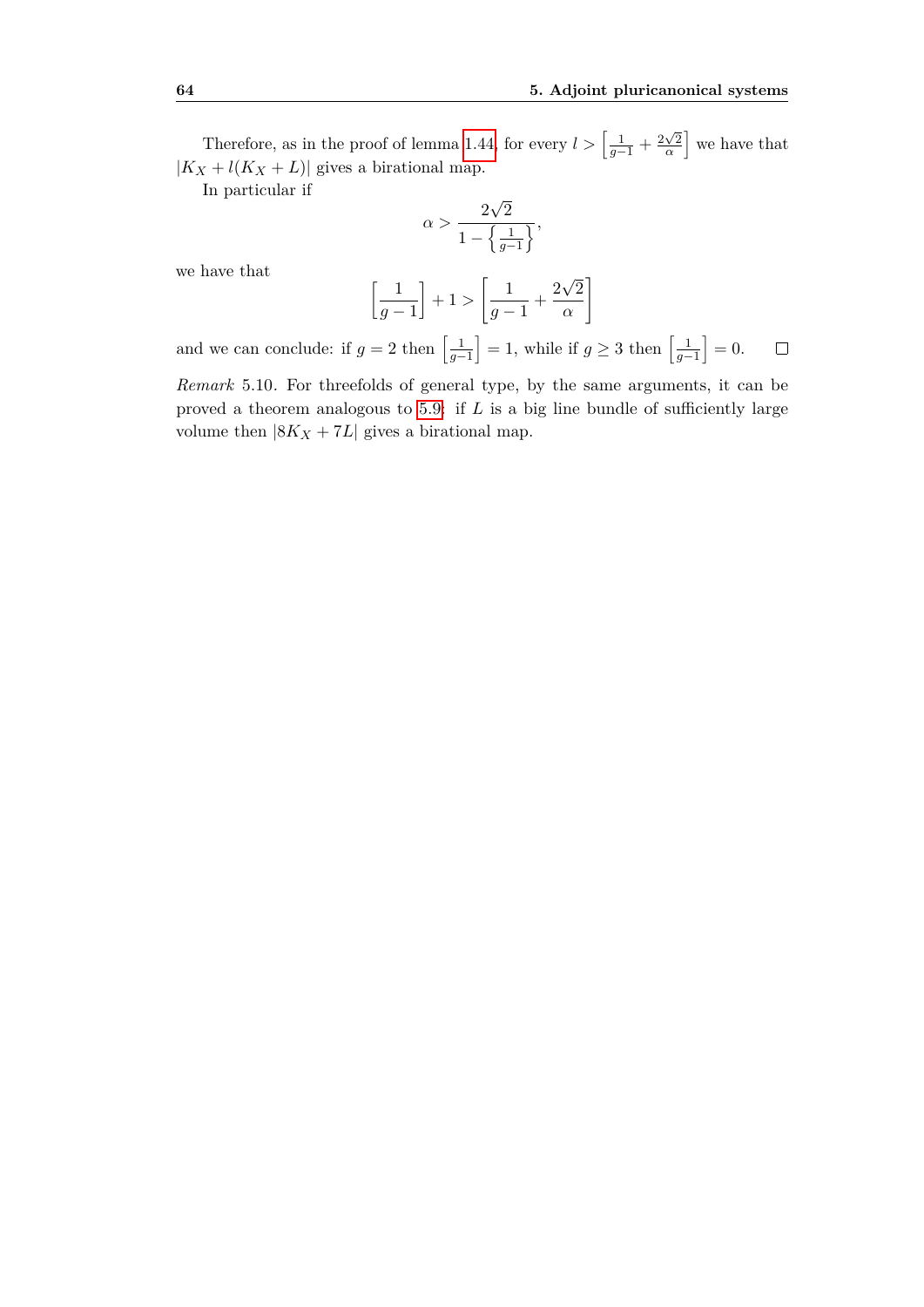Therefore, as in the proof of lemma 1.44, for every $l > \left[\frac{1}{g-1} + \frac{2\sqrt{2}}{\alpha}\right]$ we have that $|K_X + l(K_X + L)|$ gives a birational map.

In particular if

$$\alpha > \frac{2\sqrt{2}}{1 - \left\{\frac{1}{g-1}\right\}},$$

we have that

$$\left[\frac{1}{g-1}\right] + 1 > \left[\frac{1}{g-1} + \frac{2\sqrt{2}}{\alpha}\right]$$

and we can conclude: if $g = 2$ then $\left[\frac{1}{g-1}\right] = 1$, while if $g \geq 3$ then $\left[\frac{1}{g-1}\right] = 0$. $\square$

*Remark* 5.10. For threefolds of general type, by the same arguments, it can be proved a theorem analogous to 5.9: if $L$ is a big line bundle of sufficiently large volume then $|8K_X + 7L|$ gives a birational map.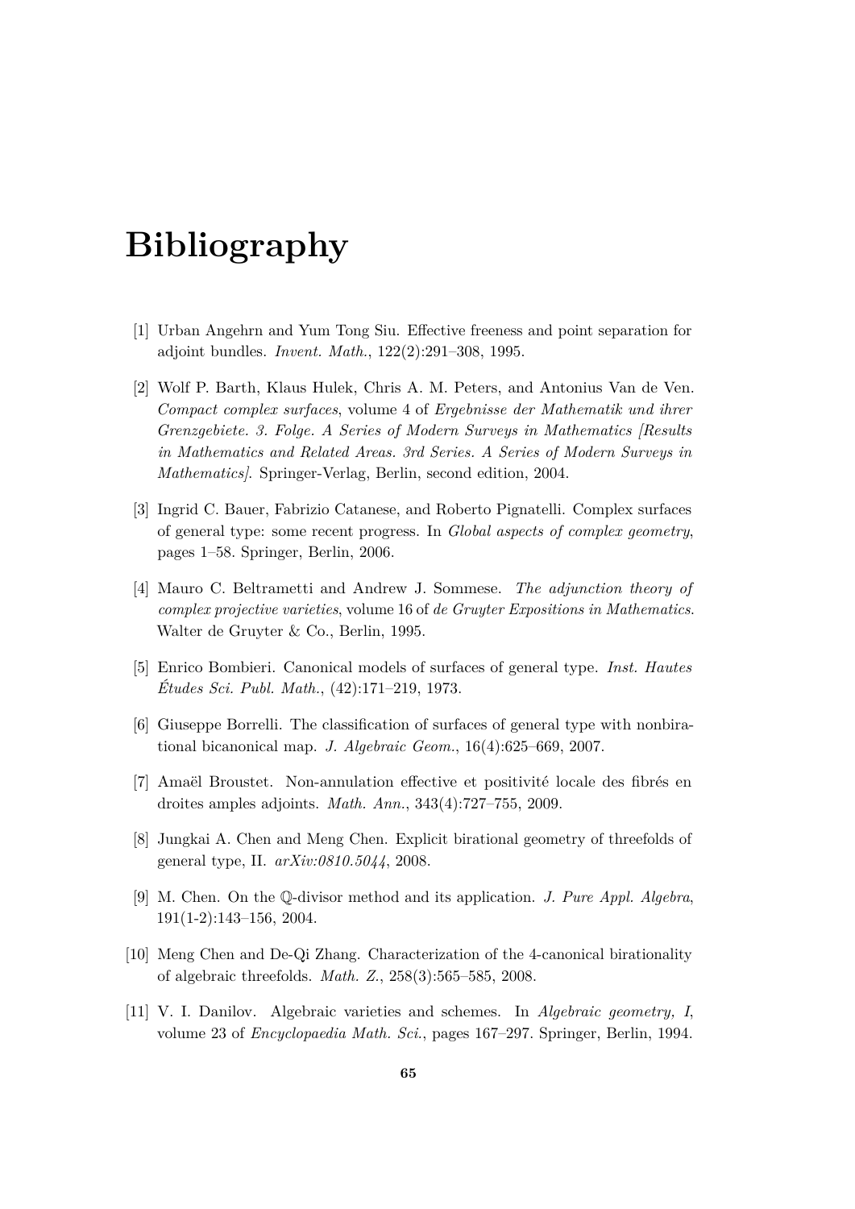# Bibliography

[1] Urban Angehrn and Yum Tong Siu. Effective freeness and point separation for adjoint bundles. *Invent. Math.*, 122(2):291–308, 1995.

[2] Wolf P. Barth, Klaus Hulek, Chris A. M. Peters, and Antonius Van de Ven. *Compact complex surfaces*, volume 4 of *Ergebnisse der Mathematik und ihrer Grenzgebiete. 3. Folge. A Series of Modern Surveys in Mathematics [Results in Mathematics and Related Areas. 3rd Series. A Series of Modern Surveys in Mathematics]*. Springer-Verlag, Berlin, second edition, 2004.

[3] Ingrid C. Bauer, Fabrizio Catanese, and Roberto Pignatelli. Complex surfaces of general type: some recent progress. In *Global aspects of complex geometry*, pages 1–58. Springer, Berlin, 2006.

[4] Mauro C. Beltrametti and Andrew J. Sommese. *The adjunction theory of complex projective varieties*, volume 16 of *de Gruyter Expositions in Mathematics*. Walter de Gruyter & Co., Berlin, 1995.

[5] Enrico Bombieri. Canonical models of surfaces of general type. *Inst. Hautes Études Sci. Publ. Math.*, (42):171–219, 1973.

[6] Giuseppe Borrelli. The classification of surfaces of general type with nonbirational bicanonical map. *J. Algebraic Geom.*, 16(4):625–669, 2007.

[7] Amaël Broustet. Non-annulation effective et positivité locale des fibrés en droites amples adjoints. *Math. Ann.*, 343(4):727–755, 2009.

[8] Jungkai A. Chen and Meng Chen. Explicit birational geometry of threefolds of general type, II. *arXiv:0810.5044*, 2008.

[9] M. Chen. On the $\mathbb{Q}$-divisor method and its application. *J. Pure Appl. Algebra*, 191(1-2):143–156, 2004.

[10] Meng Chen and De-Qi Zhang. Characterization of the 4-canonical birationality of algebraic threefolds. *Math. Z.*, 258(3):565–585, 2008.

[11] V. I. Danilov. Algebraic varieties and schemes. In *Algebraic geometry, I*, volume 23 of *Encyclopaedia Math. Sci.*, pages 167–297. Springer, Berlin, 1994.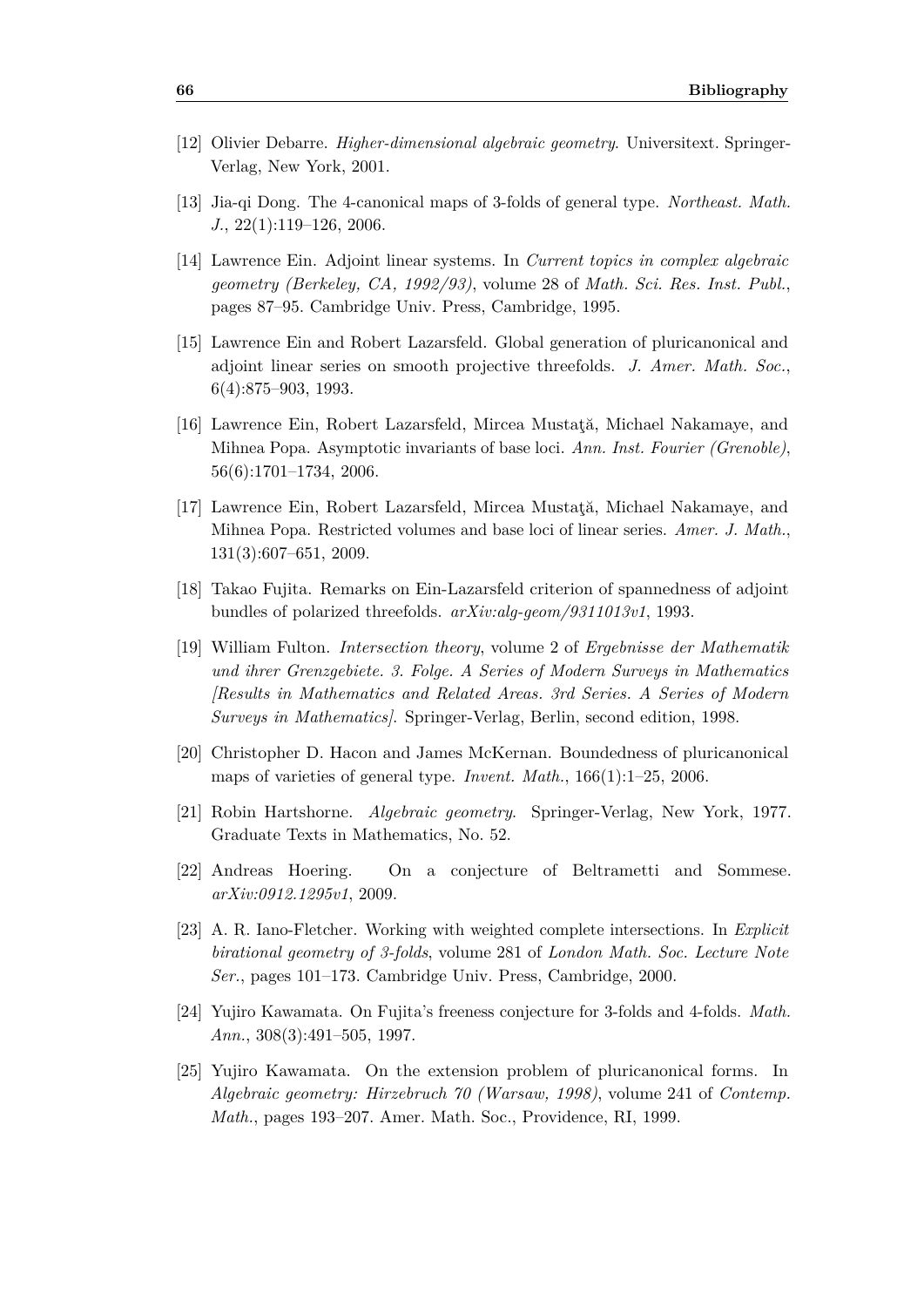[12] Olivier Debarre. *Higher-dimensional algebraic geometry*. Universitext. Springer-Verlag, New York, 2001.

[13] Jia-qi Dong. The 4-canonical maps of 3-folds of general type. *Northeast. Math. J.*, 22(1):119–126, 2006.

[14] Lawrence Ein. Adjoint linear systems. In *Current topics in complex algebraic geometry (Berkeley, CA, 1992/93)*, volume 28 of *Math. Sci. Res. Inst. Publ.*, pages 87–95. Cambridge Univ. Press, Cambridge, 1995.

[15] Lawrence Ein and Robert Lazarsfeld. Global generation of pluricanonical and adjoint linear series on smooth projective threefolds. *J. Amer. Math. Soc.*, 6(4):875–903, 1993.

[16] Lawrence Ein, Robert Lazarsfeld, Mircea Mustaţă, Michael Nakamaye, and Mihnea Popa. Asymptotic invariants of base loci. *Ann. Inst. Fourier (Grenoble)*, 56(6):1701–1734, 2006.

[17] Lawrence Ein, Robert Lazarsfeld, Mircea Mustaţă, Michael Nakamaye, and Mihnea Popa. Restricted volumes and base loci of linear series. *Amer. J. Math.*, 131(3):607–651, 2009.

[18] Takao Fujita. Remarks on Ein-Lazarsfeld criterion of spannedness of adjoint bundles of polarized threefolds. *arXiv:alg-geom/9311013v1*, 1993.

[19] William Fulton. *Intersection theory*, volume 2 of *Ergebnisse der Mathematik und ihrer Grenzgebiete. 3. Folge. A Series of Modern Surveys in Mathematics [Results in Mathematics and Related Areas. 3rd Series. A Series of Modern Surveys in Mathematics]*. Springer-Verlag, Berlin, second edition, 1998.

[20] Christopher D. Hacon and James McKernan. Boundedness of pluricanonical maps of varieties of general type. *Invent. Math.*, 166(1):1–25, 2006.

[21] Robin Hartshorne. *Algebraic geometry*. Springer-Verlag, New York, 1977. Graduate Texts in Mathematics, No. 52.

[22] Andreas Hoering. On a conjecture of Beltrametti and Sommese. *arXiv:0912.1295v1*, 2009.

[23] A. R. Iano-Fletcher. Working with weighted complete intersections. In *Explicit birational geometry of 3-folds*, volume 281 of *London Math. Soc. Lecture Note Ser.*, pages 101–173. Cambridge Univ. Press, Cambridge, 2000.

[24] Yujiro Kawamata. On Fujita's freeness conjecture for 3-folds and 4-folds. *Math. Ann.*, 308(3):491–505, 1997.

[25] Yujiro Kawamata. On the extension problem of pluricanonical forms. In *Algebraic geometry: Hirzebruch 70 (Warsaw, 1998)*, volume 241 of *Contemp. Math.*, pages 193–207. Amer. Math. Soc., Providence, RI, 1999.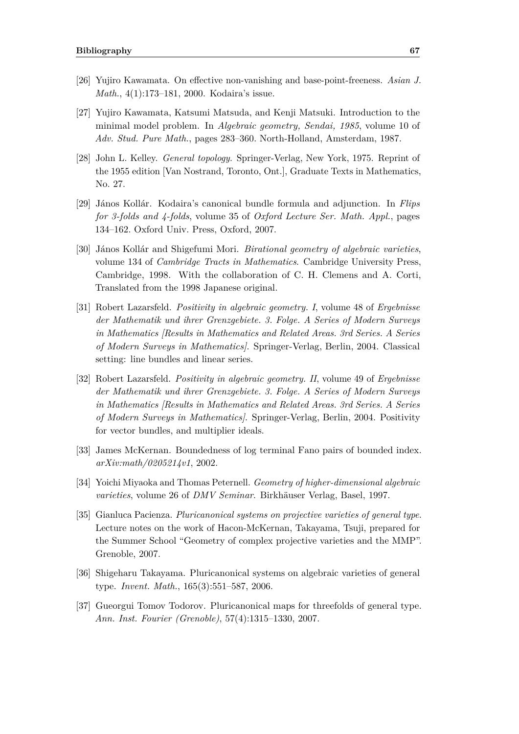[26] Yujiro Kawamata. On effective non-vanishing and base-point-freeness. *Asian J. Math.*, 4(1):173–181, 2000. Kodaira's issue.

[27] Yujiro Kawamata, Katsumi Matsuda, and Kenji Matsuki. Introduction to the minimal model problem. In *Algebraic geometry, Sendai, 1985*, volume 10 of *Adv. Stud. Pure Math.*, pages 283–360. North-Holland, Amsterdam, 1987.

[28] John L. Kelley. *General topology*. Springer-Verlag, New York, 1975. Reprint of the 1955 edition [Van Nostrand, Toronto, Ont.], Graduate Texts in Mathematics, No. 27.

[29] János Kollár. Kodaira's canonical bundle formula and adjunction. In *Flips for 3-folds and 4-folds*, volume 35 of *Oxford Lecture Ser. Math. Appl.*, pages 134–162. Oxford Univ. Press, Oxford, 2007.

[30] János Kollár and Shigefumi Mori. *Birational geometry of algebraic varieties*, volume 134 of *Cambridge Tracts in Mathematics*. Cambridge University Press, Cambridge, 1998. With the collaboration of C. H. Clemens and A. Corti, Translated from the 1998 Japanese original.

[31] Robert Lazarsfeld. *Positivity in algebraic geometry. I*, volume 48 of *Ergebnisse der Mathematik und ihrer Grenzgebiete. 3. Folge. A Series of Modern Surveys in Mathematics [Results in Mathematics and Related Areas. 3rd Series. A Series of Modern Surveys in Mathematics]*. Springer-Verlag, Berlin, 2004. Classical setting: line bundles and linear series.

[32] Robert Lazarsfeld. *Positivity in algebraic geometry. II*, volume 49 of *Ergebnisse der Mathematik und ihrer Grenzgebiete. 3. Folge. A Series of Modern Surveys in Mathematics [Results in Mathematics and Related Areas. 3rd Series. A Series of Modern Surveys in Mathematics]*. Springer-Verlag, Berlin, 2004. Positivity for vector bundles, and multiplier ideals.

[33] James McKernan. Boundedness of log terminal Fano pairs of bounded index. *arXiv:math/0205214v1*, 2002.

[34] Yoichi Miyaoka and Thomas Peternell. *Geometry of higher-dimensional algebraic varieties*, volume 26 of *DMV Seminar*. Birkhäuser Verlag, Basel, 1997.

[35] Gianluca Pacienza. *Pluricanonical systems on projective varieties of general type*. Lecture notes on the work of Hacon-McKernan, Takayama, Tsuji, prepared for the Summer School "Geometry of complex projective varieties and the MMP". Grenoble, 2007.

[36] Shigeharu Takayama. Pluricanonical systems on algebraic varieties of general type. *Invent. Math.*, 165(3):551–587, 2006.

[37] Gueorgui Tomov Todorov. Pluricanonical maps for threefolds of general type. *Ann. Inst. Fourier (Grenoble)*, 57(4):1315–1330, 2007.